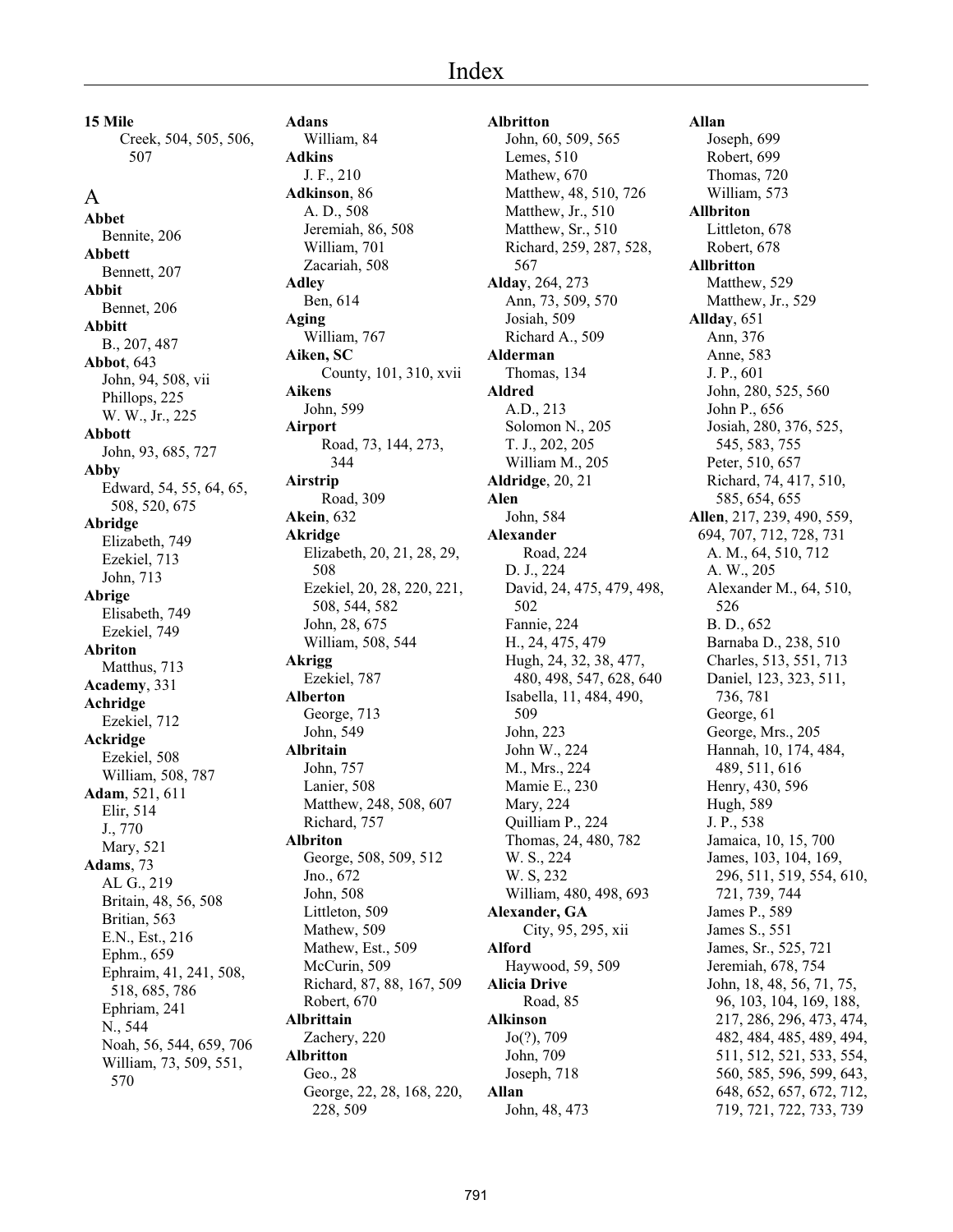# Index

**15 Mile**
Creek, 504, 505, 506, 507

## A

**Abbet**
Bennite, 206
**Abbett**
Bennett, 207
**Abbit**
Bennet, 206
**Abbitt**
B., 207, 487
**Abbot**, 643
John, 94, 508, vii
Phillops, 225
W. W., Jr., 225
**Abbott**
John, 93, 685, 727
**Abby**
Edward, 54, 55, 64, 65, 508, 520, 675
**Abridge**
Elizabeth, 749
Ezekiel, 713
John, 713
**Abrige**
Elisabeth, 749
Ezekiel, 749
**Abriton**
Matthus, 713
**Academy**, 331
**Achridge**
Ezekiel, 712
**Ackridge**
Ezekiel, 508
William, 508, 787
**Adam**, 521, 611
Elir, 514
J., 770
Mary, 521
**Adams**, 73
AL G., 219
Britain, 48, 56, 508
Britian, 563
E.N., Est., 216
Ephm., 659
Ephraim, 41, 241, 508, 518, 685, 786
Ephriam, 241
N., 544
Noah, 56, 544, 659, 706
William, 73, 509, 551, 570

**Adans**
William, 84
**Adkins**
J. F., 210
**Adkinson**, 86
A. D., 508
Jeremiah, 86, 508
William, 701
Zacariah, 508
**Adley**
Ben, 614
**Aging**
William, 767
**Aiken, SC**
County, 101, 310, xvii
**Aikens**
John, 599
**Airport**
Road, 73, 144, 273, 344
**Airstrip**
Road, 309
**Akein**, 632
**Akridge**
Elizabeth, 20, 21, 28, 29, 508
Ezekiel, 20, 28, 220, 221, 508, 544, 582
John, 28, 675
William, 508, 544
**Akrigg**
Ezekiel, 787
**Alberton**
George, 713
John, 549
**Albritain**
John, 757
Lanier, 508
Matthew, 248, 508, 607
Richard, 757
**Albriton**
George, 508, 509, 512
Jno., 672
John, 508
Littleton, 509
Mathew, 509
Mathew, Est., 509
McCurin, 509
Richard, 87, 88, 167, 509
Robert, 670
**Albrittain**
Zachery, 220
**Albritton**
Geo., 28
George, 22, 28, 168, 220, 228, 509

**Albritton**
John, 60, 509, 565
Lemes, 510
Mathew, 670
Matthew, 48, 510, 726
Matthew, Jr., 510
Matthew, Sr., 510
Richard, 259, 287, 528, 567
**Alday**, 264, 273
Ann, 73, 509, 570
Josiah, 509
Richard A., 509
**Alderman**
Thomas, 134
**Aldred**
A.D., 213
Solomon N., 205
T. J., 202, 205
William M., 205
**Aldridge**, 20, 21
**Alen**
John, 584
**Alexander**
Road, 224
D. J., 224
David, 24, 475, 479, 498, 502
Fannie, 224
H., 24, 475, 479
Hugh, 24, 32, 38, 477, 480, 498, 547, 628, 640
Isabella, 11, 484, 490, 509
John, 223
John W., 224
M., Mrs., 224
Mamie E., 230
Mary, 224
Quilliam P., 224
Thomas, 24, 480, 782
W. S., 224
W. S, 232
William, 480, 498, 693
**Alexander, GA**
City, 95, 295, xii
**Alford**
Haywood, 59, 509
**Alicia Drive**
Road, 85
**Alkinson**
Jo(?), 709
John, 709
Joseph, 718
**Allan**
John, 48, 473

**Allan**
Joseph, 699
Robert, 699
Thomas, 720
William, 573
**Allbriton**
Littleton, 678
Robert, 678
**Allbritton**
Matthew, 529
Matthew, Jr., 529
**Allday**, 651
Ann, 376
Anne, 583
J. P., 601
John, 280, 525, 560
John P., 656
Josiah, 280, 376, 525, 545, 583, 755
Peter, 510, 657
Richard, 74, 417, 510, 585, 654, 655
**Allen**, 217, 239, 490, 559, 694, 707, 712, 728, 731
A. M., 64, 510, 712
A. W., 205
Alexander M., 64, 510, 526
B. D., 652
Barnaba D., 238, 510
Charles, 513, 551, 713
Daniel, 123, 323, 511, 736, 781
George, 61
George, Mrs., 205
Hannah, 10, 174, 484, 489, 511, 616
Henry, 430, 596
Hugh, 589
J. P., 538
Jamaica, 10, 15, 700
James, 103, 104, 169, 296, 511, 519, 554, 610, 721, 739, 744
James P., 589
James S., 551
James, Sr., 525, 721
Jeremiah, 678, 754
John, 18, 48, 56, 71, 75, 96, 103, 104, 169, 188, 217, 286, 296, 473, 474, 482, 484, 485, 489, 494, 511, 512, 521, 533, 554, 560, 585, 596, 599, 643, 648, 652, 657, 672, 712, 719, 721, 722, 733, 739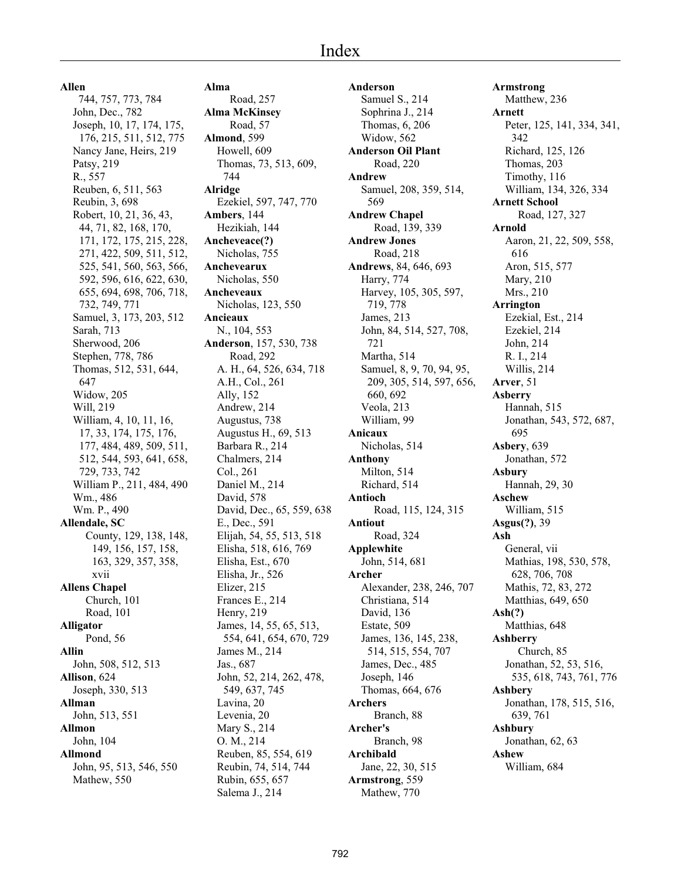# Index

**Allen**
744, 757, 773, 784
John, Dec., 782
Joseph, 10, 17, 174, 175, 176, 215, 511, 512, 775
Nancy Jane, Heirs, 219
Patsy, 219
R., 557
Reuben, 6, 511, 563
Reubin, 3, 698
Robert, 10, 21, 36, 43, 44, 71, 82, 168, 170, 171, 172, 175, 215, 228, 271, 422, 509, 511, 512, 525, 541, 560, 563, 566, 592, 596, 616, 622, 630, 655, 694, 698, 706, 718, 732, 749, 771
Samuel, 3, 173, 203, 512
Sarah, 713
Sherwood, 206
Stephen, 778, 786
Thomas, 512, 531, 644, 647
Widow, 205
Will, 219
William, 4, 10, 11, 16, 17, 33, 174, 175, 176, 177, 484, 489, 509, 511, 512, 544, 593, 641, 658, 729, 733, 742
William P., 211, 484, 490
Wm., 486
Wm. P., 490

**Allendale, SC**
County, 129, 138, 148, 149, 156, 157, 158, 163, 329, 357, 358, xvii

**Allens Chapel**
Church, 101
Road, 101

**Alligator**
Pond, 56

**Allin**
John, 508, 512, 513

**Allison**, 624
Joseph, 330, 513

**Allman**
John, 513, 551

**Allmon**
John, 104

**Allmond**
John, 95, 513, 546, 550
Mathew, 550

**Alma**
Road, 257

**Alma McKinsey**
Road, 57

**Almond**, 599
Howell, 609
Thomas, 73, 513, 609, 744

**Alridge**
Ezekiel, 597, 747, 770

**Ambers**, 144
Hezikiah, 144

**Ancheveace(?)**
Nicholas, 755

**Anchevearux**
Nicholas, 550

**Ancheveaux**
Nicholas, 123, 550

**Ancieaux**
N., 104, 553

**Anderson**, 157, 530, 738
Road, 292
A. H., 64, 526, 634, 718
A.H., Col., 261
Ally, 152
Andrew, 214
Augustus, 738
Augustus H., 69, 513
Barbara R., 214
Chalmers, 214
Col., 261
Daniel M., 214
David, 578
David, Dec., 65, 559, 638
E., Dec., 591
Elijah, 54, 55, 513, 518
Elisha, 518, 616, 769
Elisha, Est., 670
Elisha, Jr., 526
Elizer, 215
Frances E., 214
Henry, 219
James, 14, 55, 65, 513, 554, 641, 654, 670, 729
James M., 214
Jas., 687
John, 52, 214, 262, 478, 549, 637, 745
Lavina, 20
Levenia, 20
Mary S., 214
O. M., 214
Reuben, 85, 554, 619
Reubin, 74, 514, 744
Rubin, 655, 657
Salema J., 214

**Anderson**
Samuel S., 214
Sophrina J., 214
Thomas, 6, 206
Widow, 562

**Anderson Oil Plant**
Road, 220

**Andrew**
Samuel, 208, 359, 514, 569

**Andrew Chapel**
Road, 139, 339

**Andrew Jones**
Road, 218

**Andrews**, 84, 646, 693
Harry, 774
Harvey, 105, 305, 597, 719, 778
James, 213
John, 84, 514, 527, 708, 721
Martha, 514
Samuel, 8, 9, 70, 94, 95, 209, 305, 514, 597, 656, 660, 692
Veola, 213
William, 99

**Anicaux**
Nicholas, 514

**Anthony**
Milton, 514
Richard, 514

**Antioch**
Road, 115, 124, 315

**Antiout**
Road, 324

**Applewhite**
John, 514, 681

**Archer**
Alexander, 238, 246, 707
Christiana, 514
David, 136
Estate, 509
James, 136, 145, 238, 514, 515, 554, 707
James, Dec., 485
Joseph, 146
Thomas, 664, 676

**Archers**
Branch, 88

**Archer's**
Branch, 98

**Archibald**
Jane, 22, 30, 515

**Armstrong**, 559
Mathew, 770

**Armstrong**
Matthew, 236

**Arnett**
Peter, 125, 141, 334, 341, 342
Richard, 125, 126
Thomas, 203
Timothy, 116
William, 134, 326, 334

**Arnett School**
Road, 127, 327

**Arnold**
Aaron, 21, 22, 509, 558, 616
Aron, 515, 577
Mary, 210
Mrs., 210

**Arrington**
Ezekial, Est., 214
Ezekiel, 214
John, 214
R. I., 214
Willis, 214

**Arver**, 51

**Asberry**
Hannah, 515
Jonathan, 543, 572, 687, 695

**Asbery**, 639
Jonathan, 572

**Asbury**
Hannah, 29, 30

**Aschew**
William, 515

**Asgus(?)**, 39

**Ash**
General, vii
Mathias, 198, 530, 578, 628, 706, 708
Mathis, 72, 83, 272
Matthias, 649, 650

**Ash(?)**
Matthias, 648

**Ashberry**
Church, 85
Jonathan, 52, 53, 516, 535, 618, 743, 761, 776

**Ashbery**
Jonathan, 178, 515, 516, 639, 761

**Ashbury**
Jonathan, 62, 63

**Ashew**
William, 684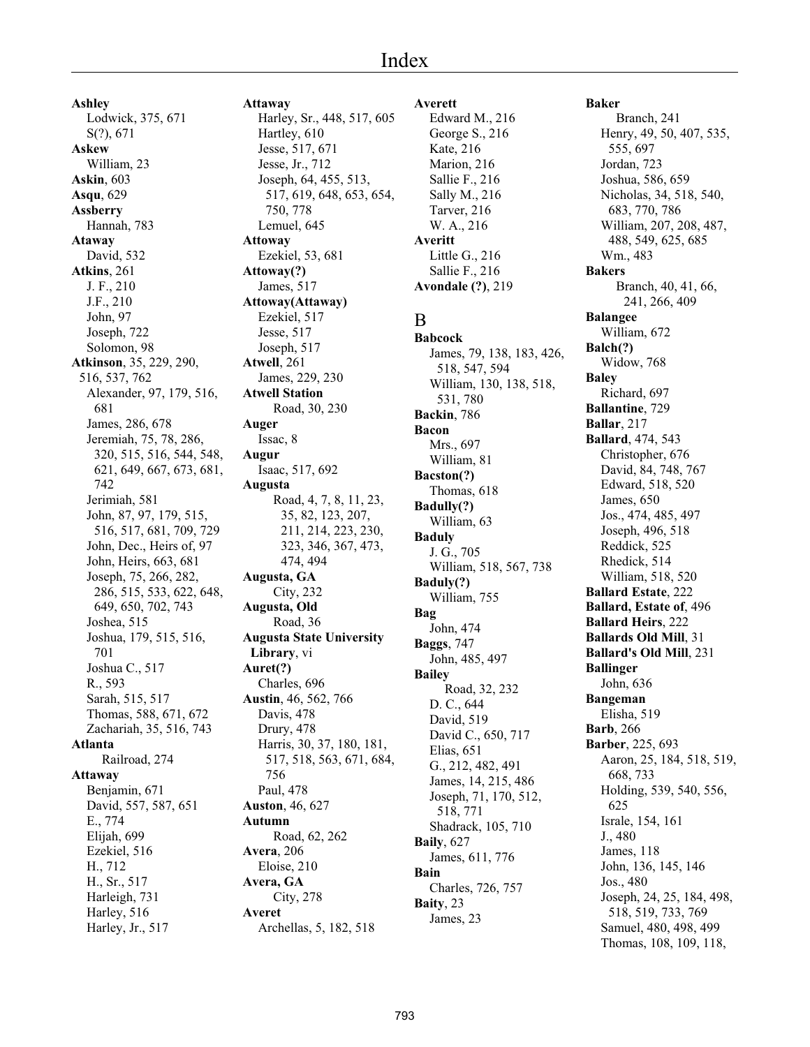# Index

**Ashley**
- Lodwick, 375, 671
- S(?), 671

**Askew**
- William, 23

**Askin**, 603

**Asqu**, 629

**Assberry**
- Hannah, 783

**Ataway**
- David, 532

**Atkins**, 261
- J. F., 210
- J.F., 210
- John, 97
- Joseph, 722
- Solomon, 98

**Atkinson**, 35, 229, 290, 516, 537, 762
- Alexander, 97, 179, 516, 681
- James, 286, 678
- Jeremiah, 75, 78, 286, 320, 515, 516, 544, 548, 621, 649, 667, 673, 681, 742
- Jerimiah, 581
- John, 87, 97, 179, 515, 516, 517, 681, 709, 729
- John, Dec., Heirs of, 97
- John, Heirs, 663, 681
- Joseph, 75, 266, 282, 286, 515, 533, 622, 648, 649, 650, 702, 743
- Joshea, 515
- Joshua, 179, 515, 516, 701
- Joshua C., 517
- R., 593
- Sarah, 515, 517
- Thomas, 588, 671, 672
- Zachariah, 35, 516, 743

**Atlanta**
- Railroad, 274

**Attaway**
- Benjamin, 671
- David, 557, 587, 651
- E., 774
- Elijah, 699
- Ezekiel, 516
- H., 712
- H., Sr., 517
- Harleigh, 731
- Harley, 516
- Harley, Jr., 517
- Harley, Sr., 448, 517, 605
- Hartley, 610
- Jesse, 517, 671
- Jesse, Jr., 712
- Joseph, 64, 455, 513, 517, 619, 648, 653, 654, 750, 778
- Lemuel, 645

**Attoway**
- Ezekiel, 53, 681

**Attoway(?)**
- James, 517

**Attoway(Attaway)**
- Ezekiel, 517
- Jesse, 517
- Joseph, 517

**Atwell**, 261
- James, 229, 230

**Atwell Station**
- Road, 30, 230

**Auger**
- Issac, 8

**Augur**
- Isaac, 517, 692

**Augusta**
- Road, 4, 7, 8, 11, 23, 35, 82, 123, 207, 211, 214, 223, 230, 323, 346, 367, 473, 474, 494

**Augusta, GA**
- City, 232

**Augusta, Old**
- Road, 36

**Augusta State University Library**, vi

**Auret(?)**
- Charles, 696

**Austin**, 46, 562, 766
- Davis, 478
- Drury, 478
- Harris, 30, 37, 180, 181, 517, 518, 563, 671, 684, 756
- Paul, 478

**Auston**, 46, 627

**Autumn**
- Road, 62, 262

**Avera**, 206
- Eloise, 210

**Avera, GA**
- City, 278

**Averet**
- Archellas, 5, 182, 518

**Averett**
- Edward M., 216
- George S., 216
- Kate, 216
- Marion, 216
- Sallie F., 216
- Sally M., 216
- Tarver, 216
- W. A., 216

**Averitt**
- Little G., 216
- Sallie F., 216

**Avondale (?)**, 219

## B

**Babcock**
- James, 79, 138, 183, 426, 518, 547, 594
- William, 130, 138, 518, 531, 780

**Backin**, 786

**Bacon**
- Mrs., 697
- William, 81

**Bacston(?)**
- Thomas, 618

**Badully(?)**
- William, 63

**Baduly**
- J. G., 705
- William, 518, 567, 738

**Baduly(?)**
- William, 755

**Bag**
- John, 474

**Baggs**, 747
- John, 485, 497

**Bailey**
- Road, 32, 232
- D. C., 644
- David, 519
- David C., 650, 717
- Elias, 651
- G., 212, 482, 491
- James, 14, 215, 486
- Joseph, 71, 170, 512, 518, 771
- Shadrack, 105, 710

**Baily**, 627
- James, 611, 776

**Bain**
- Charles, 726, 757

**Baity**, 23
- James, 23

**Baker**
- Branch, 241
- Henry, 49, 50, 407, 535, 555, 697
- Jordan, 723
- Joshua, 586, 659
- Nicholas, 34, 518, 540, 683, 770, 786
- William, 207, 208, 487, 488, 549, 625, 685
- Wm., 483

**Bakers**
- Branch, 40, 41, 66, 241, 266, 409

**Balangee**
- William, 672

**Balch(?)**
- Widow, 768

**Baley**
- Richard, 697

**Ballantine**, 729

**Ballar**, 217

**Ballard**, 474, 543
- Christopher, 676
- David, 84, 748, 767
- Edward, 518, 520
- James, 650
- Jos., 474, 485, 497
- Joseph, 496, 518
- Reddick, 525
- Rhedick, 514
- William, 518, 520

**Ballard Estate**, 222

**Ballard, Estate of**, 496

**Ballard Heirs**, 222

**Ballards Old Mill**, 31

**Ballard's Old Mill**, 231

**Ballinger**
- John, 636

**Bangeman**
- Elisha, 519

**Barb**, 266

**Barber**, 225, 693
- Aaron, 25, 184, 518, 519, 668, 733
- Holding, 539, 540, 556, 625
- Israle, 154, 161
- J., 480
- James, 118
- John, 136, 145, 146
- Jos., 480
- Joseph, 24, 25, 184, 498, 518, 519, 733, 769
- Samuel, 480, 498, 499
- Thomas, 108, 109, 118,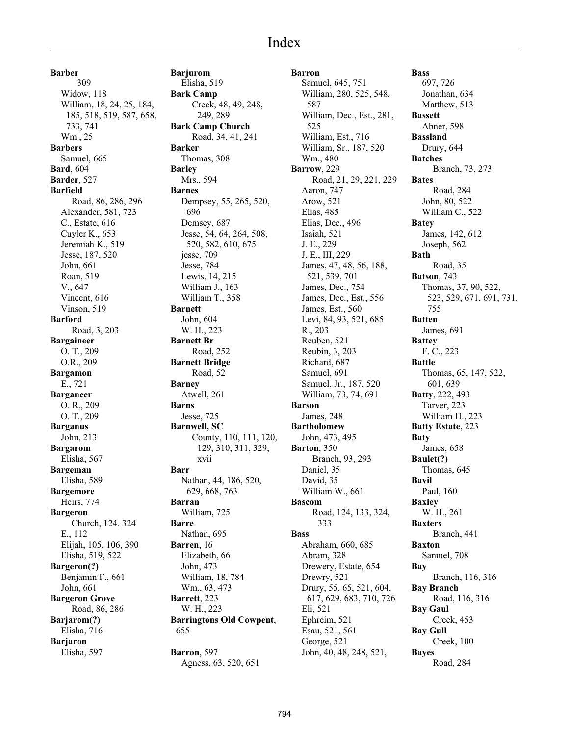# Index

**Barber**
309
Widow, 118
William, 18, 24, 25, 184, 185, 518, 519, 587, 658, 733, 741
Wm., 25

**Barbers**
Samuel, 665

**Bard**, 604

**Barder**, 527

**Barfield**
Road, 86, 286, 296
Alexander, 581, 723
C., Estate, 616
Cuyler K., 653
Jeremiah K., 519
Jesse, 187, 520
John, 661
Roan, 519
V., 647
Vincent, 616
Vinson, 519

**Barford**
Road, 3, 203

**Bargaineer**
O. T., 209
O.R., 209

**Bargamon**
E., 721

**Barganeer**
O. R., 209
O. T., 209

**Barganus**
John, 213

**Bargarom**
Elisha, 567

**Bargeman**
Elisha, 589

**Bargemore**
Heirs, 774

**Bargeron**
Church, 124, 324
E., 112
Elijah, 105, 106, 390
Elisha, 519, 522

**Bargeron(?)**
Benjamin F., 661
John, 661

**Bargeron Grove**
Road, 86, 286

**Barjarom(?)**
Elisha, 716

**Barjaron**
Elisha, 597

**Barjurom**
Elisha, 519

**Bark Camp**
Creek, 48, 49, 248, 249, 289

**Bark Camp Church**
Road, 34, 41, 241

**Barker**
Thomas, 308

**Barley**
Mrs., 594

**Barnes**
Dempsey, 55, 265, 520, 696
Demsey, 687
Jesse, 54, 64, 264, 508, 520, 582, 610, 675
jesse, 709
Jesse, 784
Lewis, 14, 215
William J., 163
William T., 358

**Barnett**
John, 604
W. H., 223

**Barnett Br**
Road, 252

**Barnett Bridge**
Road, 52

**Barney**
Atwell, 261

**Barns**
Jesse, 725

**Barnwell, SC**
County, 110, 111, 120, 129, 310, 311, 329, xvii

**Barr**
Nathan, 44, 186, 520, 629, 668, 763

**Barran**
William, 725

**Barre**
Nathan, 695

**Barren**, 16
Elizabeth, 66
John, 473
William, 18, 784
Wm., 63, 473

**Barrett**, 223
W. H., 223

**Barringtons Old Cowpent**, 655

**Barron**, 597
Agness, 63, 520, 651

**Barron**
Samuel, 645, 751
William, 280, 525, 548, 587
William, Dec., Est., 281, 525
William, Est., 716
William, Sr., 187, 520
Wm., 480

**Barrow**, 229
Road, 21, 29, 221, 229
Aaron, 747
Arow, 521
Elias, 485
Elias, Dec., 496
Isaiah, 521
J. E., 229
J. E., III, 229
James, 47, 48, 56, 188, 521, 539, 701
James, Dec., 754
James, Dec., Est., 556
James, Est., 560
Levi, 84, 93, 521, 685
R., 203
Reuben, 521
Reubin, 3, 203
Richard, 687
Samuel, 691
Samuel, Jr., 187, 520
William, 73, 74, 691

**Barson**
James, 248

**Bartholomew**
John, 473, 495

**Barton**, 350
Branch, 93, 293
Daniel, 35
David, 35
William W., 661

**Bascom**
Road, 124, 133, 324, 333

**Bass**
Abraham, 660, 685
Abram, 328
Drewery, Estate, 654
Drewry, 521
Drury, 55, 65, 521, 604, 617, 629, 683, 710, 726
Eli, 521
Ephreim, 521
Esau, 521, 561
George, 521
John, 40, 48, 248, 521,

**Bass**
697, 726
Jonathan, 634
Matthew, 513

**Bassett**
Abner, 598

**Bassland**
Drury, 644

**Batches**
Branch, 73, 273

**Bates**
Road, 284
John, 80, 522
William C., 522

**Batey**
James, 142, 612
Joseph, 562

**Bath**
Road, 35

**Batson**, 743
Thomas, 37, 90, 522, 523, 529, 671, 691, 731, 755

**Batten**
James, 691

**Battey**
F. C., 223

**Battle**
Thomas, 65, 147, 522, 601, 639

**Batty**, 222, 493
Tarver, 223
William H., 223

**Batty Estate**, 223

**Baty**
James, 658

**Baulet(?)**
Thomas, 645

**Bavil**
Paul, 160

**Baxley**
W. H., 261

**Baxters**
Branch, 441

**Baxton**
Samuel, 708

**Bay**
Branch, 116, 316

**Bay Branch**
Road, 116, 316

**Bay Gaul**
Creek, 453

**Bay Gull**
Creek, 100

**Bayes**
Road, 284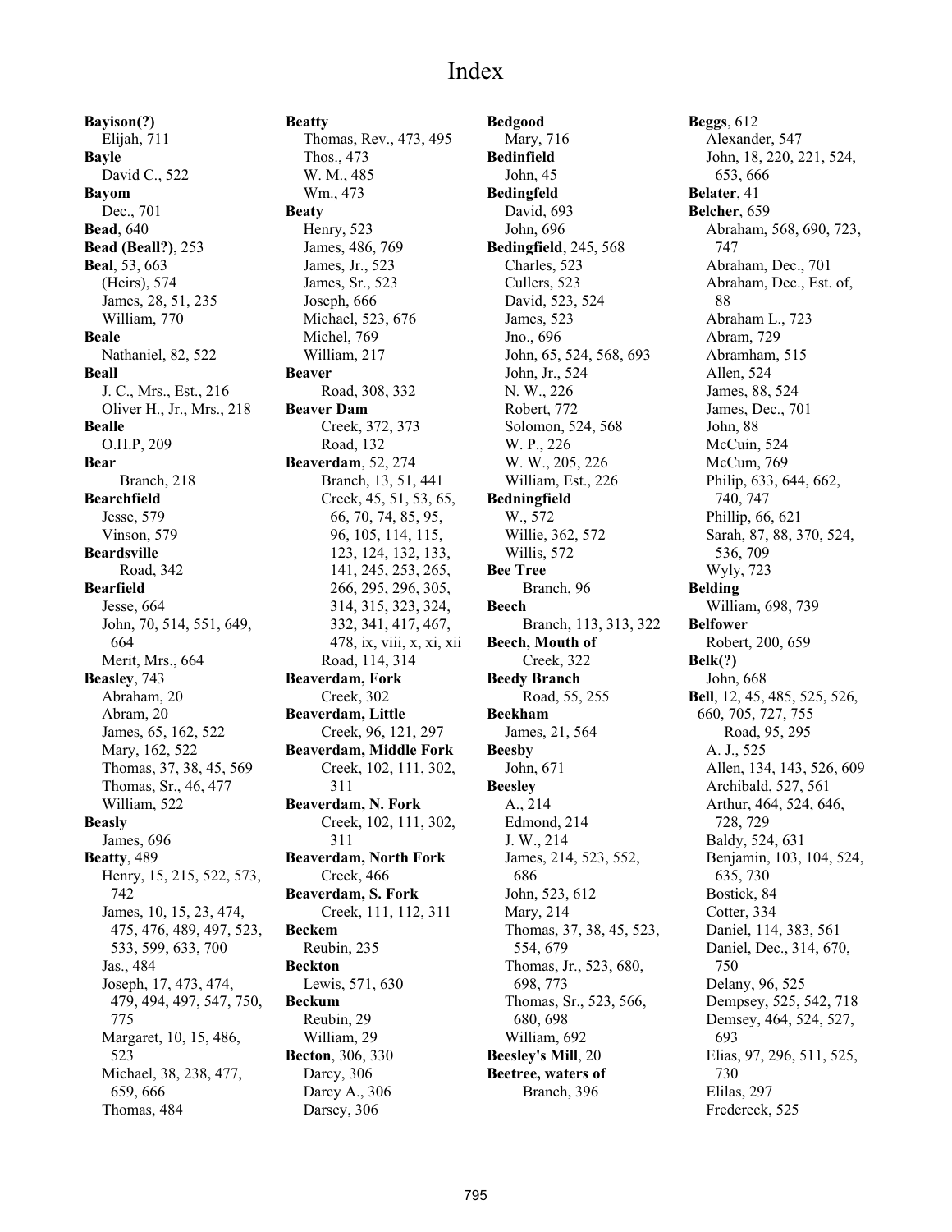# Index

**Bayison(?)**
Elijah, 711
**Bayle**
David C., 522
**Bayom**
Dec., 701
**Bead**, 640
**Bead (Beall?)**, 253
**Beal**, 53, 663
(Heirs), 574
James, 28, 51, 235
William, 770
**Beale**
Nathaniel, 82, 522
**Beall**
J. C., Mrs., Est., 216
Oliver H., Jr., Mrs., 218
**Bealle**
O.H.P, 209
**Bear**
Branch, 218
**Bearchfield**
Jesse, 579
Vinson, 579
**Beardsville**
Road, 342
**Bearfield**
Jesse, 664
John, 70, 514, 551, 649, 664
Merit, Mrs., 664
**Beasley**, 743
Abraham, 20
Abram, 20
James, 65, 162, 522
Mary, 162, 522
Thomas, 37, 38, 45, 569
Thomas, Sr., 46, 477
William, 522
**Beasly**
James, 696
**Beatty**, 489
Henry, 15, 215, 522, 573, 742
James, 10, 15, 23, 474, 475, 476, 489, 497, 523, 533, 599, 633, 700
Jas., 484
Joseph, 17, 473, 474, 479, 494, 497, 547, 750, 775
Margaret, 10, 15, 486, 523
Michael, 38, 238, 477, 659, 666
Thomas, 484

**Beatty**
Thomas, Rev., 473, 495
Thos., 473
W. M., 485
Wm., 473
**Beaty**
Henry, 523
James, 486, 769
James, Jr., 523
James, Sr., 523
Joseph, 666
Michael, 523, 676
Michel, 769
William, 217
**Beaver**
Road, 308, 332
**Beaver Dam**
Creek, 372, 373
Road, 132
**Beaverdam**, 52, 274
Branch, 13, 51, 441
Creek, 45, 51, 53, 65, 66, 70, 74, 85, 95, 96, 105, 114, 115, 123, 124, 132, 133, 141, 245, 253, 265, 266, 295, 296, 305, 314, 315, 323, 324, 332, 341, 417, 467, 478, ix, viii, x, xi, xii
Road, 114, 314
**Beaverdam, Fork**
Creek, 302
**Beaverdam, Little**
Creek, 96, 121, 297
**Beaverdam, Middle Fork**
Creek, 102, 111, 302, 311
**Beaverdam, N. Fork**
Creek, 102, 111, 302, 311
**Beaverdam, North Fork**
Creek, 466
**Beaverdam, S. Fork**
Creek, 111, 112, 311
**Beckem**
Reubin, 235
**Beckton**
Lewis, 571, 630
**Beckum**
Reubin, 29
William, 29
**Becton**, 306, 330
Darcy, 306
Darcy A., 306
Darsey, 306

**Bedgood**
Mary, 716
**Bedinfield**
John, 45
**Bedingfeld**
David, 693
John, 696
**Bedingfield**, 245, 568
Charles, 523
Cullers, 523
David, 523, 524
James, 523
Jno., 696
John, 65, 524, 568, 693
John, Jr., 524
N. W., 226
Robert, 772
Solomon, 524, 568
W. P., 226
W. W., 205, 226
William, Est., 226
**Bedningfield**
W., 572
Willie, 362, 572
Willis, 572
**Bee Tree**
Branch, 96
**Beech**
Branch, 113, 313, 322
**Beech, Mouth of**
Creek, 322
**Beedy Branch**
Road, 55, 255
**Beekham**
James, 21, 564
**Beesby**
John, 671
**Beesley**
A., 214
Edmond, 214
J. W., 214
James, 214, 523, 552, 686
John, 523, 612
Mary, 214
Thomas, 37, 38, 45, 523, 554, 679
Thomas, Jr., 523, 680, 698, 773
Thomas, Sr., 523, 566, 680, 698
William, 692
**Beesley's Mill**, 20
**Beetree, waters of**
Branch, 396

**Beggs**, 612
Alexander, 547
John, 18, 220, 221, 524, 653, 666
**Belater**, 41
**Belcher**, 659
Abraham, 568, 690, 723, 747
Abraham, Dec., 701
Abraham, Dec., Est. of, 88
Abraham L., 723
Abram, 729
Abramham, 515
Allen, 524
James, 88, 524
James, Dec., 701
John, 88
McCuin, 524
McCum, 769
Philip, 633, 644, 662, 740, 747
Phillip, 66, 621
Sarah, 87, 88, 370, 524, 536, 709
Wyly, 723
**Belding**
William, 698, 739
**Belfower**
Robert, 200, 659
**Belk(?)**
John, 668
**Bell**, 12, 45, 485, 525, 526, 660, 705, 727, 755
Road, 95, 295
A. J., 525
Allen, 134, 143, 526, 609
Archibald, 527, 561
Arthur, 464, 524, 646, 728, 729
Baldy, 524, 631
Benjamin, 103, 104, 524, 635, 730
Bostick, 84
Cotter, 334
Daniel, 114, 383, 561
Daniel, Dec., 314, 670, 750
Delany, 96, 525
Dempsey, 525, 542, 718
Demsey, 464, 524, 527, 693
Elias, 97, 296, 511, 525, 730
Elilas, 297
Fredereck, 525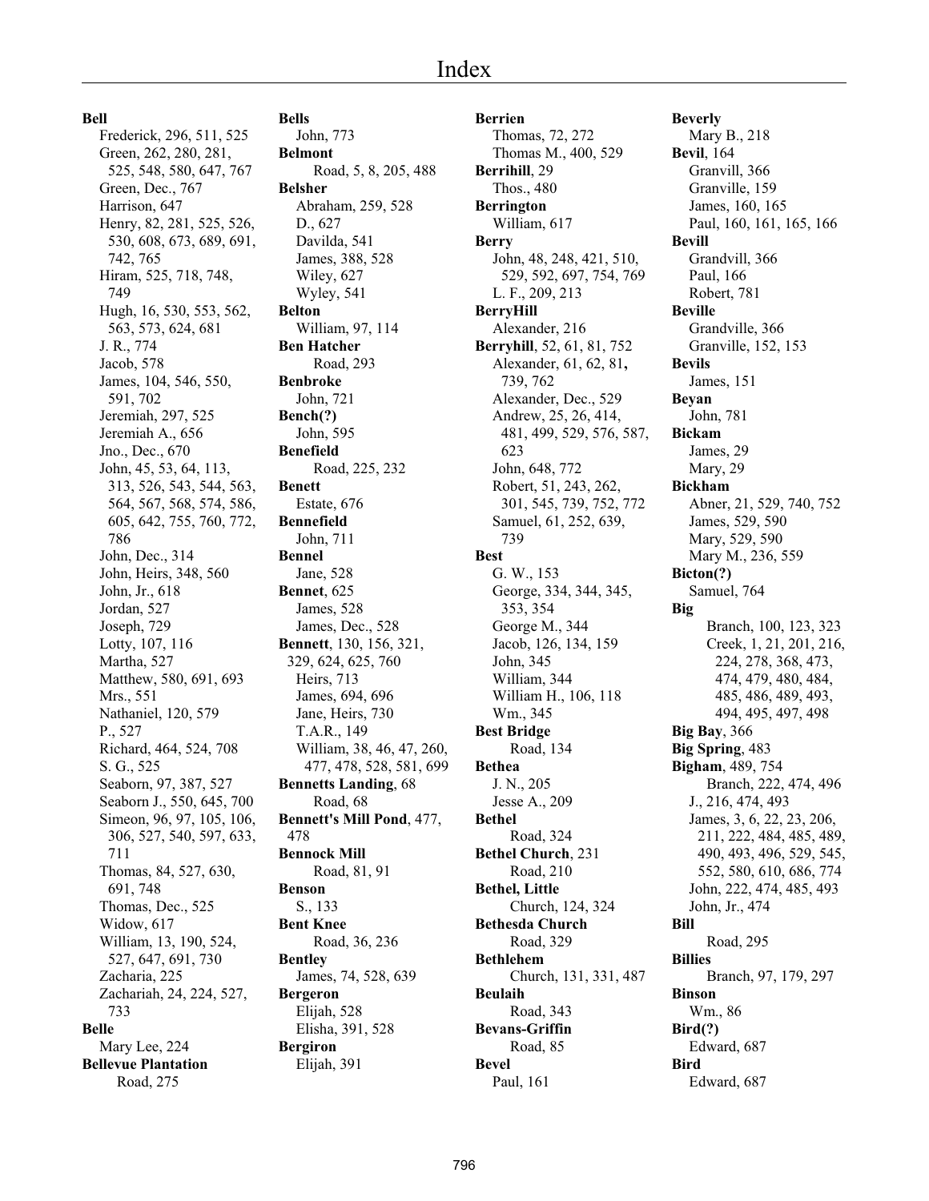# Index

**Bell**
- Frederick, 296, 511, 525
- Green, 262, 280, 281, 525, 548, 580, 647, 767
- Green, Dec., 767
- Harrison, 647
- Henry, 82, 281, 525, 526, 530, 608, 673, 689, 691, 742, 765
- Hiram, 525, 718, 748, 749
- Hugh, 16, 530, 553, 562, 563, 573, 624, 681
- J. R., 774
- Jacob, 578
- James, 104, 546, 550, 591, 702
- Jeremiah, 297, 525
- Jeremiah A., 656
- Jno., Dec., 670
- John, 45, 53, 64, 113, 313, 526, 543, 544, 563, 564, 567, 568, 574, 586, 605, 642, 755, 760, 772, 786
- John, Dec., 314
- John, Heirs, 348, 560
- John, Jr., 618
- Jordan, 527
- Joseph, 729
- Lotty, 107, 116
- Martha, 527
- Matthew, 580, 691, 693
- Mrs., 551
- Nathaniel, 120, 579
- P., 527
- Richard, 464, 524, 708
- S. G., 525
- Seaborn, 97, 387, 527
- Seaborn J., 550, 645, 700
- Simeon, 96, 97, 105, 106, 306, 527, 540, 597, 633, 711
- Thomas, 84, 527, 630, 691, 748
- Thomas, Dec., 525
- Widow, 617
- William, 13, 190, 524, 527, 647, 691, 730
- Zacharia, 225
- Zachariah, 24, 224, 527, 733

**Belle**
- Mary Lee, 224

**Bellevue Plantation**
- Road, 275

**Bells**
- John, 773

**Belmont**
- Road, 5, 8, 205, 488

**Belsher**
- Abraham, 259, 528
- D., 627
- Davilda, 541
- James, 388, 528
- Wiley, 627
- Wyley, 541

**Belton**
- William, 97, 114

**Ben Hatcher**
- Road, 293

**Benbroke**
- John, 721

**Bench(?)**
- John, 595

**Benefield**
- Road, 225, 232

**Benett**
- Estate, 676

**Bennefield**
- John, 711

**Bennel**
- Jane, 528

**Bennet**, 625
- James, 528
- James, Dec., 528

**Bennett**, 130, 156, 321, 329, 624, 625, 760
- Heirs, 713
- James, 694, 696
- Jane, Heirs, 730
- T.A.R., 149
- William, 38, 46, 47, 260, 477, 478, 528, 581, 699

**Bennetts Landing**, 68
- Road, 68

**Bennett's Mill Pond**, 477, 478

**Bennock Mill**
- Road, 81, 91

**Benson**
- S., 133

**Bent Knee**
- Road, 36, 236

**Bentley**
- James, 74, 528, 639

**Bergeron**
- Elijah, 528
- Elisha, 391, 528

**Bergiron**
- Elijah, 391

**Berrien**
- Thomas, 72, 272
- Thomas M., 400, 529

**Berrihill**, 29
- Thos., 480

**Berrington**
- William, 617

**Berry**
- John, 48, 248, 421, 510, 529, 592, 697, 754, 769
- L. F., 209, 213

**BerryHill**
- Alexander, 216

**Berryhill**, 52, 61, 81, 752
- Alexander, 61, 62, 81, 739, 762
- Alexander, Dec., 529
- Andrew, 25, 26, 414, 481, 499, 529, 576, 587, 623
- John, 648, 772
- Robert, 51, 243, 262, 301, 545, 739, 752, 772
- Samuel, 61, 252, 639, 739

**Best**
- G. W., 153
- George, 334, 344, 345, 353, 354
- George M., 344
- Jacob, 126, 134, 159
- John, 345
- William, 344
- William H., 106, 118
- Wm., 345

**Best Bridge**
- Road, 134

**Bethea**
- J. N., 205
- Jesse A., 209

**Bethel**
- Road, 324

**Bethel Church**, 231
- Road, 210

**Bethel, Little**
- Church, 124, 324

**Bethesda Church**
- Road, 329

**Bethlehem**
- Church, 131, 331, 487

**Beulaih**
- Road, 343

**Bevans-Griffin**
- Road, 85

**Bevel**
- Paul, 161

**Beverly**
- Mary B., 218

**Bevil**, 164
- Granvill, 366
- Granville, 159
- James, 160, 165
- Paul, 160, 161, 165, 166

**Bevill**
- Grandvill, 366
- Paul, 166
- Robert, 781

**Beville**
- Grandville, 366
- Granville, 152, 153

**Bevils**
- James, 151

**Beyan**
- John, 781

**Bickam**
- James, 29
- Mary, 29

**Bickham**
- Abner, 21, 529, 740, 752
- James, 529, 590
- Mary, 529, 590
- Mary M., 236, 559

**Bicton(?)**
- Samuel, 764

**Big**
- Branch, 100, 123, 323
- Creek, 1, 21, 201, 216, 224, 278, 368, 473, 474, 479, 480, 484, 485, 486, 489, 493, 494, 495, 497, 498

**Big Bay**, 366

**Big Spring**, 483

**Bigham**, 489, 754
- Branch, 222, 474, 496
- J., 216, 474, 493
- James, 3, 6, 22, 23, 206, 211, 222, 484, 485, 489, 490, 493, 496, 529, 545, 552, 580, 610, 686, 774
- John, 222, 474, 485, 493
- John, Jr., 474

**Bill**
- Road, 295

**Billies**
- Branch, 97, 179, 297

**Binson**
- Wm., 86

**Bird(?)**
- Edward, 687

**Bird**
- Edward, 687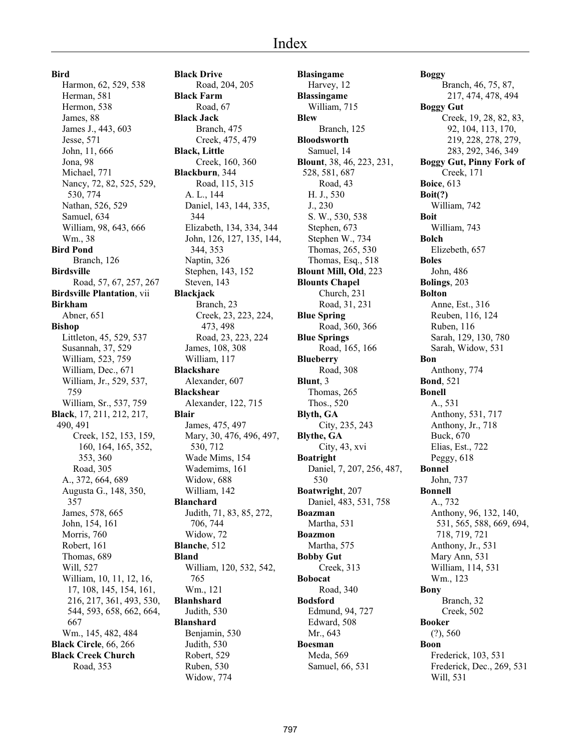# Index

**Bird**
Harmon, 62, 529, 538
Herman, 581
Hermon, 538
James, 88
James J., 443, 603
Jesse, 571
John, 11, 666
Jona, 98
Michael, 771
Nancy, 72, 82, 525, 529, 530, 774
Nathan, 526, 529
Samuel, 634
William, 98, 643, 666
Wm., 38

**Bird Pond**
Branch, 126

**Birdsville**
Road, 57, 67, 257, 267

**Birdsville Plantation**, vii

**Birkham**
Abner, 651

**Bishop**
Littleton, 45, 529, 537
Susannah, 37, 529
William, 523, 759
William, Dec., 671
William, Jr., 529, 537, 759
William, Sr., 537, 759

**Black**, 17, 211, 212, 217, 490, 491
Creek, 152, 153, 159, 160, 164, 165, 352, 353, 360
Road, 305
A., 372, 664, 689
Augusta G., 148, 350, 357
James, 578, 665
John, 154, 161
Morris, 760
Robert, 161
Thomas, 689
Will, 527
William, 10, 11, 12, 16, 17, 108, 145, 154, 161, 216, 217, 361, 493, 530, 544, 593, 658, 662, 664, 667
Wm., 145, 482, 484

**Black Circle**, 66, 266

**Black Creek Church**
Road, 353

**Black Drive**
Road, 204, 205

**Black Farm**
Road, 67

**Black Jack**
Branch, 475
Creek, 475, 479

**Black, Little**
Creek, 160, 360

**Blackburn**, 344
Road, 115, 315
A. L., 144
Daniel, 143, 144, 335, 344
Elizabeth, 134, 334, 344
John, 126, 127, 135, 144, 344, 353
Naptin, 326
Stephen, 143, 152
Steven, 143

**Blackjack**
Branch, 23
Creek, 23, 223, 224, 473, 498
Road, 23, 223, 224
James, 108, 308
William, 117

**Blackshare**
Alexander, 607

**Blackshear**
Alexander, 122, 715

**Blair**
James, 475, 497
Mary, 30, 476, 496, 497, 530, 712
Wade Mims, 154
Wademims, 161
Widow, 688
William, 142

**Blanchard**
Judith, 71, 83, 85, 272, 706, 744
Widow, 72

**Blanche**, 512

**Bland**
William, 120, 532, 542, 765
Wm., 121

**Blanhshard**
Judith, 530

**Blanshard**
Benjamin, 530
Judith, 530
Robert, 529
Ruben, 530
Widow, 774

**Blasingame**
Harvey, 12

**Blassingame**
William, 715

**Blew**
Branch, 125

**Bloodsworth**
Samuel, 14

**Blount**, 38, 46, 223, 231, 528, 581, 687
Road, 43
H. J., 530
J., 230
S. W., 530, 538
Stephen, 673
Stephen W., 734
Thomas, 265, 530
Thomas, Esq., 518

**Blount Mill, Old**, 223

**Blounts Chapel**
Church, 231
Road, 31, 231

**Blue Spring**
Road, 360, 366

**Blue Springs**
Road, 165, 166

**Blueberry**
Road, 308

**Blunt**, 3
Thomas, 265
Thos., 520

**Blyth, GA**
City, 235, 243

**Blythe, GA**
City, 43, xvi

**Boatright**
Daniel, 7, 207, 256, 487, 530

**Boatwright**, 207
Daniel, 483, 531, 758

**Boazman**
Martha, 531

**Boazmon**
Martha, 575

**Bobby Gut**
Creek, 313

**Bobocat**
Road, 340

**Bodsford**
Edmund, 94, 727
Edward, 508
Mr., 643

**Boesman**
Meda, 569
Samuel, 66, 531

**Boggy**
Branch, 46, 75, 87, 217, 474, 478, 494

**Boggy Gut**
Creek, 19, 28, 82, 83, 92, 104, 113, 170, 219, 228, 278, 279, 283, 292, 346, 349

**Boggy Gut, Pinny Fork of**
Creek, 171

**Boice**, 613

**Boit(?)**
William, 742

**Boit**
William, 743

**Bolch**
Elizebeth, 657

**Boles**
John, 486

**Bolings**, 203

**Bolton**
Anne, Est., 316
Reuben, 116, 124
Ruben, 116
Sarah, 129, 130, 780
Sarah, Widow, 531

**Bon**
Anthony, 774

**Bond**, 521

**Bonell**
A., 531
Anthony, 531, 717
Anthony, Jr., 718
Buck, 670
Elias, Est., 722
Peggy, 618

**Bonnel**
John, 737

**Bonnell**
A., 732
Anthony, 96, 132, 140, 531, 565, 588, 669, 694, 718, 719, 721
Anthony, Jr., 531
Mary Ann, 531
William, 114, 531
Wm., 123

**Bony**
Branch, 32
Creek, 502

**Booker**
(?), 560

**Boon**
Frederick, 103, 531
Frederick, Dec., 269, 531
Will, 531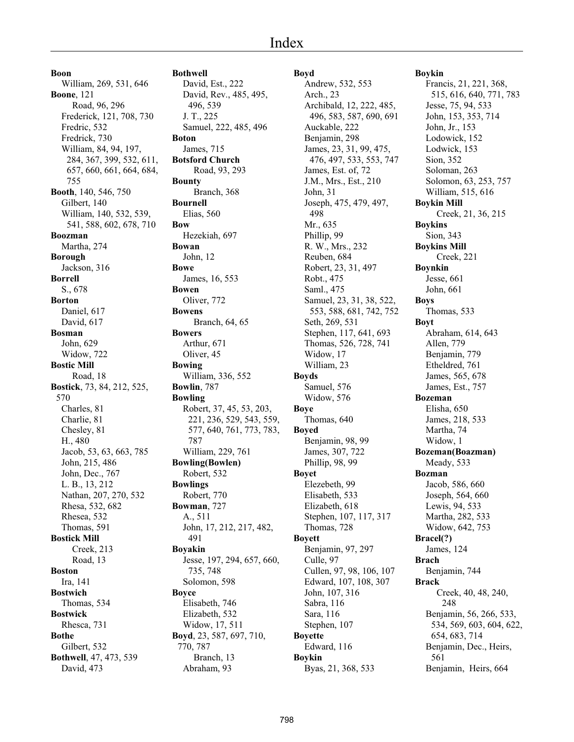# Index

**Boon**
William, 269, 531, 646
**Boone**, 121
Road, 96, 296
Frederick, 121, 708, 730
Fredric, 532
Fredrick, 730
William, 84, 94, 197, 284, 367, 399, 532, 611, 657, 660, 661, 664, 684, 755
**Booth**, 140, 546, 750
Gilbert, 140
William, 140, 532, 539, 541, 588, 602, 678, 710
**Boozman**
Martha, 274
**Borough**
Jackson, 316
**Borrell**
S., 678
**Borton**
Daniel, 617
David, 617
**Bosman**
John, 629
Widow, 722
**Bostic Mill**
Road, 18
**Bostick**, 73, 84, 212, 525, 570
Charles, 81
Charlie, 81
Chesley, 81
H., 480
Jacob, 53, 63, 663, 785
John, 215, 486
John, Dec., 767
L. B., 13, 212
Nathan, 207, 270, 532
Rhesa, 532, 682
Rhesea, 532
Thomas, 591
**Bostick Mill**
Creek, 213
Road, 13
**Boston**
Ira, 141
**Bostwich**
Thomas, 534
**Bostwick**
Rhesca, 731
**Bothe**
Gilbert, 532
**Bothwell**, 47, 473, 539
David, 473

**Bothwell**
David, Est., 222
David, Rev., 485, 495, 496, 539
J. T., 225
Samuel, 222, 485, 496
**Boton**
James, 715
**Botsford Church**
Road, 93, 293
**Bounty**
Branch, 368
**Bournell**
Elias, 560
**Bow**
Hezekiah, 697
**Bowan**
John, 12
**Bowe**
James, 16, 553
**Bowen**
Oliver, 772
**Bowens**
Branch, 64, 65
**Bowers**
Arthur, 671
Oliver, 45
**Bowing**
William, 336, 552
**Bowlin**, 787
**Bowling**
Robert, 37, 45, 53, 203, 221, 236, 529, 543, 559, 577, 640, 761, 773, 783, 787
William, 229, 761
**Bowling(Bowlen)**
Robert, 532
**Bowlings**
Robert, 770
**Bowman**, 727
A., 511
John, 17, 212, 217, 482, 491
**Boyakin**
Jesse, 197, 294, 657, 660, 735, 748
Solomon, 598
**Boyce**
Elisabeth, 746
Elizabeth, 532
Widow, 17, 511
**Boyd**, 23, 587, 697, 710, 770, 787
Branch, 13
Abraham, 93

**Boyd**
Andrew, 532, 553
Arch., 23
Archibald, 12, 222, 485, 496, 583, 587, 690, 691
Auckable, 222
Benjamin, 298
James, 23, 31, 99, 475, 476, 497, 533, 553, 747
James, Est. of, 72
J.M., Mrs., Est., 210
John, 31
Joseph, 475, 479, 497, 498
Mr., 635
Phillip, 99
R. W., Mrs., 232
Reuben, 684
Robert, 23, 31, 497
Robt., 475
Saml., 475
Samuel, 23, 31, 38, 522, 553, 588, 681, 742, 752
Seth, 269, 531
Stephen, 117, 641, 693
Thomas, 526, 728, 741
Widow, 17
William, 23
**Boyds**
Samuel, 576
Widow, 576
**Boye**
Thomas, 640
**Boyed**
Benjamin, 98, 99
James, 307, 722
Phillip, 98, 99
**Boyet**
Elezebeth, 99
Elisabeth, 533
Elizabeth, 618
Stephen, 107, 117, 317
Thomas, 728
**Boyett**
Benjamin, 97, 297
Culle, 97
Cullen, 97, 98, 106, 107
Edward, 107, 108, 307
John, 107, 316
Sabra, 116
Sara, 116
Stephen, 107
**Boyette**
Edward, 116
**Boykin**
Byas, 21, 368, 533

**Boykin**
Francis, 21, 221, 368, 515, 616, 640, 771, 783
Jesse, 75, 94, 533
John, 153, 353, 714
John, Jr., 153
Lodowick, 152
Lodwick, 153
Sion, 352
Soloman, 263
Solomon, 63, 253, 757
William, 515, 616
**Boykin Mill**
Creek, 21, 36, 215
**Boykins**
Sion, 343
**Boykins Mill**
Creek, 221
**Boynkin**
Jesse, 661
John, 661
**Boys**
Thomas, 533
**Boyt**
Abraham, 614, 643
Allen, 779
Benjamin, 779
Etheldred, 761
James, 565, 678
James, Est., 757
**Bozeman**
Elisha, 650
James, 218, 533
Martha, 74
Widow, 1
**Bozeman(Boazman)**
Meady, 533
**Bozman**
Jacob, 586, 660
Joseph, 564, 660
Lewis, 94, 533
Martha, 282, 533
Widow, 642, 753
**Bracel(?)**
James, 124
**Brach**
Benjamin, 744
**Brack**
Creek, 40, 48, 240, 248
Benjamin, 56, 266, 533, 534, 569, 603, 604, 622, 654, 683, 714
Benjamin, Dec., Heirs, 561
Benjamin, Heirs, 664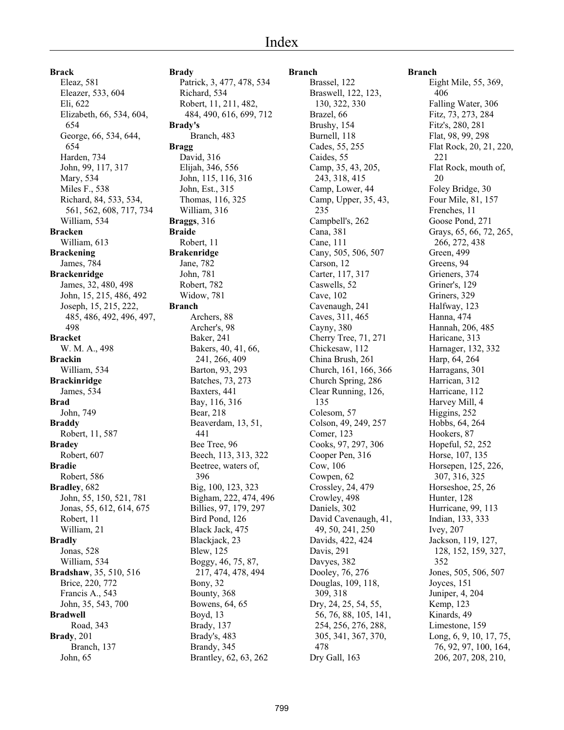# Index

**Brack**
- Eleaz, 581
- Eleazer, 533, 604
- Eli, 622
- Elizabeth, 66, 534, 604, 654
- George, 66, 534, 644, 654
- Harden, 734
- John, 99, 117, 317
- Mary, 534
- Miles F., 538
- Richard, 84, 533, 534, 561, 562, 608, 717, 734
- William, 534

**Bracken**
- William, 613

**Brackening**
- James, 784

**Brackenridge**
- James, 32, 480, 498
- John, 15, 215, 486, 492
- Joseph, 15, 215, 222, 485, 486, 492, 496, 497, 498

**Bracket**
- W. M. A., 498

**Brackin**
- William, 534

**Brackinridge**
- James, 534

**Brad**
- John, 749

**Braddy**
- Robert, 11, 587

**Bradey**
- Robert, 607

**Bradie**
- Robert, 586

**Bradley**, 682
- John, 55, 150, 521, 781
- Jonas, 55, 612, 614, 675
- Robert, 11
- William, 21

**Bradly**
- Jonas, 528
- William, 534

**Bradshaw**, 35, 510, 516
- Brice, 220, 772
- Francis A., 543
- John, 35, 543, 700

**Bradwell**
- Road, 343

**Brady**, 201
- Branch, 137
- John, 65

**Brady**
- Patrick, 3, 477, 478, 534
- Richard, 534
- Robert, 11, 211, 482, 484, 490, 616, 699, 712

**Brady's**
- Branch, 483

**Bragg**
- David, 316
- Elijah, 346, 556
- John, 115, 116, 316
- John, Est., 315
- Thomas, 116, 325
- William, 316

**Braggs**, 316

**Braide**
- Robert, 11

**Brakenridge**
- Jane, 782
- John, 781
- Robert, 782
- Widow, 781

**Branch**
- Archers, 88
- Archer's, 98
- Baker, 241
- Bakers, 40, 41, 66, 241, 266, 409
- Barton, 93, 293
- Batches, 73, 273
- Baxters, 441
- Bay, 116, 316
- Bear, 218
- Beaverdam, 13, 51, 441
- Bee Tree, 96
- Beech, 113, 313, 322
- Beetree, waters of, 396
- Big, 100, 123, 323
- Bigham, 222, 474, 496
- Billies, 97, 179, 297
- Bird Pond, 126
- Black Jack, 475
- Blackjack, 23
- Blew, 125
- Boggy, 46, 75, 87, 217, 474, 478, 494
- Bony, 32
- Bounty, 368
- Bowens, 64, 65
- Boyd, 13
- Brady, 137
- Brady's, 483
- Brandy, 345
- Brantley, 62, 63, 262
- Brassel, 122
- Braswell, 122, 123, 130, 322, 330
- Brazel, 66
- Brushy, 154
- Burnell, 118
- Cades, 55, 255
- Caides, 55
- Camp, 35, 43, 205, 243, 318, 415
- Camp, Lower, 44
- Camp, Upper, 35, 43, 235
- Campbell's, 262
- Cana, 381
- Cane, 111
- Cany, 505, 506, 507
- Carson, 12
- Carter, 117, 317
- Caswells, 52
- Cave, 102
- Cavenaugh, 241
- Caves, 311, 465
- Cayny, 380
- Cherry Tree, 71, 271
- Chickesaw, 112
- China Brush, 261
- Church, 161, 166, 366
- Church Spring, 286
- Clear Running, 126, 135
- Colesom, 57
- Colson, 49, 249, 257
- Comer, 123
- Cooks, 97, 297, 306
- Cooper Pen, 316
- Cow, 106
- Cowpen, 62
- Crossley, 24, 479
- Crowley, 498
- Daniels, 302
- David Cavenaugh, 41, 49, 50, 241, 250
- Davids, 422, 424
- Davis, 291
- Davyes, 382
- Dooley, 76, 276
- Douglas, 109, 118, 309, 318
- Dry, 24, 25, 54, 55, 56, 76, 88, 105, 141, 254, 256, 276, 288, 305, 341, 367, 370, 478
- Dry Gall, 163

**Branch**
- Eight Mile, 55, 369, 406
- Falling Water, 306
- Fitz, 73, 273, 284
- Fitz's, 280, 281
- Flat, 98, 99, 298
- Flat Rock, 20, 21, 220, 221
- Flat Rock, mouth of, 20
- Foley Bridge, 30
- Four Mile, 81, 157
- Frenches, 11
- Goose Pond, 271
- Grays, 65, 66, 72, 265, 266, 272, 438
- Green, 499
- Greens, 94
- Grieners, 374
- Griner's, 129
- Griners, 329
- Halfway, 123
- Hanna, 474
- Hannah, 206, 485
- Haricane, 313
- Harnager, 132, 332
- Harp, 64, 264
- Harragans, 301
- Harrican, 312
- Harricane, 112
- Harvey Mill, 4
- Higgins, 252
- Hobbs, 64, 264
- Hookers, 87
- Hopeful, 52, 252
- Horse, 107, 135
- Horsepen, 125, 226, 307, 316, 325
- Horseshoe, 25, 26
- Hunter, 128
- Hurricane, 99, 113
- Indian, 133, 333
- Ivey, 207
- Jackson, 119, 127, 128, 152, 159, 327, 352
- Jones, 505, 506, 507
- Joyces, 151
- Juniper, 4, 204
- Kemp, 123
- Kinards, 49
- Limestone, 159
- Long, 6, 9, 10, 17, 75, 76, 92, 97, 100, 164, 206, 207, 208, 210,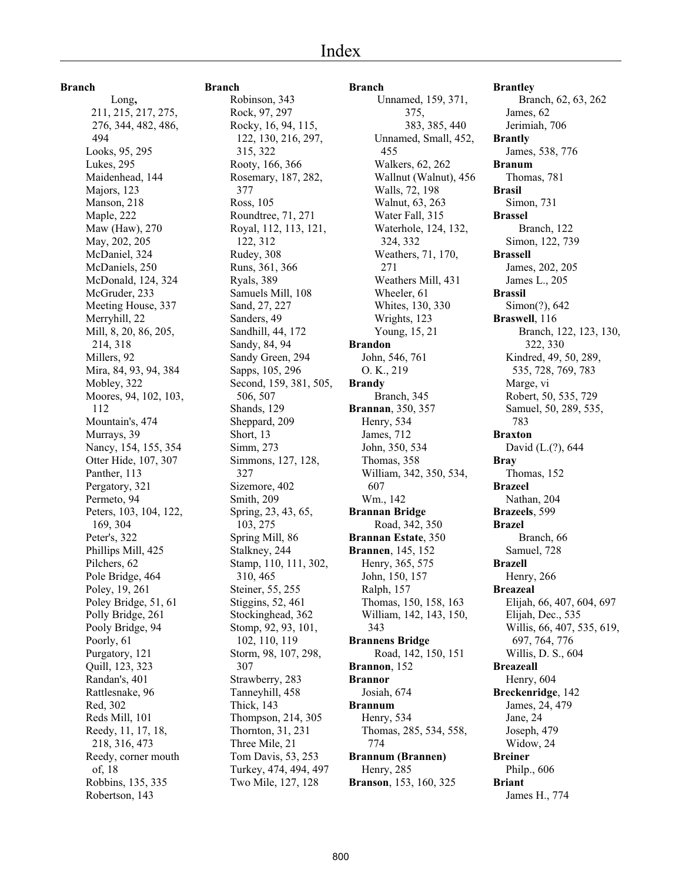# Index

**Branch**

Long, 211, 215, 217, 275, 276, 344, 482, 486, 494
Looks, 95, 295
Lukes, 295
Maidenhead, 144
Majors, 123
Manson, 218
Maple, 222
Maw (Haw), 270
May, 202, 205
McDaniel, 324
McDaniels, 250
McDonald, 124, 324
McGruder, 233
Meeting House, 337
Merryhill, 22
Mill, 8, 20, 86, 205, 214, 318
Millers, 92
Mira, 84, 93, 94, 384
Mobley, 322
Moores, 94, 102, 103, 112
Mountain's, 474
Murrays, 39
Nancy, 154, 155, 354
Otter Hide, 107, 307
Panther, 113
Pergatory, 321
Permeto, 94
Peters, 103, 104, 122, 169, 304
Peter's, 322
Phillips Mill, 425
Pilchers, 62
Pole Bridge, 464
Poley, 19, 261
Poley Bridge, 51, 61
Polly Bridge, 261
Pooly Bridge, 94
Poorly, 61
Purgatory, 121
Quill, 123, 323
Randan's, 401
Rattlesnake, 96
Red, 302
Reds Mill, 101
Reedy, 11, 17, 18, 218, 316, 473
Reedy, corner mouth of, 18
Robbins, 135, 335
Robertson, 143

**Branch**

Robinson, 343
Rock, 97, 297
Rocky, 16, 94, 115, 122, 130, 216, 297, 315, 322
Rooty, 166, 366
Rosemary, 187, 282, 377
Ross, 105
Roundtree, 71, 271
Royal, 112, 113, 121, 122, 312
Rudey, 308
Runs, 361, 366
Ryals, 389
Samuels Mill, 108
Sand, 27, 227
Sanders, 49
Sandhill, 44, 172
Sandy, 84, 94
Sandy Green, 294
Sapps, 105, 296
Second, 159, 381, 505, 506, 507
Shands, 129
Sheppard, 209
Short, 13
Simm, 273
Simmons, 127, 128, 327
Sizemore, 402
Smith, 209
Spring, 23, 43, 65, 103, 275
Spring Mill, 86
Stalkney, 244
Stamp, 110, 111, 302, 310, 465
Steiner, 55, 255
Stiggins, 52, 461
Stockinghead, 362
Stomp, 92, 93, 101, 102, 110, 119
Storm, 98, 107, 298, 307
Strawberry, 283
Tanneyhill, 458
Thick, 143
Thompson, 214, 305
Thornton, 31, 231
Three Mile, 21
Tom Davis, 53, 253
Turkey, 474, 494, 497
Two Mile, 127, 128

**Branch**

Unnamed, 159, 371, 375, 383, 385, 440
Unnamed, Small, 452, 455
Walkers, 62, 262
Wallnut (Walnut), 456
Walls, 72, 198
Walnut, 63, 263
Water Fall, 315
Waterhole, 124, 132, 324, 332
Weathers, 71, 170, 271
Weathers Mill, 431
Wheeler, 61
Whites, 130, 330
Wrights, 123
Young, 15, 21

**Brandon**

John, 546, 761
O. K., 219

**Brandy**

Branch, 345

**Brannan**, 350, 357

Henry, 534
James, 712
John, 350, 534
Thomas, 358
William, 342, 350, 534, 607
Wm., 142

**Brannan Bridge**

Road, 342, 350

**Brannan Estate**, 350

**Brannen**, 145, 152

Henry, 365, 575
John, 150, 157
Ralph, 157
Thomas, 150, 158, 163
William, 142, 143, 150, 343

**Brannens Bridge**

Road, 142, 150, 151

**Brannon**, 152

**Brannor**

Josiah, 674

**Brannum**

Henry, 534
Thomas, 285, 534, 558, 774

**Brannum (Brannen)**

Henry, 285

**Branson**, 153, 160, 325

**Brantley**

Branch, 62, 63, 262
James, 62
Jerimiah, 706

**Brantly**

James, 538, 776

**Branum**

Thomas, 781

**Brasil**

Simon, 731

**Brassel**

Branch, 122
Simon, 122, 739

**Brassell**

James, 202, 205
James L., 205

**Brassil**

Simon(?), 642

**Braswell**, 116

Branch, 122, 123, 130, 322, 330
Kindred, 49, 50, 289, 535, 728, 769, 783
Marge, vi
Robert, 50, 535, 729
Samuel, 50, 289, 535, 783

**Braxton**

David (L.(?), 644

**Bray**

Thomas, 152

**Brazeel**

Nathan, 204

**Brazeels**, 599

**Brazel**

Branch, 66
Samuel, 728

**Brazell**

Henry, 266

**Breazeal**

Elijah, 66, 407, 604, 697
Elijah, Dec., 535
Willis, 66, 407, 535, 619, 697, 764, 776
Willis, D. S., 604

**Breazeall**

Henry, 604

**Breckenridge**, 142

James, 24, 479
Jane, 24
Joseph, 479
Widow, 24

**Breiner**

Philp., 606

**Briant**

James H., 774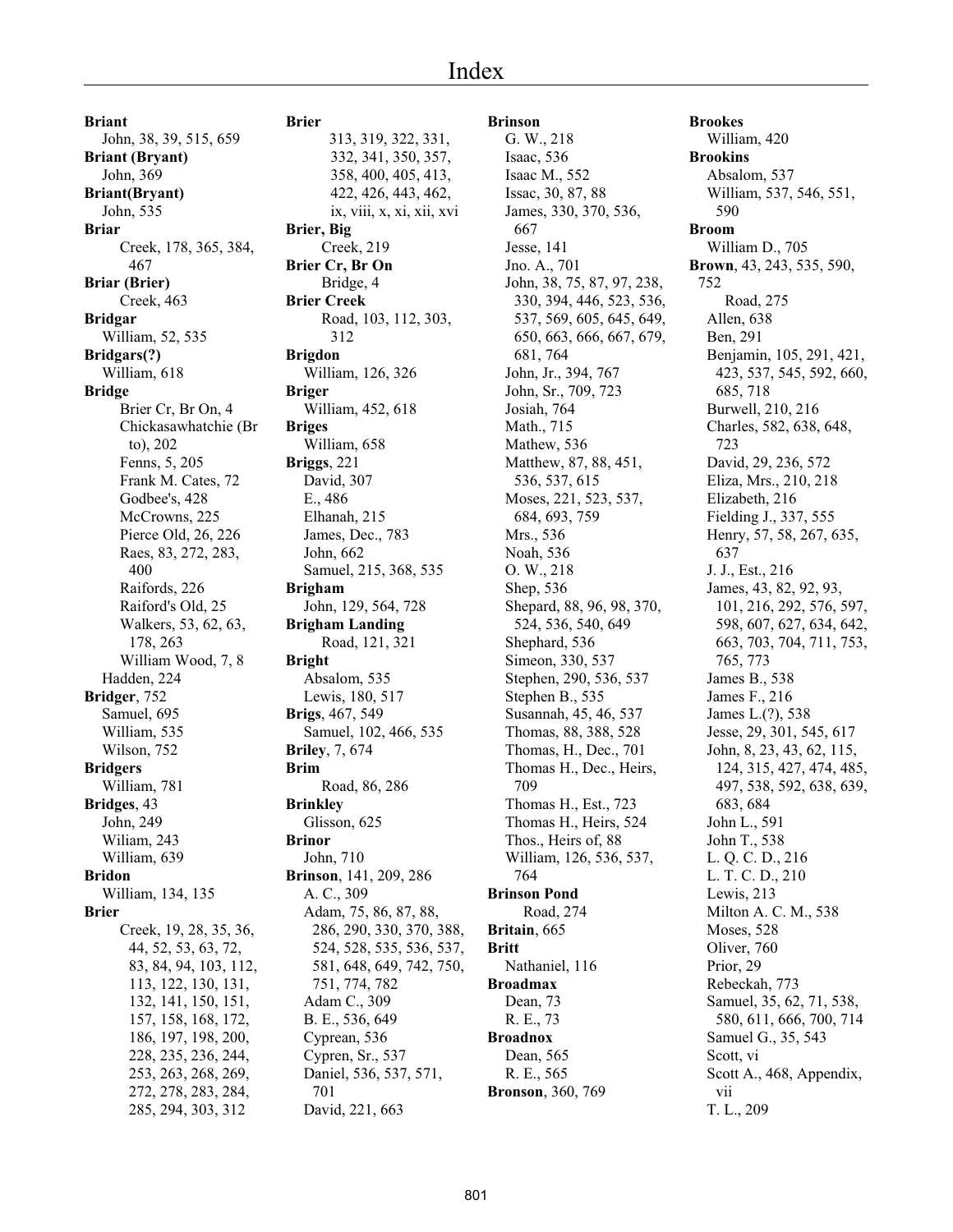# Index

**Briant**
John, 38, 39, 515, 659
**Briant (Bryant)**
John, 369
**Briant(Bryant)**
John, 535
**Briar**
Creek, 178, 365, 384, 467
**Briar (Brier)**
Creek, 463
**Bridgar**
William, 52, 535
**Bridgars(?)**
William, 618
**Bridge**
Brier Cr, Br On, 4
Chickasawhatchie (Br to), 202
Fenns, 5, 205
Frank M. Cates, 72
Godbee's, 428
McCrowns, 225
Pierce Old, 26, 226
Raes, 83, 272, 283, 400
Raifords, 226
Raiford's Old, 25
Walkers, 53, 62, 63, 178, 263
William Wood, 7, 8
Hadden, 224
**Bridger**, 752
Samuel, 695
William, 535
Wilson, 752
**Bridgers**
William, 781
**Bridges**, 43
John, 249
Wiliam, 243
William, 639
**Bridon**
William, 134, 135
**Brier**
Creek, 19, 28, 35, 36, 44, 52, 53, 63, 72, 83, 84, 94, 103, 112, 113, 122, 130, 131, 132, 141, 150, 151, 157, 158, 168, 172, 186, 197, 198, 200, 228, 235, 236, 244, 253, 263, 268, 269, 272, 278, 283, 284, 285, 294, 303, 312

**Brier**
313, 319, 322, 331, 332, 341, 350, 357, 358, 400, 405, 413, 422, 426, 443, 462, ix, viii, x, xi, xii, xvi
**Brier, Big**
Creek, 219
**Brier Cr, Br On**
Bridge, 4
**Brier Creek**
Road, 103, 112, 303, 312
**Brigdon**
William, 126, 326
**Briger**
William, 452, 618
**Briges**
William, 658
**Briggs**, 221
David, 307
E., 486
Elhanah, 215
James, Dec., 783
John, 662
Samuel, 215, 368, 535
**Brigham**
John, 129, 564, 728
**Brigham Landing**
Road, 121, 321
**Bright**
Absalom, 535
Lewis, 180, 517
**Brigs**, 467, 549
Samuel, 102, 466, 535
**Briley**, 7, 674
**Brim**
Road, 86, 286
**Brinkley**
Glisson, 625
**Brinor**
John, 710
**Brinson**, 141, 209, 286
A. C., 309
Adam, 75, 86, 87, 88, 286, 290, 330, 370, 388, 524, 528, 535, 536, 537, 581, 648, 649, 742, 750, 751, 774, 782
Adam C., 309
B. E., 536, 649
Cyprean, 536
Cypren, Sr., 537
Daniel, 536, 537, 571, 701
David, 221, 663

**Brinson**
G. W., 218
Isaac, 536
Isaac M., 552
Issac, 30, 87, 88
James, 330, 370, 536, 667
Jesse, 141
Jno. A., 701
John, 38, 75, 87, 97, 238, 330, 394, 446, 523, 536, 537, 569, 605, 645, 649, 650, 663, 666, 667, 679, 681, 764
John, Jr., 394, 767
John, Sr., 709, 723
Josiah, 764
Math., 715
Mathew, 536
Matthew, 87, 88, 451, 536, 537, 615
Moses, 221, 523, 537, 684, 693, 759
Mrs., 536
Noah, 536
O. W., 218
Shep, 536
Shepard, 88, 96, 98, 370, 524, 536, 540, 649
Shephard, 536
Simeon, 330, 537
Stephen, 290, 536, 537
Stephen B., 535
Susannah, 45, 46, 537
Thomas, 88, 388, 528
Thomas, H., Dec., 701
Thomas H., Dec., Heirs, 709
Thomas H., Est., 723
Thomas H., Heirs, 524
Thos., Heirs of, 88
William, 126, 536, 537, 764
**Brinson Pond**
Road, 274
**Britain**, 665
**Britt**
Nathaniel, 116
**Broadmax**
Dean, 73
R. E., 73
**Broadnox**
Dean, 565
R. E., 565
**Bronson**, 360, 769

**Brookes**
William, 420
**Brookins**
Absalom, 537
William, 537, 546, 551, 590
**Broom**
William D., 705
**Brown**, 43, 243, 535, 590, 752
Road, 275
Allen, 638
Ben, 291
Benjamin, 105, 291, 421, 423, 537, 545, 592, 660, 685, 718
Burwell, 210, 216
Charles, 582, 638, 648, 723
David, 29, 236, 572
Eliza, Mrs., 210, 218
Elizabeth, 216
Fielding J., 337, 555
Henry, 57, 58, 267, 635, 637
J. J., Est., 216
James, 43, 82, 92, 93, 101, 216, 292, 576, 597, 598, 607, 627, 634, 642, 663, 703, 704, 711, 753, 765, 773
James B., 538
James F., 216
James L.(?), 538
Jesse, 29, 301, 545, 617
John, 8, 23, 43, 62, 115, 124, 315, 427, 474, 485, 497, 538, 592, 638, 639, 683, 684
John L., 591
John T., 538
L. Q. C. D., 216
L. T. C. D., 210
Lewis, 213
Milton A. C. M., 538
Moses, 528
Oliver, 760
Prior, 29
Rebeckah, 773
Samuel, 35, 62, 71, 538, 580, 611, 666, 700, 714
Samuel G., 35, 543
Scott, vi
Scott A., 468, Appendix, vii
T. L., 209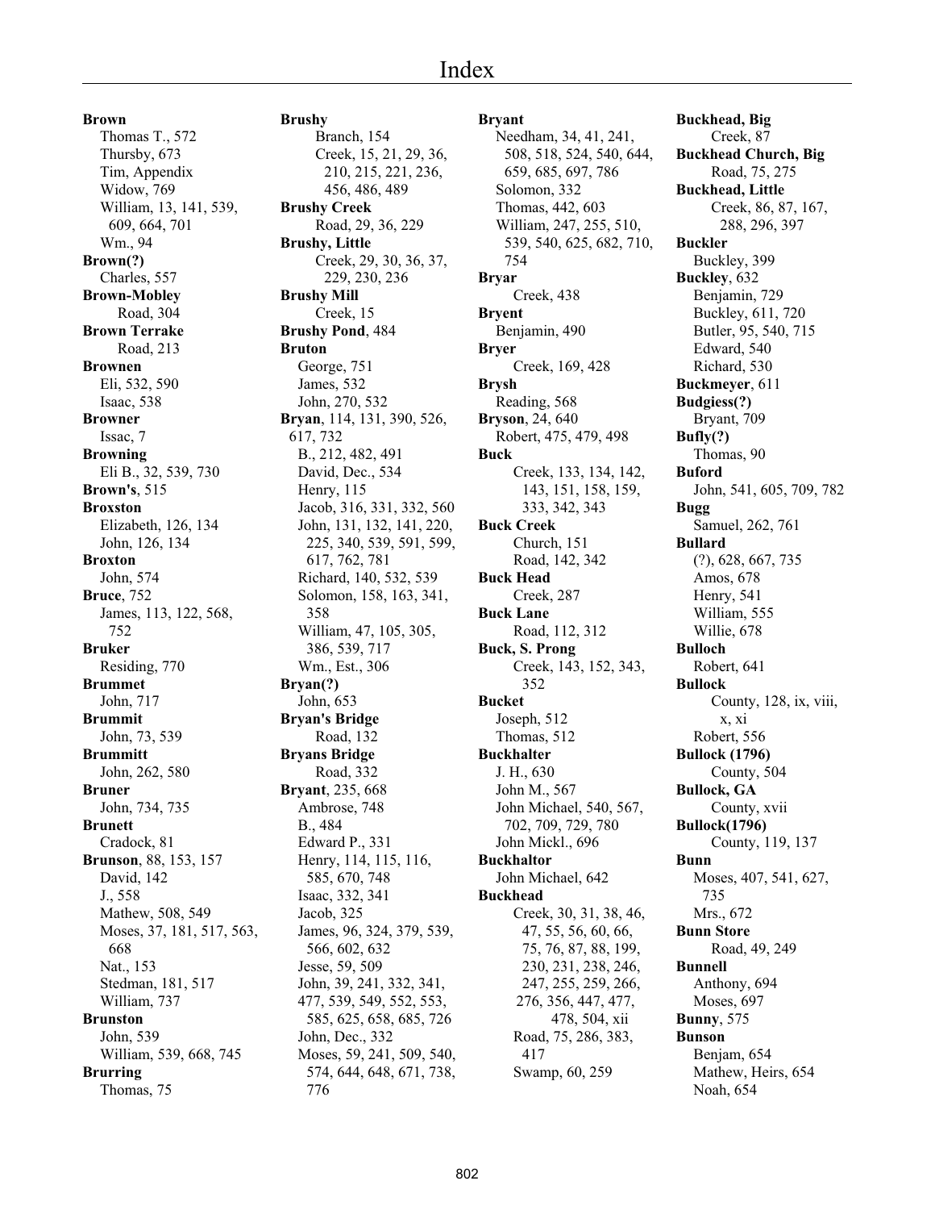# Index

**Brown**
Thomas T., 572
Thursby, 673
Tim, Appendix
Widow, 769
William, 13, 141, 539, 609, 664, 701
Wm., 94

**Brown(?)**
Charles, 557

**Brown-Mobley**
Road, 304

**Brown Terrake**
Road, 213

**Brownen**
Eli, 532, 590
Isaac, 538

**Browner**
Issac, 7

**Browning**
Eli B., 32, 539, 730

**Brown's**, 515

**Broxston**
Elizabeth, 126, 134
John, 126, 134

**Broxton**
John, 574

**Bruce**, 752
James, 113, 122, 568, 752

**Bruker**
Residing, 770

**Brummet**
John, 717

**Brummit**
John, 73, 539

**Brummitt**
John, 262, 580

**Bruner**
John, 734, 735

**Brunett**
Cradock, 81

**Brunson**, 88, 153, 157
David, 142
J., 558
Mathew, 508, 549
Moses, 37, 181, 517, 563, 668
Nat., 153
Stedman, 181, 517
William, 737

**Brunston**
John, 539
William, 539, 668, 745

**Brurring**
Thomas, 75

**Brushy**
Branch, 154
Creek, 15, 21, 29, 36, 210, 215, 221, 236, 456, 486, 489

**Brushy Creek**
Road, 29, 36, 229

**Brushy, Little**
Creek, 29, 30, 36, 37, 229, 230, 236

**Brushy Mill**
Creek, 15

**Brushy Pond**, 484

**Bruton**
George, 751
James, 532
John, 270, 532

**Bryan**, 114, 131, 390, 526, 617, 732
B., 212, 482, 491
David, Dec., 534
Henry, 115
Jacob, 316, 331, 332, 560
John, 131, 132, 141, 220, 225, 340, 539, 591, 599, 617, 762, 781
Richard, 140, 532, 539
Solomon, 158, 163, 341, 358
William, 47, 105, 305, 386, 539, 717
Wm., Est., 306

**Bryan(?)**
John, 653

**Bryan's Bridge**
Road, 132

**Bryans Bridge**
Road, 332

**Bryant**, 235, 668
Ambrose, 748
B., 484
Edward P., 331
Henry, 114, 115, 116, 585, 670, 748
Isaac, 332, 341
Jacob, 325
James, 96, 324, 379, 539, 566, 602, 632
Jesse, 59, 509
John, 39, 241, 332, 341, 477, 539, 549, 552, 553, 585, 625, 658, 685, 726
John, Dec., 332
Moses, 59, 241, 509, 540, 574, 644, 648, 671, 738, 776

**Bryant**
Needham, 34, 41, 241, 508, 518, 524, 540, 644, 659, 685, 697, 786
Solomon, 332
Thomas, 442, 603
William, 247, 255, 510, 539, 540, 625, 682, 710, 754

**Bryar**
Creek, 438

**Bryent**
Benjamin, 490

**Bryer**
Creek, 169, 428

**Brysh**
Reading, 568

**Bryson**, 24, 640
Robert, 475, 479, 498

**Buck**
Creek, 133, 134, 142, 143, 151, 158, 159, 333, 342, 343

**Buck Creek**
Church, 151
Road, 142, 342

**Buck Head**
Creek, 287

**Buck Lane**
Road, 112, 312

**Buck, S. Prong**
Creek, 143, 152, 343, 352

**Bucket**
Joseph, 512
Thomas, 512

**Buckhalter**
J. H., 630
John M., 567
John Michael, 540, 567, 702, 709, 729, 780
John Mickl., 696

**Buckhaltor**
John Michael, 642

**Buckhead**
Creek, 30, 31, 38, 46, 47, 55, 56, 60, 66, 75, 76, 87, 88, 199, 230, 231, 238, 246, 247, 255, 259, 266, 276, 356, 447, 477, 478, 504, xii
Road, 75, 286, 383, 417
Swamp, 60, 259

**Buckhead, Big**
Creek, 87

**Buckhead Church, Big**
Road, 75, 275

**Buckhead, Little**
Creek, 86, 87, 167, 288, 296, 397

**Buckler**
Buckley, 399

**Buckley**, 632
Benjamin, 729
Buckley, 611, 720
Butler, 95, 540, 715
Edward, 540
Richard, 530

**Buckmeyer**, 611

**Budgiess(?)**
Bryant, 709

**Bufly(?)**
Thomas, 90

**Buford**
John, 541, 605, 709, 782

**Bugg**
Samuel, 262, 761

**Bullard**
(?), 628, 667, 735
Amos, 678
Henry, 541
William, 555
Willie, 678

**Bulloch**
Robert, 641

**Bullock**
County, 128, ix, viii, x, xi
Robert, 556

**Bullock (1796)**
County, 504

**Bullock, GA**
County, xvii

**Bullock(1796)**
County, 119, 137

**Bunn**
Moses, 407, 541, 627, 735
Mrs., 672

**Bunn Store**
Road, 49, 249

**Bunnell**
Anthony, 694
Moses, 697

**Bunny**, 575

**Bunson**
Benjam, 654
Mathew, Heirs, 654
Noah, 654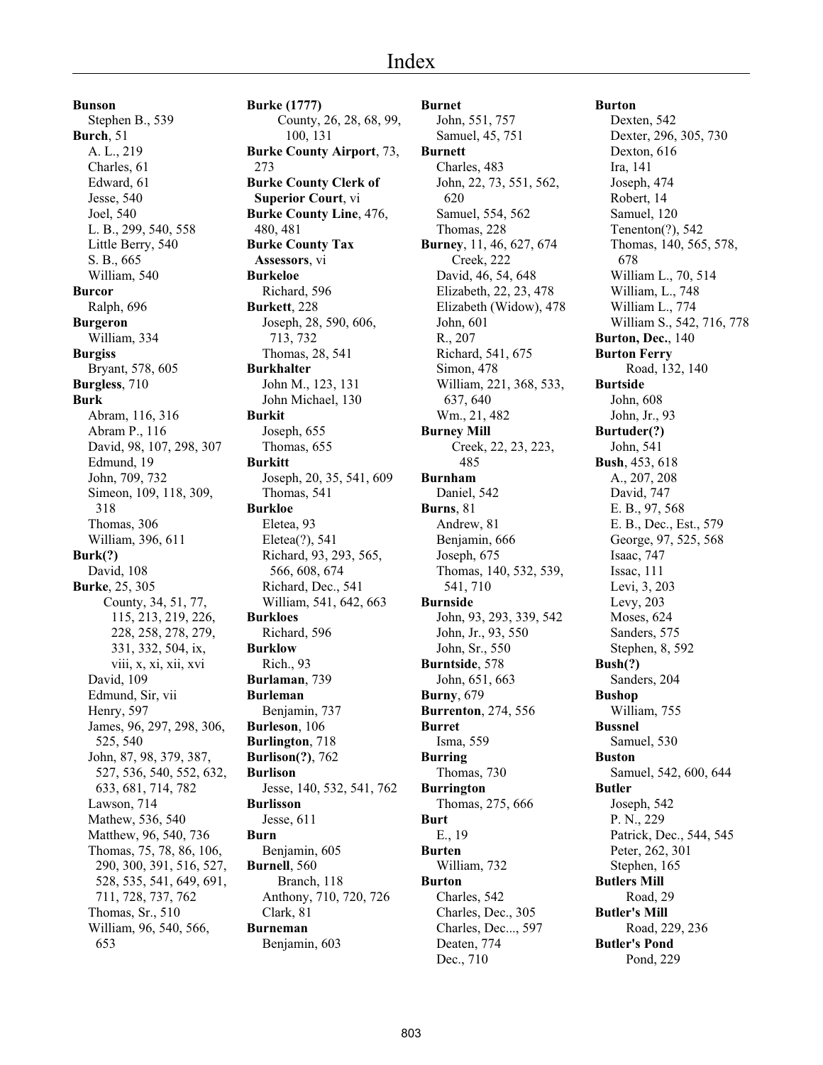# Index

**Bunson**
Stephen B., 539
**Burch**, 51
A. L., 219
Charles, 61
Edward, 61
Jesse, 540
Joel, 540
L. B., 299, 540, 558
Little Berry, 540
S. B., 665
William, 540
**Burcor**
Ralph, 696
**Burgeron**
William, 334
**Burgiss**
Bryant, 578, 605
**Burgless**, 710
**Burk**
Abram, 116, 316
Abram P., 116
David, 98, 107, 298, 307
Edmund, 19
John, 709, 732
Simeon, 109, 118, 309, 318
Thomas, 306
William, 396, 611
**Burk(?)**
David, 108
**Burke**, 25, 305
County, 34, 51, 77, 115, 213, 219, 226, 228, 258, 278, 279, 331, 332, 504, ix, viii, x, xi, xii, xvi
David, 109
Edmund, Sir, vii
Henry, 597
James, 96, 297, 298, 306, 525, 540
John, 87, 98, 379, 387, 527, 536, 540, 552, 632, 633, 681, 714, 782
Lawson, 714
Mathew, 536, 540
Matthew, 96, 540, 736
Thomas, 75, 78, 86, 106, 290, 300, 391, 516, 527, 528, 535, 541, 649, 691, 711, 728, 737, 762
Thomas, Sr., 510
William, 96, 540, 566, 653
**Burke (1777)**
County, 26, 28, 68, 99, 100, 131
**Burke County Airport**, 73, 273
**Burke County Clerk of Superior Court**, vi
**Burke County Line**, 476, 480, 481
**Burke County Tax Assessors**, vi
**Burkeloe**
Richard, 596
**Burkett**, 228
Joseph, 28, 590, 606, 713, 732
Thomas, 28, 541
**Burkhalter**
John M., 123, 131
John Michael, 130
**Burkit**
Joseph, 655
Thomas, 655
**Burkitt**
Joseph, 20, 35, 541, 609
Thomas, 541
**Burkloe**
Eletea, 93
Eletea(?), 541
Richard, 93, 293, 565, 566, 608, 674
Richard, Dec., 541
William, 541, 642, 663
**Burkloes**
Richard, 596
**Burklow**
Rich., 93
**Burlaman**, 739
**Burleman**
Benjamin, 737
**Burleson**, 106
**Burlington**, 718
**Burlison(?)**, 762
**Burlison**
Jesse, 140, 532, 541, 762
**Burlisson**
Jesse, 611
**Burn**
Benjamin, 605
**Burnell**, 560
Branch, 118
Anthony, 710, 720, 726
Clark, 81
**Burneman**
Benjamin, 603
**Burnet**
John, 551, 757
Samuel, 45, 751
**Burnett**
Charles, 483
John, 22, 73, 551, 562, 620
Samuel, 554, 562
Thomas, 228
**Burney**, 11, 46, 627, 674
Creek, 222
David, 46, 54, 648
Elizabeth, 22, 23, 478
Elizabeth (Widow), 478
John, 601
R., 207
Richard, 541, 675
Simon, 478
William, 221, 368, 533, 637, 640
Wm., 21, 482
**Burney Mill**
Creek, 22, 23, 223, 485
**Burnham**
Daniel, 542
**Burns**, 81
Andrew, 81
Benjamin, 666
Joseph, 675
Thomas, 140, 532, 539, 541, 710
**Burnside**
John, 93, 293, 339, 542
John, Jr., 93, 550
John, Sr., 550
**Burntside**, 578
John, 651, 663
**Burny**, 679
**Burrenton**, 274, 556
**Burret**
Isma, 559
**Burring**
Thomas, 730
**Burrington**
Thomas, 275, 666
**Burt**
E., 19
**Burten**
William, 732
**Burton**
Charles, 542
Charles, Dec., 305
Charles, Dec..., 597
Deaten, 774
Dec., 710
**Burton**
Dexten, 542
Dexter, 296, 305, 730
Dexton, 616
Ira, 141
Joseph, 474
Robert, 14
Samuel, 120
Tenenton(?), 542
Thomas, 140, 565, 578, 678
William L., 70, 514
William, L., 748
William L., 774
William S., 542, 716, 778
**Burton, Dec.**, 140
**Burton Ferry**
Road, 132, 140
**Burtside**
John, 608
John, Jr., 93
**Burtuder(?)**
John, 541
**Bush**, 453, 618
A., 207, 208
David, 747
E. B., 97, 568
E. B., Dec., Est., 579
George, 97, 525, 568
Isaac, 747
Issac, 111
Levi, 3, 203
Levy, 203
Moses, 624
Sanders, 575
Stephen, 8, 592
**Bush(?)**
Sanders, 204
**Bushop**
William, 755
**Bussnel**
Samuel, 530
**Buston**
Samuel, 542, 600, 644
**Butler**
Joseph, 542
P. N., 229
Patrick, Dec., 544, 545
Peter, 262, 301
Stephen, 165
**Butlers Mill**
Road, 29
**Butler's Mill**
Road, 229, 236
**Butler's Pond**
Pond, 229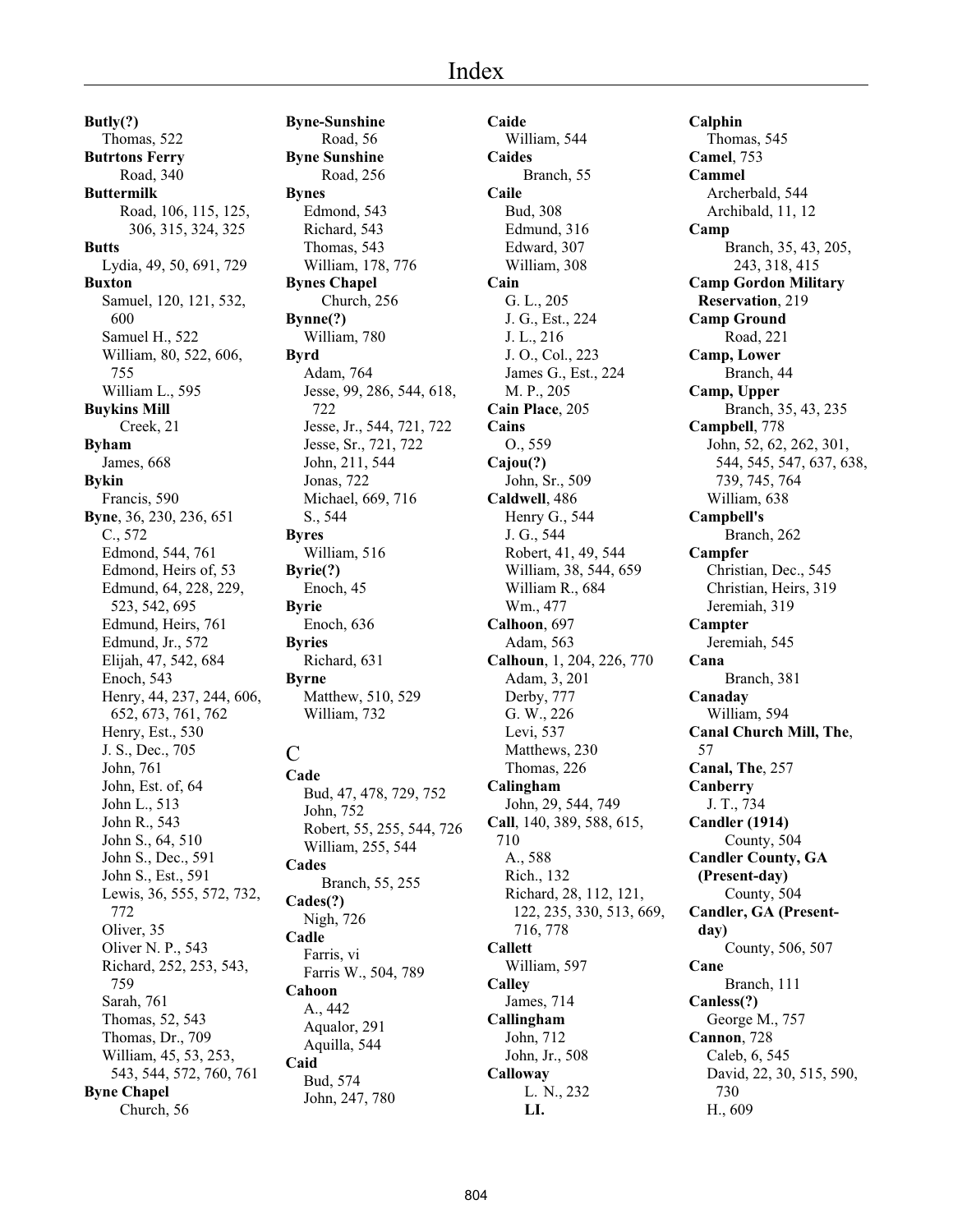# Index

**Butly(?)**
Thomas, 522
**Butrtons Ferry**
Road, 340
**Buttermilk**
Road, 106, 115, 125, 306, 315, 324, 325
**Butts**
Lydia, 49, 50, 691, 729
**Buxton**
Samuel, 120, 121, 532, 600
Samuel H., 522
William, 80, 522, 606, 755
William L., 595
**Buykins Mill**
Creek, 21
**Byham**
James, 668
**Bykin**
Francis, 590
**Byne**, 36, 230, 236, 651
C., 572
Edmond, 544, 761
Edmond, Heirs of, 53
Edmund, 64, 228, 229, 523, 542, 695
Edmund, Heirs, 761
Edmund, Jr., 572
Elijah, 47, 542, 684
Enoch, 543
Henry, 44, 237, 244, 606, 652, 673, 761, 762
Henry, Est., 530
J. S., Dec., 705
John, 761
John, Est. of, 64
John L., 513
John R., 543
John S., 64, 510
John S., Dec., 591
John S., Est., 591
Lewis, 36, 555, 572, 732, 772
Oliver, 35
Oliver N. P., 543
Richard, 252, 253, 543, 759
Sarah, 761
Thomas, 52, 543
Thomas, Dr., 709
William, 45, 53, 253, 543, 544, 572, 760, 761
**Byne Chapel**
Church, 56
**Byne-Sunshine**
Road, 56
**Byne Sunshine**
Road, 256
**Bynes**
Edmond, 543
Richard, 543
Thomas, 543
William, 178, 776
**Bynes Chapel**
Church, 256
**Bynne(?)**
William, 780
**Byrd**
Adam, 764
Jesse, 99, 286, 544, 618, 722
Jesse, Jr., 544, 721, 722
Jesse, Sr., 721, 722
John, 211, 544
Jonas, 722
Michael, 669, 716
S., 544
**Byres**
William, 516
**Byrie(?)**
Enoch, 45
**Byrie**
Enoch, 636
**Byries**
Richard, 631
**Byrne**
Matthew, 510, 529
William, 732

## C

**Cade**
Bud, 47, 478, 729, 752
John, 752
Robert, 55, 255, 544, 726
William, 255, 544
**Cades**
Branch, 55, 255
**Cades(?)**
Nigh, 726
**Cadle**
Farris, vi
Farris W., 504, 789
**Cahoon**
A., 442
Aqualor, 291
Aquilla, 544
**Caid**
Bud, 574
John, 247, 780
**Caide**
William, 544
**Caides**
Branch, 55
**Caile**
Bud, 308
Edmund, 316
Edward, 307
William, 308
**Cain**
G. L., 205
J. G., Est., 224
J. L., 216
J. O., Col., 223
James G., Est., 224
M. P., 205
**Cain Place**, 205
**Cains**
O., 559
**Cajou(?)**
John, Sr., 509
**Caldwell**, 486
Henry G., 544
J. G., 544
Robert, 41, 49, 544
William, 38, 544, 659
William R., 684
Wm., 477
**Calhoon**, 697
Adam, 563
**Calhoun**, 1, 204, 226, 770
Adam, 3, 201
Derby, 777
G. W., 226
Levi, 537
Matthews, 230
Thomas, 226
**Calingham**
John, 29, 544, 749
**Call**, 140, 389, 588, 615, 710
A., 588
Rich., 132
Richard, 28, 112, 121, 122, 235, 330, 513, 669, 716, 778
**Callett**
William, 597
**Calley**
James, 714
**Callingham**
John, 712
John, Jr., 508
**Calloway**
L. N., 232
**Ll.**
**Calphin**
Thomas, 545
**Camel**, 753
**Cammel**
Archerbald, 544
Archibald, 11, 12
**Camp**
Branch, 35, 43, 205, 243, 318, 415
**Camp Gordon Military Reservation**, 219
**Camp Ground**
Road, 221
**Camp, Lower**
Branch, 44
**Camp, Upper**
Branch, 35, 43, 235
**Campbell**, 778
John, 52, 62, 262, 301, 544, 545, 547, 637, 638, 739, 745, 764
William, 638
**Campbell's**
Branch, 262
**Campfer**
Christian, Dec., 545
Christian, Heirs, 319
Jeremiah, 319
**Campter**
Jeremiah, 545
**Cana**
Branch, 381
**Canaday**
William, 594
**Canal Church Mill, The**, 57
**Canal, The**, 257
**Canberry**
J. T., 734
**Candler (1914)**
County, 504
**Candler County, GA (Present-day)**
County, 504
**Candler, GA (Present-day)**
County, 506, 507
**Cane**
Branch, 111
**Canless(?)**
George M., 757
**Cannon**, 728
Caleb, 6, 545
David, 22, 30, 515, 590, 730
H., 609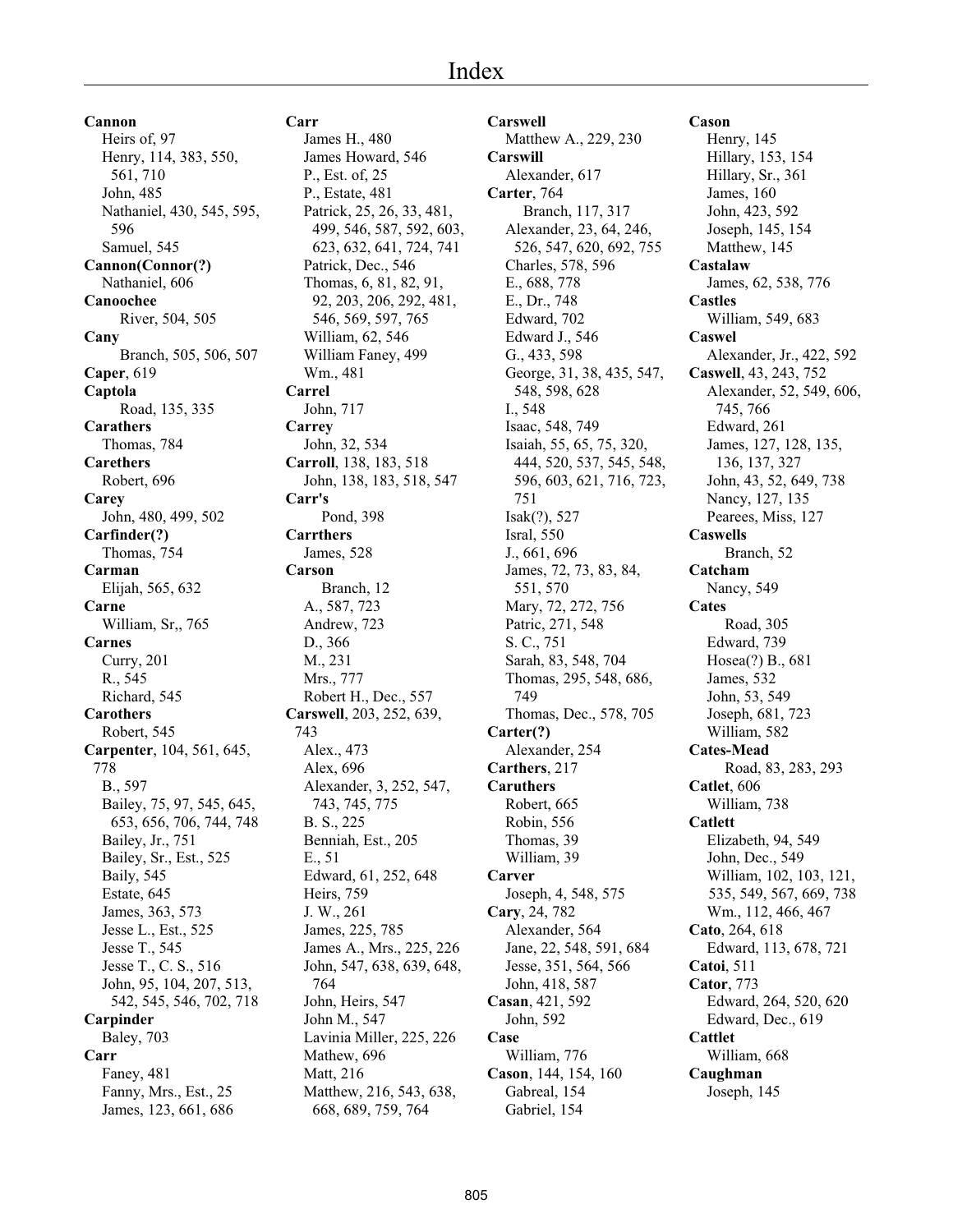# Index

**Cannon**
Heirs of, 97
Henry, 114, 383, 550, 561, 710
John, 485
Nathaniel, 430, 545, 595, 596
Samuel, 545

**Cannon(Connor(?)**
Nathaniel, 606

**Canoochee**
River, 504, 505

**Cany**
Branch, 505, 506, 507

**Caper**, 619

**Captola**
Road, 135, 335

**Carathers**
Thomas, 784

**Carethers**
Robert, 696

**Carey**
John, 480, 499, 502

**Carfinder(?)**
Thomas, 754

**Carman**
Elijah, 565, 632

**Carne**
William, Sr,, 765

**Carnes**
Curry, 201
R., 545
Richard, 545

**Carothers**
Robert, 545

**Carpenter**, 104, 561, 645, 778
B., 597
Bailey, 75, 97, 545, 645, 653, 656, 706, 744, 748
Bailey, Jr., 751
Bailey, Sr., Est., 525
Baily, 545
Estate, 645
James, 363, 573
Jesse L., Est., 525
Jesse T., 545
Jesse T., C. S., 516
John, 95, 104, 207, 513, 542, 545, 546, 702, 718

**Carpinder**
Baley, 703

**Carr**
Faney, 481
Fanny, Mrs., Est., 25
James, 123, 661, 686

**Carr**
James H., 480
James Howard, 546
P., Est. of, 25
P., Estate, 481
Patrick, 25, 26, 33, 481, 499, 546, 587, 592, 603, 623, 632, 641, 724, 741
Patrick, Dec., 546
Thomas, 6, 81, 82, 91, 92, 203, 206, 292, 481, 546, 569, 597, 765
William, 62, 546
William Faney, 499
Wm., 481

**Carrel**
John, 717

**Carrey**
John, 32, 534

**Carroll**, 138, 183, 518
John, 138, 183, 518, 547

**Carr's**
Pond, 398

**Carrthers**
James, 528

**Carson**
Branch, 12
A., 587, 723
Andrew, 723
D., 366
M., 231
Mrs., 777
Robert H., Dec., 557

**Carswell**, 203, 252, 639, 743
Alex., 473
Alex, 696
Alexander, 3, 252, 547, 743, 745, 775
B. S., 225
Benniah, Est., 205
E., 51
Edward, 61, 252, 648
Heirs, 759
J. W., 261
James, 225, 785
James A., Mrs., 225, 226
John, 547, 638, 639, 648, 764
John, Heirs, 547
John M., 547
Lavinia Miller, 225, 226
Mathew, 696
Matt, 216
Matthew, 216, 543, 638, 668, 689, 759, 764

**Carswell**
Matthew A., 229, 230

**Carswill**
Alexander, 617

**Carter**, 764
Branch, 117, 317
Alexander, 23, 64, 246, 526, 547, 620, 692, 755
Charles, 578, 596
E., 688, 778
E., Dr., 748
Edward, 702
Edward J., 546
G., 433, 598
George, 31, 38, 435, 547, 548, 598, 628
I., 548
Isaac, 548, 749
Isaiah, 55, 65, 75, 320, 444, 520, 537, 545, 548, 596, 603, 621, 716, 723, 751
Isak(?), 527
Isral, 550
J., 661, 696
James, 72, 73, 83, 84, 551, 570
Mary, 72, 272, 756
Patric, 271, 548
S. C., 751
Sarah, 83, 548, 704
Thomas, 295, 548, 686, 749
Thomas, Dec., 578, 705

**Carter(?)**
Alexander, 254

**Carthers**, 217

**Caruthers**
Robert, 665
Robin, 556
Thomas, 39
William, 39

**Carver**
Joseph, 4, 548, 575

**Cary**, 24, 782
Alexander, 564
Jane, 22, 548, 591, 684
Jesse, 351, 564, 566
John, 418, 587

**Casan**, 421, 592
John, 592

**Case**
William, 776

**Cason**, 144, 154, 160
Gabreal, 154
Gabriel, 154

**Cason**
Henry, 145
Hillary, 153, 154
Hillary, Sr., 361
James, 160
John, 423, 592
Joseph, 145, 154
Matthew, 145

**Castalaw**
James, 62, 538, 776

**Castles**
William, 549, 683

**Caswel**
Alexander, Jr., 422, 592

**Caswell**, 43, 243, 752
Alexander, 52, 549, 606, 745, 766
Edward, 261
James, 127, 128, 135, 136, 137, 327
John, 43, 52, 649, 738
Nancy, 127, 135
Pearees, Miss, 127

**Caswells**
Branch, 52

**Catcham**
Nancy, 549

**Cates**
Road, 305
Edward, 739
Hosea(?) B., 681
James, 532
John, 53, 549
Joseph, 681, 723
William, 582

**Cates-Mead**
Road, 83, 283, 293

**Catlet**, 606
William, 738

**Catlett**
Elizabeth, 94, 549
John, Dec., 549
William, 102, 103, 121, 535, 549, 567, 669, 738
Wm., 112, 466, 467

**Cato**, 264, 618
Edward, 113, 678, 721

**Catoi**, 511

**Cator**, 773
Edward, 264, 520, 620
Edward, Dec., 619

**Cattlet**
William, 668

**Caughman**
Joseph, 145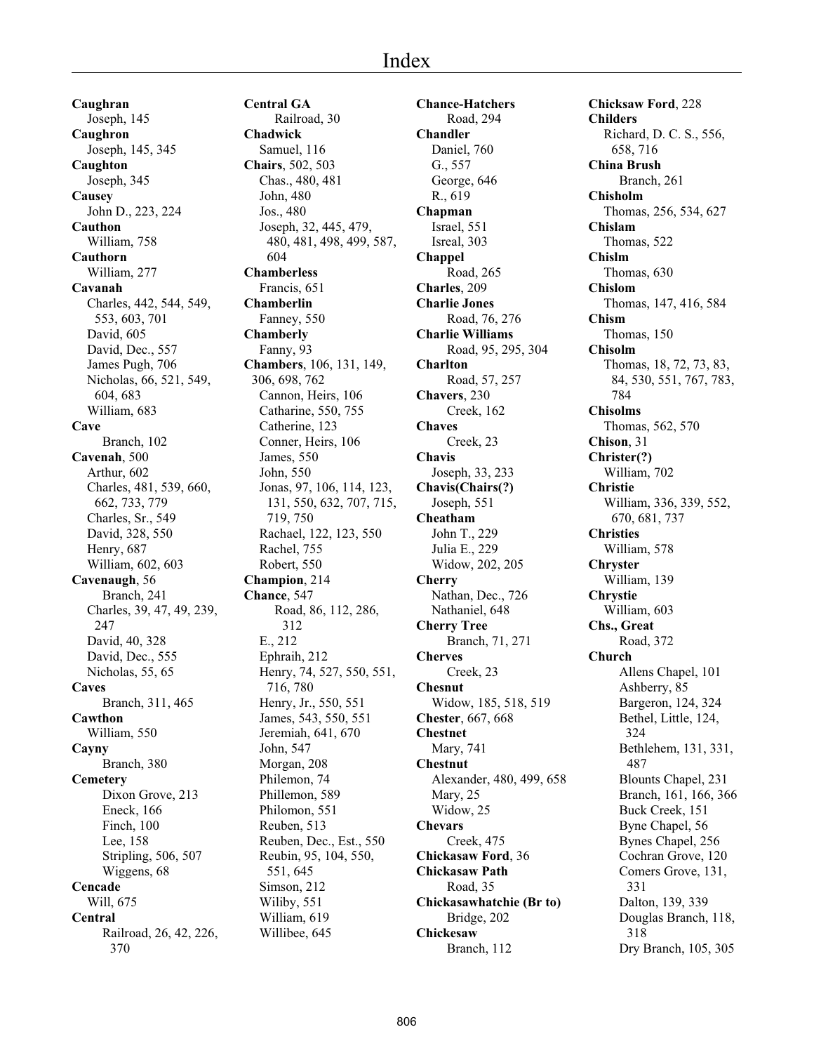# Index

**Caughran**
Joseph, 145
**Caughron**
Joseph, 145, 345
**Caughton**
Joseph, 345
**Causey**
John D., 223, 224
**Cauthon**
William, 758
**Cauthorn**
William, 277
**Cavanah**
Charles, 442, 544, 549, 553, 603, 701
David, 605
David, Dec., 557
James Pugh, 706
Nicholas, 66, 521, 549, 604, 683
William, 683
**Cave**
Branch, 102
**Cavenah**, 500
Arthur, 602
Charles, 481, 539, 660, 662, 733, 779
Charles, Sr., 549
David, 328, 550
Henry, 687
William, 602, 603
**Cavenaugh**, 56
Branch, 241
Charles, 39, 47, 49, 239, 247
David, 40, 328
David, Dec., 555
Nicholas, 55, 65
**Caves**
Branch, 311, 465
**Cawthon**
William, 550
**Cayny**
Branch, 380
**Cemetery**
Dixon Grove, 213
Eneck, 166
Finch, 100
Lee, 158
Stripling, 506, 507
Wiggens, 68
**Cencade**
Will, 675
**Central**
Railroad, 26, 42, 226, 370

**Central GA**
Railroad, 30
**Chadwick**
Samuel, 116
**Chairs**, 502, 503
Chas., 480, 481
John, 480
Jos., 480
Joseph, 32, 445, 479, 480, 481, 498, 499, 587, 604
**Chamberless**
Francis, 651
**Chamberlin**
Fanney, 550
**Chamberly**
Fanny, 93
**Chambers**, 106, 131, 149, 306, 698, 762
Cannon, Heirs, 106
Catharine, 550, 755
Catherine, 123
Conner, Heirs, 106
James, 550
John, 550
Jonas, 97, 106, 114, 123, 131, 550, 632, 707, 715, 719, 750
Rachael, 122, 123, 550
Rachel, 755
Robert, 550
**Champion**, 214
**Chance**, 547
Road, 86, 112, 286, 312
E., 212
Ephraih, 212
Henry, 74, 527, 550, 551, 716, 780
Henry, Jr., 550, 551
James, 543, 550, 551
Jeremiah, 641, 670
John, 547
Morgan, 208
Philemon, 74
Phillemon, 589
Philomon, 551
Reuben, 513
Reuben, Dec., Est., 550
Reubin, 95, 104, 550, 551, 645
Simson, 212
Wiliby, 551
William, 619
Willibee, 645

**Chance-Hatchers**
Road, 294
**Chandler**
Daniel, 760
G., 557
George, 646
R., 619
**Chapman**
Israel, 551
Isreal, 303
**Chappel**
Road, 265
**Charles**, 209
**Charlie Jones**
Road, 76, 276
**Charlie Williams**
Road, 95, 295, 304
**Charlton**
Road, 57, 257
**Chavers**, 230
Creek, 162
**Chaves**
Creek, 23
**Chavis**
Joseph, 33, 233
**Chavis(Chairs(?)**
Joseph, 551
**Cheatham**
John T., 229
Julia E., 229
Widow, 202, 205
**Cherry**
Nathan, Dec., 726
Nathaniel, 648
**Cherry Tree**
Branch, 71, 271
**Cherves**
Creek, 23
**Chesnut**
Widow, 185, 518, 519
**Chester**, 667, 668
**Chestnet**
Mary, 741
**Chestnut**
Alexander, 480, 499, 658
Mary, 25
Widow, 25
**Chevars**
Creek, 475
**Chickasaw Ford**, 36
**Chickasaw Path**
Road, 35
**Chickasawhatchie (Br to)**
Bridge, 202
**Chickesaw**
Branch, 112

**Chicksaw Ford**, 228
**Childers**
Richard, D. C. S., 556, 658, 716
**China Brush**
Branch, 261
**Chisholm**
Thomas, 256, 534, 627
**Chislam**
Thomas, 522
**Chislm**
Thomas, 630
**Chislom**
Thomas, 147, 416, 584
**Chism**
Thomas, 150
**Chisolm**
Thomas, 18, 72, 73, 83, 84, 530, 551, 767, 783, 784
**Chisolms**
Thomas, 562, 570
**Chison**, 31
**Christer(?)**
William, 702
**Christie**
William, 336, 339, 552, 670, 681, 737
**Christies**
William, 578
**Chryster**
William, 139
**Chrystie**
William, 603
**Chs., Great**
Road, 372
**Church**
Allens Chapel, 101
Ashberry, 85
Bargeron, 124, 324
Bethel, Little, 124, 324
Bethlehem, 131, 331, 487
Blounts Chapel, 231
Branch, 161, 166, 366
Buck Creek, 151
Byne Chapel, 56
Bynes Chapel, 256
Cochran Grove, 120
Comers Grove, 131, 331
Dalton, 139, 339
Douglas Branch, 118, 318
Dry Branch, 105, 305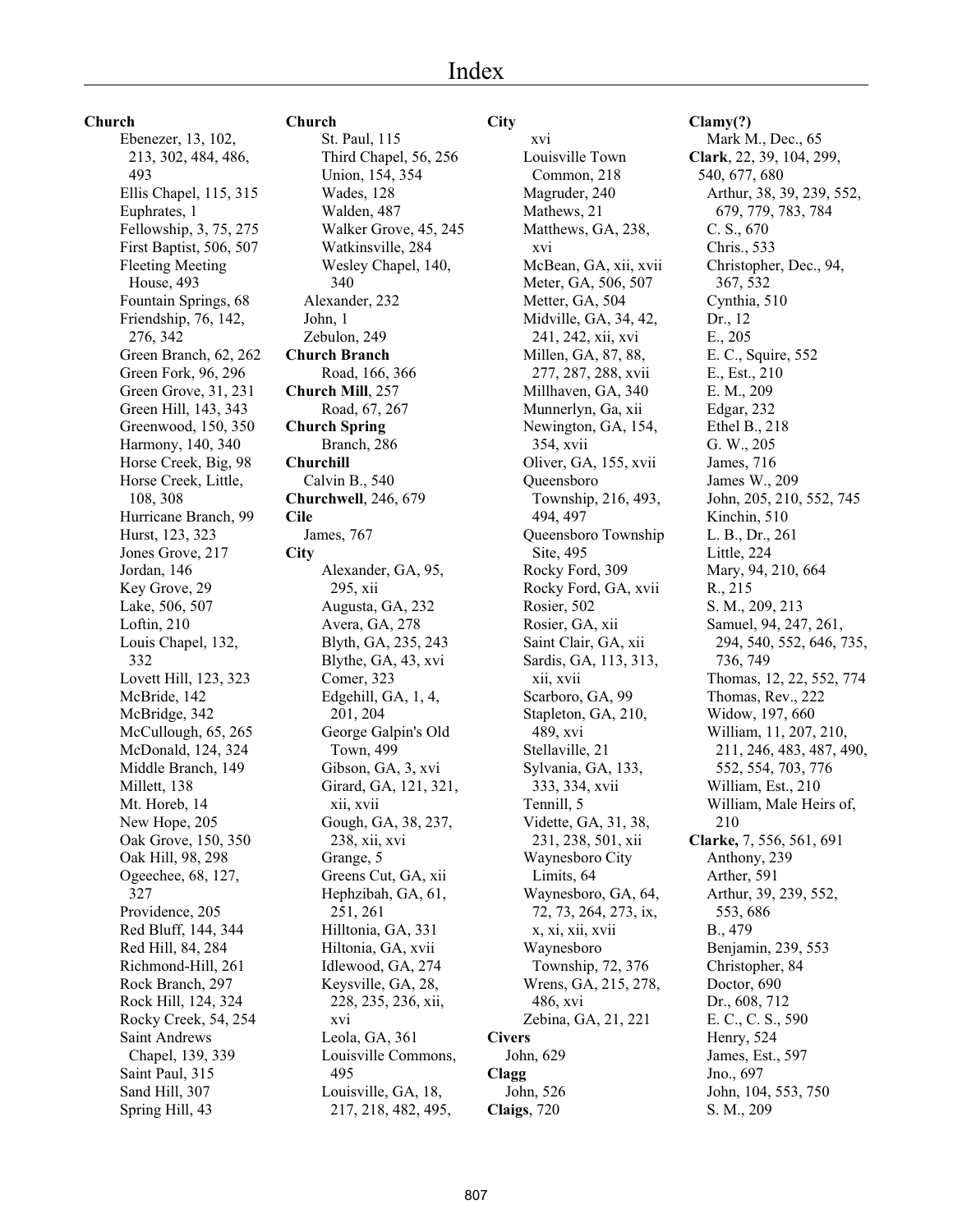# Index

**Church**
- Ebenezer, 13, 102, 213, 302, 484, 486, 493
- Ellis Chapel, 115, 315
- Euphrates, 1
- Fellowship, 3, 75, 275
- First Baptist, 506, 507
- Fleeting Meeting House, 493
- Fountain Springs, 68
- Friendship, 76, 142, 276, 342
- Green Branch, 62, 262
- Green Fork, 96, 296
- Green Grove, 31, 231
- Green Hill, 143, 343
- Greenwood, 150, 350
- Harmony, 140, 340
- Horse Creek, Big, 98
- Horse Creek, Little, 108, 308
- Hurricane Branch, 99
- Hurst, 123, 323
- Jones Grove, 217
- Jordan, 146
- Key Grove, 29
- Lake, 506, 507
- Loftin, 210
- Louis Chapel, 132, 332
- Lovett Hill, 123, 323
- McBride, 142
- McBridge, 342
- McCullough, 65, 265
- McDonald, 124, 324
- Middle Branch, 149
- Millett, 138
- Mt. Horeb, 14
- New Hope, 205
- Oak Grove, 150, 350
- Oak Hill, 98, 298
- Ogeechee, 68, 127, 327
- Providence, 205
- Red Bluff, 144, 344
- Red Hill, 84, 284
- Richmond-Hill, 261
- Rock Branch, 297
- Rock Hill, 124, 324
- Rocky Creek, 54, 254
- Saint Andrews Chapel, 139, 339
- Saint Paul, 315
- Sand Hill, 307
- Spring Hill, 43

**Church**
- St. Paul, 115
- Third Chapel, 56, 256
- Union, 154, 354
- Wades, 128
- Walden, 487
- Walker Grove, 45, 245
- Watkinsville, 284
- Wesley Chapel, 140, 340
- Alexander, 232
- John, 1
- Zebulon, 249

**Church Branch**
- Road, 166, 366

**Church Mill**, 257
- Road, 67, 267

**Church Spring**
- Branch, 286

**Churchill**
- Calvin B., 540

**Churchwell**, 246, 679

**Cile**
- James, 767

**City**
- Alexander, GA, 95, 295, xii
- Augusta, GA, 232
- Avera, GA, 278
- Blyth, GA, 235, 243
- Blythe, GA, 43, xvi
- Comer, 323
- Edgehill, GA, 1, 4, 201, 204
- George Galpin's Old Town, 499
- Gibson, GA, 3, xvi
- Girard, GA, 121, 321, xii, xvii
- Gough, GA, 38, 237, 238, xii, xvi
- Grange, 5
- Greens Cut, GA, xii
- Hephzibah, GA, 61, 251, 261
- Hilltonia, GA, 331
- Hiltonia, GA, xvii
- Idlewood, GA, 274
- Keysville, GA, 28, 228, 235, 236, xii, xvi
- Leola, GA, 361
- Louisville Commons, 495
- Louisville, GA, 18, 217, 218, 482, 495, xvi
- Louisville Town Common, 218
- Magruder, 240
- Mathews, 21
- Matthews, GA, 238, xvi
- McBean, GA, xii, xvii
- Meter, GA, 506, 507
- Metter, GA, 504
- Midville, GA, 34, 42, 241, 242, xii, xvi
- Millen, GA, 87, 88, 277, 287, 288, xvii
- Millhaven, GA, 340
- Munnerlyn, Ga, xii
- Newington, GA, 154, 354, xvii
- Oliver, GA, 155, xvii
- Queensboro Township, 216, 493, 494, 497
- Queensboro Township Site, 495
- Rocky Ford, 309
- Rocky Ford, GA, xvii
- Rosier, 502
- Rosier, GA, xii
- Saint Clair, GA, xii
- Sardis, GA, 113, 313, xii, xvii
- Scarboro, GA, 99
- Stapleton, GA, 210, 489, xvi
- Stellaville, 21
- Sylvania, GA, 133, 333, 334, xvii
- Tennill, 5
- Vidette, GA, 31, 38, 231, 238, 501, xii
- Waynesboro City Limits, 64
- Waynesboro, GA, 64, 72, 73, 264, 273, ix, x, xi, xii, xvii
- Waynesboro Township, 72, 376
- Wrens, GA, 215, 278, 486, xvi
- Zebina, GA, 21, 221

**Civers**
- John, 629

**Clagg**
- John, 526

**Claigs**, 720

**Clamy(?)**
- Mark M., Dec., 65

**Clark**, 22, 39, 104, 299, 540, 677, 680
- Arthur, 38, 39, 239, 552, 679, 779, 783, 784
- C. S., 670
- Chris., 533
- Christopher, Dec., 94, 367, 532
- Cynthia, 510
- Dr., 12
- E., 205
- E. C., Squire, 552
- E., Est., 210
- E. M., 209
- Edgar, 232
- Ethel B., 218
- G. W., 205
- James, 716
- James W., 209
- John, 205, 210, 552, 745
- Kinchin, 510
- L. B., Dr., 261
- Little, 224
- Mary, 94, 210, 664
- R., 215
- S. M., 209, 213
- Samuel, 94, 247, 261, 294, 540, 552, 646, 735, 736, 749
- Thomas, 12, 22, 552, 774
- Thomas, Rev., 222
- Widow, 197, 660
- William, 11, 207, 210, 211, 246, 483, 487, 490, 552, 554, 703, 776
- William, Est., 210
- William, Male Heirs of, 210

**Clarke,** 7, 556, 561, 691
- Anthony, 239
- Arther, 591
- Arthur, 39, 239, 552, 553, 686
- B., 479
- Benjamin, 239, 553
- Christopher, 84
- Doctor, 690
- Dr., 608, 712
- E. C., C. S., 590
- Henry, 524
- James, Est., 597
- Jno., 697
- John, 104, 553, 750
- S. M., 209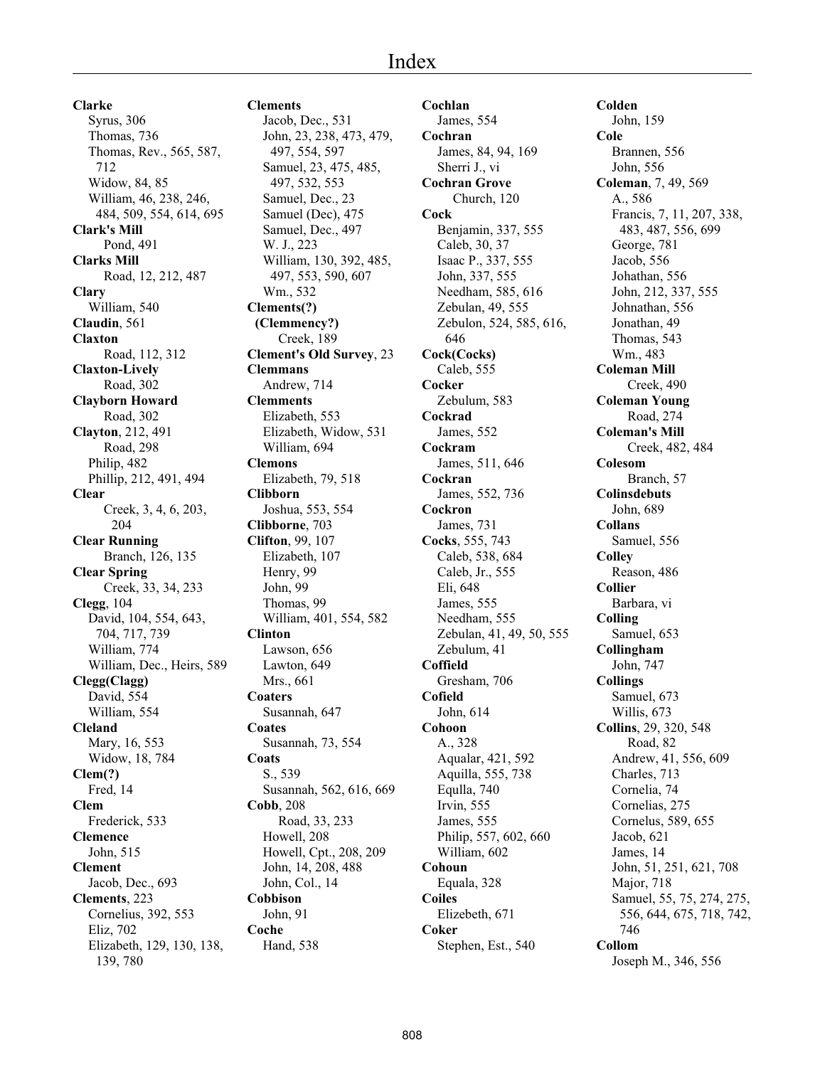# Index

**Clarke**
Syrus, 306
Thomas, 736
Thomas, Rev., 565, 587, 712
Widow, 84, 85
William, 46, 238, 246, 484, 509, 554, 614, 695

**Clark's Mill**
Pond, 491

**Clarks Mill**
Road, 12, 212, 487

**Clary**
William, 540

**Claudin**, 561

**Claxton**
Road, 112, 312

**Claxton-Lively**
Road, 302

**Clayborn Howard**
Road, 302

**Clayton**, 212, 491
Road, 298
Philip, 482
Phillip, 212, 491, 494

**Clear**
Creek, 3, 4, 6, 203, 204

**Clear Running**
Branch, 126, 135

**Clear Spring**
Creek, 33, 34, 233

**Clegg**, 104
David, 104, 554, 643, 704, 717, 739
William, 774
William, Dec., Heirs, 589

**Clegg(Clagg)**
David, 554
William, 554

**Cleland**
Mary, 16, 553
Widow, 18, 784

**Clem(?)**
Fred, 14

**Clem**
Frederick, 533

**Clemence**
John, 515

**Clement**
Jacob, Dec., 693

**Clements**, 223
Cornelius, 392, 553
Eliz, 702
Elizabeth, 129, 130, 138, 139, 780

**Clements**
Jacob, Dec., 531
John, 23, 238, 473, 479, 497, 554, 597
Samuel, 23, 475, 485, 497, 532, 553
Samuel, Dec., 23
Samuel (Dec), 475
Samuel, Dec., 497
W. J., 223
William, 130, 392, 485, 497, 553, 590, 607
Wm., 532

**Clements(?) (Clemmency?)**
Creek, 189

**Clement's Old Survey**, 23

**Clemmans**
Andrew, 714

**Clemments**
Elizabeth, 553
Elizabeth, Widow, 531
William, 694

**Clemons**
Elizabeth, 79, 518

**Clibborn**
Joshua, 553, 554

**Clibborne**, 703

**Clifton**, 99, 107
Elizabeth, 107
Henry, 99
John, 99
Thomas, 99
William, 401, 554, 582

**Clinton**
Lawson, 656
Lawton, 649
Mrs., 661

**Coaters**
Susannah, 647

**Coates**
Susannah, 73, 554

**Coats**
S., 539
Susannah, 562, 616, 669

**Cobb**, 208
Road, 33, 233
Howell, 208
Howell, Cpt., 208, 209
John, 14, 208, 488
John, Col., 14

**Cobbison**
John, 91

**Coche**
Hand, 538

**Cochlan**
James, 554

**Cochran**
James, 84, 94, 169
Sherri J., vi

**Cochran Grove**
Church, 120

**Cock**
Benjamin, 337, 555
Caleb, 30, 37
Isaac P., 337, 555
John, 337, 555
Needham, 585, 616
Zebulan, 49, 555
Zebulon, 524, 585, 616, 646

**Cock(Cocks)**
Caleb, 555

**Cocker**
Zebulum, 583

**Cockrad**
James, 552

**Cockram**
James, 511, 646

**Cockran**
James, 552, 736

**Cockron**
James, 731

**Cocks**, 555, 743
Caleb, 538, 684
Caleb, Jr., 555
Eli, 648
James, 555
Needham, 555
Zebulan, 41, 49, 50, 555
Zebulum, 41

**Coffield**
Gresham, 706

**Cofield**
John, 614

**Cohoon**
A., 328
Aqualar, 421, 592
Aquilla, 555, 738
Equlla, 740
Irvin, 555
James, 555
Philip, 557, 602, 660
William, 602

**Cohoun**
Equala, 328

**Coiles**
Elizebeth, 671

**Coker**
Stephen, Est., 540

**Colden**
John, 159

**Cole**
Brannen, 556
John, 556

**Coleman**, 7, 49, 569
A., 586
Francis, 7, 11, 207, 338, 483, 487, 556, 699
George, 781
Jacob, 556
Johathan, 556
John, 212, 337, 555
Johnathan, 556
Jonathan, 49
Thomas, 543
Wm., 483

**Coleman Mill**
Creek, 490

**Coleman Young**
Road, 274

**Coleman's Mill**
Creek, 482, 484

**Colesom**
Branch, 57

**Colinsdebuts**
John, 689

**Collans**
Samuel, 556

**Colley**
Reason, 486

**Collier**
Barbara, vi

**Colling**
Samuel, 653

**Collingham**
John, 747

**Collings**
Samuel, 673
Willis, 673

**Collins**, 29, 320, 548
Road, 82
Andrew, 41, 556, 609
Charles, 713
Cornelia, 74
Cornelias, 275
Cornelus, 589, 655
Jacob, 621
James, 14
John, 51, 251, 621, 708
Major, 718
Samuel, 55, 75, 274, 275, 556, 644, 675, 718, 742, 746

**Collom**
Joseph M., 346, 556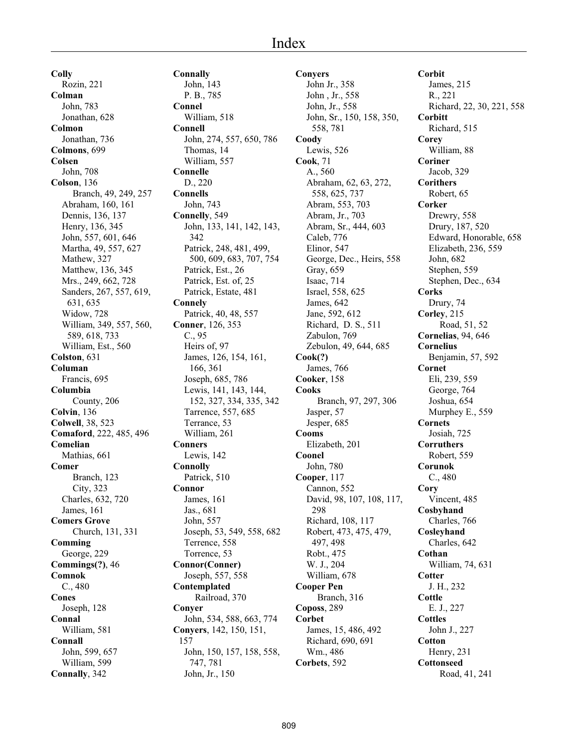# Index

**Colly**
Rozin, 221
**Colman**
John, 783
Jonathan, 628
**Colmon**
Jonathan, 736
**Colmons**, 699
**Colsen**
John, 708
**Colson**, 136
Branch, 49, 249, 257
Abraham, 160, 161
Dennis, 136, 137
Henry, 136, 345
John, 557, 601, 646
Martha, 49, 557, 627
Mathew, 327
Matthew, 136, 345
Mrs., 249, 662, 728
Sanders, 267, 557, 619, 631, 635
Widow, 728
William, 349, 557, 560, 589, 618, 733
William, Est., 560
**Colston**, 631
**Columan**
Francis, 695
**Columbia**
County, 206
**Colvin**, 136
**Colwell**, 38, 523
**Comaford**, 222, 485, 496
**Comelian**
Mathias, 661
**Comer**
Branch, 123
City, 323
Charles, 632, 720
James, 161
**Comers Grove**
Church, 131, 331
**Comming**
George, 229
**Commings(?)**, 46
**Comnok**
C., 480
**Cones**
Joseph, 128
**Connal**
William, 581
**Connall**
John, 599, 657
William, 599
**Connally**, 342
**Connally**
John, 143
P. B., 785
**Connel**
William, 518
**Connell**
John, 274, 557, 650, 786
Thomas, 14
William, 557
**Connelle**
D., 220
**Connells**
John, 743
**Connelly**, 549
John, 133, 141, 142, 143, 342
Patrick, 248, 481, 499, 500, 609, 683, 707, 754
Patrick, Est., 26
Patrick, Est. of, 25
Patrick, Estate, 481
**Connely**
Patrick, 40, 48, 557
**Conner**, 126, 353
C., 95
Heirs of, 97
James, 126, 154, 161, 166, 361
Joseph, 685, 786
Lewis, 141, 143, 144, 152, 327, 334, 335, 342
Tarrence, 557, 685
Terrance, 53
William, 261
**Conners**
Lewis, 142
**Connolly**
Patrick, 510
**Connor**
James, 161
Jas., 681
John, 557
Joseph, 53, 549, 558, 682
Terrence, 558
Torrence, 53
**Connor(Conner)**
Joseph, 557, 558
**Contemplated**
Railroad, 370
**Conyer**
John, 534, 588, 663, 774
**Conyers**, 142, 150, 151, 157
John, 150, 157, 158, 558, 747, 781
John, Jr., 150
**Conyers**
John Jr., 358
John , Jr., 558
John, Jr., 558
John, Sr., 150, 158, 350, 558, 781
**Coody**
Lewis, 526
**Cook**, 71
A., 560
Abraham, 62, 63, 272, 558, 625, 737
Abram, 553, 703
Abram, Jr., 703
Abram, Sr., 444, 603
Caleb, 776
Elinor, 547
George, Dec., Heirs, 558
Gray, 659
Isaac, 714
Israel, 558, 625
James, 642
Jane, 592, 612
Richard, D. S., 511
Zabulon, 769
Zebulon, 49, 644, 685
**Cook(?)**
James, 766
**Cooker**, 158
**Cooks**
Branch, 97, 297, 306
Jasper, 57
Jesper, 685
**Cooms**
Elizabeth, 201
**Coonel**
John, 780
**Cooper**, 117
Cannon, 552
David, 98, 107, 108, 117, 298
Richard, 108, 117
Robert, 473, 475, 479, 497, 498
Robt., 475
W. J., 204
William, 678
**Cooper Pen**
Branch, 316
**Coposs**, 289
**Corbet**
James, 15, 486, 492
Richard, 690, 691
Wm., 486
**Corbets**, 592
**Corbit**
James, 215
R., 221
Richard, 22, 30, 221, 558
**Corbitt**
Richard, 515
**Corey**
William, 88
**Coriner**
Jacob, 329
**Corithers**
Robert, 65
**Corker**
Drewry, 558
Drury, 187, 520
Edward, Honorable, 658
Elizabeth, 236, 559
John, 682
Stephen, 559
Stephen, Dec., 634
**Corks**
Drury, 74
**Corley**, 215
Road, 51, 52
**Cornelias**, 94, 646
**Cornelius**
Benjamin, 57, 592
**Cornet**
Eli, 239, 559
George, 764
Joshua, 654
Murphey E., 559
**Cornets**
Josiah, 725
**Corruthers**
Robert, 559
**Corunok**
C., 480
**Cory**
Vincent, 485
**Cosbyhand**
Charles, 766
**Cosleyhand**
Charles, 642
**Cothan**
William, 74, 631
**Cotter**
J. H., 232
**Cottle**
E. J., 227
**Cottles**
John J., 227
**Cotton**
Henry, 231
**Cottonseed**
Road, 41, 241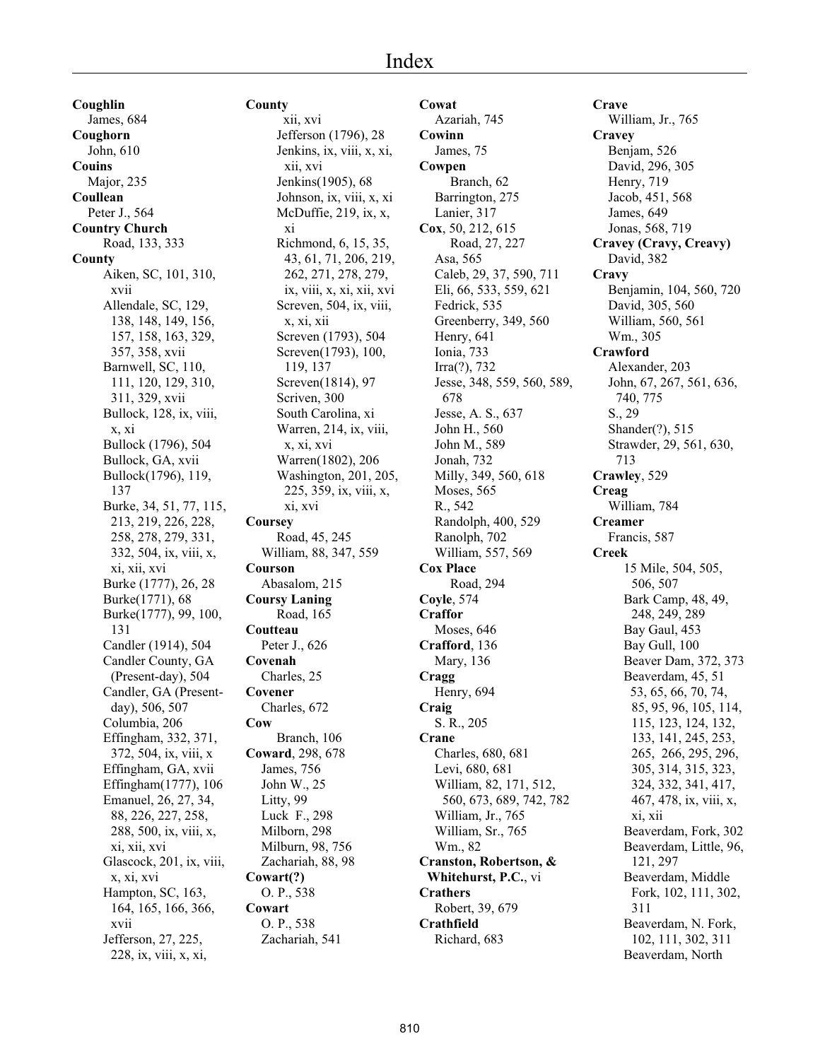# Index

**Coughlin**
James, 684
**Coughorn**
John, 610
**Couins**
Major, 235
**Coullean**
Peter J., 564
**Country Church**
Road, 133, 333
**County**
Aiken, SC, 101, 310, xvii
Allendale, SC, 129, 138, 148, 149, 156, 157, 158, 163, 329, 357, 358, xvii
Barnwell, SC, 110, 111, 120, 129, 310, 311, 329, xvii
Bullock, 128, ix, viii, x, xi
Bullock (1796), 504
Bullock, GA, xvii
Bullock(1796), 119, 137
Burke, 34, 51, 77, 115, 213, 219, 226, 228, 258, 278, 279, 331, 332, 504, ix, viii, x, xi, xii, xvi
Burke (1777), 26, 28
Burke(1771), 68
Burke(1777), 99, 100, 131
Candler (1914), 504
Candler County, GA (Present-day), 504
Candler, GA (Present-day), 506, 507
Columbia, 206
Effingham, 332, 371, 372, 504, ix, viii, x
Effingham, GA, xvii
Effingham(1777), 106
Emanuel, 26, 27, 34, 88, 226, 227, 258, 288, 500, ix, viii, x, xi, xii, xvi
Glascock, 201, ix, viii, x, xi, xvi
Hampton, SC, 163, 164, 165, 166, 366, xvii
Jefferson, 27, 225, 228, ix, viii, x, xi,

**County**
xii, xvi
Jefferson (1796), 28
Jenkins, ix, viii, x, xi, xii, xvi
Jenkins(1905), 68
Johnson, ix, viii, x, xi
McDuffie, 219, ix, x, xi
Richmond, 6, 15, 35, 43, 61, 71, 206, 219, 262, 271, 278, 279, ix, viii, x, xi, xii, xvi
Screven, 504, ix, viii, x, xi, xii
Screven (1793), 504
Screven(1793), 100, 119, 137
Screven(1814), 97
Scriven, 300
South Carolina, xi
Warren, 214, ix, viii, x, xi, xvi
Warren(1802), 206
Washington, 201, 205, 225, 359, ix, viii, x, xi, xvi
**Coursey**
Road, 45, 245
William, 88, 347, 559
**Courson**
Abasalom, 215
**Coursy Laning**
Road, 165
**Coutteau**
Peter J., 626
**Covenah**
Charles, 25
**Covener**
Charles, 672
**Cow**
Branch, 106
**Coward**, 298, 678
James, 756
John W., 25
Litty, 99
Luck F., 298
Milborn, 298
Milburn, 98, 756
Zachariah, 88, 98
**Cowart(?)**
O. P., 538
**Cowart**
O. P., 538
Zachariah, 541

**Cowat**
Azariah, 745
**Cowinn**
James, 75
**Cowpen**
Branch, 62
Barrington, 275
Lanier, 317
**Cox**, 50, 212, 615
Road, 27, 227
Asa, 565
Caleb, 29, 37, 590, 711
Eli, 66, 533, 559, 621
Fedrick, 535
Greenberry, 349, 560
Henry, 641
Ionia, 733
Irra(?), 732
Jesse, 348, 559, 560, 589, 678
Jesse, A. S., 637
John H., 560
John M., 589
Jonah, 732
Milly, 349, 560, 618
Moses, 565
R., 542
Randolph, 400, 529
Ranolph, 702
William, 557, 569
**Cox Place**
Road, 294
**Coyle**, 574
**Craffor**
Moses, 646
**Crafford**, 136
Mary, 136
**Cragg**
Henry, 694
**Craig**
S. R., 205
**Crane**
Charles, 680, 681
Levi, 680, 681
William, 82, 171, 512, 560, 673, 689, 742, 782
William, Jr., 765
William, Sr., 765
Wm., 82
**Cranston, Robertson, & Whitehurst, P.C.**, vi
**Crathers**
Robert, 39, 679
**Crathfield**
Richard, 683

**Crave**
William, Jr., 765
**Cravey**
Benjam, 526
David, 296, 305
Henry, 719
Jacob, 451, 568
James, 649
Jonas, 568, 719
**Cravey (Cravy, Creavy)**
David, 382
**Cravy**
Benjamin, 104, 560, 720
David, 305, 560
William, 560, 561
Wm., 305
**Crawford**
Alexander, 203
John, 67, 267, 561, 636, 740, 775
S., 29
Shander(?), 515
Strawder, 29, 561, 630, 713
**Crawley**, 529
**Creag**
William, 784
**Creamer**
Francis, 587
**Creek**
15 Mile, 504, 505, 506, 507
Bark Camp, 48, 49, 248, 249, 289
Bay Gaul, 453
Bay Gull, 100
Beaver Dam, 372, 373
Beaverdam, 45, 51 53, 65, 66, 70, 74, 85, 95, 96, 105, 114, 115, 123, 124, 132, 133, 141, 245, 253, 265, 266, 295, 296, 305, 314, 315, 323, 324, 332, 341, 417, 467, 478, ix, viii, x, xi, xii
Beaverdam, Fork, 302
Beaverdam, Little, 96, 121, 297
Beaverdam, Middle Fork, 102, 111, 302, 311
Beaverdam, N. Fork, 102, 111, 302, 311
Beaverdam, North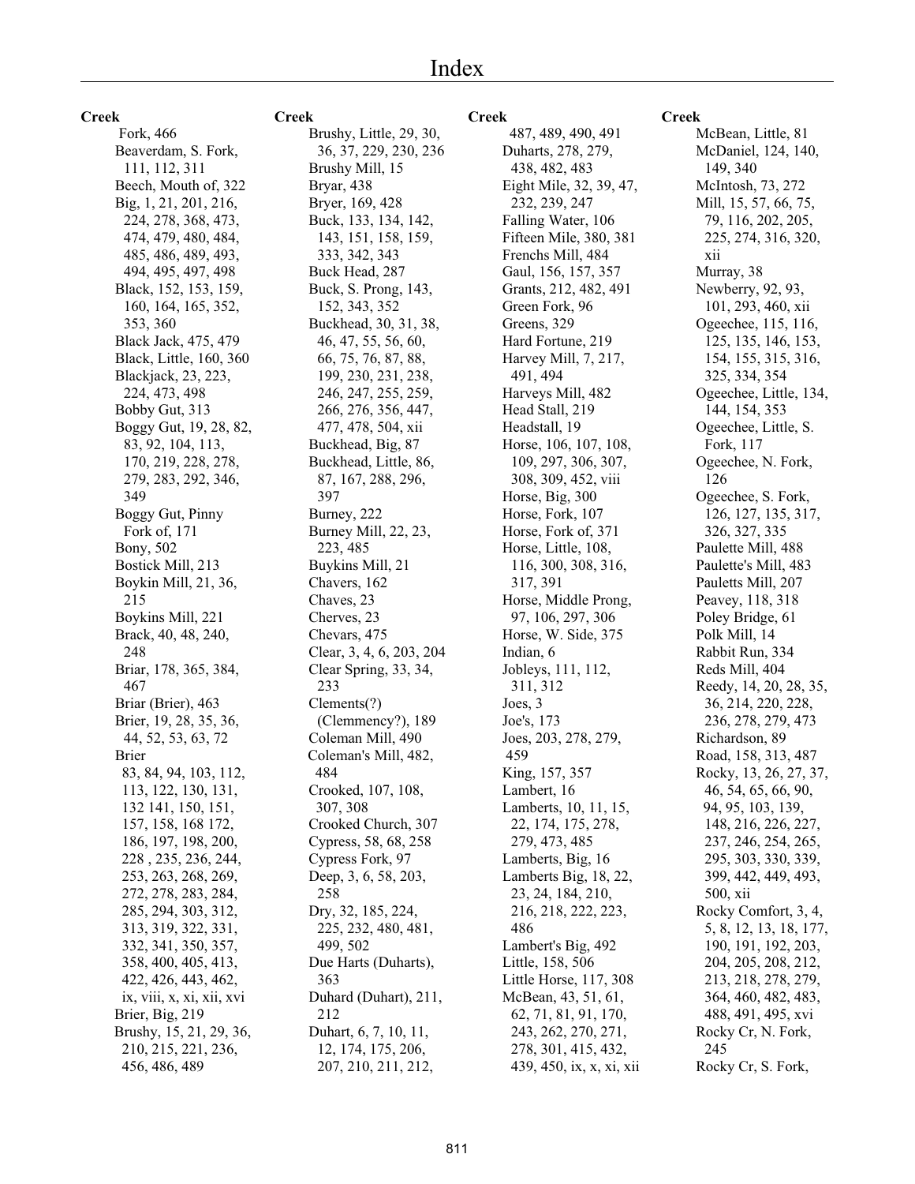# Index

**Creek**

Fork, 466
Beaverdam, S. Fork, 111, 112, 311
Beech, Mouth of, 322
Big, 1, 21, 201, 216, 224, 278, 368, 473, 474, 479, 480, 484, 485, 486, 489, 493, 494, 495, 497, 498
Black, 152, 153, 159, 160, 164, 165, 352, 353, 360
Black Jack, 475, 479
Black, Little, 160, 360
Blackjack, 23, 223, 224, 473, 498
Bobby Gut, 313
Boggy Gut, 19, 28, 82, 83, 92, 104, 113, 170, 219, 228, 278, 279, 283, 292, 346, 349
Boggy Gut, Pinny Fork of, 171
Bony, 502
Bostick Mill, 213
Boykin Mill, 21, 36, 215
Boykins Mill, 221
Brack, 40, 48, 240, 248
Briar, 178, 365, 384, 467
Briar (Brier), 463
Brier, 19, 28, 35, 36, 44, 52, 53, 63, 72
Brier 83, 84, 94, 103, 112, 113, 122, 130, 131, 132 141, 150, 151, 157, 158, 168 172, 186, 197, 198, 200, 228 , 235, 236, 244, 253, 263, 268, 269, 272, 278, 283, 284, 285, 294, 303, 312, 313, 319, 322, 331, 332, 341, 350, 357, 358, 400, 405, 413, 422, 426, 443, 462, ix, viii, x, xi, xii, xvi
Brier, Big, 219
Brushy, 15, 21, 29, 36, 210, 215, 221, 236, 456, 486, 489

**Creek**

Brushy, Little, 29, 30, 36, 37, 229, 230, 236
Brushy Mill, 15
Bryar, 438
Bryer, 169, 428
Buck, 133, 134, 142, 143, 151, 158, 159, 333, 342, 343
Buck Head, 287
Buck, S. Prong, 143, 152, 343, 352
Buckhead, 30, 31, 38, 46, 47, 55, 56, 60, 66, 75, 76, 87, 88, 199, 230, 231, 238, 246, 247, 255, 259, 266, 276, 356, 447, 477, 478, 504, xii
Buckhead, Big, 87
Buckhead, Little, 86, 87, 167, 288, 296, 397
Burney, 222
Burney Mill, 22, 23, 223, 485
Buykins Mill, 21
Chavers, 162
Chaves, 23
Cherves, 23
Chevars, 475
Clear, 3, 4, 6, 203, 204
Clear Spring, 33, 34, 233
Clements(?) (Clemmency?), 189
Coleman Mill, 490
Coleman's Mill, 482, 484
Crooked, 107, 108, 307, 308
Crooked Church, 307
Cypress, 58, 68, 258
Cypress Fork, 97
Deep, 3, 6, 58, 203, 258
Dry, 32, 185, 224, 225, 232, 480, 481, 499, 502
Due Harts (Duharts), 363
Duhard (Duhart), 211, 212
Duhart, 6, 7, 10, 11, 12, 174, 175, 206, 207, 210, 211, 212,

**Creek**

487, 489, 490, 491
Duharts, 278, 279, 438, 482, 483
Eight Mile, 32, 39, 47, 232, 239, 247
Falling Water, 106
Fifteen Mile, 380, 381
Frenchs Mill, 484
Gaul, 156, 157, 357
Grants, 212, 482, 491
Green Fork, 96
Greens, 329
Hard Fortune, 219
Harvey Mill, 7, 217, 491, 494
Harveys Mill, 482
Head Stall, 219
Headstall, 19
Horse, 106, 107, 108, 109, 297, 306, 307, 308, 309, 452, viii
Horse, Big, 300
Horse, Fork, 107
Horse, Fork of, 371
Horse, Little, 108, 116, 300, 308, 316, 317, 391
Horse, Middle Prong, 97, 106, 297, 306
Horse, W. Side, 375
Indian, 6
Jobleys, 111, 112, 311, 312
Joes, 3
Joe's, 173
Joes, 203, 278, 279, 459
King, 157, 357
Lambert, 16
Lamberts, 10, 11, 15, 22, 174, 175, 278, 279, 473, 485
Lamberts, Big, 16
Lamberts Big, 18, 22, 23, 24, 184, 210, 216, 218, 222, 223, 486
Lambert's Big, 492
Little, 158, 506
Little Horse, 117, 308
McBean, 43, 51, 61, 62, 71, 81, 91, 170, 243, 262, 270, 271, 278, 301, 415, 432, 439, 450, ix, x, xi, xii

**Creek**

McBean, Little, 81
McDaniel, 124, 140, 149, 340
McIntosh, 73, 272
Mill, 15, 57, 66, 75, 79, 116, 202, 205, 225, 274, 316, 320, xii
Murray, 38
Newberry, 92, 93, 101, 293, 460, xii
Ogeechee, 115, 116, 125, 135, 146, 153, 154, 155, 315, 316, 325, 334, 354
Ogeechee, Little, 134, 144, 154, 353
Ogeechee, Little, S. Fork, 117
Ogeechee, N. Fork, 126
Ogeechee, S. Fork, 126, 127, 135, 317, 326, 327, 335
Paulette Mill, 488
Paulette's Mill, 483
Pauletts Mill, 207
Peavey, 118, 318
Poley Bridge, 61
Polk Mill, 14
Rabbit Run, 334
Reds Mill, 404
Reedy, 14, 20, 28, 35, 36, 214, 220, 228, 236, 278, 279, 473
Richardson, 89
Road, 158, 313, 487
Rocky, 13, 26, 27, 37, 46, 54, 65, 66, 90, 94, 95, 103, 139, 148, 216, 226, 227, 237, 246, 254, 265, 295, 303, 330, 339, 399, 442, 449, 493, 500, xii
Rocky Comfort, 3, 4, 5, 8, 12, 13, 18, 177, 190, 191, 192, 203, 204, 205, 208, 212, 213, 218, 278, 279, 364, 460, 482, 483, 488, 491, 495, xvi
Rocky Cr, N. Fork, 245
Rocky Cr, S. Fork,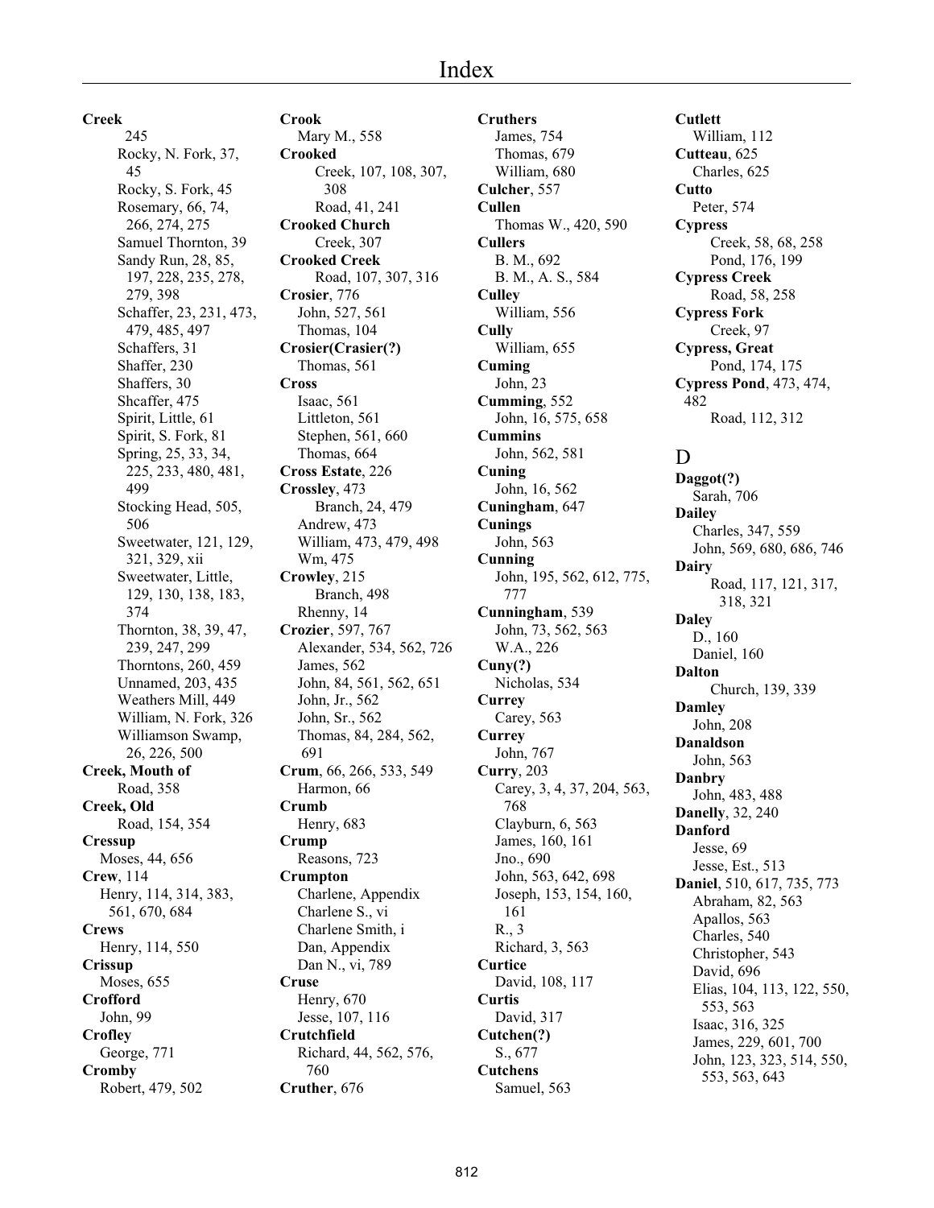**Creek**
245
Rocky, N. Fork, 37, 45
Rocky, S. Fork, 45
Rosemary, 66, 74, 266, 274, 275
Samuel Thornton, 39
Sandy Run, 28, 85, 197, 228, 235, 278, 279, 398
Schaffer, 23, 231, 473, 479, 485, 497
Schaffers, 31
Shaffer, 230
Shaffers, 30
Shcaffer, 475
Spirit, Little, 61
Spirit, S. Fork, 81
Spring, 25, 33, 34, 225, 233, 480, 481, 499
Stocking Head, 505, 506
Sweetwater, 121, 129, 321, 329, xii
Sweetwater, Little, 129, 130, 138, 183, 374
Thornton, 38, 39, 47, 239, 247, 299
Thorntons, 260, 459
Unnamed, 203, 435
Weathers Mill, 449
William, N. Fork, 326
Williamson Swamp, 26, 226, 500

**Creek, Mouth of**
Road, 358

**Creek, Old**
Road, 154, 354

**Cressup**
Moses, 44, 656

**Crew**, 114
Henry, 114, 314, 383, 561, 670, 684

**Crews**
Henry, 114, 550

**Crissup**
Moses, 655

**Crofford**
John, 99

**Crofley**
George, 771

**Cromby**
Robert, 479, 502

**Crook**
Mary M., 558

**Crooked**
Creek, 107, 108, 307, 308
Road, 41, 241

**Crooked Church**
Creek, 307

**Crooked Creek**
Road, 107, 307, 316

**Crosier**, 776
John, 527, 561
Thomas, 104

**Crosier(Crasier(?)**
Thomas, 561

**Cross**
Isaac, 561
Littleton, 561
Stephen, 561, 660
Thomas, 664

**Cross Estate**, 226

**Crossley**, 473
Branch, 24, 479
Andrew, 473
William, 473, 479, 498
Wm, 475

**Crowley**, 215
Branch, 498
Rhenny, 14

**Crozier**, 597, 767
Alexander, 534, 562, 726
James, 562
John, 84, 561, 562, 651
John, Jr., 562
John, Sr., 562
Thomas, 84, 284, 562, 691

**Crum**, 66, 266, 533, 549
Harmon, 66

**Crumb**
Henry, 683

**Crump**
Reasons, 723

**Crumpton**
Charlene, Appendix
Charlene S., vi
Charlene Smith, i
Dan, Appendix
Dan N., vi, 789

**Cruse**
Henry, 670
Jesse, 107, 116

**Crutchfield**
Richard, 44, 562, 576, 760

**Cruther**, 676

**Cruthers**
James, 754
Thomas, 679
William, 680

**Culcher**, 557

**Cullen**
Thomas W., 420, 590

**Cullers**
B. M., 692
B. M., A. S., 584

**Culley**
William, 556

**Cully**
William, 655

**Cuming**
John, 23

**Cumming**, 552
John, 16, 575, 658

**Cummins**
John, 562, 581

**Cuning**
John, 16, 562

**Cuningham**, 647

**Cunings**
John, 563

**Cunning**
John, 195, 562, 612, 775, 777

**Cunningham**, 539
John, 73, 562, 563
W.A., 226

**Cuny(?)**
Nicholas, 534

**Currey**
Carey, 563

**Currey**
John, 767

**Curry**, 203
Carey, 3, 4, 37, 204, 563, 768
Clayburn, 6, 563
James, 160, 161
Jno., 690
John, 563, 642, 698
Joseph, 153, 154, 160, 161
R., 3
Richard, 3, 563

**Curtice**
David, 108, 117

**Curtis**
David, 317

**Cutchen(?)**
S., 677

**Cutchens**
Samuel, 563

**Cutlett**
William, 112

**Cutteau**, 625
Charles, 625

**Cutto**
Peter, 574

**Cypress**
Creek, 58, 68, 258
Pond, 176, 199

**Cypress Creek**
Road, 58, 258

**Cypress Fork**
Creek, 97

**Cypress, Great**
Pond, 174, 175

**Cypress Pond**, 473, 474, 482
Road, 112, 312

## D

**Daggot(?)**
Sarah, 706

**Dailey**
Charles, 347, 559
John, 569, 680, 686, 746

**Dairy**
Road, 117, 121, 317, 318, 321

**Daley**
D., 160
Daniel, 160

**Dalton**
Church, 139, 339

**Damley**
John, 208

**Danaldson**
John, 563

**Danbry**
John, 483, 488

**Danelly**, 32, 240

**Danford**
Jesse, 69
Jesse, Est., 513

**Daniel**, 510, 617, 735, 773
Abraham, 82, 563
Apallos, 563
Charles, 540
Christopher, 543
David, 696
Elias, 104, 113, 122, 550, 553, 563
Isaac, 316, 325
James, 229, 601, 700
John, 123, 323, 514, 550, 553, 563, 643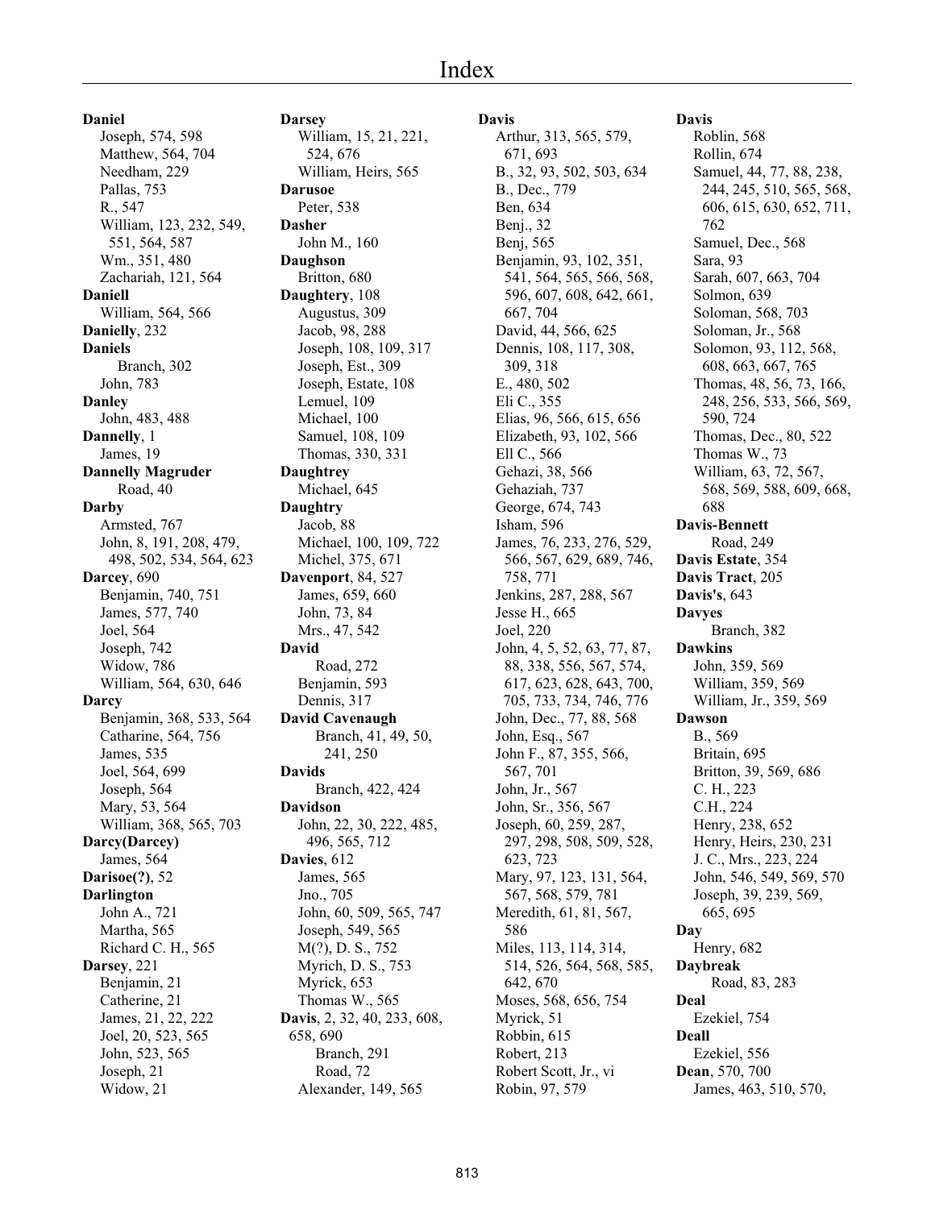# Index

**Daniel**
- Joseph, 574, 598
- Matthew, 564, 704
- Needham, 229
- Pallas, 753
- R., 547
- William, 123, 232, 549, 551, 564, 587
- Wm., 351, 480
- Zachariah, 121, 564

**Daniell**
- William, 564, 566

**Danielly**, 232

**Daniels**
- Branch, 302
- John, 783

**Danley**
- John, 483, 488

**Dannelly**, 1
- James, 19

**Dannelly Magruder**
- Road, 40

**Darby**
- Armsted, 767
- John, 8, 191, 208, 479, 498, 502, 534, 564, 623

**Darcey**, 690
- Benjamin, 740, 751
- James, 577, 740
- Joel, 564
- Joseph, 742
- Widow, 786
- William, 564, 630, 646

**Darcy**
- Benjamin, 368, 533, 564
- Catharine, 564, 756
- James, 535
- Joel, 564, 699
- Joseph, 564
- Mary, 53, 564
- William, 368, 565, 703

**Darcy(Darcey)**
- James, 564

**Darisoe(?)**, 52

**Darlington**
- John A., 721
- Martha, 565
- Richard C. H., 565

**Darsey**, 221
- Benjamin, 21
- Catherine, 21
- James, 21, 22, 222
- Joel, 20, 523, 565
- John, 523, 565
- Joseph, 21
- Widow, 21

**Darsey**
- William, 15, 21, 221, 524, 676
- William, Heirs, 565

**Darusoe**
- Peter, 538

**Dasher**
- John M., 160

**Daughson**
- Britton, 680

**Daughtery**, 108
- Augustus, 309
- Jacob, 98, 288
- Joseph, 108, 109, 317
- Joseph, Est., 309
- Joseph, Estate, 108
- Lemuel, 109
- Michael, 100
- Samuel, 108, 109
- Thomas, 330, 331

**Daughtrey**
- Michael, 645

**Daughtry**
- Jacob, 88
- Michael, 100, 109, 722
- Michel, 375, 671

**Davenport**, 84, 527
- James, 659, 660
- John, 73, 84
- Mrs., 47, 542

**David**
- Road, 272
- Benjamin, 593
- Dennis, 317

**David Cavenaugh**
- Branch, 41, 49, 50, 241, 250

**Davids**
- Branch, 422, 424

**Davidson**
- John, 22, 30, 222, 485, 496, 565, 712

**Davies**, 612
- James, 565
- Jno., 705
- John, 60, 509, 565, 747
- Joseph, 549, 565
- M(?), D. S., 752
- Myrich, D. S., 753
- Myrick, 653
- Thomas W., 565

**Davis**, 2, 32, 40, 233, 608, 658, 690
- Branch, 291
- Road, 72
- Alexander, 149, 565

**Davis**
- Arthur, 313, 565, 579, 671, 693
- B., 32, 93, 502, 503, 634
- B., Dec., 779
- Ben, 634
- Benj., 32
- Benj, 565
- Benjamin, 93, 102, 351, 541, 564, 565, 566, 568, 596, 607, 608, 642, 661, 667, 704
- David, 44, 566, 625
- Dennis, 108, 117, 308, 309, 318
- E., 480, 502
- Eli C., 355
- Elias, 96, 566, 615, 656
- Elizabeth, 93, 102, 566
- Ell C., 566
- Gehazi, 38, 566
- Gehaziah, 737
- George, 674, 743
- Isham, 596
- James, 76, 233, 276, 529, 566, 567, 629, 689, 746, 758, 771
- Jenkins, 287, 288, 567
- Jesse H., 665
- Joel, 220
- John, 4, 5, 52, 63, 77, 87, 88, 338, 556, 567, 574, 617, 623, 628, 643, 700, 705, 733, 734, 746, 776
- John, Dec., 77, 88, 568
- John, Esq., 567
- John F., 87, 355, 566, 567, 701
- John, Jr., 567
- John, Sr., 356, 567
- Joseph, 60, 259, 287, 297, 298, 508, 509, 528, 623, 723
- Mary, 97, 123, 131, 564, 567, 568, 579, 781
- Meredith, 61, 81, 567, 586
- Miles, 113, 114, 314, 514, 526, 564, 568, 585, 642, 670
- Moses, 568, 656, 754
- Myrick, 51
- Robbin, 615
- Robert, 213
- Robert Scott, Jr., vi
- Robin, 97, 579

**Davis**
- Roblin, 568
- Rollin, 674
- Samuel, 44, 77, 88, 238, 244, 245, 510, 565, 568, 606, 615, 630, 652, 711, 762
- Samuel, Dec., 568
- Sara, 93
- Sarah, 607, 663, 704
- Solmon, 639
- Soloman, 568, 703
- Soloman, Jr., 568
- Solomon, 93, 112, 568, 608, 663, 667, 765
- Thomas, 48, 56, 73, 166, 248, 256, 533, 566, 569, 590, 724
- Thomas, Dec., 80, 522
- Thomas W., 73
- William, 63, 72, 567, 568, 569, 588, 609, 668, 688

**Davis-Bennett**
- Road, 249

**Davis Estate**, 354

**Davis Tract**, 205

**Davis's**, 643

**Davyes**
- Branch, 382

**Dawkins**
- John, 359, 569
- William, 359, 569
- William, Jr., 359, 569

**Dawson**
- B., 569
- Britain, 695
- Britton, 39, 569, 686
- C. H., 223
- C.H., 224
- Henry, 238, 652
- Henry, Heirs, 230, 231
- J. C., Mrs., 223, 224
- John, 546, 549, 569, 570
- Joseph, 39, 239, 569, 665, 695

**Day**
- Henry, 682

**Daybreak**
- Road, 83, 283

**Deal**
- Ezekiel, 754

**Deall**
- Ezekiel, 556

**Dean**, 570, 700
- James, 463, 510, 570,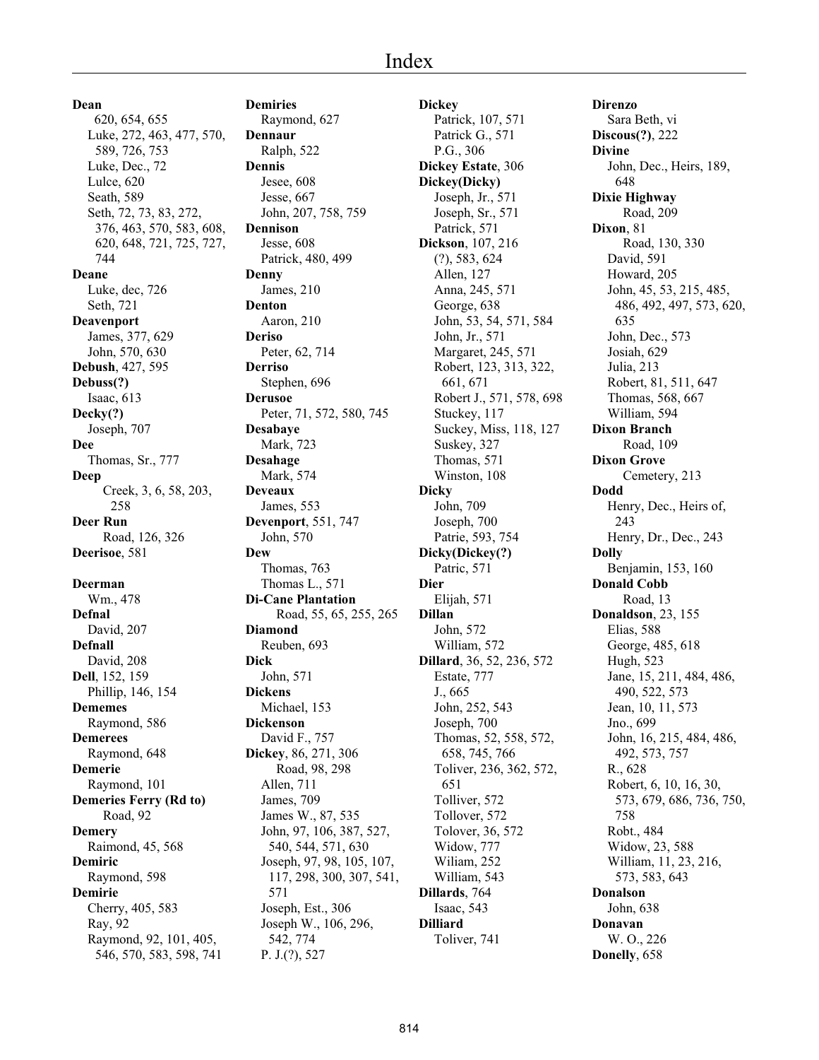# Index

**Dean**
620, 654, 655
Luke, 272, 463, 477, 570, 589, 726, 753
Luke, Dec., 72
Lulce, 620
Seath, 589
Seth, 72, 73, 83, 272, 376, 463, 570, 583, 608, 620, 648, 721, 725, 727, 744
**Deane**
Luke, dec, 726
Seth, 721
**Deavenport**
James, 377, 629
John, 570, 630
**Debush**, 427, 595
**Debuss(?)**
Isaac, 613
**Decky(?)**
Joseph, 707
**Dee**
Thomas, Sr., 777
**Deep**
Creek, 3, 6, 58, 203, 258
**Deer Run**
Road, 126, 326
**Deerisoe**, 581

**Deerman**
Wm., 478
**Defnal**
David, 207
**Defnall**
David, 208
**Dell**, 152, 159
Phillip, 146, 154
**Dememes**
Raymond, 586
**Demerees**
Raymond, 648
**Demerie**
Raymond, 101
**Demeries Ferry (Rd to)**
Road, 92
**Demery**
Raimond, 45, 568
**Demiric**
Raymond, 598
**Demirie**
Cherry, 405, 583
Ray, 92
Raymond, 92, 101, 405, 546, 570, 583, 598, 741
**Demiries**
Raymond, 627
**Dennaur**
Ralph, 522
**Dennis**
Jesee, 608
Jesse, 667
John, 207, 758, 759
**Dennison**
Jesse, 608
Patrick, 480, 499
**Denny**
James, 210
**Denton**
Aaron, 210
**Deriso**
Peter, 62, 714
**Derriso**
Stephen, 696
**Derusoe**
Peter, 71, 572, 580, 745
**Desabaye**
Mark, 723
**Desahage**
Mark, 574
**Deveaux**
James, 553
**Devenport**, 551, 747
John, 570
**Dew**
Thomas, 763
Thomas L., 571
**Di-Cane Plantation**
Road, 55, 65, 255, 265
**Diamond**
Reuben, 693
**Dick**
John, 571
**Dickens**
Michael, 153
**Dickenson**
David F., 757
**Dickey**, 86, 271, 306
Road, 98, 298
Allen, 711
James, 709
James W., 87, 535
John, 97, 106, 387, 527, 540, 544, 571, 630
Joseph, 97, 98, 105, 107, 117, 298, 300, 307, 541, 571
Joseph, Est., 306
Joseph W., 106, 296, 542, 774
P. J.(?), 527
**Dickey**
Patrick, 107, 571
Patrick G., 571
P.G., 306
**Dickey Estate**, 306
**Dickey(Dicky)**
Joseph, Jr., 571
Joseph, Sr., 571
Patrick, 571
**Dickson**, 107, 216
(?), 583, 624
Allen, 127
Anna, 245, 571
George, 638
John, 53, 54, 571, 584
John, Jr., 571
Margaret, 245, 571
Robert, 123, 313, 322, 661, 671
Robert J., 571, 578, 698
Stuckey, 117
Suckey, Miss, 118, 127
Suskey, 327
Thomas, 571
Winston, 108
**Dicky**
John, 709
Joseph, 700
Patrie, 593, 754
**Dicky(Dickey(?)**
Patric, 571
**Dier**
Elijah, 571
**Dillan**
John, 572
William, 572
**Dillard**, 36, 52, 236, 572
Estate, 777
J., 665
John, 252, 543
Joseph, 700
Thomas, 52, 558, 572, 658, 745, 766
Toliver, 236, 362, 572, 651
Tolliver, 572
Tollover, 572
Tolover, 36, 572
Widow, 777
Wiliam, 252
William, 543
**Dillards**, 764
Isaac, 543
**Dilliard**
Toliver, 741
**Direnzo**
Sara Beth, vi
**Discous(?)**, 222
**Divine**
John, Dec., Heirs, 189, 648
**Dixie Highway**
Road, 209
**Dixon**, 81
Road, 130, 330
David, 591
Howard, 205
John, 45, 53, 215, 485, 486, 492, 497, 573, 620, 635
John, Dec., 573
Josiah, 629
Julia, 213
Robert, 81, 511, 647
Thomas, 568, 667
William, 594
**Dixon Branch**
Road, 109
**Dixon Grove**
Cemetery, 213
**Dodd**
Henry, Dec., Heirs of, 243
Henry, Dr., Dec., 243
**Dolly**
Benjamin, 153, 160
**Donald Cobb**
Road, 13
**Donaldson**, 23, 155
Elias, 588
George, 485, 618
Hugh, 523
Jane, 15, 211, 484, 486, 490, 522, 573
Jean, 10, 11, 573
Jno., 699
John, 16, 215, 484, 486, 492, 573, 757
R., 628
Robert, 6, 10, 16, 30, 573, 679, 686, 736, 750, 758
Robt., 484
Widow, 23, 588
William, 11, 23, 216, 573, 583, 643
**Donalson**
John, 638
**Donavan**
W. O., 226
**Donelly**, 658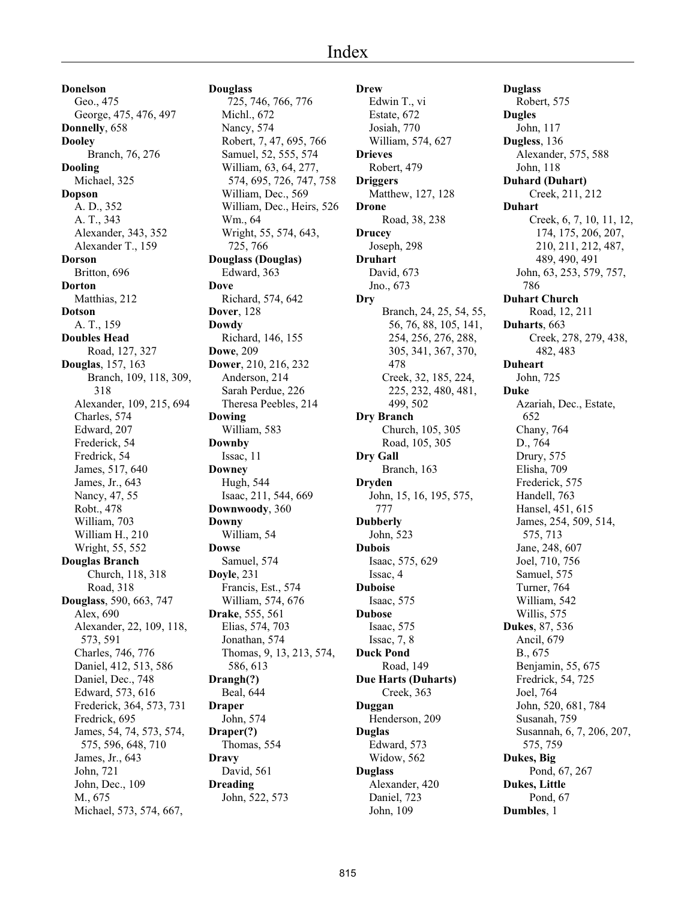# Index

**Donelson**
Geo., 475
George, 475, 476, 497
**Donnelly**, 658
**Dooley**
Branch, 76, 276
**Dooling**
Michael, 325
**Dopson**
A. D., 352
A. T., 343
Alexander, 343, 352
Alexander T., 159
**Dorson**
Britton, 696
**Dorton**
Matthias, 212
**Dotson**
A. T., 159
**Doubles Head**
Road, 127, 327
**Douglas**, 157, 163
Branch, 109, 118, 309, 318
Alexander, 109, 215, 694
Charles, 574
Edward, 207
Frederick, 54
Fredrick, 54
James, 517, 640
James, Jr., 643
Nancy, 47, 55
Robt., 478
William, 703
William H., 210
Wright, 55, 552
**Douglas Branch**
Church, 118, 318
Road, 318
**Douglass**, 590, 663, 747
Alex, 690
Alexander, 22, 109, 118, 573, 591
Charles, 746, 776
Daniel, 412, 513, 586
Daniel, Dec., 748
Edward, 573, 616
Frederick, 364, 573, 731
Fredrick, 695
James, 54, 74, 573, 574, 575, 596, 648, 710
James, Jr., 643
John, 721
John, Dec., 109
M., 675
Michael, 573, 574, 667, 725, 746, 766, 776
Michl., 672
Nancy, 574
Robert, 7, 47, 695, 766
Samuel, 52, 555, 574
William, 63, 64, 277, 574, 695, 726, 747, 758
William, Dec., 569
William, Dec., Heirs, 526
Wm., 64
Wright, 55, 574, 643, 725, 766
**Douglass (Douglas)**
Edward, 363
**Dove**
Richard, 574, 642
**Dover**, 128
**Dowdy**
Richard, 146, 155
**Dowe**, 209
**Dower**, 210, 216, 232
Anderson, 214
Sarah Perdue, 226
Theresa Peebles, 214
**Dowing**
William, 583
**Downby**
Issac, 11
**Downey**
Hugh, 544
Isaac, 211, 544, 669
**Downwoody**, 360
**Downy**
William, 54
**Dowse**
Samuel, 574
**Doyle**, 231
Francis, Est., 574
William, 574, 676
**Drake**, 555, 561
Elias, 574, 703
Jonathan, 574
Thomas, 9, 13, 213, 574, 586, 613
**Drangh(?)**
Beal, 644
**Draper**
John, 574
**Draper(?)**
Thomas, 554
**Dravy**
David, 561
**Dreading**
John, 522, 573
**Drew**
Edwin T., vi
Estate, 672
Josiah, 770
William, 574, 627
**Drieves**
Robert, 479
**Driggers**
Matthew, 127, 128
**Drone**
Road, 38, 238
**Drucey**
Joseph, 298
**Druhart**
David, 673
Jno., 673
**Dry**
Branch, 24, 25, 54, 55, 56, 76, 88, 105, 141, 254, 256, 276, 288, 305, 341, 367, 370, 478
Creek, 32, 185, 224, 225, 232, 480, 481, 499, 502
**Dry Branch**
Church, 105, 305
Road, 105, 305
**Dry Gall**
Branch, 163
**Dryden**
John, 15, 16, 195, 575, 777
**Dubberly**
John, 523
**Dubois**
Isaac, 575, 629
Issac, 4
**Duboise**
Isaac, 575
**Dubose**
Isaac, 575
Issac, 7, 8
**Duck Pond**
Road, 149
**Due Harts (Duharts)**
Creek, 363
**Duggan**
Henderson, 209
**Duglas**
Edward, 573
Widow, 562
**Duglass**
Alexander, 420
Daniel, 723
John, 109
Robert, 575
**Dugles**
John, 117
**Dugless**, 136
Alexander, 575, 588
John, 118
**Duhard (Duhart)**
Creek, 211, 212
**Duhart**
Creek, 6, 7, 10, 11, 12, 174, 175, 206, 207, 210, 211, 212, 487, 489, 490, 491
John, 63, 253, 579, 757, 786
**Duhart Church**
Road, 12, 211
**Duharts**, 663
Creek, 278, 279, 438, 482, 483
**Duheart**
John, 725
**Duke**
Azariah, Dec., Estate, 652
Chany, 764
D., 764
Drury, 575
Elisha, 709
Frederick, 575
Handell, 763
Hansel, 451, 615
James, 254, 509, 514, 575, 713
Jane, 248, 607
Joel, 710, 756
Samuel, 575
Turner, 764
William, 542
Willis, 575
**Dukes**, 87, 536
Ancil, 679
B., 675
Benjamin, 55, 675
Fredrick, 54, 725
Joel, 764
John, 520, 681, 784
Susanah, 759
Susannah, 6, 7, 206, 207, 575, 759
**Dukes, Big**
Pond, 67, 267
**Dukes, Little**
Pond, 67
**Dumbles**, 1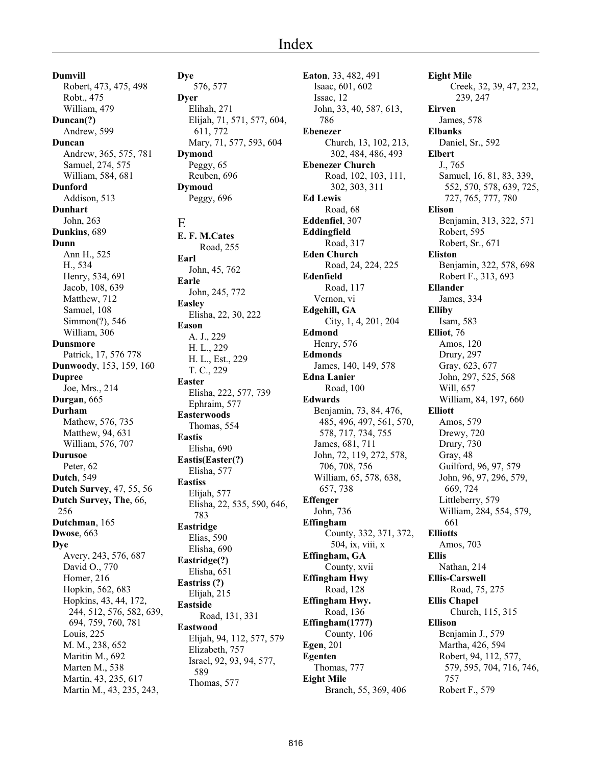**Dumvill**
Robert, 473, 475, 498
Robt., 475
William, 479
**Duncan(?)**
Andrew, 599
**Duncan**
Andrew, 365, 575, 781
Samuel, 274, 575
William, 584, 681
**Dunford**
Addison, 513
**Dunhart**
John, 263
**Dunkins**, 689
**Dunn**
Ann H., 525
H., 534
Henry, 534, 691
Jacob, 108, 639
Matthew, 712
Samuel, 108
Simmon(?), 546
William, 306
**Dunsmore**
Patrick, 17, 576 778
**Dunwoody**, 153, 159, 160
**Dupree**
Joe, Mrs., 214
**Durgan**, 665
**Durham**
Mathew, 576, 735
Matthew, 94, 631
William, 576, 707
**Durusoe**
Peter, 62
**Dutch**, 549
**Dutch Survey**, 47, 55, 56
**Dutch Survey, The**, 66, 256
**Dutchman**, 165
**Dwose**, 663
**Dye**
Avery, 243, 576, 687
David O., 770
Homer, 216
Hopkin, 562, 683
Hopkins, 43, 44, 172, 244, 512, 576, 582, 639, 694, 759, 760, 781
Louis, 225
M. M., 238, 652
Maritin M., 692
Marten M., 538
Martin, 43, 235, 617
Martin M., 43, 235, 243,
**Dye**
576, 577
**Dyer**
Elihah, 271
Elijah, 71, 571, 577, 604, 611, 772
Mary, 71, 577, 593, 604
**Dymond**
Peggy, 65
Reuben, 696
**Dymoud**
Peggy, 696

## E

**E. F. M.Cates**
Road, 255
**Earl**
John, 45, 762
**Earle**
John, 245, 772
**Easley**
Elisha, 22, 30, 222
**Eason**
A. J., 229
H. L., 229
H. L., Est., 229
T. C., 229
**Easter**
Elisha, 222, 577, 739
Ephraim, 577
**Easterwoods**
Thomas, 554
**Eastis**
Elisha, 690
**Eastis(Easter(?)**
Elisha, 577
**Eastiss**
Elijah, 577
Elisha, 22, 535, 590, 646, 783
**Eastridge**
Elias, 590
Elisha, 690
**Eastridge(?)**
Elisha, 651
**Eastriss (?)**
Elijah, 215
**Eastside**
Road, 131, 331
**Eastwood**
Elijah, 94, 112, 577, 579
Elizabeth, 757
Israel, 92, 93, 94, 577, 589
Thomas, 577
**Eaton**, 33, 482, 491
Isaac, 601, 602
Issac, 12
John, 33, 40, 587, 613, 786
**Ebenezer**
Church, 13, 102, 213, 302, 484, 486, 493
**Ebenezer Church**
Road, 102, 103, 111, 302, 303, 311
**Ed Lewis**
Road, 68
**Eddenfiel**, 307
**Eddingfield**
Road, 317
**Eden Church**
Road, 24, 224, 225
**Edenfield**
Road, 117
Vernon, vi
**Edgehill, GA**
City, 1, 4, 201, 204
**Edmond**
Henry, 576
**Edmonds**
James, 140, 149, 578
**Edna Lanier**
Road, 100
**Edwards**
Benjamin, 73, 84, 476, 485, 496, 497, 561, 570, 578, 717, 734, 755
James, 681, 711
John, 72, 119, 272, 578, 706, 708, 756
William, 65, 578, 638, 657, 738
**Effenger**
John, 736
**Effingham**
County, 332, 371, 372, 504, ix, viii, x
**Effingham, GA**
County, xvii
**Effingham Hwy**
Road, 128
**Effingham Hwy.**
Road, 136
**Effingham(1777)**
County, 106
**Egen**, 201
**Egenten**
Thomas, 777
**Eight Mile**
Branch, 55, 369, 406
**Eight Mile**
Creek, 32, 39, 47, 232, 239, 247
**Eirven**
James, 578
**Elbanks**
Daniel, Sr., 592
**Elbert**
J., 765
Samuel, 16, 81, 83, 339, 552, 570, 578, 639, 725, 727, 765, 777, 780
**Elison**
Benjamin, 313, 322, 571
Robert, 595
Robert, Sr., 671
**Eliston**
Benjamin, 322, 578, 698
Robert F., 313, 693
**Ellander**
James, 334
**Elliby**
Isam, 583
**Elliot**, 76
Amos, 120
Drury, 297
Gray, 623, 677
John, 297, 525, 568
Will, 657
William, 84, 197, 660
**Elliott**
Amos, 579
Drewy, 720
Drury, 730
Gray, 48
Guilford, 96, 97, 579
John, 96, 97, 296, 579, 669, 724
Littleberry, 579
William, 284, 554, 579, 661
**Elliotts**
Amos, 703
**Ellis**
Nathan, 214
**Ellis-Carswell**
Road, 75, 275
**Ellis Chapel**
Church, 115, 315
**Ellison**
Benjamin J., 579
Martha, 426, 594
Robert, 94, 112, 577, 579, 595, 704, 716, 746, 757
Robert F., 579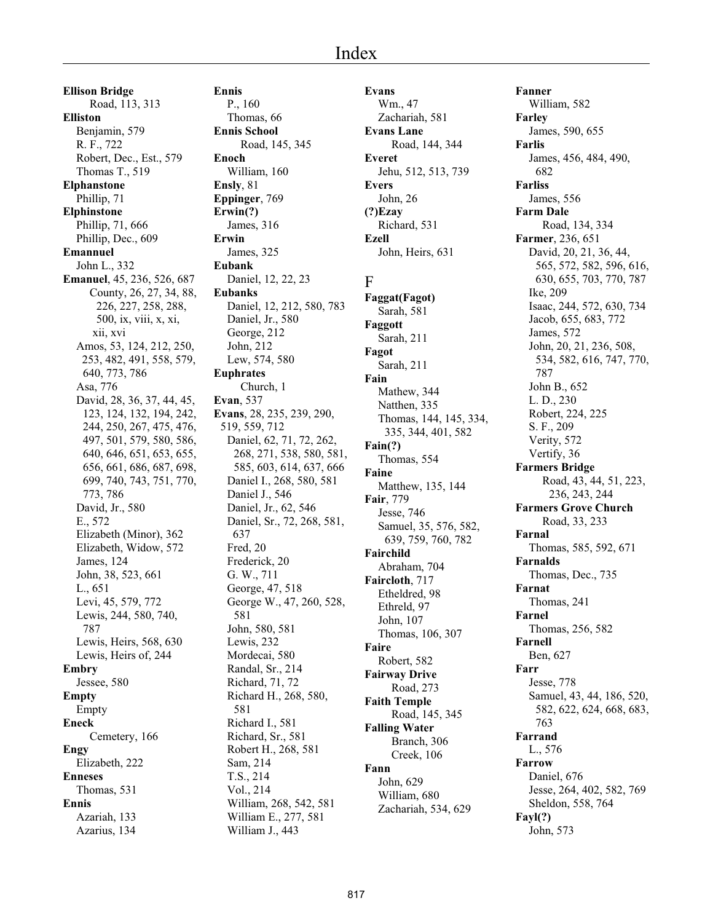# Index

**Ellison Bridge**
Road, 113, 313
**Elliston**
Benjamin, 579
R. F., 722
Robert, Dec., Est., 579
Thomas T., 519
**Elphanstone**
Phillip, 71
**Elphinstone**
Phillip, 71, 666
Phillip, Dec., 609
**Emannuel**
John L., 332
**Emanuel**, 45, 236, 526, 687
County, 26, 27, 34, 88, 226, 227, 258, 288, 500, ix, viii, x, xi, xii, xvi
Amos, 53, 124, 212, 250, 253, 482, 491, 558, 579, 640, 773, 786
Asa, 776
David, 28, 36, 37, 44, 45, 123, 124, 132, 194, 242, 244, 250, 267, 475, 476, 497, 501, 579, 580, 586, 640, 646, 651, 653, 655, 656, 661, 686, 687, 698, 699, 740, 743, 751, 770, 773, 786
David, Jr., 580
E., 572
Elizabeth (Minor), 362
Elizabeth, Widow, 572
James, 124
John, 38, 523, 661
L., 651
Levi, 45, 579, 772
Lewis, 244, 580, 740, 787
Lewis, Heirs, 568, 630
Lewis, Heirs of, 244
**Embry**
Jessee, 580
**Empty**
Empty
**Eneck**
Cemetery, 166
**Engy**
Elizabeth, 222
**Enneses**
Thomas, 531
**Ennis**
Azariah, 133
Azarius, 134
**Ennis**
P., 160
Thomas, 66
**Ennis School**
Road, 145, 345
**Enoch**
William, 160
**Ensly**, 81
**Eppinger**, 769
**Erwin(?)**
James, 316
**Erwin**
James, 325
**Eubank**
Daniel, 12, 22, 23
**Eubanks**
Daniel, 12, 212, 580, 783
Daniel, Jr., 580
George, 212
John, 212
Lew, 574, 580
**Euphrates**
Church, 1
**Evan**, 537
**Evans**, 28, 235, 239, 290, 519, 559, 712
Daniel, 62, 71, 72, 262, 268, 271, 538, 580, 581, 585, 603, 614, 637, 666
Daniel I., 268, 580, 581
Daniel J., 546
Daniel, Jr., 62, 546
Daniel, Sr., 72, 268, 581, 637
Fred, 20
Frederick, 20
G. W., 711
George, 47, 518
George W., 47, 260, 528, 581
John, 580, 581
Lewis, 232
Mordecai, 580
Randal, Sr., 214
Richard, 71, 72
Richard H., 268, 580, 581
Richard I., 581
Richard, Sr., 581
Robert H., 268, 581
Sam, 214
T.S., 214
Vol., 214
William, 268, 542, 581
William E., 277, 581
William J., 443
**Evans**
Wm., 47
Zachariah, 581
**Evans Lane**
Road, 144, 344
**Everet**
Jehu, 512, 513, 739
**Evers**
John, 26
**(?)Ezay**
Richard, 531
**Ezell**
John, Heirs, 631

## F

**Faggat(Fagot)**
Sarah, 581
**Faggott**
Sarah, 211
**Fagot**
Sarah, 211
**Fain**
Mathew, 344
Natthen, 335
Thomas, 144, 145, 334, 335, 344, 401, 582
**Fain(?)**
Thomas, 554
**Faine**
Matthew, 135, 144
**Fair**, 779
Jesse, 746
Samuel, 35, 576, 582, 639, 759, 760, 782
**Fairchild**
Abraham, 704
**Faircloth**, 717
Etheldred, 98
Ethreld, 97
John, 107
Thomas, 106, 307
**Faire**
Robert, 582
**Fairway Drive**
Road, 273
**Faith Temple**
Road, 145, 345
**Falling Water**
Branch, 306
Creek, 106
**Fann**
John, 629
William, 680
Zachariah, 534, 629
**Fanner**
William, 582
**Farley**
James, 590, 655
**Farlis**
James, 456, 484, 490, 682
**Farliss**
James, 556
**Farm Dale**
Road, 134, 334
**Farmer**, 236, 651
David, 20, 21, 36, 44, 565, 572, 582, 596, 616, 630, 655, 703, 770, 787
Ike, 209
Isaac, 244, 572, 630, 734
Jacob, 655, 683, 772
James, 572
John, 20, 21, 236, 508, 534, 582, 616, 747, 770, 787
John B., 652
L. D., 230
Robert, 224, 225
S. F., 209
Verity, 572
Vertify, 36
**Farmers Bridge**
Road, 43, 44, 51, 223, 236, 243, 244
**Farmers Grove Church**
Road, 33, 233
**Farnal**
Thomas, 585, 592, 671
**Farnalds**
Thomas, Dec., 735
**Farnat**
Thomas, 241
**Farnel**
Thomas, 256, 582
**Farnell**
Ben, 627
**Farr**
Jesse, 778
Samuel, 43, 44, 186, 520, 582, 622, 624, 668, 683, 763
**Farrand**
L., 576
**Farrow**
Daniel, 676
Jesse, 264, 402, 582, 769
Sheldon, 558, 764
**Fayl(?)**
John, 573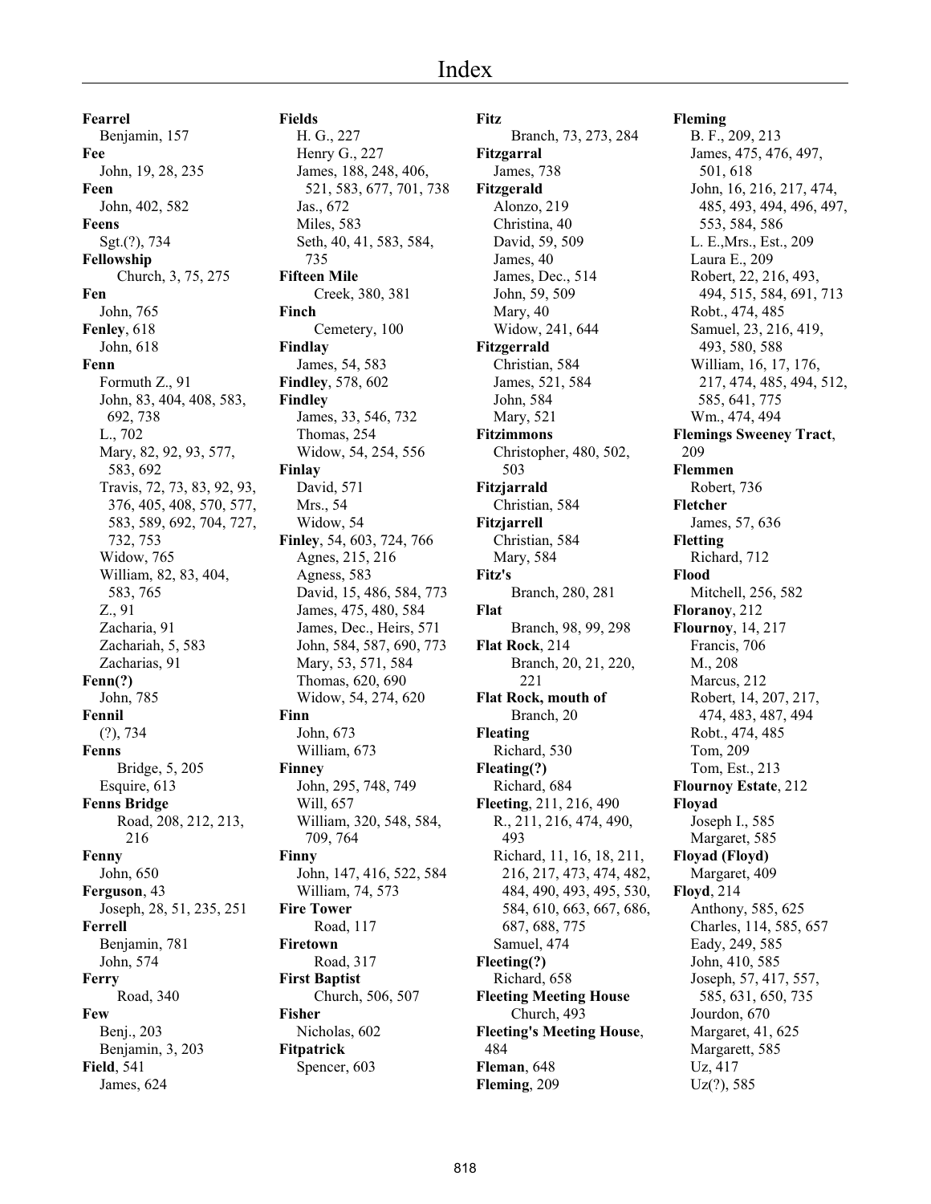# Index

**Fearrel**
Benjamin, 157
**Fee**
John, 19, 28, 235
**Feen**
John, 402, 582
**Feens**
Sgt.(?), 734
**Fellowship**
Church, 3, 75, 275
**Fen**
John, 765
**Fenley**, 618
John, 618
**Fenn**
Formuth Z., 91
John, 83, 404, 408, 583, 692, 738
L., 702
Mary, 82, 92, 93, 577, 583, 692
Travis, 72, 73, 83, 92, 93, 376, 405, 408, 570, 577, 583, 589, 692, 704, 727, 732, 753
Widow, 765
William, 82, 83, 404, 583, 765
Z., 91
Zacharia, 91
Zachariah, 5, 583
Zacharias, 91
**Fenn(?)**
John, 785
**Fennil**
(?), 734
**Fenns**
Bridge, 5, 205
Esquire, 613
**Fenns Bridge**
Road, 208, 212, 213, 216
**Fenny**
John, 650
**Ferguson**, 43
Joseph, 28, 51, 235, 251
**Ferrell**
Benjamin, 781
John, 574
**Ferry**
Road, 340
**Few**
Benj., 203
Benjamin, 3, 203
**Field**, 541
James, 624

**Fields**
H. G., 227
Henry G., 227
James, 188, 248, 406, 521, 583, 677, 701, 738
Jas., 672
Miles, 583
Seth, 40, 41, 583, 584, 735
**Fifteen Mile**
Creek, 380, 381
**Finch**
Cemetery, 100
**Findlay**
James, 54, 583
**Findley**, 578, 602
**Findley**
James, 33, 546, 732
Thomas, 254
Widow, 54, 254, 556
**Finlay**
David, 571
Mrs., 54
Widow, 54
**Finley**, 54, 603, 724, 766
Agnes, 215, 216
Agness, 583
David, 15, 486, 584, 773
James, 475, 480, 584
James, Dec., Heirs, 571
John, 584, 587, 690, 773
Mary, 53, 571, 584
Thomas, 620, 690
Widow, 54, 274, 620
**Finn**
John, 673
William, 673
**Finney**
John, 295, 748, 749
Will, 657
William, 320, 548, 584, 709, 764
**Finny**
John, 147, 416, 522, 584
William, 74, 573
**Fire Tower**
Road, 117
**Firetown**
Road, 317
**First Baptist**
Church, 506, 507
**Fisher**
Nicholas, 602
**Fitpatrick**
Spencer, 603

**Fitz**
Branch, 73, 273, 284
**Fitzgarral**
James, 738
**Fitzgerald**
Alonzo, 219
Christina, 40
David, 59, 509
James, 40
James, Dec., 514
John, 59, 509
Mary, 40
Widow, 241, 644
**Fitzgerrald**
Christian, 584
James, 521, 584
John, 584
Mary, 521
**Fitzimmons**
Christopher, 480, 502, 503
**Fitzjarrald**
Christian, 584
**Fitzjarrell**
Christian, 584
Mary, 584
**Fitz's**
Branch, 280, 281
**Flat**
Branch, 98, 99, 298
**Flat Rock**, 214
Branch, 20, 21, 220, 221
**Flat Rock, mouth of**
Branch, 20
**Fleating**
Richard, 530
**Fleating(?)**
Richard, 684
**Fleeting**, 211, 216, 490
R., 211, 216, 474, 490, 493
Richard, 11, 16, 18, 211, 216, 217, 473, 474, 482, 484, 490, 493, 495, 530, 584, 610, 663, 667, 686, 687, 688, 775
Samuel, 474
**Fleeting(?)**
Richard, 658
**Fleeting Meeting House**
Church, 493
**Fleeting's Meeting House**, 484
**Fleman**, 648
**Fleming**, 209

**Fleming**
B. F., 209, 213
James, 475, 476, 497, 501, 618
John, 16, 216, 217, 474, 485, 493, 494, 496, 497, 553, 584, 586
L. E.,Mrs., Est., 209
Laura E., 209
Robert, 22, 216, 493, 494, 515, 584, 691, 713
Robt., 474, 485
Samuel, 23, 216, 419, 493, 580, 588
William, 16, 17, 176, 217, 474, 485, 494, 512, 585, 641, 775
Wm., 474, 494
**Flemings Sweeney Tract**, 209
**Flemmen**
Robert, 736
**Fletcher**
James, 57, 636
**Fletting**
Richard, 712
**Flood**
Mitchell, 256, 582
**Floranoy**, 212
**Flournoy**, 14, 217
Francis, 706
M., 208
Marcus, 212
Robert, 14, 207, 217, 474, 483, 487, 494
Robt., 474, 485
Tom, 209
Tom, Est., 213
**Flournoy Estate**, 212
**Floyad**
Joseph I., 585
Margaret, 585
**Floyad (Floyd)**
Margaret, 409
**Floyd**, 214
Anthony, 585, 625
Charles, 114, 585, 657
Eady, 249, 585
John, 410, 585
Joseph, 57, 417, 557, 585, 631, 650, 735
Jourdon, 670
Margaret, 41, 625
Margarett, 585
Uz, 417
Uz(?), 585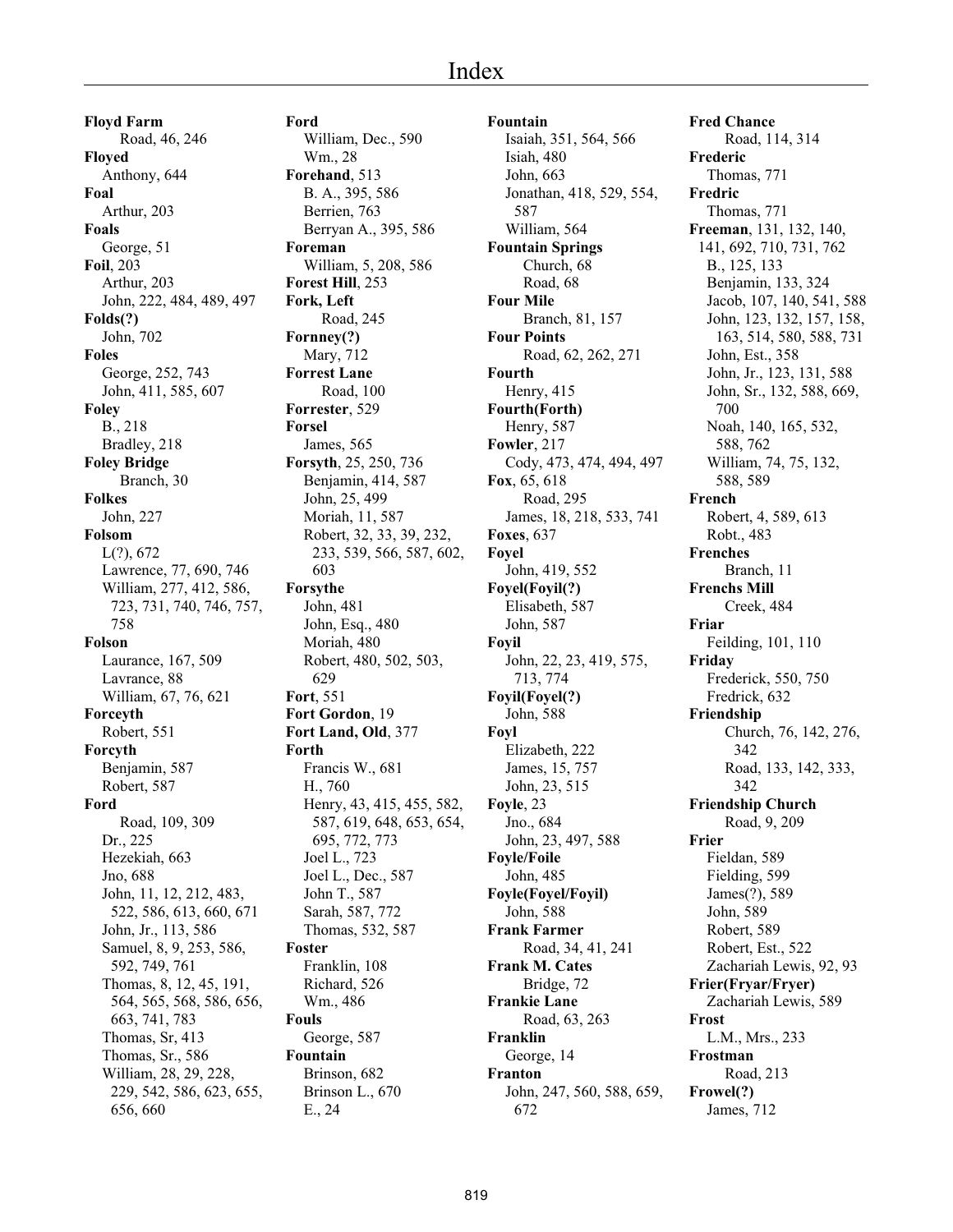# Index

**Floyd Farm**
Road, 46, 246
**Floyed**
Anthony, 644
**Foal**
Arthur, 203
**Foals**
George, 51
**Foil**, 203
Arthur, 203
John, 222, 484, 489, 497
**Folds(?)**
John, 702
**Foles**
George, 252, 743
John, 411, 585, 607
**Foley**
B., 218
Bradley, 218
**Foley Bridge**
Branch, 30
**Folkes**
John, 227
**Folsom**
L(?), 672
Lawrence, 77, 690, 746
William, 277, 412, 586, 723, 731, 740, 746, 757, 758
**Folson**
Laurance, 167, 509
Lavrance, 88
William, 67, 76, 621
**Forceyth**
Robert, 551
**Forcyth**
Benjamin, 587
Robert, 587
**Ford**
Road, 109, 309
Dr., 225
Hezekiah, 663
Jno, 688
John, 11, 12, 212, 483, 522, 586, 613, 660, 671
John, Jr., 113, 586
Samuel, 8, 9, 253, 586, 592, 749, 761
Thomas, 8, 12, 45, 191, 564, 565, 568, 586, 656, 663, 741, 783
Thomas, Sr, 413
Thomas, Sr., 586
William, 28, 29, 228, 229, 542, 586, 623, 655, 656, 660
**Ford**
William, Dec., 590
Wm., 28
**Forehand**, 513
B. A., 395, 586
Berrien, 763
Berryan A., 395, 586
**Foreman**
William, 5, 208, 586
**Forest Hill**, 253
**Fork, Left**
Road, 245
**Fornney(?)**
Mary, 712
**Forrest Lane**
Road, 100
**Forrester**, 529
**Forsel**
James, 565
**Forsyth**, 25, 250, 736
Benjamin, 414, 587
John, 25, 499
Moriah, 11, 587
Robert, 32, 33, 39, 232, 233, 539, 566, 587, 602, 603
**Forsythe**
John, 481
John, Esq., 480
Moriah, 480
Robert, 480, 502, 503, 629
**Fort**, 551
**Fort Gordon**, 19
**Fort Land, Old**, 377
**Forth**
Francis W., 681
H., 760
Henry, 43, 415, 455, 582, 587, 619, 648, 653, 654, 695, 772, 773
Joel L., 723
Joel L., Dec., 587
John T., 587
Sarah, 587, 772
Thomas, 532, 587
**Foster**
Franklin, 108
Richard, 526
Wm., 486
**Fouls**
George, 587
**Fountain**
Brinson, 682
Brinson L., 670
E., 24
**Fountain**
Isaiah, 351, 564, 566
Isiah, 480
John, 663
Jonathan, 418, 529, 554, 587
William, 564
**Fountain Springs**
Church, 68
Road, 68
**Four Mile**
Branch, 81, 157
**Four Points**
Road, 62, 262, 271
**Fourth**
Henry, 415
**Fourth(Forth)**
Henry, 587
**Fowler**, 217
Cody, 473, 474, 494, 497
**Fox**, 65, 618
Road, 295
James, 18, 218, 533, 741
**Foxes**, 637
**Foyel**
John, 419, 552
**Foyel(Foyil(?)**
Elisabeth, 587
John, 587
**Foyil**
John, 22, 23, 419, 575, 713, 774
**Foyil(Foyel(?)**
John, 588
**Foyl**
Elizabeth, 222
James, 15, 757
John, 23, 515
**Foyle**, 23
Jno., 684
John, 23, 497, 588
**Foyle/Foile**
John, 485
**Foyle(Foyel/Foyil)**
John, 588
**Frank Farmer**
Road, 34, 41, 241
**Frank M. Cates**
Bridge, 72
**Frankie Lane**
Road, 63, 263
**Franklin**
George, 14
**Franton**
John, 247, 560, 588, 659, 672
**Fred Chance**
Road, 114, 314
**Frederic**
Thomas, 771
**Fredric**
Thomas, 771
**Freeman**, 131, 132, 140, 141, 692, 710, 731, 762
B., 125, 133
Benjamin, 133, 324
Jacob, 107, 140, 541, 588
John, 123, 132, 157, 158, 163, 514, 580, 588, 731
John, Est., 358
John, Jr., 123, 131, 588
John, Sr., 132, 588, 669, 700
Noah, 140, 165, 532, 588, 762
William, 74, 75, 132, 588, 589
**French**
Robert, 4, 589, 613
Robt., 483
**Frenches**
Branch, 11
**Frenchs Mill**
Creek, 484
**Friar**
Feilding, 101, 110
**Friday**
Frederick, 550, 750
Fredrick, 632
**Friendship**
Church, 76, 142, 276, 342
Road, 133, 142, 333, 342
**Friendship Church**
Road, 9, 209
**Frier**
Fieldan, 589
Fielding, 599
James(?), 589
John, 589
Robert, 589
Robert, Est., 522
Zachariah Lewis, 92, 93
**Frier(Fryar/Fryer)**
Zachariah Lewis, 589
**Frost**
L.M., Mrs., 233
**Frostman**
Road, 213
**Frowel(?)**
James, 712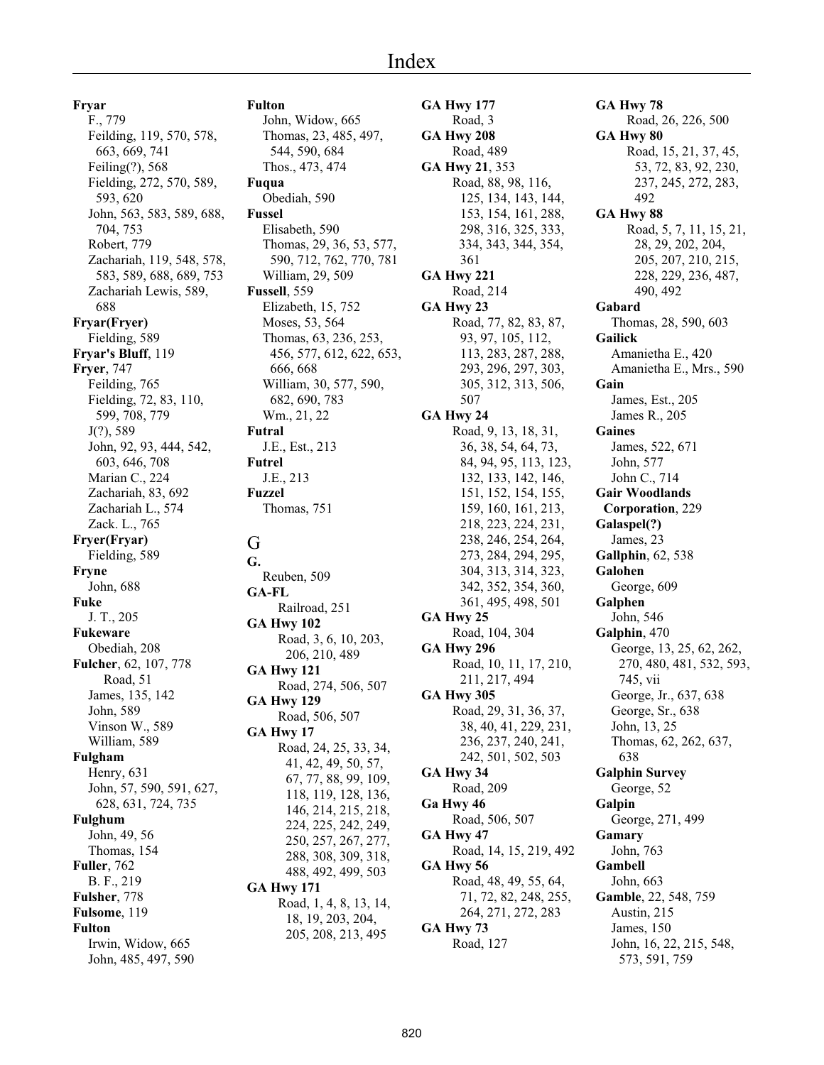# Index

**Fryar**
F., 779
Feilding, 119, 570, 578, 663, 669, 741
Feiling(?), 568
Fielding, 272, 570, 589, 593, 620
John, 563, 583, 589, 688, 704, 753
Robert, 779
Zachariah, 119, 548, 578, 583, 589, 688, 689, 753
Zachariah Lewis, 589, 688

**Fryar(Fryer)**
Fielding, 589

**Fryar's Bluff**, 119

**Fryer**, 747
Feilding, 765
Fielding, 72, 83, 110, 599, 708, 779
J(?), 589
John, 92, 93, 444, 542, 603, 646, 708
Marian C., 224
Zachariah, 83, 692
Zachariah L., 574
Zack. L., 765

**Fryer(Fryar)**
Fielding, 589

**Fryne**
John, 688

**Fuke**
J. T., 205

**Fukeware**
Obediah, 208

**Fulcher**, 62, 107, 778
Road, 51
James, 135, 142
John, 589
Vinson W., 589
William, 589

**Fulgham**
Henry, 631
John, 57, 590, 591, 627, 628, 631, 724, 735

**Fulghum**
John, 49, 56
Thomas, 154

**Fuller**, 762
B. F., 219

**Fulsher**, 778

**Fulsome**, 119

**Fulton**
Irwin, Widow, 665
John, 485, 497, 590

**Fulton**
John, Widow, 665
Thomas, 23, 485, 497, 544, 590, 684
Thos., 473, 474

**Fuqua**
Obediah, 590

**Fussel**
Elisabeth, 590
Thomas, 29, 36, 53, 577, 590, 712, 762, 770, 781
William, 29, 509

**Fussell**, 559
Elizabeth, 15, 752
Moses, 53, 564
Thomas, 63, 236, 253, 456, 577, 612, 622, 653, 666, 668
William, 30, 577, 590, 682, 690, 783
Wm., 21, 22

**Futral**
J.E., Est., 213

**Futrel**
J.E., 213

**Fuzzel**
Thomas, 751

## G

**G.**
Reuben, 509

**GA-FL**
Railroad, 251

**GA Hwy 102**
Road, 3, 6, 10, 203, 206, 210, 489

**GA Hwy 121**
Road, 274, 506, 507

**GA Hwy 129**
Road, 506, 507

**GA Hwy 17**
Road, 24, 25, 33, 34, 41, 42, 49, 50, 57, 67, 77, 88, 99, 109, 118, 119, 128, 136, 146, 214, 215, 218, 224, 225, 242, 249, 250, 257, 267, 277, 288, 308, 309, 318, 488, 492, 499, 503

**GA Hwy 171**
Road, 1, 4, 8, 13, 14, 18, 19, 203, 204, 205, 208, 213, 495

**GA Hwy 177**
Road, 3

**GA Hwy 208**
Road, 489

**GA Hwy 21**, 353
Road, 88, 98, 116, 125, 134, 143, 144, 153, 154, 161, 288, 298, 316, 325, 333, 334, 343, 344, 354, 361

**GA Hwy 221**
Road, 214

**GA Hwy 23**
Road, 77, 82, 83, 87, 93, 97, 105, 112, 113, 283, 287, 288, 293, 296, 297, 303, 305, 312, 313, 506, 507

**GA Hwy 24**
Road, 9, 13, 18, 31, 36, 38, 54, 64, 73, 84, 94, 95, 113, 123, 132, 133, 142, 146, 151, 152, 154, 155, 159, 160, 161, 213, 218, 223, 224, 231, 238, 246, 254, 264, 273, 284, 294, 295, 304, 313, 314, 323, 342, 352, 354, 360, 361, 495, 498, 501

**GA Hwy 25**
Road, 104, 304

**GA Hwy 296**
Road, 10, 11, 17, 210, 211, 217, 494

**GA Hwy 305**
Road, 29, 31, 36, 37, 38, 40, 41, 229, 231, 236, 237, 240, 241, 242, 501, 502, 503

**GA Hwy 34**
Road, 209

**Ga Hwy 46**
Road, 506, 507

**GA Hwy 47**
Road, 14, 15, 219, 492

**GA Hwy 56**
Road, 48, 49, 55, 64, 71, 72, 82, 248, 255, 264, 271, 272, 283

**GA Hwy 73**
Road, 127

**GA Hwy 78**
Road, 26, 226, 500

**GA Hwy 80**
Road, 15, 21, 37, 45, 53, 72, 83, 92, 230, 237, 245, 272, 283, 492

**GA Hwy 88**
Road, 5, 7, 11, 15, 21, 28, 29, 202, 204, 205, 207, 210, 215, 228, 229, 236, 487, 490, 492

**Gabard**
Thomas, 28, 590, 603

**Gailick**
Amanietha E., 420
Amanietha E., Mrs., 590

**Gain**
James, Est., 205
James R., 205

**Gaines**
James, 522, 671
John, 577
John C., 714

**Gair Woodlands Corporation**, 229

**Galaspel(?)**
James, 23

**Gallphin**, 62, 538

**Galohen**
George, 609

**Galphen**
John, 546

**Galphin**, 470
George, 13, 25, 62, 262, 270, 480, 481, 532, 593, 745, vii
George, Jr., 637, 638
George, Sr., 638
John, 13, 25
Thomas, 62, 262, 637, 638

**Galphin Survey**
George, 52

**Galpin**
George, 271, 499

**Gamary**
John, 763

**Gambell**
John, 663

**Gamble**, 22, 548, 759
Austin, 215
James, 150
John, 16, 22, 215, 548, 573, 591, 759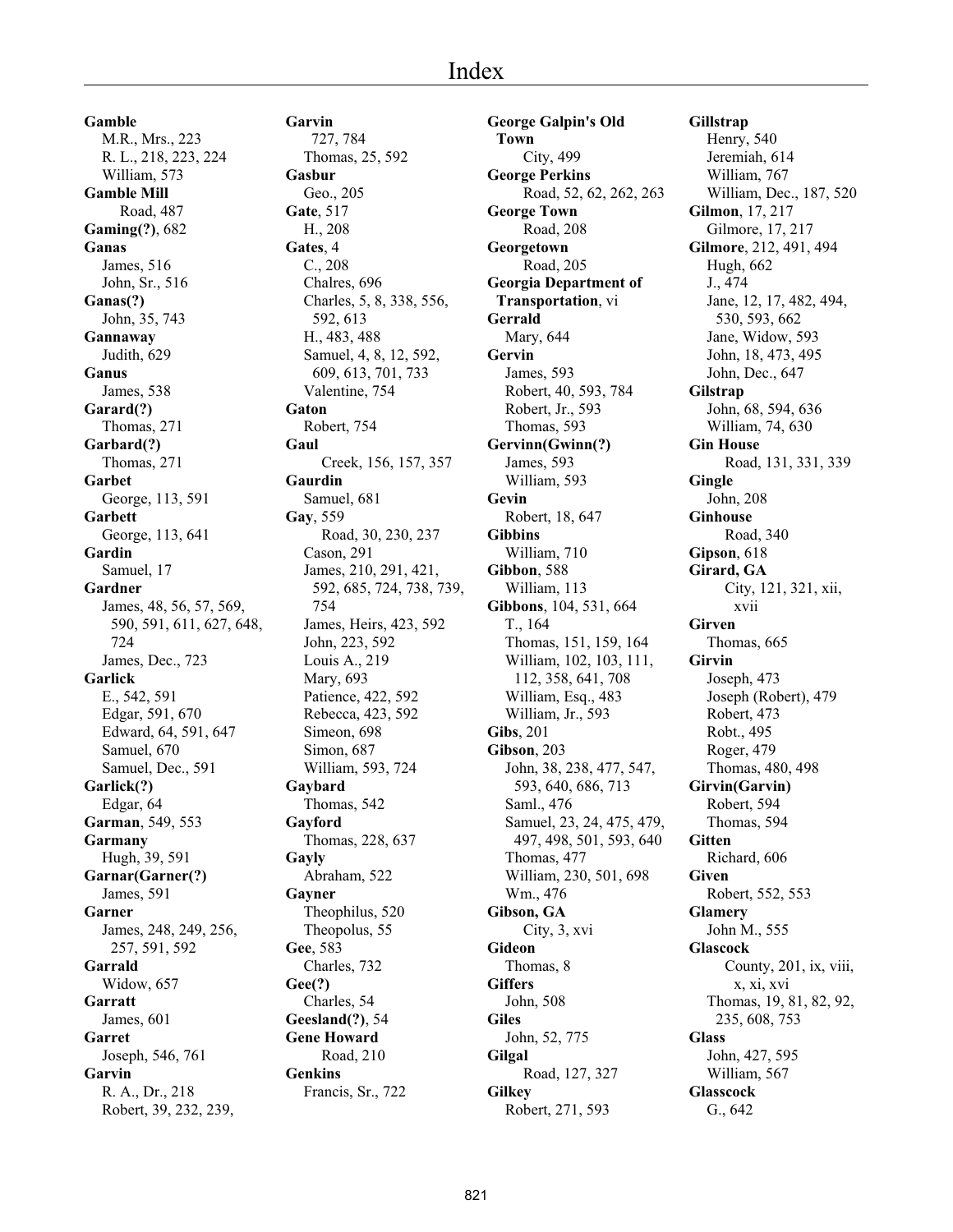# Index

**Gamble**
M.R., Mrs., 223
R. L., 218, 223, 224
William, 573

**Gamble Mill**
Road, 487

**Gaming(?)**, 682

**Ganas**
James, 516
John, Sr., 516

**Ganas(?)**
John, 35, 743

**Gannaway**
Judith, 629

**Ganus**
James, 538

**Garard(?)**
Thomas, 271

**Garbard(?)**
Thomas, 271

**Garbet**
George, 113, 591

**Garbett**
George, 113, 641

**Gardin**
Samuel, 17

**Gardner**
James, 48, 56, 57, 569, 590, 591, 611, 627, 648, 724
James, Dec., 723

**Garlick**
E., 542, 591
Edgar, 591, 670
Edward, 64, 591, 647
Samuel, 670
Samuel, Dec., 591

**Garlick(?)**
Edgar, 64

**Garman**, 549, 553

**Garmany**
Hugh, 39, 591

**Garnar(Garner(?)**
James, 591

**Garner**
James, 248, 249, 256, 257, 591, 592

**Garrald**
Widow, 657

**Garratt**
James, 601

**Garret**
Joseph, 546, 761

**Garvin**
R. A., Dr., 218
Robert, 39, 232, 239, 727, 784
Thomas, 25, 592

**Gasbur**
Geo., 205

**Gate**, 517
H., 208

**Gates**, 4
C., 208
Chalres, 696
Charles, 5, 8, 338, 556, 592, 613
H., 483, 488
Samuel, 4, 8, 12, 592, 609, 613, 701, 733
Valentine, 754

**Gaton**
Robert, 754

**Gaul**
Creek, 156, 157, 357

**Gaurdin**
Samuel, 681

**Gay**, 559
Road, 30, 230, 237
Cason, 291
James, 210, 291, 421, 592, 685, 724, 738, 739, 754
James, Heirs, 423, 592
John, 223, 592
Louis A., 219
Mary, 693
Patience, 422, 592
Rebecca, 423, 592
Simeon, 698
Simon, 687
William, 593, 724

**Gaybard**
Thomas, 542

**Gayford**
Thomas, 228, 637

**Gayly**
Abraham, 522

**Gayner**
Theophilus, 520
Theopolus, 55

**Gee**, 583
Charles, 732

**Gee(?)**
Charles, 54

**Geesland(?)**, 54

**Gene Howard**
Road, 210

**Genkins**
Francis, Sr., 722

**George Galpin's Old Town**
City, 499

**George Perkins**
Road, 52, 62, 262, 263

**George Town**
Road, 208

**Georgetown**
Road, 205

**Georgia Department of Transportation**, vi

**Gerrald**
Mary, 644

**Gervin**
James, 593
Robert, 40, 593, 784
Robert, Jr., 593
Thomas, 593

**Gervinn(Gwinn(?)**
James, 593
William, 593

**Gevin**
Robert, 18, 647

**Gibbins**
William, 710

**Gibbon**, 588
William, 113

**Gibbons**, 104, 531, 664
T., 164
Thomas, 151, 159, 164
William, 102, 103, 111, 112, 358, 641, 708
William, Esq., 483
William, Jr., 593

**Gibs**, 201

**Gibson**, 203
John, 38, 238, 477, 547, 593, 640, 686, 713
Saml., 476
Samuel, 23, 24, 475, 479, 497, 498, 501, 593, 640
Thomas, 477
William, 230, 501, 698
Wm., 476

**Gibson, GA**
City, 3, xvi

**Gideon**
Thomas, 8

**Giffers**
John, 508

**Giles**
John, 52, 775

**Gilgal**
Road, 127, 327

**Gilkey**
Robert, 271, 593

**Gillstrap**
Henry, 540
Jeremiah, 614
William, 767
William, Dec., 187, 520

**Gilmon**, 17, 217
Gilmore, 17, 217

**Gilmore**, 212, 491, 494
Hugh, 662
J., 474
Jane, 12, 17, 482, 494, 530, 593, 662
Jane, Widow, 593
John, 18, 473, 495
John, Dec., 647

**Gilstrap**
John, 68, 594, 636
William, 74, 630

**Gin House**
Road, 131, 331, 339

**Gingle**
John, 208

**Ginhouse**
Road, 340

**Gipson**, 618

**Girard, GA**
City, 121, 321, xii, xvii

**Girven**
Thomas, 665

**Girvin**
Joseph, 473
Joseph (Robert), 479
Robert, 473
Robt., 495
Roger, 479
Thomas, 480, 498

**Girvin(Garvin)**
Robert, 594
Thomas, 594

**Gitten**
Richard, 606

**Given**
Robert, 552, 553

**Glamery**
John M., 555

**Glascock**
County, 201, ix, viii, x, xi, xvi
Thomas, 19, 81, 82, 92, 235, 608, 753

**Glass**
John, 427, 595
William, 567

**Glasscock**
G., 642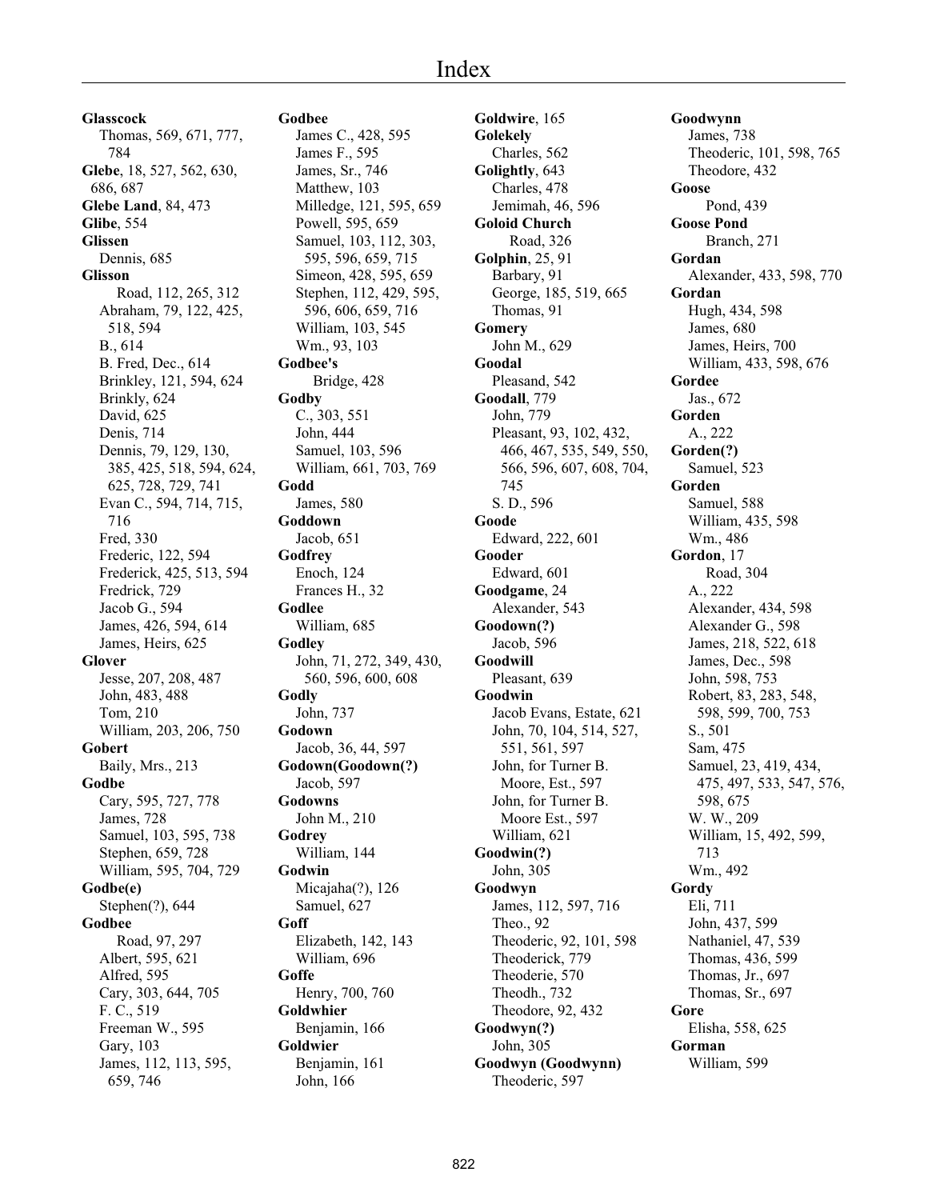# Index

**Glasscock**
Thomas, 569, 671, 777, 784
**Glebe**, 18, 527, 562, 630, 686, 687
**Glebe Land**, 84, 473
**Glibe**, 554
**Glissen**
Dennis, 685
**Glisson**
Road, 112, 265, 312
Abraham, 79, 122, 425, 518, 594
B., 614
B. Fred, Dec., 614
Brinkley, 121, 594, 624
Brinkly, 624
David, 625
Denis, 714
Dennis, 79, 129, 130, 385, 425, 518, 594, 624, 625, 728, 729, 741
Evan C., 594, 714, 715, 716
Fred, 330
Frederic, 122, 594
Frederick, 425, 513, 594
Fredrick, 729
Jacob G., 594
James, 426, 594, 614
James, Heirs, 625
**Glover**
Jesse, 207, 208, 487
John, 483, 488
Tom, 210
William, 203, 206, 750
**Gobert**
Baily, Mrs., 213
**Godbe**
Cary, 595, 727, 778
James, 728
Samuel, 103, 595, 738
Stephen, 659, 728
William, 595, 704, 729
**Godbe(e)**
Stephen(?), 644
**Godbee**
Road, 97, 297
Albert, 595, 621
Alfred, 595
Cary, 303, 644, 705
F. C., 519
Freeman W., 595
Gary, 103
James, 112, 113, 595, 659, 746

**Godbee**
James C., 428, 595
James F., 595
James, Sr., 746
Matthew, 103
Milledge, 121, 595, 659
Powell, 595, 659
Samuel, 103, 112, 303, 595, 596, 659, 715
Simeon, 428, 595, 659
Stephen, 112, 429, 595, 596, 606, 659, 716
William, 103, 545
Wm., 93, 103
**Godbee's**
Bridge, 428
**Godby**
C., 303, 551
John, 444
Samuel, 103, 596
William, 661, 703, 769
**Godd**
James, 580
**Goddown**
Jacob, 651
**Godfrey**
Enoch, 124
Frances H., 32
**Godlee**
William, 685
**Godley**
John, 71, 272, 349, 430, 560, 596, 600, 608
**Godly**
John, 737
**Godown**
Jacob, 36, 44, 597
**Godown(Goodown(?)**
Jacob, 597
**Godowns**
John M., 210
**Godrey**
William, 144
**Godwin**
Micajaha(?), 126
Samuel, 627
**Goff**
Elizabeth, 142, 143
William, 696
**Goffe**
Henry, 700, 760
**Goldwhier**
Benjamin, 166
**Goldwier**
Benjamin, 161
John, 166

**Goldwire**, 165
**Golekely**
Charles, 562
**Golightly**, 643
Charles, 478
Jemimah, 46, 596
**Goloid Church**
Road, 326
**Golphin**, 25, 91
Barbary, 91
George, 185, 519, 665
Thomas, 91
**Gomery**
John M., 629
**Goodal**
Pleasand, 542
**Goodall**, 779
John, 779
Pleasant, 93, 102, 432, 466, 467, 535, 549, 550, 566, 596, 607, 608, 704, 745
S. D., 596
**Goode**
Edward, 222, 601
**Gooder**
Edward, 601
**Goodgame**, 24
Alexander, 543
**Goodown(?)**
Jacob, 596
**Goodwill**
Pleasant, 639
**Goodwin**
Jacob Evans, Estate, 621
John, 70, 104, 514, 527, 551, 561, 597
John, for Turner B. Moore, Est., 597
John, for Turner B. Moore Est., 597
William, 621
**Goodwin(?)**
John, 305
**Goodwyn**
James, 112, 597, 716
Theo., 92
Theoderic, 92, 101, 598
Theoderick, 779
Theoderie, 570
Theodh., 732
Theodore, 92, 432
**Goodwyn(?)**
John, 305
**Goodwyn (Goodwynn)**
Theoderic, 597

**Goodwynn**
James, 738
Theoderic, 101, 598, 765
Theodore, 432
**Goose**
Pond, 439
**Goose Pond**
Branch, 271
**Gordan**
Alexander, 433, 598, 770
**Gordan**
Hugh, 434, 598
James, 680
James, Heirs, 700
William, 433, 598, 676
**Gordee**
Jas., 672
**Gorden**
A., 222
**Gorden(?)**
Samuel, 523
**Gorden**
Samuel, 588
William, 435, 598
Wm., 486
**Gordon**, 17
Road, 304
A., 222
Alexander, 434, 598
Alexander G., 598
James, 218, 522, 618
James, Dec., 598
John, 598, 753
Robert, 83, 283, 548, 598, 599, 700, 753
S., 501
Sam, 475
Samuel, 23, 419, 434, 475, 497, 533, 547, 576, 598, 675
W. W., 209
William, 15, 492, 599, 713
Wm., 492
**Gordy**
Eli, 711
John, 437, 599
Nathaniel, 47, 539
Thomas, 436, 599
Thomas, Jr., 697
Thomas, Sr., 697
**Gore**
Elisha, 558, 625
**Gorman**
William, 599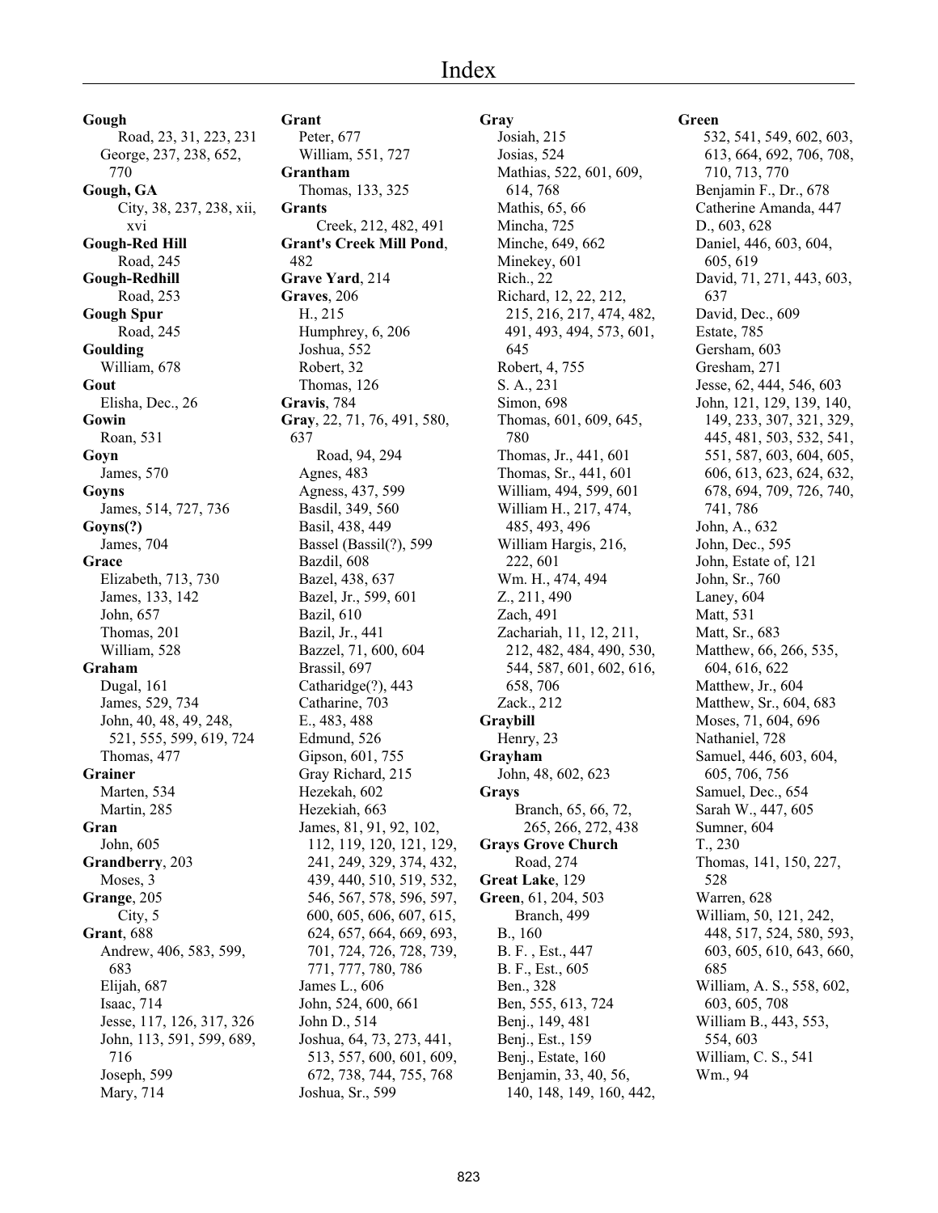# Index

**Gough**
Road, 23, 31, 223, 231
George, 237, 238, 652, 770
**Gough, GA**
City, 38, 237, 238, xii, xvi
**Gough-Red Hill**
Road, 245
**Gough-Redhill**
Road, 253
**Gough Spur**
Road, 245
**Goulding**
William, 678
**Gout**
Elisha, Dec., 26
**Gowin**
Roan, 531
**Goyn**
James, 570
**Goyns**
James, 514, 727, 736
**Goyns(?)**
James, 704
**Grace**
Elizabeth, 713, 730
James, 133, 142
John, 657
Thomas, 201
William, 528
**Graham**
Dugal, 161
James, 529, 734
John, 40, 48, 49, 248, 521, 555, 599, 619, 724
Thomas, 477
**Grainer**
Marten, 534
Martin, 285
**Gran**
John, 605
**Grandberry**, 203
Moses, 3
**Grange**, 205
City, 5
**Grant**, 688
Andrew, 406, 583, 599, 683
Elijah, 687
Isaac, 714
Jesse, 117, 126, 317, 326
John, 113, 591, 599, 689, 716
Joseph, 599
Mary, 714
**Grant**
Peter, 677
William, 551, 727
**Grantham**
Thomas, 133, 325
**Grants**
Creek, 212, 482, 491
**Grant's Creek Mill Pond**, 482
**Grave Yard**, 214
**Graves**, 206
H., 215
Humphrey, 6, 206
Joshua, 552
Robert, 32
Thomas, 126
**Gravis**, 784
**Gray**, 22, 71, 76, 491, 580, 637
Road, 94, 294
Agnes, 483
Agness, 437, 599
Basdil, 349, 560
Basil, 438, 449
Bassel (Bassil(?), 599
Bazdil, 608
Bazel, 438, 637
Bazel, Jr., 599, 601
Bazil, 610
Bazil, Jr., 441
Bazzel, 71, 600, 604
Brassil, 697
Catharidge(?), 443
Catharine, 703
E., 483, 488
Edmund, 526
Gipson, 601, 755
Gray Richard, 215
Hezekah, 602
Hezekiah, 663
James, 81, 91, 92, 102, 112, 119, 120, 121, 129, 241, 249, 329, 374, 432, 439, 440, 510, 519, 532, 546, 567, 578, 596, 597, 600, 605, 606, 607, 615, 624, 657, 664, 669, 693, 701, 724, 726, 728, 739, 771, 777, 780, 786
James L., 606
John, 524, 600, 661
John D., 514
Joshua, 64, 73, 273, 441, 513, 557, 600, 601, 609, 672, 738, 744, 755, 768
Joshua, Sr., 599
**Gray**
Josiah, 215
Josias, 524
Mathias, 522, 601, 609, 614, 768
Mathis, 65, 66
Mincha, 725
Minche, 649, 662
Minekey, 601
Rich., 22
Richard, 12, 22, 212, 215, 216, 217, 474, 482, 491, 493, 494, 573, 601, 645
Robert, 4, 755
S. A., 231
Simon, 698
Thomas, 601, 609, 645, 780
Thomas, Jr., 441, 601
Thomas, Sr., 441, 601
William, 494, 599, 601
William H., 217, 474, 485, 493, 496
William Hargis, 216, 222, 601
Wm. H., 474, 494
Z., 211, 490
Zach, 491
Zachariah, 11, 12, 211, 212, 482, 484, 490, 530, 544, 587, 601, 602, 616, 658, 706
Zack., 212
**Graybill**
Henry, 23
**Grayham**
John, 48, 602, 623
**Grays**
Branch, 65, 66, 72, 265, 266, 272, 438
**Grays Grove Church**
Road, 274
**Great Lake**, 129
**Green**, 61, 204, 503
Branch, 499
B., 160
B. F. , Est., 447
B. F., Est., 605
Ben., 328
Ben, 555, 613, 724
Benj., 149, 481
Benj., Est., 159
Benj., Estate, 160
Benjamin, 33, 40, 56, 140, 148, 149, 160, 442, 532, 541, 549, 602, 603, 613, 664, 692, 706, 708, 710, 713, 770
Benjamin F., Dr., 678
Catherine Amanda, 447
D., 603, 628
Daniel, 446, 603, 604, 605, 619
David, 71, 271, 443, 603, 637
David, Dec., 609
Estate, 785
Gersham, 603
Gresham, 271
Jesse, 62, 444, 546, 603
John, 121, 129, 139, 140, 149, 233, 307, 321, 329, 445, 481, 503, 532, 541, 551, 587, 603, 604, 605, 606, 613, 623, 624, 632, 678, 694, 709, 726, 740, 741, 786
John, A., 632
John, Dec., 595
John, Estate of, 121
John, Sr., 760
Laney, 604
Matt, 531
Matt, Sr., 683
Matthew, 66, 266, 535, 604, 616, 622
Matthew, Jr., 604
Matthew, Sr., 604, 683
Moses, 71, 604, 696
Nathaniel, 728
Samuel, 446, 603, 604, 605, 706, 756
Samuel, Dec., 654
Sarah W., 447, 605
Sumner, 604
T., 230
Thomas, 141, 150, 227, 528
Warren, 628
William, 50, 121, 242, 448, 517, 524, 580, 593, 603, 605, 610, 643, 660, 685
William, A. S., 558, 602, 603, 605, 708
William B., 443, 553, 554, 603
William, C. S., 541
Wm., 94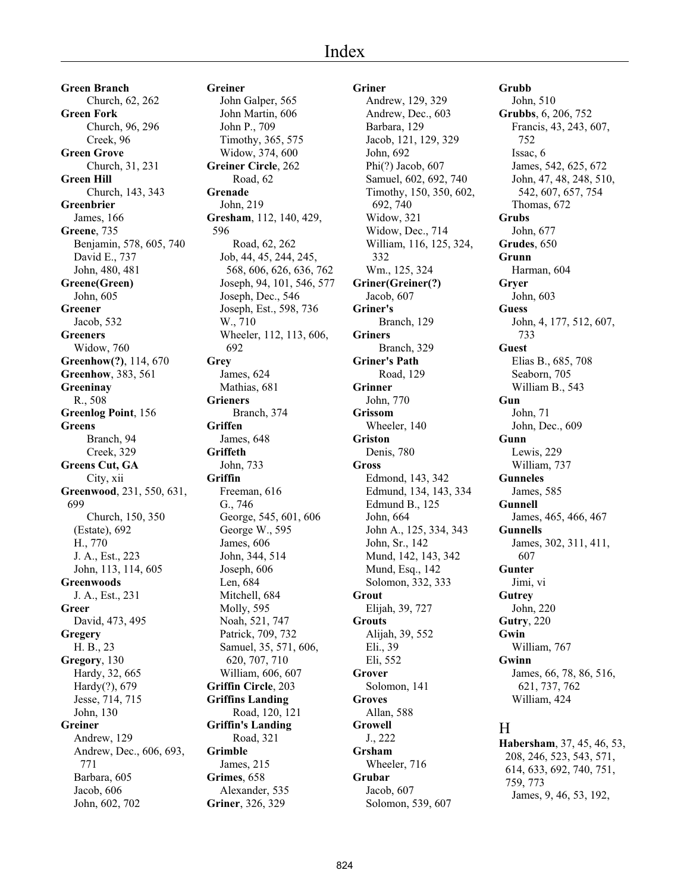**Green Branch**
Church, 62, 262
**Green Fork**
Church, 96, 296
Creek, 96
**Green Grove**
Church, 31, 231
**Green Hill**
Church, 143, 343
**Greenbrier**
James, 166
**Greene**, 735
Benjamin, 578, 605, 740
David E., 737
John, 480, 481
**Greene(Green)**
John, 605
**Greener**
Jacob, 532
**Greeners**
Widow, 760
**Greenhow(?)**, 114, 670
**Greenhow**, 383, 561
**Greeninay**
R., 508
**Greenlog Point**, 156
**Greens**
Branch, 94
Creek, 329
**Greens Cut, GA**
City, xii
**Greenwood**, 231, 550, 631, 699
Church, 150, 350
(Estate), 692
H., 770
J. A., Est., 223
John, 113, 114, 605
**Greenwoods**
J. A., Est., 231
**Greer**
David, 473, 495
**Gregery**
H. B., 23
**Gregory**, 130
Hardy, 32, 665
Hardy(?), 679
Jesse, 714, 715
John, 130
**Greiner**
Andrew, 129
Andrew, Dec., 606, 693, 771
Barbara, 605
Jacob, 606
John, 602, 702

**Greiner**
John Galper, 565
John Martin, 606
John P., 709
Timothy, 365, 575
Widow, 374, 600
**Greiner Circle**, 262
Road, 62
**Grenade**
John, 219
**Gresham**, 112, 140, 429, 596
Road, 62, 262
Job, 44, 45, 244, 245, 568, 606, 626, 636, 762
Joseph, 94, 101, 546, 577
Joseph, Dec., 546
Joseph, Est., 598, 736
W., 710
Wheeler, 112, 113, 606, 692
**Grey**
James, 624
Mathias, 681
**Grieners**
Branch, 374
**Griffen**
James, 648
**Griffeth**
John, 733
**Griffin**
Freeman, 616
G., 746
George, 545, 601, 606
George W., 595
James, 606
John, 344, 514
Joseph, 606
Len, 684
Mitchell, 684
Molly, 595
Noah, 521, 747
Patrick, 709, 732
Samuel, 35, 571, 606, 620, 707, 710
William, 606, 607
**Griffin Circle**, 203
**Griffins Landing**
Road, 120, 121
**Griffin's Landing**
Road, 321
**Grimble**
James, 215
**Grimes**, 658
Alexander, 535
**Griner**, 326, 329

**Griner**
Andrew, 129, 329
Andrew, Dec., 603
Barbara, 129
Jacob, 121, 129, 329
John, 692
Phi(?) Jacob, 607
Samuel, 602, 692, 740
Timothy, 150, 350, 602, 692, 740
Widow, 321
Widow, Dec., 714
William, 116, 125, 324, 332
Wm., 125, 324
**Griner(Greiner(?)**
Jacob, 607
**Griner's**
Branch, 129
**Griners**
Branch, 329
**Griner's Path**
Road, 129
**Grinner**
John, 770
**Grissom**
Wheeler, 140
**Griston**
Denis, 780
**Gross**
Edmond, 143, 342
Edmund, 134, 143, 334
Edmund B., 125
John, 664
John A., 125, 334, 343
John, Sr., 142
Mund, 142, 143, 342
Mund, Esq., 142
Solomon, 332, 333
**Grout**
Elijah, 39, 727
**Grouts**
Alijah, 39, 552
Eli., 39
Eli, 552
**Grover**
Solomon, 141
**Groves**
Allan, 588
**Growell**
J., 222
**Grsham**
Wheeler, 716
**Grubar**
Jacob, 607
Solomon, 539, 607

**Grubb**
John, 510
**Grubbs**, 6, 206, 752
Francis, 43, 243, 607, 752
Issac, 6
James, 542, 625, 672
John, 47, 48, 248, 510, 542, 607, 657, 754
Thomas, 672
**Grubs**
John, 677
**Grudes**, 650
**Grunn**
Harman, 604
**Gryer**
John, 603
**Guess**
John, 4, 177, 512, 607, 733
**Guest**
Elias B., 685, 708
Seaborn, 705
William B., 543
**Gun**
John, 71
John, Dec., 609
**Gunn**
Lewis, 229
William, 737
**Gunneles**
James, 585
**Gunnell**
James, 465, 466, 467
**Gunnells**
James, 302, 311, 411, 607
**Gunter**
Jimi, vi
**Gutrey**
John, 220
**Gutry**, 220
**Gwin**
William, 767
**Gwinn**
James, 66, 78, 86, 516, 621, 737, 762
William, 424

## H

**Habersham**, 37, 45, 46, 53, 208, 246, 523, 543, 571, 614, 633, 692, 740, 751, 759, 773
James, 9, 46, 53, 192,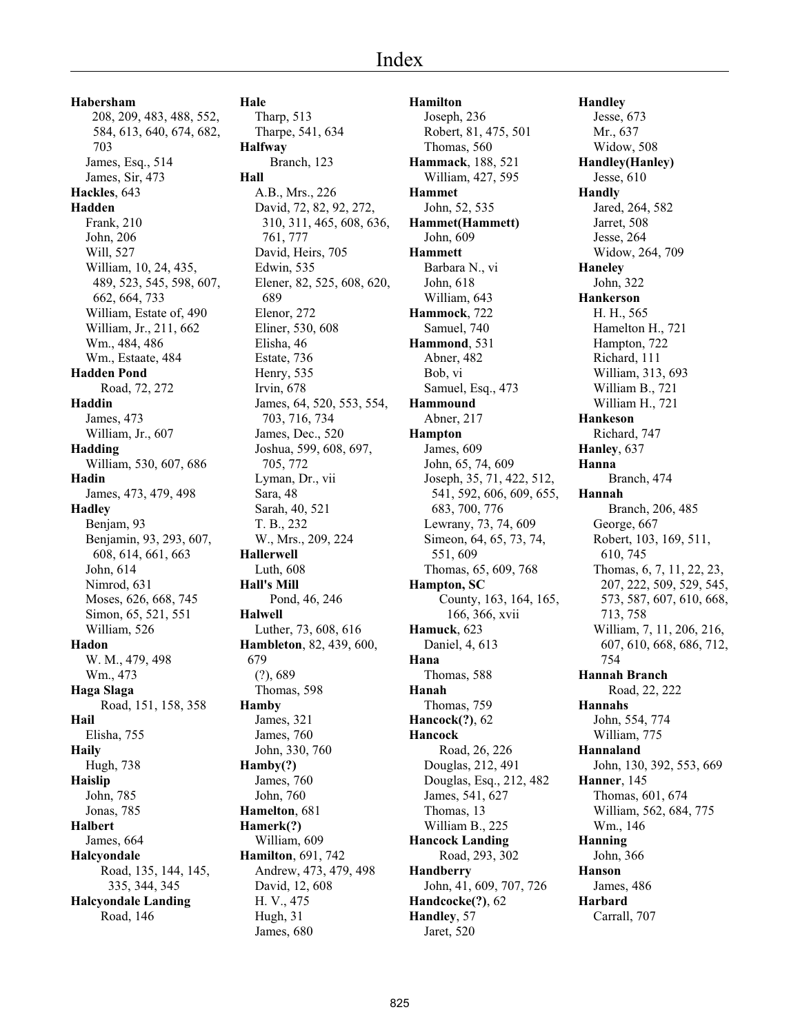# Index

**Habersham**
208, 209, 483, 488, 552, 584, 613, 640, 674, 682, 703
James, Esq., 514
James, Sir, 473
**Hackles**, 643
**Hadden**
Frank, 210
John, 206
Will, 527
William, 10, 24, 435, 489, 523, 545, 598, 607, 662, 664, 733
William, Estate of, 490
William, Jr., 211, 662
Wm., 484, 486
Wm., Estaate, 484
**Hadden Pond**
Road, 72, 272
**Haddin**
James, 473
William, Jr., 607
**Hadding**
William, 530, 607, 686
**Hadin**
James, 473, 479, 498
**Hadley**
Benjam, 93
Benjamin, 93, 293, 607, 608, 614, 661, 663
John, 614
Nimrod, 631
Moses, 626, 668, 745
Simon, 65, 521, 551
William, 526
**Hadon**
W. M., 479, 498
Wm., 473
**Haga Slaga**
Road, 151, 158, 358
**Hail**
Elisha, 755
**Haily**
Hugh, 738
**Haislip**
John, 785
Jonas, 785
**Halbert**
James, 664
**Halcyondale**
Road, 135, 144, 145, 335, 344, 345
**Halcyondale Landing**
Road, 146

**Hale**
Tharp, 513
Tharpe, 541, 634
**Halfway**
Branch, 123
**Hall**
A.B., Mrs., 226
David, 72, 82, 92, 272, 310, 311, 465, 608, 636, 761, 777
David, Heirs, 705
Edwin, 535
Elener, 82, 525, 608, 620, 689
Elenor, 272
Eliner, 530, 608
Elisha, 46
Estate, 736
Henry, 535
Irvin, 678
James, 64, 520, 553, 554, 703, 716, 734
James, Dec., 520
Joshua, 599, 608, 697, 705, 772
Lyman, Dr., vii
Sara, 48
Sarah, 40, 521
T. B., 232
W., Mrs., 209, 224
**Hallerwell**
Luth, 608
**Hall's Mill**
Pond, 46, 246
**Halwell**
Luther, 73, 608, 616
**Hambleton**, 82, 439, 600, 679
(?), 689
Thomas, 598
**Hamby**
James, 321
James, 760
John, 330, 760
**Hamby(?)**
James, 760
John, 760
**Hamelton**, 681
**Hamerk(?)**
William, 609
**Hamilton**, 691, 742
Andrew, 473, 479, 498
David, 12, 608
H. V., 475
Hugh, 31
James, 680

**Hamilton**
Joseph, 236
Robert, 81, 475, 501
Thomas, 560
**Hammack**, 188, 521
William, 427, 595
**Hammet**
John, 52, 535
**Hammet(Hammett)**
John, 609
**Hammett**
Barbara N., vi
John, 618
William, 643
**Hammock**, 722
Samuel, 740
**Hammond**, 531
Abner, 482
Bob, vi
Samuel, Esq., 473
**Hammound**
Abner, 217
**Hampton**
James, 609
John, 65, 74, 609
Joseph, 35, 71, 422, 512, 541, 592, 606, 609, 655, 683, 700, 776
Lewrany, 73, 74, 609
Simeon, 64, 65, 73, 74, 551, 609
Thomas, 65, 609, 768
**Hampton, SC**
County, 163, 164, 165, 166, 366, xvii
**Hamuck**, 623
Daniel, 4, 613
**Hana**
Thomas, 588
**Hanah**
Thomas, 759
**Hancock(?)**, 62
**Hancock**
Road, 26, 226
Douglas, 212, 491
Douglas, Esq., 212, 482
James, 541, 627
Thomas, 13
William B., 225
**Hancock Landing**
Road, 293, 302
**Handberry**
John, 41, 609, 707, 726
**Handcocke(?)**, 62
**Handley**, 57
Jaret, 520

**Handley**
Jesse, 673
Mr., 637
Widow, 508
**Handley(Hanley)**
Jesse, 610
**Handly**
Jared, 264, 582
Jarret, 508
Jesse, 264
Widow, 264, 709
**Haneley**
John, 322
**Hankerson**
H. H., 565
Hamelton H., 721
Hampton, 722
Richard, 111
William, 313, 693
William B., 721
William H., 721
**Hankeson**
Richard, 747
**Hanley**, 637
**Hanna**
Branch, 474
**Hannah**
Branch, 206, 485
George, 667
Robert, 103, 169, 511, 610, 745
Thomas, 6, 7, 11, 22, 23, 207, 222, 509, 529, 545, 573, 587, 607, 610, 668, 713, 758
William, 7, 11, 206, 216, 607, 610, 668, 686, 712, 754
**Hannah Branch**
Road, 22, 222
**Hannahs**
John, 554, 774
William, 775
**Hannaland**
John, 130, 392, 553, 669
**Hanner**, 145
Thomas, 601, 674
William, 562, 684, 775
Wm., 146
**Hanning**
John, 366
**Hanson**
James, 486
**Harbard**
Carrall, 707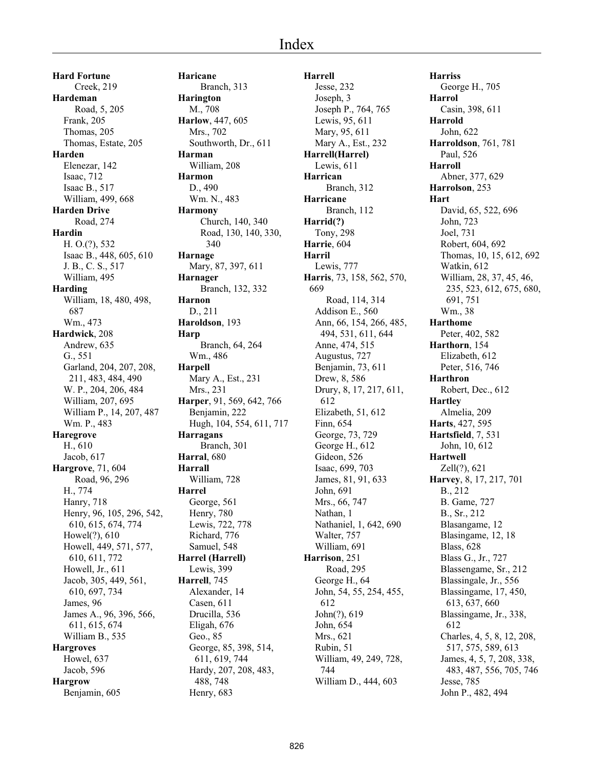# Index

**Hard Fortune**
Creek, 219
**Hardeman**
Road, 5, 205
Frank, 205
Thomas, 205
Thomas, Estate, 205
**Harden**
Elenezar, 142
Isaac, 712
Isaac B., 517
William, 499, 668
**Harden Drive**
Road, 274
**Hardin**
H. O.(?), 532
Isaac B., 448, 605, 610
J. B., C. S., 517
William, 495
**Harding**
William, 18, 480, 498, 687
Wm., 473
**Hardwick**, 208
Andrew, 635
G., 551
Garland, 204, 207, 208, 211, 483, 484, 490
W. P., 204, 206, 484
William, 207, 695
William P., 14, 207, 487
Wm. P., 483
**Haregrove**
H., 610
Jacob, 617
**Hargrove**, 71, 604
Road, 96, 296
H., 774
Hanry, 718
Henry, 96, 105, 296, 542, 610, 615, 674, 774
Howel(?), 610
Howell, 449, 571, 577, 610, 611, 772
Howell, Jr., 611
Jacob, 305, 449, 561, 610, 697, 734
James, 96
James A., 96, 396, 566, 611, 615, 674
William B., 535
**Hargroves**
Howel, 637
Jacob, 596
**Hargrow**
Benjamin, 605
**Haricane**
Branch, 313
**Harington**
M., 708
**Harlow**, 447, 605
Mrs., 702
Southworth, Dr., 611
**Harman**
William, 208
**Harmon**
D., 490
Wm. N., 483
**Harmony**
Church, 140, 340
Road, 130, 140, 330, 340
**Harnage**
Mary, 87, 397, 611
**Harnager**
Branch, 132, 332
**Harnon**
D., 211
**Haroldson**, 193
**Harp**
Branch, 64, 264
Wm., 486
**Harpell**
Mary A., Est., 231
Mrs., 231
**Harper**, 91, 569, 642, 766
Benjamin, 222
Hugh, 104, 554, 611, 717
**Harragans**
Branch, 301
**Harral**, 680
**Harrall**
William, 728
**Harrel**
George, 561
Henry, 780
Lewis, 722, 778
Richard, 776
Samuel, 548
**Harrel (Harrell)**
Lewis, 399
**Harrell**, 745
Alexander, 14
Casen, 611
Drucilla, 536
Eligah, 676
Geo., 85
George, 85, 398, 514, 611, 619, 744
Hardy, 207, 208, 483, 488, 748
Henry, 683
**Harrell**
Jesse, 232
Joseph, 3
Joseph P., 764, 765
Lewis, 95, 611
Mary, 95, 611
Mary A., Est., 232
**Harrell(Harrel)**
Lewis, 611
**Harrican**
Branch, 312
**Harricane**
Branch, 112
**Harrid(?)**
Tony, 298
**Harrie**, 604
**Harril**
Lewis, 777
**Harris**, 73, 158, 562, 570, 669
Road, 114, 314
Addison E., 560
Ann, 66, 154, 266, 485, 494, 531, 611, 644
Anne, 474, 515
Augustus, 727
Benjamin, 73, 611
Drew, 8, 586
Drury, 8, 17, 217, 611, 612
Elizabeth, 51, 612
Finn, 654
George, 73, 729
George H., 612
Gideon, 526
Isaac, 699, 703
James, 81, 91, 633
John, 691
Mrs., 66, 747
Nathan, 1
Nathaniel, 1, 642, 690
Walter, 757
William, 691
**Harrison**, 251
Road, 295
George H., 64
John, 54, 55, 254, 455, 612
John(?), 619
John, 654
Mrs., 621
Rubin, 51
William, 49, 249, 728, 744
William D., 444, 603
**Harriss**
George H., 705
**Harrol**
Casin, 398, 611
**Harrold**
John, 622
**Harroldson**, 761, 781
Paul, 526
**Harroll**
Abner, 377, 629
**Harrolson**, 253
**Hart**
David, 65, 522, 696
John, 723
Joel, 731
Robert, 604, 692
Thomas, 10, 15, 612, 692
Watkin, 612
William, 28, 37, 45, 46, 235, 523, 612, 675, 680, 691, 751
Wm., 38
**Harthome**
Peter, 402, 582
**Harthorn**, 154
Elizabeth, 612
Peter, 516, 746
**Harthron**
Robert, Dec., 612
**Hartley**
Almelia, 209
**Harts**, 427, 595
**Hartsfield**, 7, 531
John, 10, 612
**Hartwell**
Zell(?), 621
**Harvey**, 8, 17, 217, 701
B., 212
B. Game, 727
B., Sr., 212
Blasangame, 12
Blasingame, 12, 18
Blass, 628
Blass G., Jr., 727
Blassengame, Sr., 212
Blassingale, Jr., 556
Blassingame, 17, 450, 613, 637, 660
Blassingame, Jr., 338, 612
Charles, 4, 5, 8, 12, 208, 517, 575, 589, 613
James, 4, 5, 7, 208, 338, 483, 487, 556, 705, 746
Jesse, 785
John P., 482, 494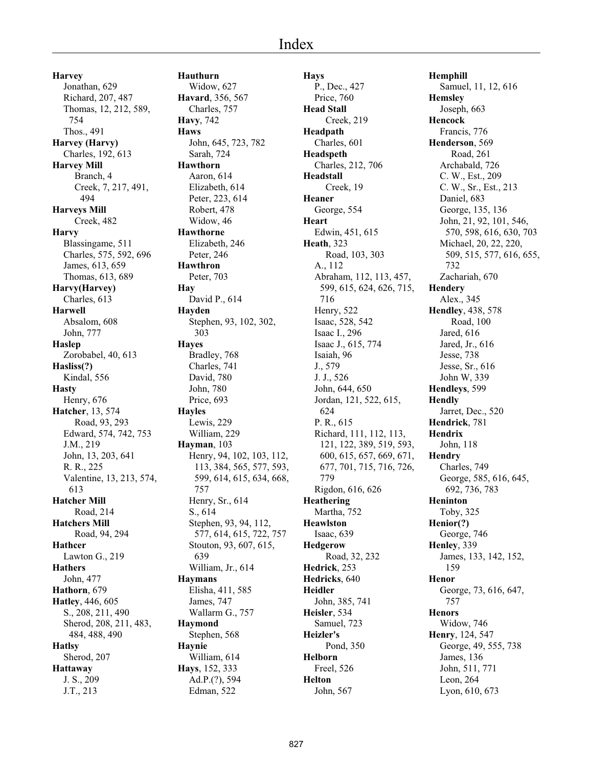# Index

**Harvey**
Jonathan, 629
Richard, 207, 487
Thomas, 12, 212, 589, 754
Thos., 491
**Harvey (Harvy)**
Charles, 192, 613
**Harvey Mill**
Branch, 4
Creek, 7, 217, 491, 494
**Harveys Mill**
Creek, 482
**Harvy**
Blassingame, 511
Charles, 575, 592, 696
James, 613, 659
Thomas, 613, 689
**Harvy(Harvey)**
Charles, 613
**Harwell**
Absalom, 608
John, 777
**Haslep**
Zorobabel, 40, 613
**Hasliss(?)**
Kindal, 556
**Hasty**
Henry, 676
**Hatcher**, 13, 574
Road, 93, 293
Edward, 574, 742, 753
J.M., 219
John, 13, 203, 641
R. R., 225
Valentine, 13, 213, 574, 613
**Hatcher Mill**
Road, 214
**Hatchers Mill**
Road, 94, 294
**Hathcer**
Lawton G., 219
**Hathers**
John, 477
**Hathorn**, 679
**Hatley**, 446, 605
S., 208, 211, 490
Sherod, 208, 211, 483, 484, 488, 490
**Hatlsy**
Sherod, 207
**Hattaway**
J. S., 209
J.T., 213

**Hauthurn**
Widow, 627
**Havard**, 356, 567
Charles, 757
**Havy**, 742
**Haws**
John, 645, 723, 782
Sarah, 724
**Hawthorn**
Aaron, 614
Elizabeth, 614
Peter, 223, 614
Robert, 478
Widow, 46
**Hawthorne**
Elizabeth, 246
Peter, 246
**Hawthron**
Peter, 703
**Hay**
David P., 614
**Hayden**
Stephen, 93, 102, 302, 303
**Hayes**
Bradley, 768
Charles, 741
David, 780
John, 780
Price, 693
**Hayles**
Lewis, 229
William, 229
**Hayman**, 103
Henry, 94, 102, 103, 112, 113, 384, 565, 577, 593, 599, 614, 615, 634, 668, 757
Henry, Sr., 614
S., 614
Stephen, 93, 94, 112, 577, 614, 615, 722, 757
Stouton, 93, 607, 615, 639
William, Jr., 614
**Haymans**
Elisha, 411, 585
James, 747
Wallarm G., 757
**Haymond**
Stephen, 568
**Haynie**
William, 614
**Hays**, 152, 333
Ad.P.(?), 594
Edman, 522

**Hays**
P., Dec., 427
Price, 760
**Head Stall**
Creek, 219
**Headpath**
Charles, 601
**Headspeth**
Charles, 212, 706
**Headstall**
Creek, 19
**Heaner**
George, 554
**Heart**
Edwin, 451, 615
**Heath**, 323
Road, 103, 303
A., 112
Abraham, 112, 113, 457, 599, 615, 624, 626, 715, 716
Henry, 522
Isaac, 528, 542
Isaac I., 296
Isaac J., 615, 774
Isaiah, 96
J., 579
J. J., 526
John, 644, 650
Jordan, 121, 522, 615, 624
P. R., 615
Richard, 111, 112, 113, 121, 122, 389, 519, 593, 600, 615, 657, 669, 671, 677, 701, 715, 716, 726, 779
Rigdon, 616, 626
**Heathering**
Martha, 752
**Heawlston**
Isaac, 639
**Hedgerow**
Road, 32, 232
**Hedrick**, 253
**Hedricks**, 640
**Heidler**
John, 385, 741
**Heisler**, 534
Samuel, 723
**Heizler's**
Pond, 350
**Helborn**
Freel, 526
**Helton**
John, 567

**Hemphill**
Samuel, 11, 12, 616
**Hemsley**
Joseph, 663
**Hencock**
Francis, 776
**Henderson**, 569
Road, 261
Archabald, 726
C. W., Est., 209
C. W., Sr., Est., 213
Daniel, 683
George, 135, 136
John, 21, 92, 101, 546, 570, 598, 616, 630, 703
Michael, 20, 22, 220, 509, 515, 577, 616, 655, 732
Zachariah, 670
**Hendery**
Alex., 345
**Hendley**, 438, 578
Road, 100
Jared, 616
Jared, Jr., 616
Jesse, 738
Jesse, Sr., 616
John W, 339
**Hendleys**, 599
**Hendly**
Jarret, Dec., 520
**Hendrick**, 781
**Hendrix**
John, 118
**Hendry**
Charles, 749
George, 585, 616, 645, 692, 736, 783
**Heninton**
Toby, 325
**Henior(?)**
George, 746
**Henley**, 339
James, 133, 142, 152, 159
**Henor**
George, 73, 616, 647, 757
**Henors**
Widow, 746
**Henry**, 124, 547
George, 49, 555, 738
James, 136
John, 511, 771
Leon, 264
Lyon, 610, 673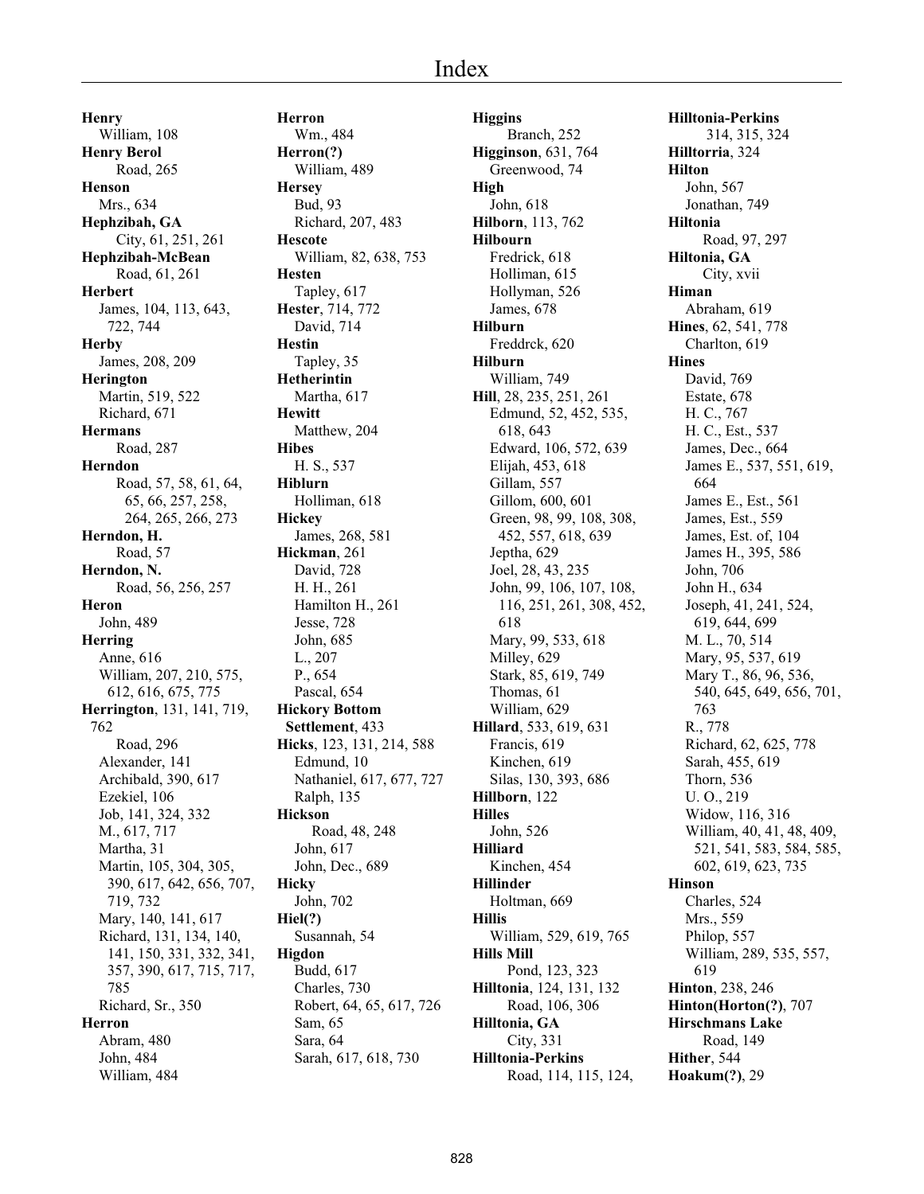# Index

**Henry**
William, 108
**Henry Berol**
Road, 265
**Henson**
Mrs., 634
**Hephzibah, GA**
City, 61, 251, 261
**Hephzibah-McBean**
Road, 61, 261
**Herbert**
James, 104, 113, 643, 722, 744
**Herby**
James, 208, 209
**Herington**
Martin, 519, 522
Richard, 671
**Hermans**
Road, 287
**Herndon**
Road, 57, 58, 61, 64, 65, 66, 257, 258, 264, 265, 266, 273
**Herndon, H.**
Road, 57
**Herndon, N.**
Road, 56, 256, 257
**Heron**
John, 489
**Herring**
Anne, 616
William, 207, 210, 575, 612, 616, 675, 775
**Herrington**, 131, 141, 719, 762
Road, 296
Alexander, 141
Archibald, 390, 617
Ezekiel, 106
Job, 141, 324, 332
M., 617, 717
Martha, 31
Martin, 105, 304, 305, 390, 617, 642, 656, 707, 719, 732
Mary, 140, 141, 617
Richard, 131, 134, 140, 141, 150, 331, 332, 341, 357, 390, 617, 715, 717, 785
Richard, Sr., 350
**Herron**
Abram, 480
John, 484
William, 484
**Herron**
Wm., 484
**Herron(?)**
William, 489
**Hersey**
Bud, 93
Richard, 207, 483
**Hescote**
William, 82, 638, 753
**Hesten**
Tapley, 617
**Hester**, 714, 772
David, 714
**Hestin**
Tapley, 35
**Hetherintin**
Martha, 617
**Hewitt**
Matthew, 204
**Hibes**
H. S., 537
**Hiblurn**
Holliman, 618
**Hickey**
James, 268, 581
**Hickman**, 261
David, 728
H. H., 261
Hamilton H., 261
Jesse, 728
John, 685
L., 207
P., 654
Pascal, 654
**Hickory Bottom Settlement**, 433
**Hicks**, 123, 131, 214, 588
Edmund, 10
Nathaniel, 617, 677, 727
Ralph, 135
**Hickson**
Road, 48, 248
John, 617
John, Dec., 689
**Hicky**
John, 702
**Hiel(?)**
Susannah, 54
**Higdon**
Budd, 617
Charles, 730
Robert, 64, 65, 617, 726
Sam, 65
Sara, 64
Sarah, 617, 618, 730
**Higgins**
Branch, 252
**Higginson**, 631, 764
Greenwood, 74
**High**
John, 618
**Hilborn**, 113, 762
**Hilbourn**
Fredrick, 618
Holliman, 615
Hollyman, 526
James, 678
**Hilburn**
Freddrck, 620
**Hilburn**
William, 749
**Hill**, 28, 235, 251, 261
Edmund, 52, 452, 535, 618, 643
Edward, 106, 572, 639
Elijah, 453, 618
Gillam, 557
Gillom, 600, 601
Green, 98, 99, 108, 308, 452, 557, 618, 639
Jeptha, 629
Joel, 28, 43, 235
John, 99, 106, 107, 108, 116, 251, 261, 308, 452, 618
Mary, 99, 533, 618
Milley, 629
Stark, 85, 619, 749
Thomas, 61
William, 629
**Hillard**, 533, 619, 631
Francis, 619
Kinchen, 619
Silas, 130, 393, 686
**Hillborn**, 122
**Hilles**
John, 526
**Hilliard**
Kinchen, 454
**Hillinder**
Holtman, 669
**Hillis**
William, 529, 619, 765
**Hills Mill**
Pond, 123, 323
**Hilltonia**, 124, 131, 132
Road, 106, 306
**Hilltonia, GA**
City, 331
**Hilltonia-Perkins**
Road, 114, 115, 124,
**Hilltonia-Perkins**
314, 315, 324
**Hilltorria**, 324
**Hilton**
John, 567
Jonathan, 749
**Hiltonia**
Road, 97, 297
**Hiltonia, GA**
City, xvii
**Himan**
Abraham, 619
**Hines**, 62, 541, 778
Charlton, 619
**Hines**
David, 769
Estate, 678
H. C., 767
H. C., Est., 537
James, Dec., 664
James E., 537, 551, 619, 664
James E., Est., 561
James, Est., 559
James, Est. of, 104
James H., 395, 586
John, 706
John H., 634
Joseph, 41, 241, 524, 619, 644, 699
M. L., 70, 514
Mary, 95, 537, 619
Mary T., 86, 96, 536, 540, 645, 649, 656, 701, 763
R., 778
Richard, 62, 625, 778
Sarah, 455, 619
Thorn, 536
U. O., 219
Widow, 116, 316
William, 40, 41, 48, 409, 521, 541, 583, 584, 585, 602, 619, 623, 735
**Hinson**
Charles, 524
Mrs., 559
Philop, 557
William, 289, 535, 557, 619
**Hinton**, 238, 246
**Hinton(Horton(?)**, 707
**Hirschmans Lake**
Road, 149
**Hither**, 544
**Hoakum(?)**, 29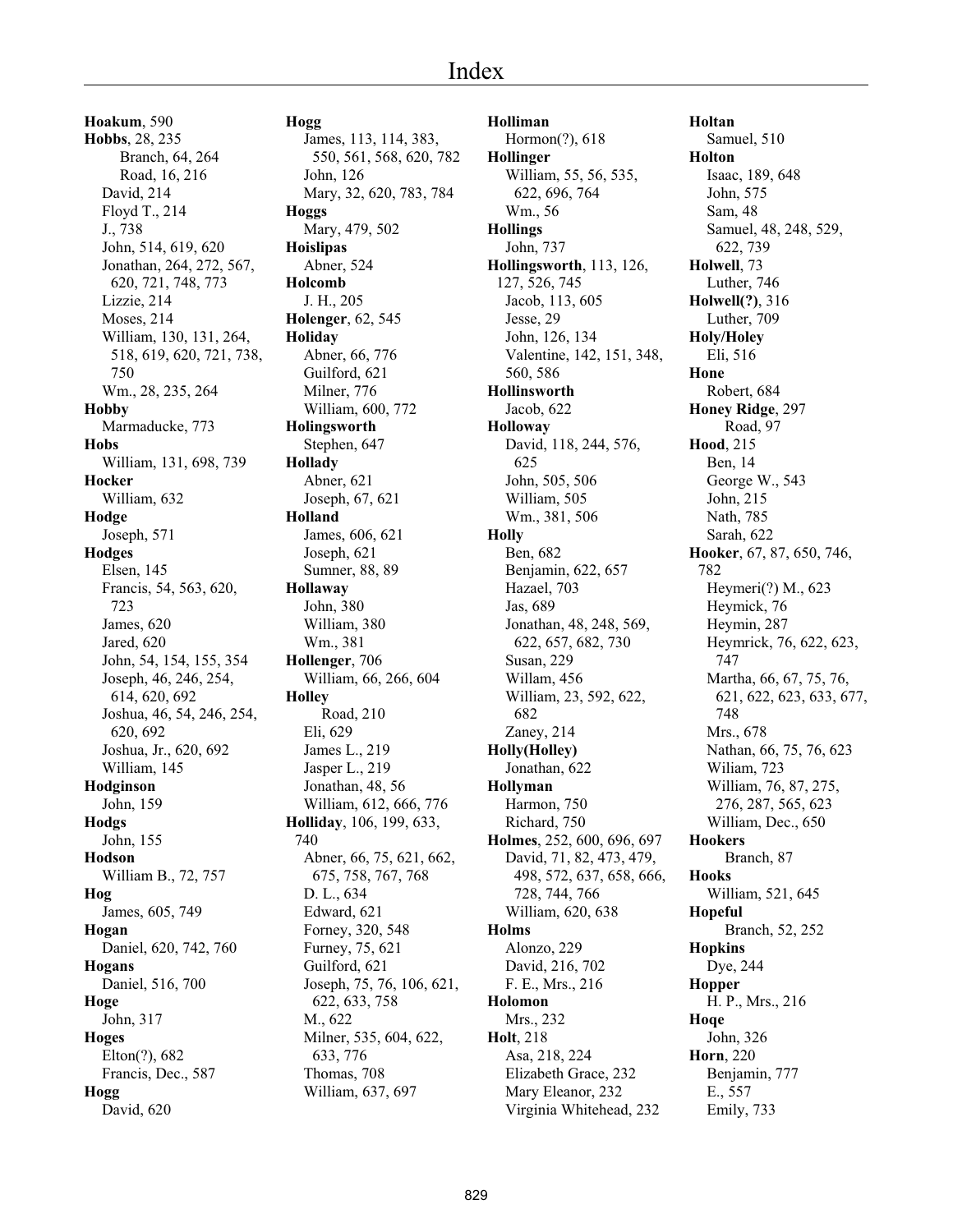# Index

**Hoakum**, 590
**Hobbs**, 28, 235
Branch, 64, 264
Road, 16, 216
David, 214
Floyd T., 214
J., 738
John, 514, 619, 620
Jonathan, 264, 272, 567, 620, 721, 748, 773
Lizzie, 214
Moses, 214
William, 130, 131, 264, 518, 619, 620, 721, 738, 750
Wm., 28, 235, 264
**Hobby**
Marmaducke, 773
**Hobs**
William, 131, 698, 739
**Hocker**
William, 632
**Hodge**
Joseph, 571
**Hodges**
Elsen, 145
Francis, 54, 563, 620, 723
James, 620
Jared, 620
John, 54, 154, 155, 354
Joseph, 46, 246, 254, 614, 620, 692
Joshua, 46, 54, 246, 254, 620, 692
Joshua, Jr., 620, 692
William, 145
**Hodginson**
John, 159
**Hodgs**
John, 155
**Hodson**
William B., 72, 757
**Hog**
James, 605, 749
**Hogan**
Daniel, 620, 742, 760
**Hogans**
Daniel, 516, 700
**Hoge**
John, 317
**Hoges**
Elton(?), 682
Francis, Dec., 587
**Hogg**
David, 620
**Hogg**
James, 113, 114, 383, 550, 561, 568, 620, 782
John, 126
Mary, 32, 620, 783, 784
**Hoggs**
Mary, 479, 502
**Hoislipas**
Abner, 524
**Holcomb**
J. H., 205
**Holenger**, 62, 545
**Holiday**
Abner, 66, 776
Guilford, 621
Milner, 776
William, 600, 772
**Holingsworth**
Stephen, 647
**Hollady**
Abner, 621
Joseph, 67, 621
**Holland**
James, 606, 621
Joseph, 621
Sumner, 88, 89
**Hollaway**
John, 380
William, 380
Wm., 381
**Hollenger**, 706
William, 66, 266, 604
**Holley**
Road, 210
Eli, 629
James L., 219
Jasper L., 219
Jonathan, 48, 56
William, 612, 666, 776
**Holliday**, 106, 199, 633, 740
Abner, 66, 75, 621, 662, 675, 758, 767, 768
D. L., 634
Edward, 621
Forney, 320, 548
Furney, 75, 621
Guilford, 621
Joseph, 75, 76, 106, 621, 622, 633, 758
M., 622
Milner, 535, 604, 622, 633, 776
Thomas, 708
William, 637, 697
**Holliman**
Hormon(?), 618
**Hollinger**
William, 55, 56, 535, 622, 696, 764
Wm., 56
**Hollings**
John, 737
**Hollingsworth**, 113, 126, 127, 526, 745
Jacob, 113, 605
Jesse, 29
John, 126, 134
Valentine, 142, 151, 348, 560, 586
**Hollinsworth**
Jacob, 622
**Holloway**
David, 118, 244, 576, 625
John, 505, 506
William, 505
Wm., 381, 506
**Holly**
Ben, 682
Benjamin, 622, 657
Hazael, 703
Jas, 689
Jonathan, 48, 248, 569, 622, 657, 682, 730
Susan, 229
Willam, 456
William, 23, 592, 622, 682
Zaney, 214
**Holly(Holley)**
Jonathan, 622
**Hollyman**
Harmon, 750
Richard, 750
**Holmes**, 252, 600, 696, 697
David, 71, 82, 473, 479, 498, 572, 637, 658, 666, 728, 744, 766
William, 620, 638
**Holms**
Alonzo, 229
David, 216, 702
F. E., Mrs., 216
**Holomon**
Mrs., 232
**Holt**, 218
Asa, 218, 224
Elizabeth Grace, 232
Mary Eleanor, 232
Virginia Whitehead, 232
**Holtan**
Samuel, 510
**Holton**
Isaac, 189, 648
John, 575
Sam, 48
Samuel, 48, 248, 529, 622, 739
**Holwell**, 73
Luther, 746
**Holwell(?)**, 316
Luther, 709
**Holy/Holey**
Eli, 516
**Hone**
Robert, 684
**Honey Ridge**, 297
Road, 97
**Hood**, 215
Ben, 14
George W., 543
John, 215
Nath, 785
Sarah, 622
**Hooker**, 67, 87, 650, 746, 782
Heymeri(?) M., 623
Heymick, 76
Heymin, 287
Heymrick, 76, 622, 623, 747
Martha, 66, 67, 75, 76, 621, 622, 623, 633, 677, 748
Mrs., 678
Nathan, 66, 75, 76, 623
Wiliam, 723
William, 76, 87, 275, 276, 287, 565, 623
William, Dec., 650
**Hookers**
Branch, 87
**Hooks**
William, 521, 645
**Hopeful**
Branch, 52, 252
**Hopkins**
Dye, 244
**Hopper**
H. P., Mrs., 216
**Hoqe**
John, 326
**Horn**, 220
Benjamin, 777
E., 557
Emily, 733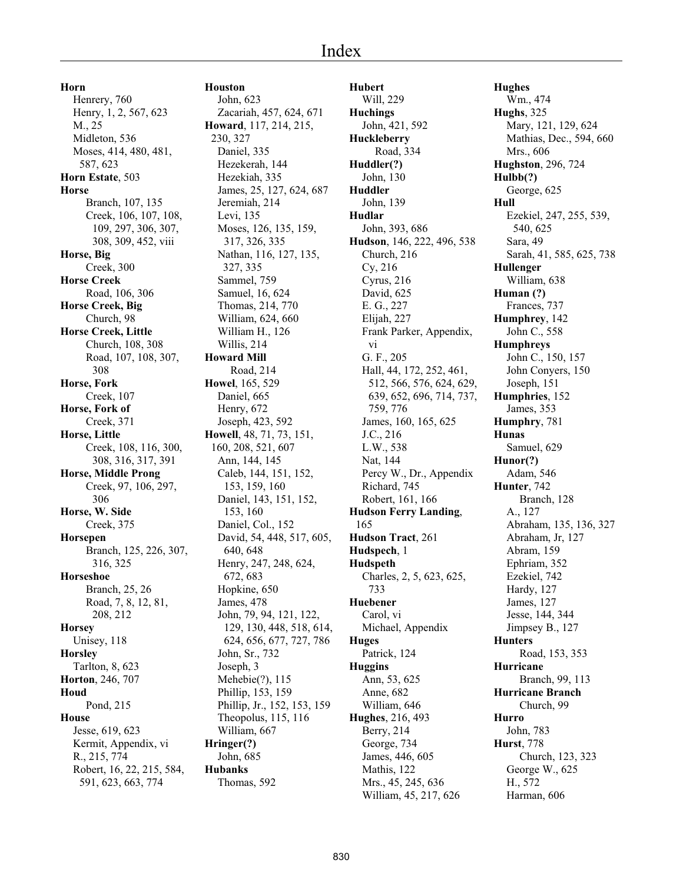# Index

**Horn**
Henrery, 760
Henry, 1, 2, 567, 623
M., 25
Midleton, 536
Moses, 414, 480, 481, 587, 623
**Horn Estate**, 503
**Horse**
Branch, 107, 135
Creek, 106, 107, 108, 109, 297, 306, 307, 308, 309, 452, viii
**Horse, Big**
Creek, 300
**Horse Creek**
Road, 106, 306
**Horse Creek, Big**
Church, 98
**Horse Creek, Little**
Church, 108, 308
Road, 107, 108, 307, 308
**Horse, Fork**
Creek, 107
**Horse, Fork of**
Creek, 371
**Horse, Little**
Creek, 108, 116, 300, 308, 316, 317, 391
**Horse, Middle Prong**
Creek, 97, 106, 297, 306
**Horse, W. Side**
Creek, 375
**Horsepen**
Branch, 125, 226, 307, 316, 325
**Horseshoe**
Branch, 25, 26
Road, 7, 8, 12, 81, 208, 212
**Horsey**
Unisey, 118
**Horsley**
Tarlton, 8, 623
**Horton**, 246, 707
**Houd**
Pond, 215
**House**
Jesse, 619, 623
Kermit, Appendix, vi
R., 215, 774
Robert, 16, 22, 215, 584, 591, 623, 663, 774
**Houston**
John, 623
Zacariah, 457, 624, 671
**Howard**, 117, 214, 215, 230, 327
Daniel, 335
Hezekerah, 144
Hezekiah, 335
James, 25, 127, 624, 687
Jeremiah, 214
Levi, 135
Moses, 126, 135, 159, 317, 326, 335
Nathan, 116, 127, 135, 327, 335
Sammel, 759
Samuel, 16, 624
Thomas, 214, 770
William, 624, 660
William H., 126
Willis, 214
**Howard Mill**
Road, 214
**Howel**, 165, 529
Daniel, 665
Henry, 672
Joseph, 423, 592
**Howell**, 48, 71, 73, 151, 160, 208, 521, 607
Ann, 144, 145
Caleb, 144, 151, 152, 153, 159, 160
Daniel, 143, 151, 152, 153, 160
Daniel, Col., 152
David, 54, 448, 517, 605, 640, 648
Henry, 247, 248, 624, 672, 683
Hopkine, 650
James, 478
John, 79, 94, 121, 122, 129, 130, 448, 518, 614, 624, 656, 677, 727, 786
John, Sr., 732
Joseph, 3
Mehebie(?), 115
Phillip, 153, 159
Phillip, Jr., 152, 153, 159
Theopolus, 115, 116
William, 667
**Hringer(?)**
John, 685
**Hubanks**
Thomas, 592
**Hubert**
Will, 229
**Huchings**
John, 421, 592
**Huckleberry**
Road, 334
**Huddler(?)**
John, 130
**Huddler**
John, 139
**Hudlar**
John, 393, 686
**Hudson**, 146, 222, 496, 538
Church, 216
Cy, 216
Cyrus, 216
David, 625
E. G., 227
Elijah, 227
Frank Parker, Appendix, vi
G. F., 205
Hall, 44, 172, 252, 461, 512, 566, 576, 624, 629, 639, 652, 696, 714, 737, 759, 776
James, 160, 165, 625
J.C., 216
L.W., 538
Nat, 144
Percy W., Dr., Appendix
Richard, 745
Robert, 161, 166
**Hudson Ferry Landing**, 165
**Hudson Tract**, 261
**Hudspech**, 1
**Hudspeth**
Charles, 2, 5, 623, 625, 733
**Huebener**
Carol, vi
Michael, Appendix
**Huges**
Patrick, 124
**Huggins**
Ann, 53, 625
Anne, 682
William, 646
**Hughes**, 216, 493
Berry, 214
George, 734
James, 446, 605
Mathis, 122
Mrs., 45, 245, 636
William, 45, 217, 626
**Hughes**
Wm., 474
**Hughs**, 325
Mary, 121, 129, 624
Mathias, Dec., 594, 660
Mrs., 606
**Hughston**, 296, 724
**Hulbb(?)**
George, 625
**Hull**
Ezekiel, 247, 255, 539, 540, 625
Sara, 49
Sarah, 41, 585, 625, 738
**Hullenger**
William, 638
**Human (?)**
Frances, 737
**Humphrey**, 142
John C., 558
**Humphreys**
John C., 150, 157
John Conyers, 150
Joseph, 151
**Humphries**, 152
James, 353
**Humphry**, 781
**Hunas**
Samuel, 629
**Hunor(?)**
Adam, 546
**Hunter**, 742
Branch, 128
A., 127
Abraham, 135, 136, 327
Abraham, Jr, 127
Abram, 159
Ephriam, 352
Ezekiel, 742
Hardy, 127
James, 127
Jesse, 144, 344
Jimpsey B., 127
**Hunters**
Road, 153, 353
**Hurricane**
Branch, 99, 113
**Hurricane Branch**
Church, 99
**Hurro**
John, 783
**Hurst**, 778
Church, 123, 323
George W., 625
H., 572
Harman, 606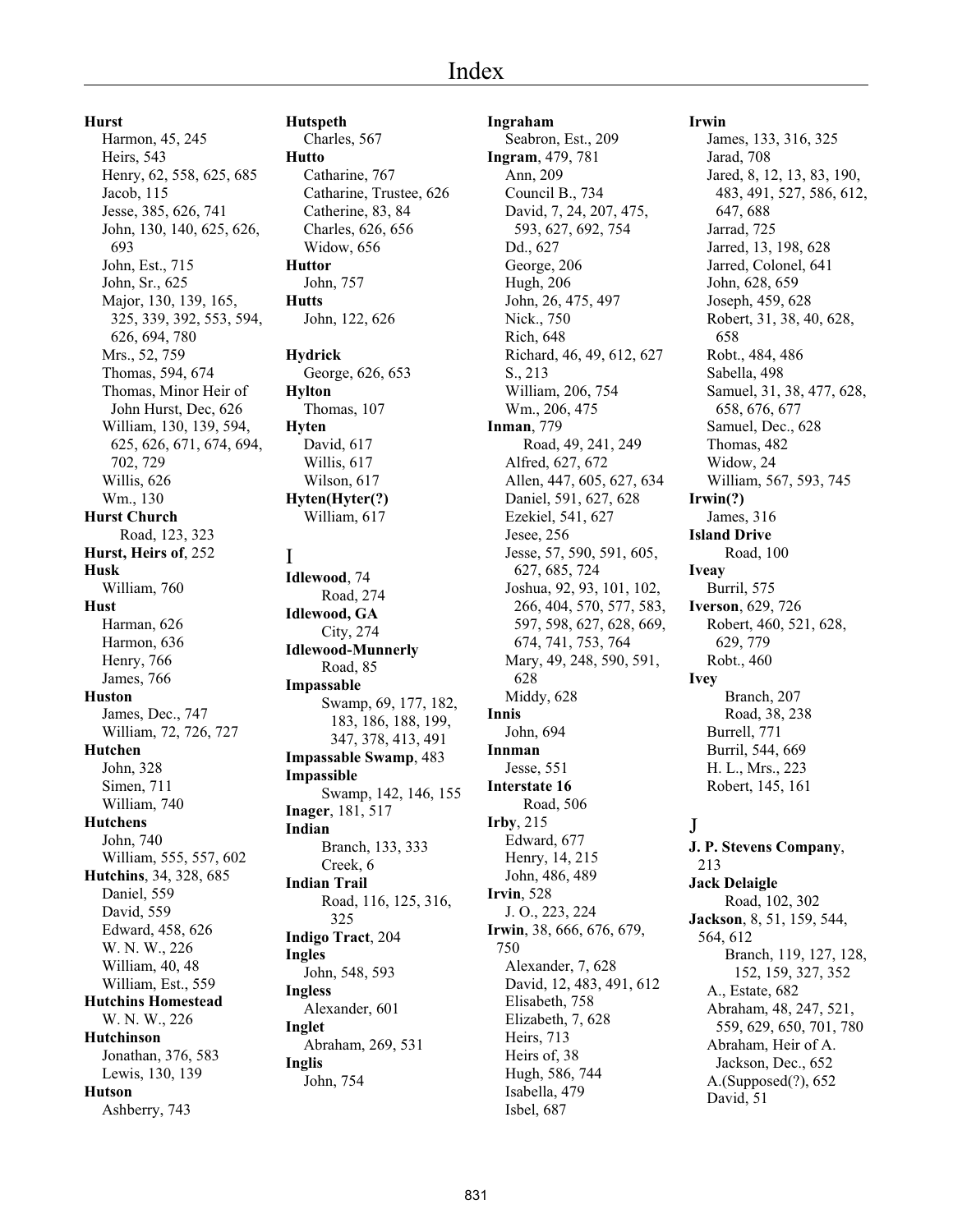# Index

**Hurst**
Harmon, 45, 245
Heirs, 543
Henry, 62, 558, 625, 685
Jacob, 115
Jesse, 385, 626, 741
John, 130, 140, 625, 626, 693
John, Est., 715
John, Sr., 625
Major, 130, 139, 165, 325, 339, 392, 553, 594, 626, 694, 780
Mrs., 52, 759
Thomas, 594, 674
Thomas, Minor Heir of John Hurst, Dec, 626
William, 130, 139, 594, 625, 626, 671, 674, 694, 702, 729
Willis, 626
Wm., 130

**Hurst Church**
Road, 123, 323

**Hurst, Heirs of**, 252

**Husk**
William, 760

**Hust**
Harman, 626
Harmon, 636
Henry, 766
James, 766

**Huston**
James, Dec., 747
William, 72, 726, 727

**Hutchen**
John, 328
Simen, 711
William, 740

**Hutchens**
John, 740
William, 555, 557, 602

**Hutchins**, 34, 328, 685
Daniel, 559
David, 559
Edward, 458, 626
W. N. W., 226
William, 40, 48
William, Est., 559

**Hutchins Homestead**
W. N. W., 226

**Hutchinson**
Jonathan, 376, 583
Lewis, 130, 139

**Hutson**
Ashberry, 743

**Hutspeth**
Charles, 567

**Hutto**
Catharine, 767
Catharine, Trustee, 626
Catherine, 83, 84
Charles, 626, 656
Widow, 656

**Huttor**
John, 757

**Hutts**
John, 122, 626

**Hydrick**
George, 626, 653

**Hylton**
Thomas, 107

**Hyten**
David, 617
Willis, 617
Wilson, 617

**Hyten(Hyter(?)**
William, 617

## I

**Idlewood**, 74
Road, 274

**Idlewood, GA**
City, 274

**Idlewood-Munnerly**
Road, 85

**Impassable**
Swamp, 69, 177, 182, 183, 186, 188, 199, 347, 378, 413, 491

**Impassable Swamp**, 483

**Impassible**
Swamp, 142, 146, 155

**Inager**, 181, 517

**Indian**
Branch, 133, 333
Creek, 6

**Indian Trail**
Road, 116, 125, 316, 325

**Indigo Tract**, 204

**Ingles**
John, 548, 593

**Ingless**
Alexander, 601

**Inglet**
Abraham, 269, 531

**Inglis**
John, 754

**Ingraham**
Seabron, Est., 209

**Ingram**, 479, 781
Ann, 209
Council B., 734
David, 7, 24, 207, 475, 593, 627, 692, 754
Dd., 627
George, 206
Hugh, 206
John, 26, 475, 497
Nick., 750
Rich, 648
Richard, 46, 49, 612, 627
S., 213
William, 206, 754
Wm., 206, 475

**Inman**, 779
Road, 49, 241, 249
Alfred, 627, 672
Allen, 447, 605, 627, 634
Daniel, 591, 627, 628
Ezekiel, 541, 627
Jesee, 256
Jesse, 57, 590, 591, 605, 627, 685, 724
Joshua, 92, 93, 101, 102, 266, 404, 570, 577, 583, 597, 598, 627, 628, 669, 674, 741, 753, 764
Mary, 49, 248, 590, 591, 628
Middy, 628

**Innis**
John, 694

**Innman**
Jesse, 551

**Interstate 16**
Road, 506

**Irby**, 215
Edward, 677
Henry, 14, 215
John, 486, 489

**Irvin**, 528
J. O., 223, 224

**Irwin**, 38, 666, 676, 679, 750
Alexander, 7, 628
David, 12, 483, 491, 612
Elisabeth, 758
Elizabeth, 7, 628
Heirs, 713
Heirs of, 38
Hugh, 586, 744
Isabella, 479
Isbel, 687

**Irwin**
James, 133, 316, 325
Jarad, 708
Jared, 8, 12, 13, 83, 190, 483, 491, 527, 586, 612, 647, 688
Jarrad, 725
Jarred, 13, 198, 628
Jarred, Colonel, 641
John, 628, 659
Joseph, 459, 628
Robert, 31, 38, 40, 628, 658
Robt., 484, 486
Sabella, 498
Samuel, 31, 38, 477, 628, 658, 676, 677
Samuel, Dec., 628
Thomas, 482
Widow, 24
William, 567, 593, 745

**Irwin(?)**
James, 316

**Island Drive**
Road, 100

**Iveay**
Burril, 575

**Iverson**, 629, 726
Robert, 460, 521, 628, 629, 779
Robt., 460

**Ivey**
Branch, 207
Road, 38, 238
Burrell, 771
Burril, 544, 669
H. L., Mrs., 223
Robert, 145, 161

## J

**J. P. Stevens Company**, 213

**Jack Delaigle**
Road, 102, 302

**Jackson**, 8, 51, 159, 544, 564, 612
Branch, 119, 127, 128, 152, 159, 327, 352
A., Estate, 682
Abraham, 48, 247, 521, 559, 629, 650, 701, 780
Abraham, Heir of A. Jackson, Dec., 652
A.(Supposed(?), 652
David, 51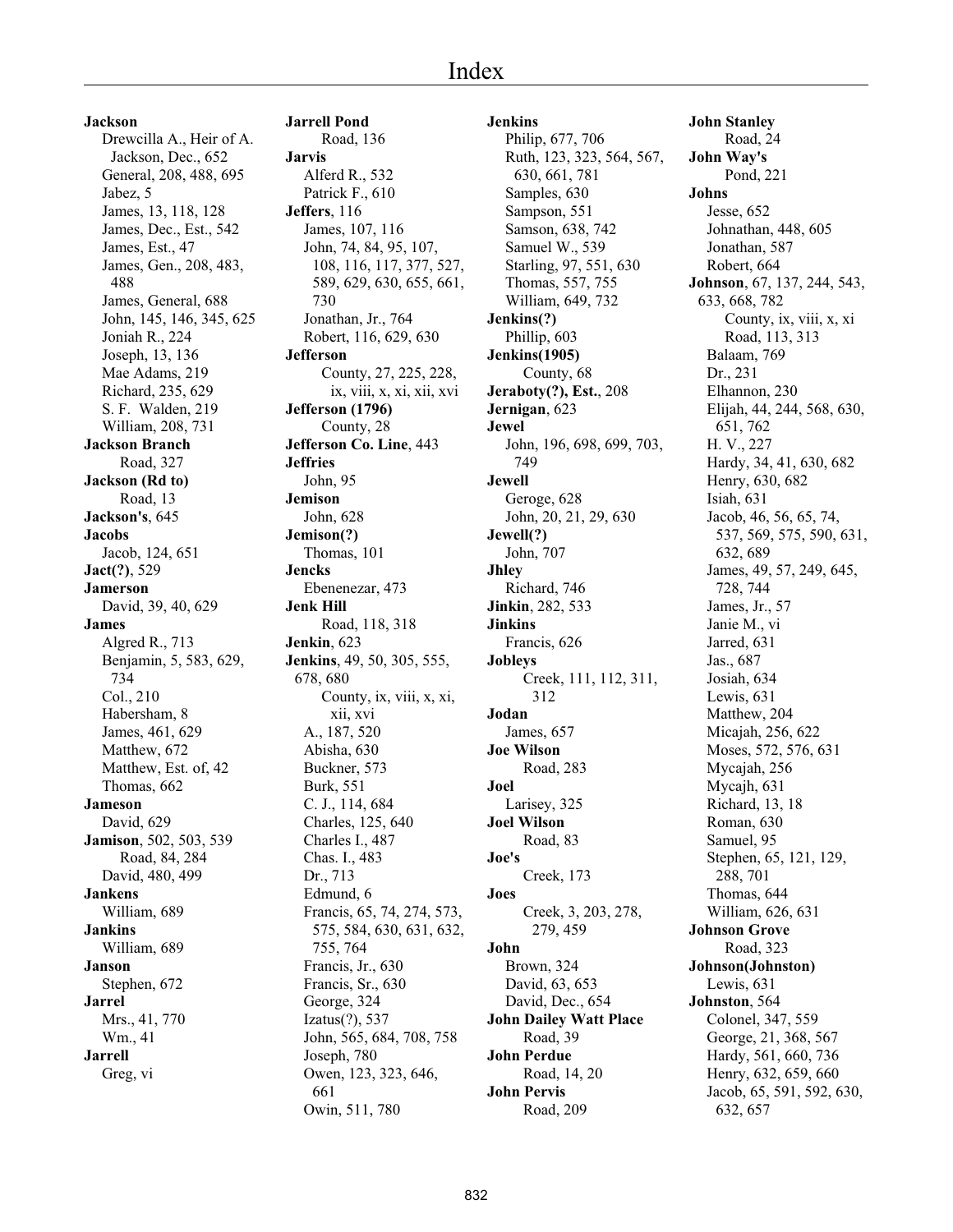# Index

**Jackson**
- Drewcilla A., Heir of A. Jackson, Dec., 652
- General, 208, 488, 695
- Jabez, 5
- James, 13, 118, 128
- James, Dec., Est., 542
- James, Est., 47
- James, Gen., 208, 483, 488
- James, General, 688
- John, 145, 146, 345, 625
- Joniah R., 224
- Joseph, 13, 136
- Mae Adams, 219
- Richard, 235, 629
- S. F. Walden, 219
- William, 208, 731

**Jackson Branch**
- Road, 327

**Jackson (Rd to)**
- Road, 13

**Jackson's**, 645

**Jacobs**
- Jacob, 124, 651

**Jact(?)**, 529

**Jamerson**
- David, 39, 40, 629

**James**
- Algred R., 713
- Benjamin, 5, 583, 629, 734
- Col., 210
- Habersham, 8
- James, 461, 629
- Matthew, 672
- Matthew, Est. of, 42
- Thomas, 662

**Jameson**
- David, 629

**Jamison**, 502, 503, 539
- Road, 84, 284
- David, 480, 499

**Jankens**
- William, 689

**Jankins**
- William, 689

**Janson**
- Stephen, 672

**Jarrel**
- Mrs., 41, 770
- Wm., 41

**Jarrell**
- Greg, vi

**Jarrell Pond**
- Road, 136

**Jarvis**
- Alferd R., 532
- Patrick F., 610

**Jeffers**, 116
- James, 107, 116
- John, 74, 84, 95, 107, 108, 116, 117, 377, 527, 589, 629, 630, 655, 661, 730
- Jonathan, Jr., 764
- Robert, 116, 629, 630

**Jefferson**
- County, 27, 225, 228, ix, viii, x, xi, xii, xvi

**Jefferson (1796)**
- County, 28

**Jefferson Co. Line**, 443

**Jeffries**
- John, 95

**Jemison**
- John, 628

**Jemison(?)**
- Thomas, 101

**Jencks**
- Ebenenezar, 473

**Jenk Hill**
- Road, 118, 318

**Jenkin**, 623

**Jenkins**, 49, 50, 305, 555, 678, 680
- County, ix, viii, x, xi, xii, xvi
- A., 187, 520
- Abisha, 630
- Buckner, 573
- Burk, 551
- C. J., 114, 684
- Charles, 125, 640
- Charles I., 487
- Chas. I., 483
- Dr., 713
- Edmund, 6
- Francis, 65, 74, 274, 573, 575, 584, 630, 631, 632, 755, 764
- Francis, Jr., 630
- Francis, Sr., 630
- George, 324
- Izatus(?), 537
- John, 565, 684, 708, 758
- Joseph, 780
- Owen, 123, 323, 646, 661
- Owin, 511, 780
- Philip, 677, 706
- Ruth, 123, 323, 564, 567, 630, 661, 781
- Samples, 630
- Sampson, 551
- Samson, 638, 742
- Samuel W., 539
- Starling, 97, 551, 630
- Thomas, 557, 755
- William, 649, 732

**Jenkins(?)**
- Phillip, 603

**Jenkins(1905)**
- County, 68

**Jeraboty(?), Est.**, 208

**Jernigan**, 623

**Jewel**
- John, 196, 698, 699, 703, 749

**Jewell**
- Geroge, 628
- John, 20, 21, 29, 630

**Jewell(?)**
- John, 707

**Jhley**
- Richard, 746

**Jinkin**, 282, 533

**Jinkins**
- Francis, 626

**Jobleys**
- Creek, 111, 112, 311, 312

**Jodan**
- James, 657

**Joe Wilson**
- Road, 283

**Joel**
- Larisey, 325

**Joel Wilson**
- Road, 83

**Joe's**
- Creek, 173

**Joes**
- Creek, 3, 203, 278, 279, 459

**John**
- Brown, 324
- David, 63, 653
- David, Dec., 654

**John Dailey Watt Place**
- Road, 39

**John Perdue**
- Road, 14, 20

**John Pervis**
- Road, 209

**John Stanley**
- Road, 24

**John Way's**
- Pond, 221

**Johns**
- Jesse, 652
- Johnathan, 448, 605
- Jonathan, 587
- Robert, 664

**Johnson**, 67, 137, 244, 543, 633, 668, 782
- County, ix, viii, x, xi
- Road, 113, 313
- Balaam, 769
- Dr., 231
- Elhannon, 230
- Elijah, 44, 244, 568, 630, 651, 762
- H. V., 227
- Hardy, 34, 41, 630, 682
- Henry, 630, 682
- Isiah, 631
- Jacob, 46, 56, 65, 74, 537, 569, 575, 590, 631, 632, 689
- James, 49, 57, 249, 645, 728, 744
- James, Jr., 57
- Janie M., vi
- Jarred, 631
- Jas., 687
- Josiah, 634
- Lewis, 631
- Matthew, 204
- Micajah, 256, 622
- Moses, 572, 576, 631
- Mycajah, 256
- Mycajh, 631
- Richard, 13, 18
- Roman, 630
- Samuel, 95
- Stephen, 65, 121, 129, 288, 701
- Thomas, 644
- William, 626, 631

**Johnson Grove**
- Road, 323

**Johnson(Johnston)**
- Lewis, 631

**Johnston**, 564
- Colonel, 347, 559
- George, 21, 368, 567
- Hardy, 561, 660, 736
- Henry, 632, 659, 660
- Jacob, 65, 591, 592, 630, 632, 657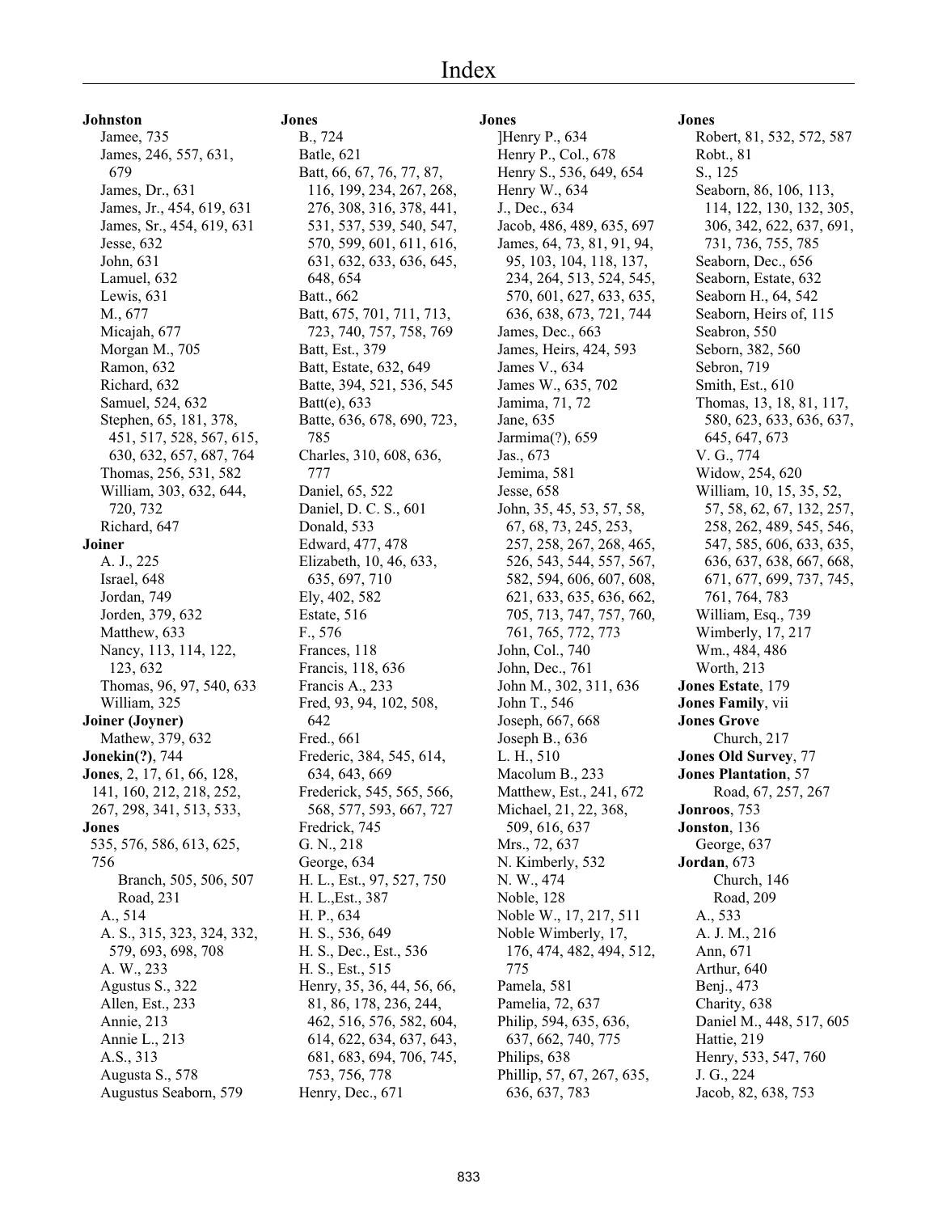# Index

**Johnston**
- Jamee, 735
- James, 246, 557, 631, 679
- James, Dr., 631
- James, Jr., 454, 619, 631
- James, Sr., 454, 619, 631
- Jesse, 632
- John, 631
- Lamuel, 632
- Lewis, 631
- M., 677
- Micajah, 677
- Morgan M., 705
- Ramon, 632
- Richard, 632
- Samuel, 524, 632
- Stephen, 65, 181, 378, 451, 517, 528, 567, 615, 630, 632, 657, 687, 764
- Thomas, 256, 531, 582
- William, 303, 632, 644, 720, 732
- Richard, 647

**Joiner**
- A. J., 225
- Israel, 648
- Jordan, 749
- Jorden, 379, 632
- Matthew, 633
- Nancy, 113, 114, 122, 123, 632
- Thomas, 96, 97, 540, 633
- William, 325

**Joiner (Joyner)**
- Mathew, 379, 632

**Jonekin(?)**, 744

**Jones**, 2, 17, 61, 66, 128, 141, 160, 212, 218, 252, 267, 298, 341, 513, 533,

**Jones**
535, 576, 586, 613, 625, 756
- Branch, 505, 506, 507
- Road, 231
- A., 514
- A. S., 315, 323, 324, 332, 579, 693, 698, 708
- A. W., 233
- Agustus S., 322
- Allen, Est., 233
- Annie, 213
- Annie L., 213
- A.S., 313
- Augusta S., 578
- Augustus Seaborn, 579

**Jones**
- B., 724
- Batle, 621
- Batt, 66, 67, 76, 77, 87, 116, 199, 234, 267, 268, 276, 308, 316, 378, 441, 531, 537, 539, 540, 547, 570, 599, 601, 611, 616, 631, 632, 633, 636, 645, 648, 654
- Batt., 662
- Batt, 675, 701, 711, 713, 723, 740, 757, 758, 769
- Batt, Est., 379
- Batt, Estate, 632, 649
- Batte, 394, 521, 536, 545
- Batt(e), 633
- Batte, 636, 678, 690, 723, 785
- Charles, 310, 608, 636, 777
- Daniel, 65, 522
- Daniel, D. C. S., 601
- Donald, 533
- Edward, 477, 478
- Elizabeth, 10, 46, 633, 635, 697, 710
- Ely, 402, 582
- Estate, 516
- F., 576
- Frances, 118
- Francis, 118, 636
- Francis A., 233
- Fred, 93, 94, 102, 508, 642
- Fred., 661
- Frederic, 384, 545, 614, 634, 643, 669
- Frederick, 545, 565, 566, 568, 577, 593, 667, 727
- Fredrick, 745
- G. N., 218
- George, 634
- H. L., Est., 97, 527, 750
- H. L.,Est., 387
- H. P., 634
- H. S., 536, 649
- H. S., Dec., Est., 536
- H. S., Est., 515
- Henry, 35, 36, 44, 56, 66, 81, 86, 178, 236, 244, 462, 516, 576, 582, 604, 614, 622, 634, 637, 643, 681, 683, 694, 706, 745, 753, 756, 778
- Henry, Dec., 671

**Jones**
- ]Henry P., 634
- Henry P., Col., 678
- Henry S., 536, 649, 654
- Henry W., 634
- J., Dec., 634
- Jacob, 486, 489, 635, 697
- James, 64, 73, 81, 91, 94, 95, 103, 104, 118, 137, 234, 264, 513, 524, 545, 570, 601, 627, 633, 635, 636, 638, 673, 721, 744
- James, Dec., 663
- James, Heirs, 424, 593
- James V., 634
- James W., 635, 702
- Jamima, 71, 72
- Jane, 635
- Jarmima(?), 659
- Jas., 673
- Jemima, 581
- Jesse, 658
- John, 35, 45, 53, 57, 58, 67, 68, 73, 245, 253, 257, 258, 267, 268, 465, 526, 543, 544, 557, 567, 582, 594, 606, 607, 608, 621, 633, 635, 636, 662, 705, 713, 747, 757, 760, 761, 765, 772, 773
- John, Col., 740
- John, Dec., 761
- John M., 302, 311, 636
- John T., 546
- Joseph, 667, 668
- Joseph B., 636
- L. H., 510
- Macolum B., 233
- Matthew, Est., 241, 672
- Michael, 21, 22, 368, 509, 616, 637
- Mrs., 72, 637
- N. Kimberly, 532
- N. W., 474
- Noble, 128
- Noble W., 17, 217, 511
- Noble Wimberly, 17, 176, 474, 482, 494, 512, 775
- Pamela, 581
- Pamelia, 72, 637
- Philip, 594, 635, 636, 637, 662, 740, 775
- Philips, 638
- Phillip, 57, 67, 267, 635, 636, 637, 783

**Jones**
- Robert, 81, 532, 572, 587
- Robt., 81
- S., 125
- Seaborn, 86, 106, 113, 114, 122, 130, 132, 305, 306, 342, 622, 637, 691, 731, 736, 755, 785
- Seaborn, Dec., 656
- Seaborn, Estate, 632
- Seaborn H., 64, 542
- Seaborn, Heirs of, 115
- Seabron, 550
- Seborn, 382, 560
- Sebron, 719
- Smith, Est., 610
- Thomas, 13, 18, 81, 117, 580, 623, 633, 636, 637, 645, 647, 673
- V. G., 774
- Widow, 254, 620
- William, 10, 15, 35, 52, 57, 58, 62, 67, 132, 257, 258, 262, 489, 545, 546, 547, 585, 606, 633, 635, 636, 637, 638, 667, 668, 671, 677, 699, 737, 745, 761, 764, 783
- William, Esq., 739
- Wimberly, 17, 217
- Wm., 484, 486
- Worth, 213

**Jones Estate**, 179

**Jones Family**, vii

**Jones Grove**
- Church, 217

**Jones Old Survey**, 77

**Jones Plantation**, 57
- Road, 67, 257, 267

**Jonroos**, 753

**Jonston**, 136
- George, 637

**Jordan**, 673
- Church, 146
- Road, 209
- A., 533
- A. J. M., 216
- Ann, 671
- Arthur, 640
- Benj., 473
- Charity, 638
- Daniel M., 448, 517, 605
- Hattie, 219
- Henry, 533, 547, 760
- J. G., 224
- Jacob, 82, 638, 753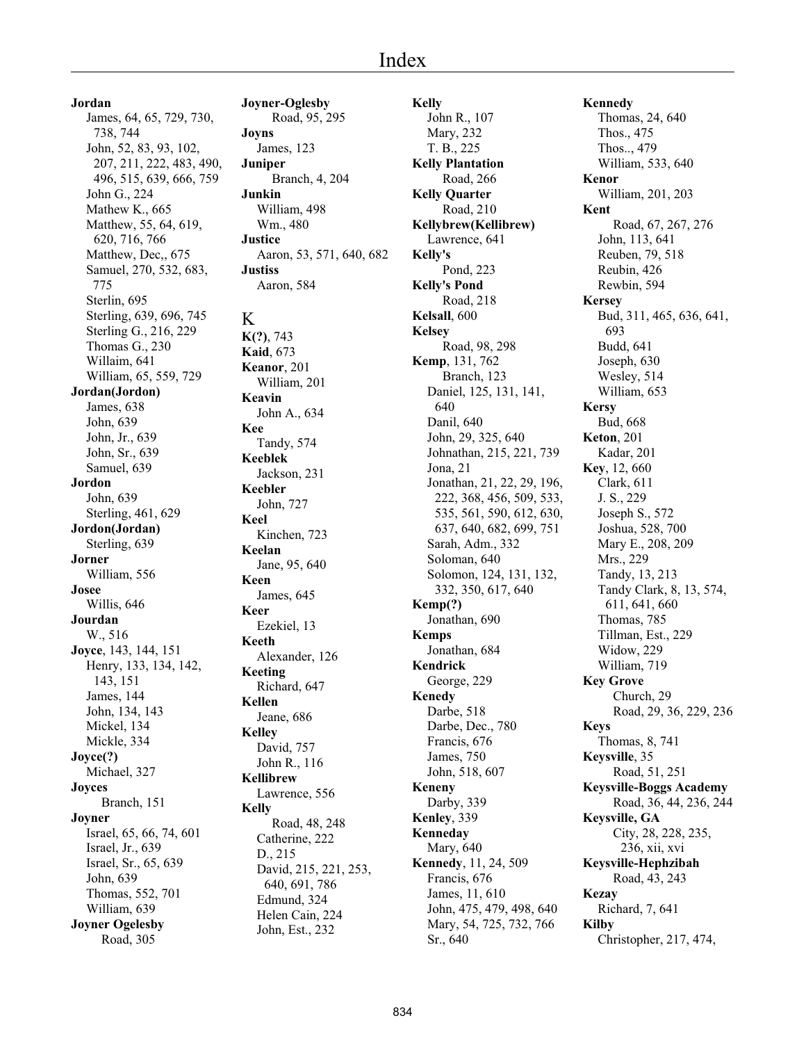**Jordan**
James, 64, 65, 729, 730, 738, 744
John, 52, 83, 93, 102, 207, 211, 222, 483, 490, 496, 515, 639, 666, 759
John G., 224
Mathew K., 665
Matthew, 55, 64, 619, 620, 716, 766
Matthew, Dec,, 675
Samuel, 270, 532, 683, 775
Sterlin, 695
Sterling, 639, 696, 745
Sterling G., 216, 229
Thomas G., 230
Willaim, 641
William, 65, 559, 729

**Jordan(Jordon)**
James, 638
John, 639
John, Jr., 639
John, Sr., 639
Samuel, 639

**Jordon**
John, 639
Sterling, 461, 629

**Jordon(Jordan)**
Sterling, 639

**Jorner**
William, 556

**Josee**
Willis, 646

**Jourdan**
W., 516

**Joyce**, 143, 144, 151
Henry, 133, 134, 142, 143, 151
James, 144
John, 134, 143
Mickel, 134
Mickle, 334

**Joyce(?)**
Michael, 327

**Joyces**
Branch, 151

**Joyner**
Israel, 65, 66, 74, 601
Israel, Jr., 639
Israel, Sr., 65, 639
John, 639
Thomas, 552, 701
William, 639

**Joyner Ogelesby**
Road, 305

**Joyner-Oglesby**
Road, 95, 295

**Joyns**
James, 123

**Juniper**
Branch, 4, 204

**Junkin**
William, 498
Wm., 480

**Justice**
Aaron, 53, 571, 640, 682

**Justiss**
Aaron, 584

## K

**K(?)**, 743

**Kaid**, 673

**Keanor**, 201
William, 201

**Keavin**
John A., 634

**Kee**
Tandy, 574

**Keeblek**
Jackson, 231

**Keebler**
John, 727

**Keel**
Kinchen, 723

**Keelan**
Jane, 95, 640

**Keen**
James, 645

**Keer**
Ezekiel, 13

**Keeth**
Alexander, 126

**Keeting**
Richard, 647

**Kellen**
Jeane, 686

**Kelley**
David, 757
John R., 116

**Kellibrew**
Lawrence, 556

**Kelly**
Road, 48, 248
Catherine, 222
D., 215
David, 215, 221, 253, 640, 691, 786
Edmund, 324
Helen Cain, 224
John, Est., 232

**Kelly**
John R., 107
Mary, 232
T. B., 225

**Kelly Plantation**
Road, 266

**Kelly Quarter**
Road, 210

**Kellybrew(Kellibrew)**
Lawrence, 641

**Kelly's**
Pond, 223

**Kelly's Pond**
Road, 218

**Kelsall**, 600

**Kelsey**
Road, 98, 298

**Kemp**, 131, 762
Branch, 123
Daniel, 125, 131, 141, 640
Danil, 640
John, 29, 325, 640
Johnathan, 215, 221, 739
Jona, 21
Jonathan, 21, 22, 29, 196, 222, 368, 456, 509, 533, 535, 561, 590, 612, 630, 637, 640, 682, 699, 751
Sarah, Adm., 332
Soloman, 640
Solomon, 124, 131, 132, 332, 350, 617, 640

**Kemp(?)**
Jonathan, 690

**Kemps**
Jonathan, 684

**Kendrick**
George, 229

**Kenedy**
Darbe, 518
Darbe, Dec., 780
Francis, 676
James, 750
John, 518, 607

**Keneny**
Darby, 339

**Kenley**, 339

**Kenneday**
Mary, 640

**Kennedy**, 11, 24, 509
Francis, 676
James, 11, 610
John, 475, 479, 498, 640
Mary, 54, 725, 732, 766
Sr., 640

**Kennedy**
Thomas, 24, 640
Thos., 475
Thos.., 479
William, 533, 640

**Kenor**
William, 201, 203

**Kent**
Road, 67, 267, 276
John, 113, 641
Reuben, 79, 518
Reubin, 426
Rewbin, 594

**Kersey**
Bud, 311, 465, 636, 641, 693
Budd, 641
Joseph, 630
Wesley, 514
William, 653

**Kersy**
Bud, 668

**Keton**, 201
Kadar, 201

**Key**, 12, 660
Clark, 611
J. S., 229
Joseph S., 572
Joshua, 528, 700
Mary E., 208, 209
Mrs., 229
Tandy, 13, 213
Tandy Clark, 8, 13, 574, 611, 641, 660
Thomas, 785
Tillman, Est., 229
Widow, 229
William, 719

**Key Grove**
Church, 29
Road, 29, 36, 229, 236

**Keys**
Thomas, 8, 741

**Keysville**, 35
Road, 51, 251

**Keysville-Boggs Academy**
Road, 36, 44, 236, 244

**Keysville, GA**
City, 28, 228, 235, 236, xii, xvi

**Keysville-Hephzibah**
Road, 43, 243

**Kezay**
Richard, 7, 641

**Kilby**
Christopher, 217, 474,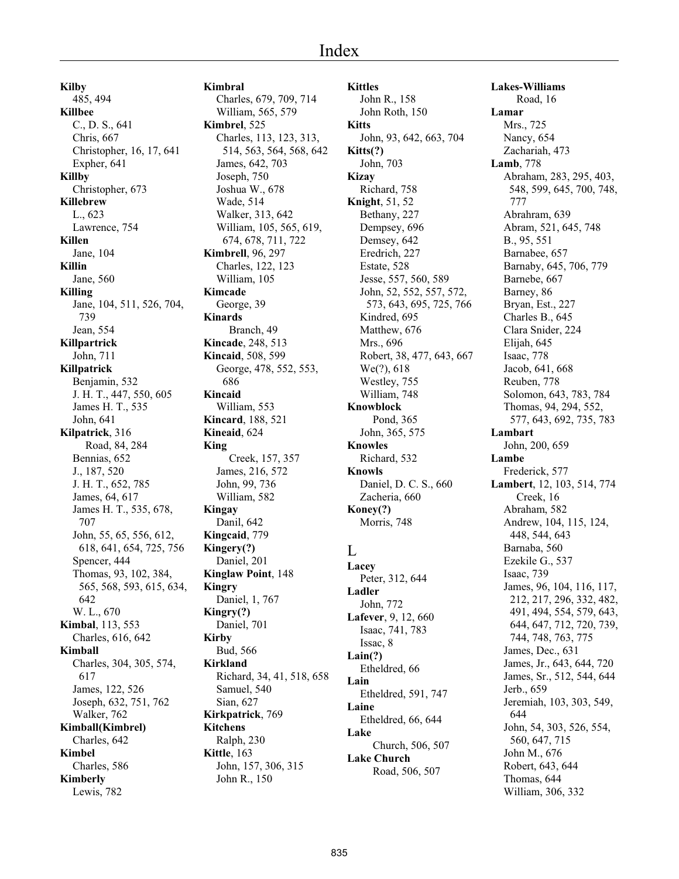# Index

**Kilby**
485, 494
**Killbee**
C., D. S., 641
Chris, 667
Christopher, 16, 17, 641
Expher, 641
**Killby**
Christopher, 673
**Killebrew**
L., 623
Lawrence, 754
**Killen**
Jane, 104
**Killin**
Jane, 560
**Killing**
Jane, 104, 511, 526, 704, 739
Jean, 554
**Killpartrick**
John, 711
**Killpatrick**
Benjamin, 532
J. H. T., 447, 550, 605
James H. T., 535
John, 641
**Kilpatrick**, 316
Road, 84, 284
Bennias, 652
J., 187, 520
J. H. T., 652, 785
James, 64, 617
James H. T., 535, 678, 707
John, 55, 65, 556, 612, 618, 641, 654, 725, 756
Spencer, 444
Thomas, 93, 102, 384, 565, 568, 593, 615, 634, 642
W. L., 670
**Kimbal**, 113, 553
Charles, 616, 642
**Kimball**
Charles, 304, 305, 574, 617
James, 122, 526
Joseph, 632, 751, 762
Walker, 762
**Kimball(Kimbrel)**
Charles, 642
**Kimbel**
Charles, 586
**Kimberly**
Lewis, 782

**Kimbral**
Charles, 679, 709, 714
William, 565, 579
**Kimbrel**, 525
Charles, 113, 123, 313, 514, 563, 564, 568, 642
James, 642, 703
Joseph, 750
Joshua W., 678
Wade, 514
Walker, 313, 642
William, 105, 565, 619, 674, 678, 711, 722
**Kimbrell**, 96, 297
Charles, 122, 123
William, 105
**Kimcade**
George, 39
**Kinards**
Branch, 49
**Kincade**, 248, 513
**Kincaid**, 508, 599
George, 478, 552, 553, 686
**Kincaid**
William, 553
**Kincard**, 188, 521
**Kineaid**, 624
**King**
Creek, 157, 357
James, 216, 572
John, 99, 736
William, 582
**Kingay**
Danil, 642
**Kingcaid**, 779
**Kingery(?)**
Daniel, 201
**Kinglaw Point**, 148
**Kingry**
Daniel, 1, 767
**Kingry(?)**
Daniel, 701
**Kirby**
Bud, 566
**Kirkland**
Richard, 34, 41, 518, 658
Samuel, 540
Sian, 627
**Kirkpatrick**, 769
**Kitchens**
Ralph, 230
**Kittle**, 163
John, 157, 306, 315
John R., 150

**Kittles**
John R., 158
John Roth, 150
**Kitts**
John, 93, 642, 663, 704
**Kitts(?)**
John, 703
**Kizay**
Richard, 758
**Knight**, 51, 52
Bethany, 227
Dempsey, 696
Demsey, 642
Eredrich, 227
Estate, 528
Jesse, 557, 560, 589
John, 52, 552, 557, 572, 573, 643, 695, 725, 766
Kindred, 695
Matthew, 676
Mrs., 696
Robert, 38, 477, 643, 667
We(?), 618
Westley, 755
William, 748
**Knowblock**
Pond, 365
John, 365, 575
**Knowles**
Richard, 532
**Knowls**
Daniel, D. C. S., 660
Zacheria, 660
**Koney(?)**
Morris, 748

## L

**Lacey**
Peter, 312, 644
**Ladler**
John, 772
**Lafever**, 9, 12, 660
Isaac, 741, 783
Issac, 8
**Lain(?)**
Etheldred, 66
**Lain**
Etheldred, 591, 747
**Laine**
Etheldred, 66, 644
**Lake**
Church, 506, 507
**Lake Church**
Road, 506, 507

**Lakes-Williams**
Road, 16
**Lamar**
Mrs., 725
Nancy, 654
Zachariah, 473
**Lamb**, 778
Abraham, 283, 295, 403, 548, 599, 645, 700, 748, 777
Abrahram, 639
Abram, 521, 645, 748
B., 95, 551
Barnabee, 657
Barnaby, 645, 706, 779
Barnebe, 667
Barney, 86
Bryan, Est., 227
Charles B., 645
Clara Snider, 224
Elijah, 645
Isaac, 778
Jacob, 641, 668
Reuben, 778
Solomon, 643, 783, 784
Thomas, 94, 294, 552, 577, 643, 692, 735, 783
**Lambart**
John, 200, 659
**Lambe**
Frederick, 577
**Lambert**, 12, 103, 514, 774
Creek, 16
Abraham, 582
Andrew, 104, 115, 124, 448, 544, 643
Barnaba, 560
Ezekile G., 537
Isaac, 739
James, 96, 104, 116, 117, 212, 217, 296, 332, 482, 491, 494, 554, 579, 643, 644, 647, 712, 720, 739, 744, 748, 763, 775
James, Dec., 631
James, Jr., 643, 644, 720
James, Sr., 512, 544, 644
Jerb., 659
Jeremiah, 103, 303, 549, 644
John, 54, 303, 526, 554, 560, 647, 715
John M., 676
Robert, 643, 644
Thomas, 644
William, 306, 332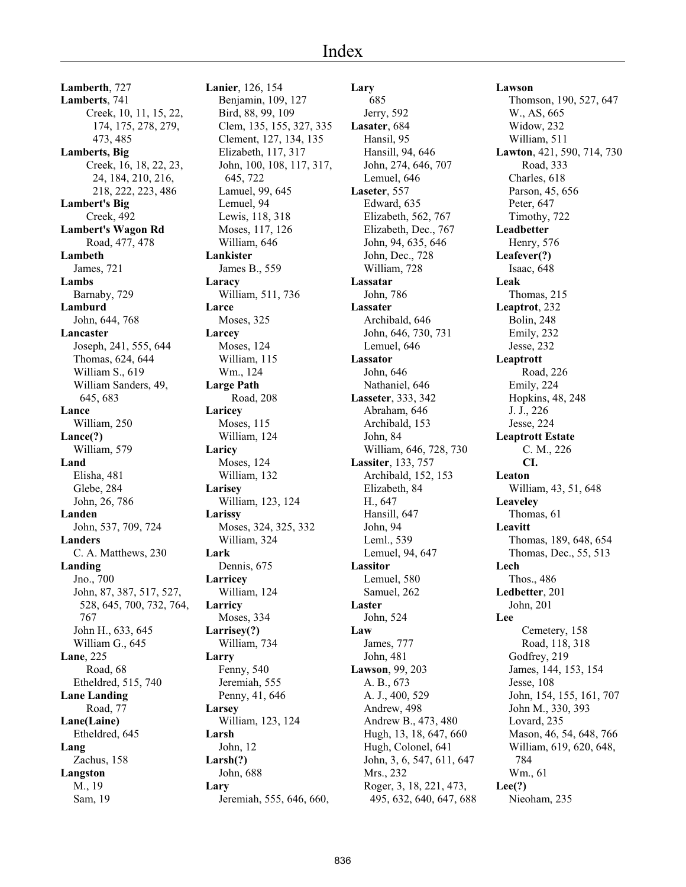# Index

**Lamberth**, 727
**Lamberts**, 741
  Creek, 10, 11, 15, 22, 174, 175, 278, 279, 473, 485
**Lamberts, Big**
  Creek, 16, 18, 22, 23, 24, 184, 210, 216, 218, 222, 223, 486
**Lambert's Big**
  Creek, 492
**Lambert's Wagon Rd**
  Road, 477, 478
**Lambeth**
  James, 721
**Lambs**
  Barnaby, 729
**Lamburd**
  John, 644, 768
**Lancaster**
  Joseph, 241, 555, 644
  Thomas, 624, 644
  William S., 619
  William Sanders, 49, 645, 683
**Lance**
  William, 250
**Lance(?)**
  William, 579
**Land**
  Elisha, 481
  Glebe, 284
  John, 26, 786
**Landen**
  John, 537, 709, 724
**Landers**
  C. A. Matthews, 230
**Landing**
  Jno., 700
  John, 87, 387, 517, 527, 528, 645, 700, 732, 764, 767
  John H., 633, 645
  William G., 645
**Lane**, 225
  Road, 68
  Etheldred, 515, 740
**Lane Landing**
  Road, 77
**Lane(Laine)**
  Etheldred, 645
**Lang**
  Zachus, 158
**Langston**
  M., 19
  Sam, 19

**Lanier**, 126, 154
  Benjamin, 109, 127
  Bird, 88, 99, 109
  Clem, 135, 155, 327, 335
  Clement, 127, 134, 135
  Elizabeth, 117, 317
  John, 100, 108, 117, 317, 645, 722
  Lamuel, 99, 645
  Lemuel, 94
  Lewis, 118, 318
  Moses, 117, 126
  William, 646
**Lankister**
  James B., 559
**Laracy**
  William, 511, 736
**Larce**
  Moses, 325
**Larcey**
  Moses, 124
  William, 115
  Wm., 124
**Large Path**
  Road, 208
**Laricey**
  Moses, 115
  William, 124
**Laricy**
  Moses, 124
  William, 132
**Larisey**
  William, 123, 124
**Larissy**
  Moses, 324, 325, 332
  William, 324
**Lark**
  Dennis, 675
**Larricey**
  William, 124
**Larricy**
  Moses, 334
**Larrisey(?)**
  William, 734
**Larry**
  Fenny, 540
  Jeremiah, 555
  Penny, 41, 646
**Larsey**
  William, 123, 124
**Larsh**
  John, 12
**Larsh(?)**
  John, 688
**Lary**
  Jeremiah, 555, 646, 660,

**Lary**
  685
  Jerry, 592
**Lasater**, 684
  Hansil, 95
  Hansill, 94, 646
  John, 274, 646, 707
  Lemuel, 646
**Laseter**, 557
  Edward, 635
  Elizabeth, 562, 767
  Elizabeth, Dec., 767
  John, 94, 635, 646
  John, Dec., 728
  William, 728
**Lassatar**
  John, 786
**Lassater**
  Archibald, 646
  John, 646, 730, 731
  Lemuel, 646
**Lassator**
  John, 646
  Nathaniel, 646
**Lasseter**, 333, 342
  Abraham, 646
  Archibald, 153
  John, 84
  William, 646, 728, 730
**Lassiter**, 133, 757
  Archibald, 152, 153
  Elizabeth, 84
  H., 647
  Hansill, 647
  John, 94
  Leml., 539
  Lemuel, 94, 647
**Lassitor**
  Lemuel, 580
  Samuel, 262
**Laster**
  John, 524
**Law**
  James, 777
  John, 481
**Lawson**, 99, 203
  A. B., 673
  A. J., 400, 529
  Andrew, 498
  Andrew B., 473, 480
  Hugh, 13, 18, 647, 660
  Hugh, Colonel, 641
  John, 3, 6, 547, 611, 647
  Mrs., 232
  Roger, 3, 18, 221, 473, 495, 632, 640, 647, 688

**Lawson**
  Thomson, 190, 527, 647
  W., AS, 665
  Widow, 232
  William, 511
**Lawton**, 421, 590, 714, 730
  Road, 333
  Charles, 618
  Parson, 45, 656
  Peter, 647
  Timothy, 722
**Leadbetter**
  Henry, 576
**Leafever(?)**
  Isaac, 648
**Leak**
  Thomas, 215
**Leaptrot**, 232
  Bolin, 248
  Emily, 232
  Jesse, 232
**Leaptrott**
  Road, 226
  Emily, 224
  Hopkins, 48, 248
  J. J., 226
  Jesse, 224
**Leaptrott Estate**
  C. M., 226
  **Cl.**
**Leaton**
  William, 43, 51, 648
**Leaveley**
  Thomas, 61
**Leavitt**
  Thomas, 189, 648, 654
  Thomas, Dec., 55, 513
**Lech**
  Thos., 486
**Ledbetter**, 201
  John, 201
**Lee**
  Cemetery, 158
  Road, 118, 318
  Godfrey, 219
  James, 144, 153, 154
  Jesse, 108
  John, 154, 155, 161, 707
  John M., 330, 393
  Lovard, 235
  Mason, 46, 54, 648, 766
  William, 619, 620, 648, 784
  Wm., 61
**Lee(?)**
  Nieoham, 235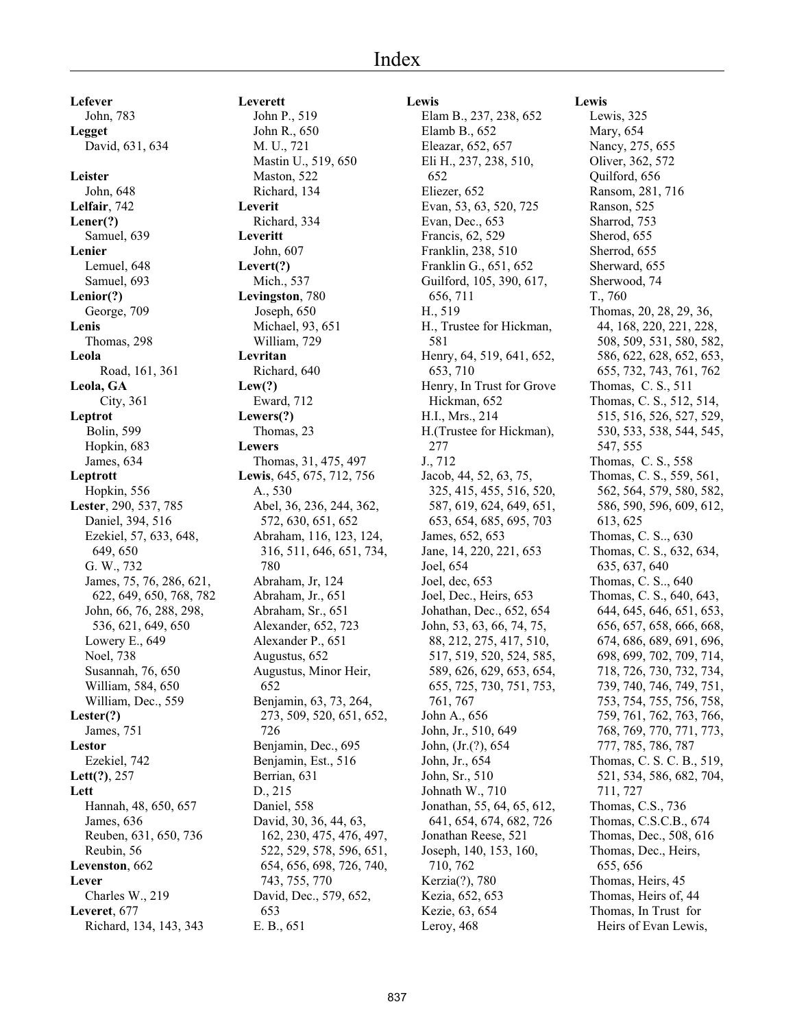# Index

**Lefever**
John, 783
**Legget**
David, 631, 634

**Leister**
John, 648
**Lelfair**, 742
**Lener(?)**
Samuel, 639
**Lenier**
Lemuel, 648
Samuel, 693
**Lenior(?)**
George, 709
**Lenis**
Thomas, 298
**Leola**
Road, 161, 361
**Leola, GA**
City, 361
**Leptrot**
Bolin, 599
Hopkin, 683
James, 634
**Leptrott**
Hopkin, 556
**Lester**, 290, 537, 785
Daniel, 394, 516
Ezekiel, 57, 633, 648, 649, 650
G. W., 732
James, 75, 76, 286, 621, 622, 649, 650, 768, 782
John, 66, 76, 288, 298, 536, 621, 649, 650
Lowery E., 649
Noel, 738
Susannah, 76, 650
William, 584, 650
William, Dec., 559
**Lester(?)**
James, 751
**Lestor**
Ezekiel, 742
**Lett(?)**, 257
**Lett**
Hannah, 48, 650, 657
James, 636
Reuben, 631, 650, 736
Reubin, 56
**Levenston**, 662
**Lever**
Charles W., 219
**Leveret**, 677
Richard, 134, 143, 343

**Leverett**
John P., 519
John R., 650
M. U., 721
Mastin U., 519, 650
Maston, 522
Richard, 134
**Leverit**
Richard, 334
**Leveritt**
John, 607
**Levert(?)**
Mich., 537
**Levingston**, 780
Joseph, 650
Michael, 93, 651
William, 729
**Levritan**
Richard, 640
**Lew(?)**
Eward, 712
**Lewers(?)**
Thomas, 23
**Lewers**
Thomas, 31, 475, 497
**Lewis**, 645, 675, 712, 756
A., 530
Abel, 36, 236, 244, 362, 572, 630, 651, 652
Abraham, 116, 123, 124, 316, 511, 646, 651, 734, 780
Abraham, Jr, 124
Abraham, Jr., 651
Abraham, Sr., 651
Alexander, 652, 723
Alexander P., 651
Augustus, 652
Augustus, Minor Heir, 652
Benjamin, 63, 73, 264, 273, 509, 520, 651, 652, 726
Benjamin, Dec., 695
Benjamin, Est., 516
Berrian, 631
D., 215
Daniel, 558
David, 30, 36, 44, 63, 162, 230, 475, 476, 497, 522, 529, 578, 596, 651, 654, 656, 698, 726, 740, 743, 755, 770
David, Dec., 579, 652, 653
E. B., 651

**Lewis**
Elam B., 237, 238, 652
Elamb B., 652
Eleazar, 652, 657
Eli H., 237, 238, 510, 652
Eliezer, 652
Evan, 53, 63, 520, 725
Evan, Dec., 653
Francis, 62, 529
Franklin, 238, 510
Franklin G., 651, 652
Guilford, 105, 390, 617, 656, 711
H., 519
H., Trustee for Hickman, 581
Henry, 64, 519, 641, 652, 653, 710
Henry, In Trust for Grove Hickman, 652
H.I., Mrs., 214
H.(Trustee for Hickman), 277
J., 712
Jacob, 44, 52, 63, 75, 325, 415, 455, 516, 520, 587, 619, 624, 649, 651, 653, 654, 685, 695, 703
James, 652, 653
Jane, 14, 220, 221, 653
Joel, 654
Joel, dec, 653
Joel, Dec., Heirs, 653
Johathan, Dec., 652, 654
John, 53, 63, 66, 74, 75, 88, 212, 275, 417, 510, 517, 519, 520, 524, 585, 589, 626, 629, 653, 654, 655, 725, 730, 751, 753, 761, 767
John A., 656
John, Jr., 510, 649
John, (Jr.(?), 654
John, Jr., 654
John, Sr., 510
Johnath W., 710
Jonathan, 55, 64, 65, 612, 641, 654, 674, 682, 726
Jonathan Reese, 521
Joseph, 140, 153, 160, 710, 762
Kerzia(?), 780
Kezia, 652, 653
Kezie, 63, 654
Leroy, 468

**Lewis**
Lewis, 325
Mary, 654
Nancy, 275, 655
Oliver, 362, 572
Quilford, 656
Ransom, 281, 716
Ranson, 525
Sharrod, 753
Sherod, 655
Sherrod, 655
Sherward, 655
Sherwood, 74
T., 760
Thomas, 20, 28, 29, 36, 44, 168, 220, 221, 228, 508, 509, 531, 580, 582, 586, 622, 628, 652, 653, 655, 732, 743, 761, 762
Thomas,  C. S., 511
Thomas, C. S., 512, 514, 515, 516, 526, 527, 529, 530, 533, 538, 544, 545, 547, 555
Thomas,  C. S., 558
Thomas, C. S., 559, 561, 562, 564, 579, 580, 582, 586, 590, 596, 609, 612, 613, 625
Thomas, C. S..., 630
Thomas, C. S., 632, 634, 635, 637, 640
Thomas, C. S.., 640
Thomas, C. S., 640, 643, 644, 645, 646, 651, 653, 656, 657, 658, 666, 668, 674, 686, 689, 691, 696, 698, 699, 702, 709, 714, 718, 726, 730, 732, 734, 739, 740, 746, 749, 751, 753, 754, 755, 756, 758, 759, 761, 762, 763, 766, 768, 769, 770, 771, 773, 777, 785, 786, 787
Thomas, C. S. C. B., 519, 521, 534, 586, 682, 704, 711, 727
Thomas, C.S., 736
Thomas, C.S.C.B., 674
Thomas, Dec., 508, 616
Thomas, Dec., Heirs, 655, 656
Thomas, Heirs, 45
Thomas, Heirs of, 44
Thomas, In Trust  for Heirs of Evan Lewis,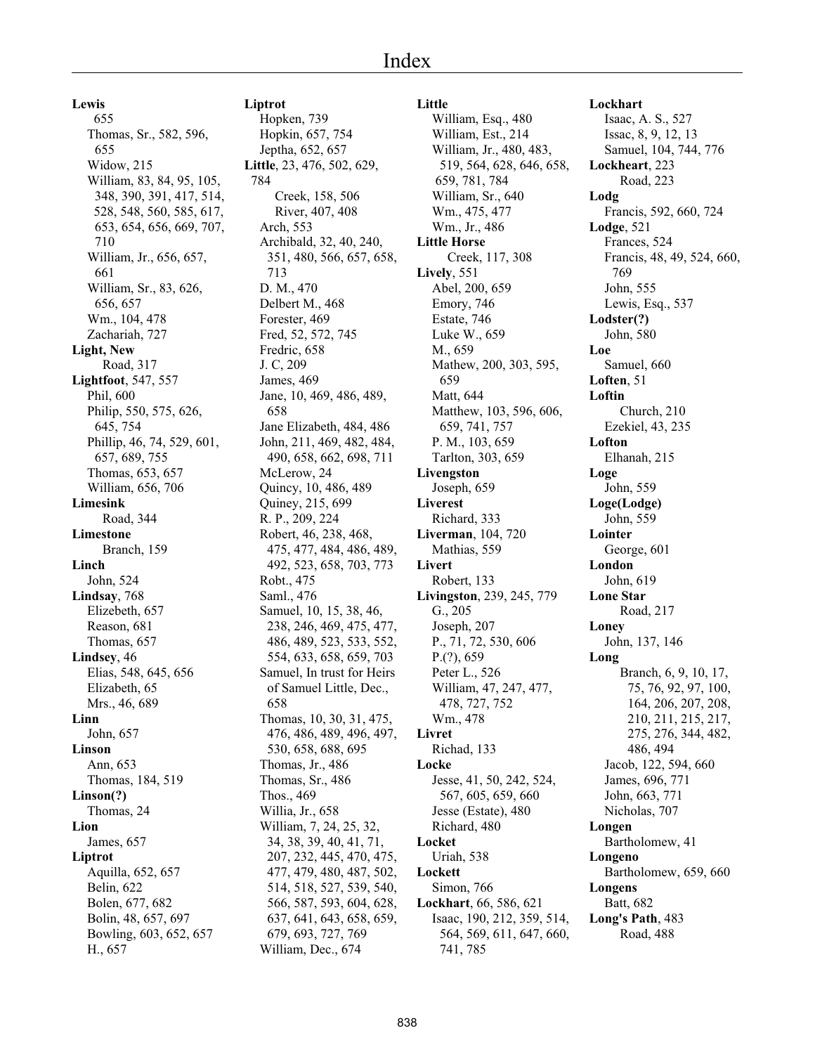# Index

**Lewis**
655
Thomas, Sr., 582, 596, 655
Widow, 215
William, 83, 84, 95, 105, 348, 390, 391, 417, 514, 528, 548, 560, 585, 617, 653, 654, 656, 669, 707, 710
William, Jr., 656, 657, 661
William, Sr., 83, 626, 656, 657
Wm., 104, 478
Zachariah, 727

**Light, New**
Road, 317

**Lightfoot**, 547, 557
Phil, 600
Philip, 550, 575, 626, 645, 754
Phillip, 46, 74, 529, 601, 657, 689, 755
Thomas, 653, 657
William, 656, 706

**Limesink**
Road, 344

**Limestone**
Branch, 159

**Linch**
John, 524

**Lindsay**, 768
Elizebeth, 657
Reason, 681
Thomas, 657

**Lindsey**, 46
Elias, 548, 645, 656
Elizabeth, 65
Mrs., 46, 689

**Linn**
John, 657

**Linson**
Ann, 653
Thomas, 184, 519

**Linson(?)**
Thomas, 24

**Lion**
James, 657

**Liptrot**
Aquilla, 652, 657
Belin, 622
Bolen, 677, 682
Bolin, 48, 657, 697
Bowling, 603, 652, 657
H., 657

**Liptrot**
Hopken, 739
Hopkin, 657, 754
Jeptha, 652, 657

**Little**, 23, 476, 502, 629, 784
Creek, 158, 506
River, 407, 408
Arch, 553
Archibald, 32, 40, 240, 351, 480, 566, 657, 658, 713
D. M., 470
Delbert M., 468
Forester, 469
Fred, 52, 572, 745
Fredric, 658
J. C, 209
James, 469
Jane, 10, 469, 486, 489, 658
Jane Elizabeth, 484, 486
John, 211, 469, 482, 484, 490, 658, 662, 698, 711
McLerow, 24
Quincy, 10, 486, 489
Quiney, 215, 699
R. P., 209, 224
Robert, 46, 238, 468, 475, 477, 484, 486, 489, 492, 523, 658, 703, 773
Robt., 475
Saml., 476
Samuel, 10, 15, 38, 46, 238, 246, 469, 475, 477, 486, 489, 523, 533, 552, 554, 633, 658, 659, 703
Samuel, In trust for Heirs of Samuel Little, Dec., 658
Thomas, 10, 30, 31, 475, 476, 486, 489, 496, 497, 530, 658, 688, 695
Thomas, Jr., 486
Thomas, Sr., 486
Thos., 469
Willia, Jr., 658
William, 7, 24, 25, 32, 34, 38, 39, 40, 41, 71, 207, 232, 445, 470, 475, 477, 479, 480, 487, 502, 514, 518, 527, 539, 540, 566, 587, 593, 604, 628, 637, 641, 643, 658, 659, 679, 693, 727, 769
William, Dec., 674

**Little**
William, Esq., 480
William, Est., 214
William, Jr., 480, 483, 519, 564, 628, 646, 658, 659, 781, 784
William, Sr., 640
Wm., 475, 477
Wm., Jr., 486

**Little Horse**
Creek, 117, 308

**Lively**, 551
Abel, 200, 659
Emory, 746
Estate, 746
Luke W., 659
M., 659
Mathew, 200, 303, 595, 659
Matt, 644
Matthew, 103, 596, 606, 659, 741, 757
P. M., 103, 659
Tarlton, 303, 659

**Livengston**
Joseph, 659

**Liverest**
Richard, 333

**Liverman**, 104, 720
Mathias, 559

**Livert**
Robert, 133

**Livingston**, 239, 245, 779
G., 205
Joseph, 207
P., 71, 72, 530, 606
P.(?), 659
Peter L., 526
William, 47, 247, 477, 478, 727, 752
Wm., 478

**Livret**
Richad, 133

**Locke**
Jesse, 41, 50, 242, 524, 567, 605, 659, 660
Jesse (Estate), 480
Richard, 480

**Locket**
Uriah, 538

**Lockett**
Simon, 766

**Lockhart**, 66, 586, 621
Isaac, 190, 212, 359, 514, 564, 569, 611, 647, 660, 741, 785

**Lockhart**
Isaac, A. S., 527
Issac, 8, 9, 12, 13
Samuel, 104, 744, 776

**Lockheart**, 223
Road, 223

**Lodg**
Francis, 592, 660, 724

**Lodge**, 521
Frances, 524
Francis, 48, 49, 524, 660, 769
John, 555
Lewis, Esq., 537

**Lodster(?)**
John, 580

**Loe**
Samuel, 660

**Loften**, 51

**Loftin**
Church, 210
Ezekiel, 43, 235

**Lofton**
Elhanah, 215

**Loge**
John, 559

**Loge(Lodge)**
John, 559

**Lointer**
George, 601

**London**
John, 619

**Lone Star**
Road, 217

**Loney**
John, 137, 146

**Long**
Branch, 6, 9, 10, 17, 75, 76, 92, 97, 100, 164, 206, 207, 208, 210, 211, 215, 217, 275, 276, 344, 482, 486, 494
Jacob, 122, 594, 660
James, 696, 771
John, 663, 771
Nicholas, 707

**Longen**
Bartholomew, 41

**Longeno**
Bartholomew, 659, 660

**Longens**
Batt, 682

**Long's Path**, 483
Road, 488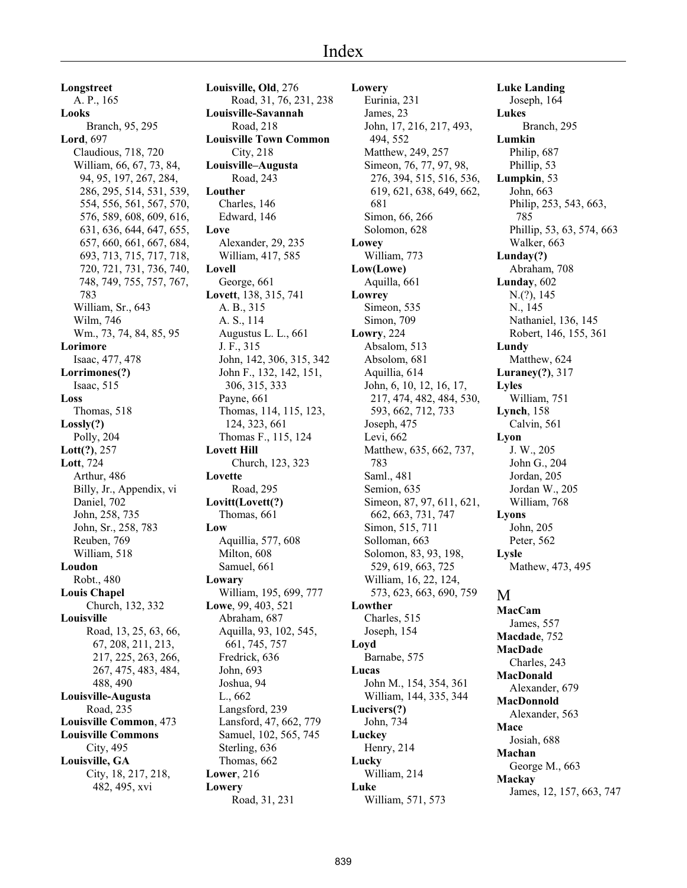# Index

**Longstreet**
A. P., 165
**Looks**
Branch, 95, 295
**Lord**, 697
Claudious, 718, 720
William, 66, 67, 73, 84, 94, 95, 197, 267, 284, 286, 295, 514, 531, 539, 554, 556, 561, 567, 570, 576, 589, 608, 609, 616, 631, 636, 644, 647, 655, 657, 660, 661, 667, 684, 693, 713, 715, 717, 718, 720, 721, 731, 736, 740, 748, 749, 755, 757, 767, 783
William, Sr., 643
Wilm, 746
Wm., 73, 74, 84, 85, 95
**Lorimore**
Isaac, 477, 478
**Lorrimones(?)**
Isaac, 515
**Loss**
Thomas, 518
**Lossly(?)**
Polly, 204
**Lott(?)**, 257
**Lott**, 724
Arthur, 486
Billy, Jr., Appendix, vi
Daniel, 702
John, 258, 735
John, Sr., 258, 783
Reuben, 769
William, 518
**Loudon**
Robt., 480
**Louis Chapel**
Church, 132, 332
**Louisville**
Road, 13, 25, 63, 66, 67, 208, 211, 213, 217, 225, 263, 266, 267, 475, 483, 484, 488, 490
**Louisville-Augusta**
Road, 235
**Louisville Common**, 473
**Louisville Commons**
City, 495
**Louisville, GA**
City, 18, 217, 218, 482, 495, xvi
**Louisville, Old**, 276
Road, 31, 76, 231, 238
**Louisville-Savannah**
Road, 218
**Louisville Town Common**
City, 218
**Louisville–Augusta**
Road, 243
**Louther**
Charles, 146
Edward, 146
**Love**
Alexander, 29, 235
William, 417, 585
**Lovell**
George, 661
**Lovett**, 138, 315, 741
A. B., 315
A. S., 114
Augustus L. L., 661
J. F., 315
John, 142, 306, 315, 342
John F., 132, 142, 151, 306, 315, 333
Payne, 661
Thomas, 114, 115, 123, 124, 323, 661
Thomas F., 115, 124
**Lovett Hill**
Church, 123, 323
**Lovette**
Road, 295
**Lovitt(Lovett(?)**
Thomas, 661
**Low**
Aquillia, 577, 608
Milton, 608
Samuel, 661
**Lowary**
William, 195, 699, 777
**Lowe**, 99, 403, 521
Abraham, 687
Aquilla, 93, 102, 545, 661, 745, 757
Fredrick, 636
John, 693
Joshua, 94
L., 662
Langsford, 239
Lansford, 47, 662, 779
Samuel, 102, 565, 745
Sterling, 636
Thomas, 662
**Lower**, 216
**Lowery**
Road, 31, 231
**Lowery**
Eurinia, 231
James, 23
John, 17, 216, 217, 493, 494, 552
Matthew, 249, 257
Simeon, 76, 77, 97, 98, 276, 394, 515, 516, 536, 619, 621, 638, 649, 662, 681
Simon, 66, 266
Solomon, 628
**Lowey**
William, 773
**Low(Lowe)**
Aquilla, 661
**Lowrey**
Simeon, 535
Simon, 709
**Lowry**, 224
Absalom, 513
Absolom, 681
Aquillia, 614
John, 6, 10, 12, 16, 17, 217, 474, 482, 484, 530, 593, 662, 712, 733
Joseph, 475
Levi, 662
Matthew, 635, 662, 737, 783
Saml., 481
Semion, 635
Simeon, 87, 97, 611, 621, 662, 663, 731, 747
Simon, 515, 711
Solloman, 663
Solomon, 83, 93, 198, 529, 619, 663, 725
William, 16, 22, 124, 573, 623, 663, 690, 759
**Lowther**
Charles, 515
Joseph, 154
**Loyd**
Barnabe, 575
**Lucas**
John M., 154, 354, 361
William, 144, 335, 344
**Lucivers(?)**
John, 734
**Luckey**
Henry, 214
**Lucky**
William, 214
**Luke**
William, 571, 573
**Luke Landing**
Joseph, 164
**Lukes**
Branch, 295
**Lumkin**
Philip, 687
Phillip, 53
**Lumpkin**, 53
John, 663
Philip, 253, 543, 663, 785
Phillip, 53, 63, 574, 663
Walker, 663
**Lunday(?)**
Abraham, 708
**Lunday**, 602
N.(?), 145
N., 145
Nathaniel, 136, 145
Robert, 146, 155, 361
**Lundy**
Matthew, 624
**Luraney(?)**, 317
**Lyles**
William, 751
**Lynch**, 158
Calvin, 561
**Lyon**
J. W., 205
John G., 204
Jordan, 205
Jordan W., 205
William, 768
**Lyons**
John, 205
Peter, 562
**Lysle**
Mathew, 473, 495

## M

**MacCam**
James, 557
**Macdade**, 752
**MacDade**
Charles, 243
**MacDonald**
Alexander, 679
**MacDonnold**
Alexander, 563
**Mace**
Josiah, 688
**Machan**
George M., 663
**Mackay**
James, 12, 157, 663, 747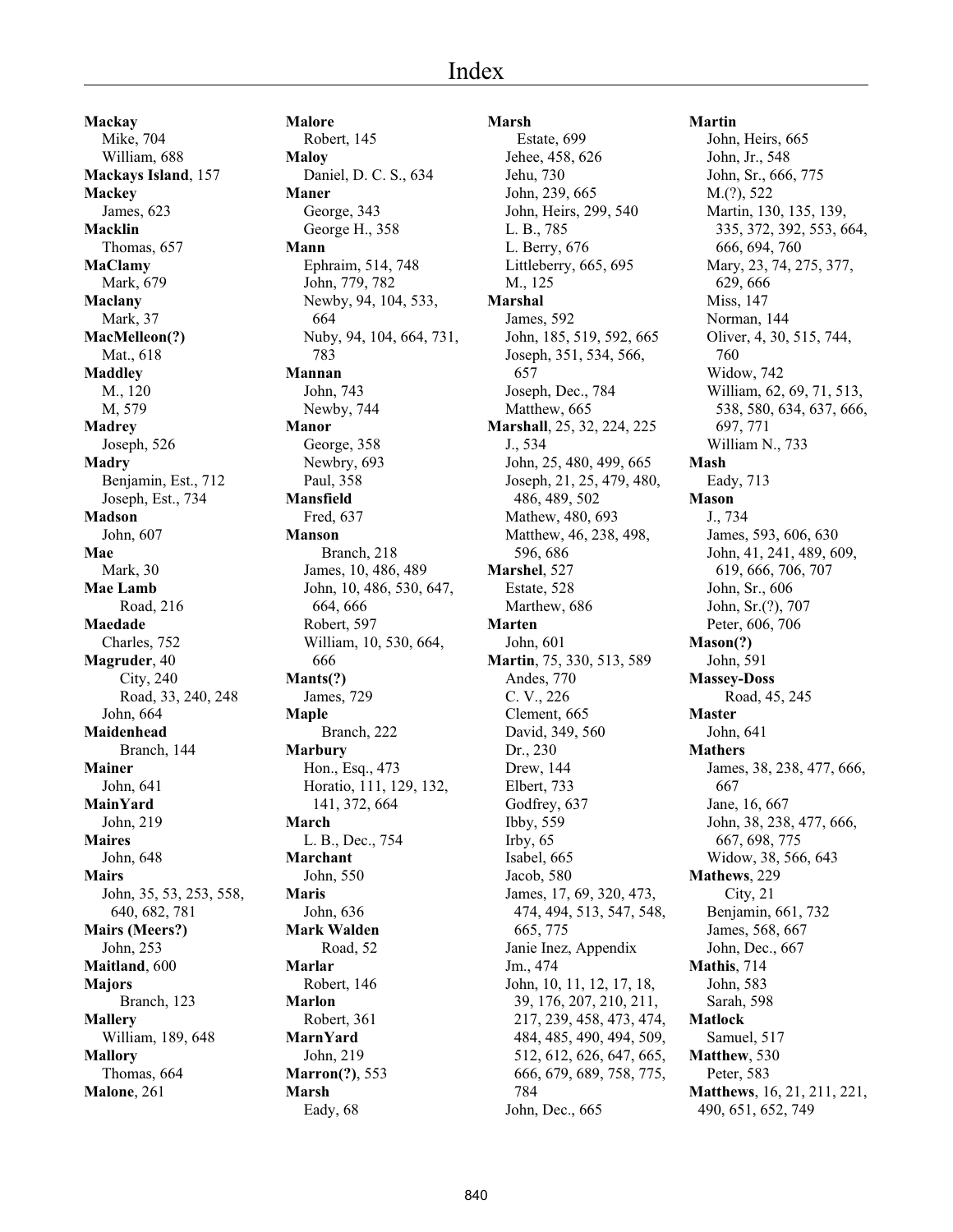# Index

**Mackay**
Mike, 704
William, 688
**Mackays Island**, 157
**Mackey**
James, 623
**Macklin**
Thomas, 657
**MaClamy**
Mark, 679
**Maclany**
Mark, 37
**MacMelleon(?)**
Mat., 618
**Maddley**
M., 120
M, 579
**Madrey**
Joseph, 526
**Madry**
Benjamin, Est., 712
Joseph, Est., 734
**Madson**
John, 607
**Mae**
Mark, 30
**Mae Lamb**
Road, 216
**Maedade**
Charles, 752
**Magruder**, 40
City, 240
Road, 33, 240, 248
John, 664
**Maidenhead**
Branch, 144
**Mainer**
John, 641
**MainYard**
John, 219
**Maires**
John, 648
**Mairs**
John, 35, 53, 253, 558, 640, 682, 781
**Mairs (Meers?)**
John, 253
**Maitland**, 600
**Majors**
Branch, 123
**Mallery**
William, 189, 648
**Mallory**
Thomas, 664
**Malone**, 261
**Malore**
Robert, 145
**Maloy**
Daniel, D. C. S., 634
**Maner**
George, 343
George H., 358
**Mann**
Ephraim, 514, 748
John, 779, 782
Newby, 94, 104, 533, 664
Nuby, 94, 104, 664, 731, 783
**Mannan**
John, 743
Newby, 744
**Manor**
George, 358
Newbry, 693
Paul, 358
**Mansfield**
Fred, 637
**Manson**
Branch, 218
James, 10, 486, 489
John, 10, 486, 530, 647, 664, 666
Robert, 597
William, 10, 530, 664, 666
**Mants(?)**
James, 729
**Maple**
Branch, 222
**Marbury**
Hon., Esq., 473
Horatio, 111, 129, 132, 141, 372, 664
**March**
L. B., Dec., 754
**Marchant**
John, 550
**Maris**
John, 636
**Mark Walden**
Road, 52
**Marlar**
Robert, 146
**Marlon**
Robert, 361
**MarnYard**
John, 219
**Marron(?)**, 553
**Marsh**
Eady, 68
**Marsh**
Estate, 699
Jehee, 458, 626
Jehu, 730
John, 239, 665
John, Heirs, 299, 540
L. B., 785
L. Berry, 676
Littleberry, 665, 695
M., 125
**Marshal**
James, 592
John, 185, 519, 592, 665
Joseph, 351, 534, 566, 657
Joseph, Dec., 784
Matthew, 665
**Marshall**, 25, 32, 224, 225
J., 534
John, 25, 480, 499, 665
Joseph, 21, 25, 479, 480, 486, 489, 502
Mathew, 480, 693
Matthew, 46, 238, 498, 596, 686
**Marshel**, 527
Estate, 528
Marthew, 686
**Marten**
John, 601
**Martin**, 75, 330, 513, 589
Andes, 770
C. V., 226
Clement, 665
David, 349, 560
Dr., 230
Drew, 144
Elbert, 733
Godfrey, 637
Ibby, 559
Irby, 65
Isabel, 665
Jacob, 580
James, 17, 69, 320, 473, 474, 494, 513, 547, 548, 665, 775
Janie Inez, Appendix
Jm., 474
John, 10, 11, 12, 17, 18, 39, 176, 207, 210, 211, 217, 239, 458, 473, 474, 484, 485, 490, 494, 509, 512, 612, 626, 647, 665, 666, 679, 689, 758, 775, 784
John, Dec., 665
**Martin**
John, Heirs, 665
John, Jr., 548
John, Sr., 666, 775
M.(?), 522
Martin, 130, 135, 139, 335, 372, 392, 553, 664, 666, 694, 760
Mary, 23, 74, 275, 377, 629, 666
Miss, 147
Norman, 144
Oliver, 4, 30, 515, 744, 760
Widow, 742
William, 62, 69, 71, 513, 538, 580, 634, 637, 666, 697, 771
William N., 733
**Mash**
Eady, 713
**Mason**
J., 734
James, 593, 606, 630
John, 41, 241, 489, 609, 619, 666, 706, 707
John, Sr., 606
John, Sr.(?), 707
Peter, 606, 706
**Mason(?)**
John, 591
**Massey-Doss**
Road, 45, 245
**Master**
John, 641
**Mathers**
James, 38, 238, 477, 666, 667
Jane, 16, 667
John, 38, 238, 477, 666, 667, 698, 775
Widow, 38, 566, 643
**Mathews**, 229
City, 21
Benjamin, 661, 732
James, 568, 667
John, Dec., 667
**Mathis**, 714
John, 583
Sarah, 598
**Matlock**
Samuel, 517
**Matthew**, 530
Peter, 583
**Matthews**, 16, 21, 211, 221, 490, 651, 652, 749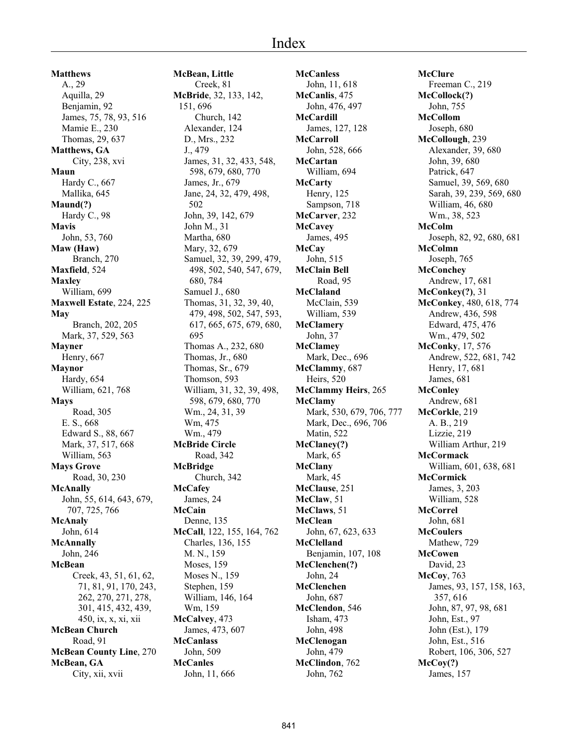# Index

**Matthews**
A., 29
Aquilla, 29
Benjamin, 92
James, 75, 78, 93, 516
Mamie E., 230
Thomas, 29, 637

**Matthews, GA**
City, 238, xvi

**Maun**
Hardy C., 667
Mallika, 645

**Maund(?)**
Hardy C., 98

**Mavis**
John, 53, 760

**Maw (Haw)**
Branch, 270

**Maxfield**, 524

**Maxley**
William, 699

**Maxwell Estate**, 224, 225

**May**
Branch, 202, 205
Mark, 37, 529, 563

**Mayner**
Henry, 667

**Maynor**
Hardy, 654
William, 621, 768

**Mays**
Road, 305
E. S., 668
Edward S., 88, 667
Mark, 37, 517, 668
William, 563

**Mays Grove**
Road, 30, 230

**McAnally**
John, 55, 614, 643, 679, 707, 725, 766

**McAnaly**
John, 614

**McAnnally**
John, 246

**McBean**
Creek, 43, 51, 61, 62, 71, 81, 91, 170, 243, 262, 270, 271, 278, 301, 415, 432, 439, 450, ix, x, xi, xii

**McBean Church**
Road, 91

**McBean County Line**, 270

**McBean, GA**
City, xii, xvii

**McBean, Little**
Creek, 81

**McBride**, 32, 133, 142, 151, 696
Church, 142
Alexander, 124
D., Mrs., 232
J., 479
James, 31, 32, 433, 548, 598, 679, 680, 770
James, Jr., 679
Jane, 24, 32, 479, 498, 502
John, 39, 142, 679
John M., 31
Martha, 680
Mary, 32, 679
Samuel, 32, 39, 299, 479, 498, 502, 540, 547, 679, 680, 784
Samuel J., 680
Thomas, 31, 32, 39, 40, 479, 498, 502, 547, 593, 617, 665, 675, 679, 680, 695
Thomas A., 232, 680
Thomas, Jr., 680
Thomas, Sr., 679
Thomson, 593
William, 31, 32, 39, 498, 598, 679, 680, 770
Wm., 24, 31, 39
Wm, 475
Wm., 479

**McBride Circle**
Road, 342

**McBridge**
Church, 342

**McCafey**
James, 24

**McCain**
Denne, 135

**McCall**, 122, 155, 164, 762
Charles, 136, 155
M. N., 159
Moses, 159
Moses N., 159
Stephen, 159
William, 146, 164
Wm, 159

**McCalvey**, 473
James, 473, 607

**McCanlass**
John, 509

**McCanles**
John, 11, 666

**McCanless**
John, 11, 618

**McCanlis**, 475
John, 476, 497

**McCardill**
James, 127, 128

**McCarroll**
John, 528, 666

**McCartan**
William, 694

**McCarty**
Henry, 125
Sampson, 718

**McCarver**, 232

**McCavey**
James, 495

**McCay**
John, 515

**McClain Bell**
Road, 95

**McClaland**
McClain, 539
William, 539

**McClamery**
John, 37

**McClamey**
Mark, Dec., 696

**McClammy**, 687
Heirs, 520

**McClammy Heirs**, 265

**McClamy**
Mark, 530, 679, 706, 777
Mark, Dec., 696, 706
Matin, 522

**McClaney(?)**
Mark, 65

**McClany**
Mark, 45

**McClause**, 251

**McClaw**, 51

**McClaws**, 51

**McClean**
John, 67, 623, 633

**McClelland**
Benjamin, 107, 108

**McClenchen(?)**
John, 24

**McClenchen**
John, 687

**McClendon**, 546
Isham, 473
John, 498

**McClenogan**
John, 479

**McClindon**, 762
John, 762

**McClure**
Freeman C., 219

**McCollock(?)**
John, 755

**McCollom**
Joseph, 680

**McCollough**, 239
Alexander, 39, 680
John, 39, 680
Patrick, 647
Samuel, 39, 569, 680
Sarah, 39, 239, 569, 680
William, 46, 680
Wm., 38, 523

**McColm**
Joseph, 82, 92, 680, 681

**McColmn**
Joseph, 765

**McConchey**
Andrew, 17, 681

**McConkey(?)**, 31

**McConkey**, 480, 618, 774
Andrew, 436, 598
Edward, 475, 476
Wm., 479, 502

**McConky**, 17, 576
Andrew, 522, 681, 742
Henry, 17, 681
James, 681

**McConley**
Andrew, 681

**McCorkle**, 219
A. B., 219
Lizzie, 219
William Arthur, 219

**McCormack**
William, 601, 638, 681

**McCormick**
James, 3, 203
William, 528

**McCorrel**
John, 681

**McCoulers**
Mathew, 729

**McCowen**
David, 23

**McCoy**, 763
James, 93, 157, 158, 163, 357, 616
John, 87, 97, 98, 681
John, Est., 97
John (Est.), 179
John, Est., 516
Robert, 106, 306, 527

**McCoy(?)**
James, 157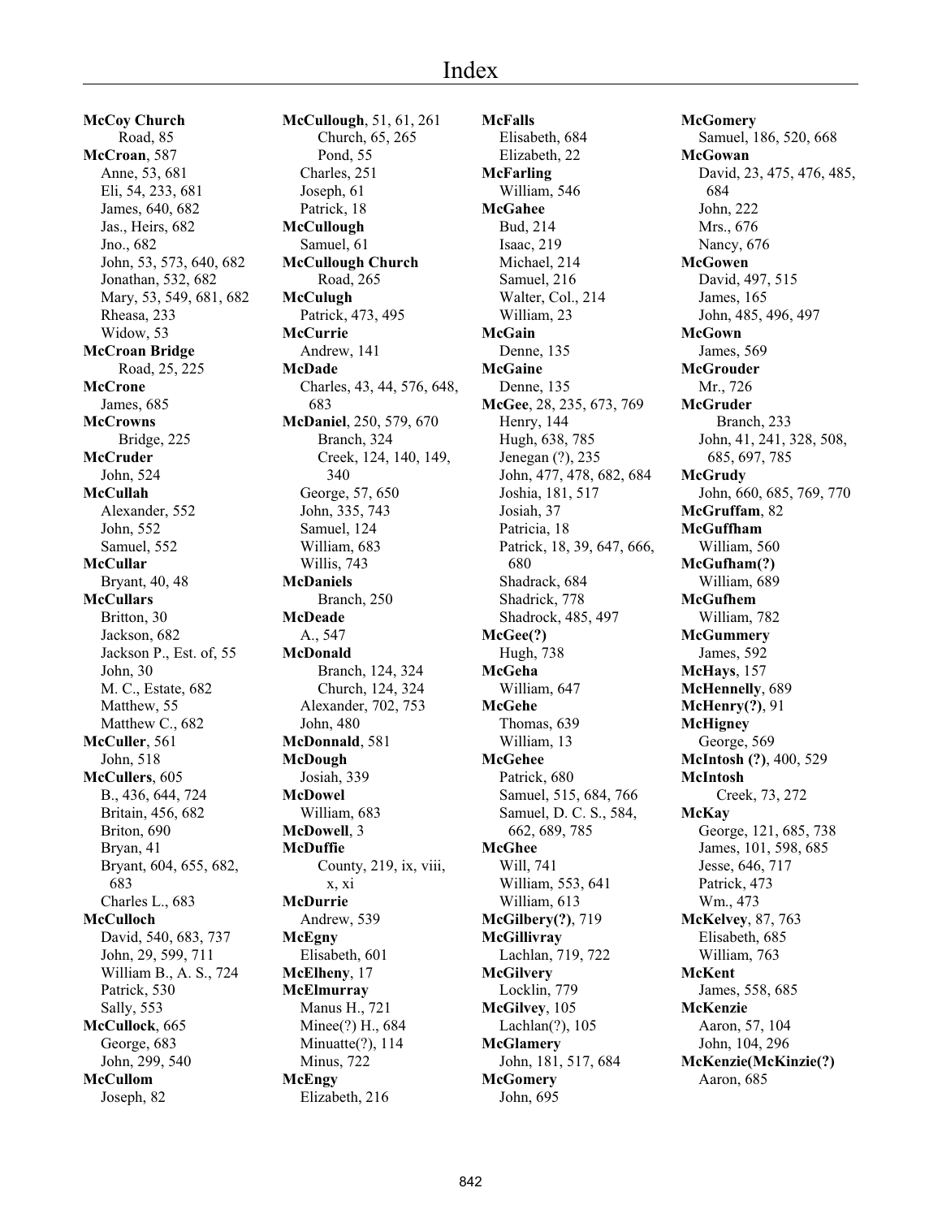# Index

**McCoy Church**
Road, 85
**McCroan**, 587
Anne, 53, 681
Eli, 54, 233, 681
James, 640, 682
Jas., Heirs, 682
Jno., 682
John, 53, 573, 640, 682
Jonathan, 532, 682
Mary, 53, 549, 681, 682
Rheasa, 233
Widow, 53
**McCroan Bridge**
Road, 25, 225
**McCrone**
James, 685
**McCrowns**
Bridge, 225
**McCruder**
John, 524
**McCullah**
Alexander, 552
John, 552
Samuel, 552
**McCullar**
Bryant, 40, 48
**McCullars**
Britton, 30
Jackson, 682
Jackson P., Est. of, 55
John, 30
M. C., Estate, 682
Matthew, 55
Matthew C., 682
**McCuller**, 561
John, 518
**McCullers**, 605
B., 436, 644, 724
Britain, 456, 682
Briton, 690
Bryan, 41
Bryant, 604, 655, 682, 683
Charles L., 683
**McCulloch**
David, 540, 683, 737
John, 29, 599, 711
William B., A. S., 724
Patrick, 530
Sally, 553
**McCullock**, 665
George, 683
John, 299, 540
**McCullom**
Joseph, 82
**McCullough**, 51, 61, 261
Church, 65, 265
Pond, 55
Charles, 251
Joseph, 61
Patrick, 18
**McCullough**
Samuel, 61
**McCullough Church**
Road, 265
**McCulugh**
Patrick, 473, 495
**McCurrie**
Andrew, 141
**McDade**
Charles, 43, 44, 576, 648, 683
**McDaniel**, 250, 579, 670
Branch, 324
Creek, 124, 140, 149, 340
George, 57, 650
John, 335, 743
Samuel, 124
William, 683
Willis, 743
**McDaniels**
Branch, 250
**McDeade**
A., 547
**McDonald**
Branch, 124, 324
Church, 124, 324
Alexander, 702, 753
John, 480
**McDonnald**, 581
**McDough**
Josiah, 339
**McDowel**
William, 683
**McDowell**, 3
**McDuffie**
County, 219, ix, viii, x, xi
**McDurrie**
Andrew, 539
**McEgny**
Elisabeth, 601
**McElheny**, 17
**McElmurray**
Manus H., 721
Minee(?) H., 684
Minuatte(?), 114
Minus, 722
**McEngy**
Elizabeth, 216
**McFalls**
Elisabeth, 684
Elizabeth, 22
**McFarling**
William, 546
**McGahee**
Bud, 214
Isaac, 219
Michael, 214
Samuel, 216
Walter, Col., 214
William, 23
**McGain**
Denne, 135
**McGaine**
Denne, 135
**McGee**, 28, 235, 673, 769
Henry, 144
Hugh, 638, 785
Jenegan (?), 235
John, 477, 478, 682, 684
Joshia, 181, 517
Josiah, 37
Patricia, 18
Patrick, 18, 39, 647, 666, 680
Shadrack, 684
Shadrick, 778
Shadrock, 485, 497
**McGee(?)**
Hugh, 738
**McGeha**
William, 647
**McGehe**
Thomas, 639
William, 13
**McGehee**
Patrick, 680
Samuel, 515, 684, 766
Samuel, D. C. S., 584, 662, 689, 785
**McGhee**
Will, 741
William, 553, 641
William, 613
**McGilbery(?)**, 719
**McGillivray**
Lachlan, 719, 722
**McGilvery**
Locklin, 779
**McGilvey**, 105
Lachlan(?), 105
**McGlamery**
John, 181, 517, 684
**McGomery**
John, 695
**McGomery**
Samuel, 186, 520, 668
**McGowan**
David, 23, 475, 476, 485, 684
John, 222
Mrs., 676
Nancy, 676
**McGowen**
David, 497, 515
James, 165
John, 485, 496, 497
**McGown**
James, 569
**McGrouder**
Mr., 726
**McGruder**
Branch, 233
John, 41, 241, 328, 508, 685, 697, 785
**McGrudy**
John, 660, 685, 769, 770
**McGruffam**, 82
**McGuffham**
William, 560
**McGufham(?)**
William, 689
**McGufhem**
William, 782
**McGummery**
James, 592
**McHays**, 157
**McHennelly**, 689
**McHenry(?)**, 91
**McHigney**
George, 569
**McIntosh (?)**, 400, 529
**McIntosh**
Creek, 73, 272
**McKay**
George, 121, 685, 738
James, 101, 598, 685
Jesse, 646, 717
Patrick, 473
Wm., 473
**McKelvey**, 87, 763
Elisabeth, 685
William, 763
**McKent**
James, 558, 685
**McKenzie**
Aaron, 57, 104
John, 104, 296
**McKenzie(McKinzie(?)**
Aaron, 685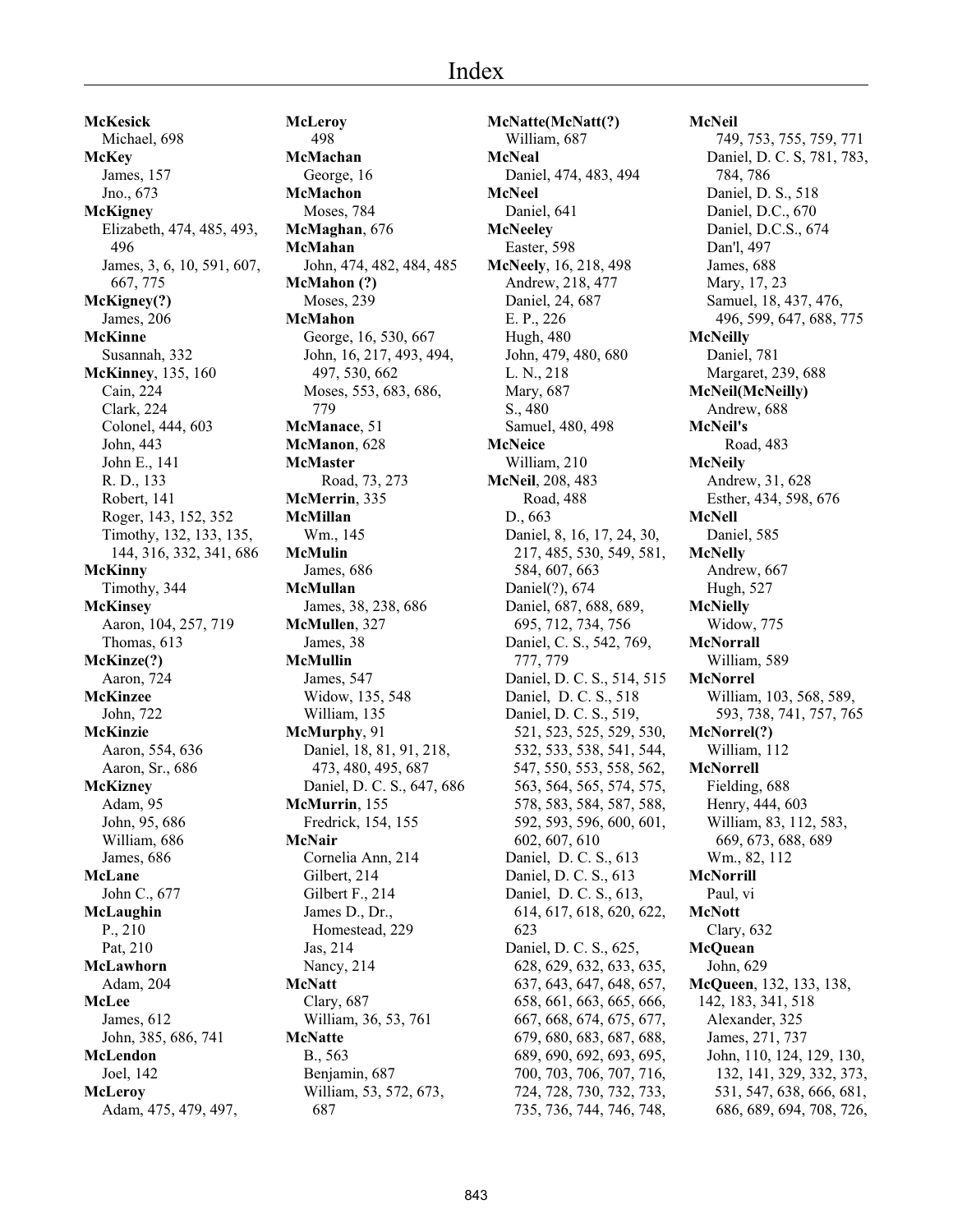# Index

**McKesick**
Michael, 698
**McKey**
James, 157
Jno., 673
**McKigney**
Elizabeth, 474, 485, 493, 496
James, 3, 6, 10, 591, 607, 667, 775
**McKigney(?)**
James, 206
**McKinne**
Susannah, 332
**McKinney**, 135, 160
Cain, 224
Clark, 224
Colonel, 444, 603
John, 443
John E., 141
R. D., 133
Robert, 141
Roger, 143, 152, 352
Timothy, 132, 133, 135, 144, 316, 332, 341, 686
**McKinny**
Timothy, 344
**McKinsey**
Aaron, 104, 257, 719
Thomas, 613
**McKinze(?)**
Aaron, 724
**McKinzee**
John, 722
**McKinzie**
Aaron, 554, 636
Aaron, Sr., 686
**McKizney**
Adam, 95
John, 95, 686
William, 686
James, 686
**McLane**
John C., 677
**McLaughin**
P., 210
Pat, 210
**McLawhorn**
Adam, 204
**McLee**
James, 612
John, 385, 686, 741
**McLendon**
Joel, 142
**McLeroy**
Adam, 475, 479, 497, 498
**McMachan**
George, 16
**McMachon**
Moses, 784
**McMaghan**, 676
**McMahan**
John, 474, 482, 484, 485
**McMahon (?)**
Moses, 239
**McMahon**
George, 16, 530, 667
John, 16, 217, 493, 494, 497, 530, 662
Moses, 553, 683, 686, 779
**McManace**, 51
**McManon**, 628
**McMaster**
Road, 73, 273
**McMerrin**, 335
**McMillan**
Wm., 145
**McMulin**
James, 686
**McMullan**
James, 38, 238, 686
**McMullen**, 327
James, 38
**McMullin**
James, 547
Widow, 135, 548
William, 135
**McMurphy**, 91
Daniel, 18, 81, 91, 218, 473, 480, 495, 687
Daniel, D. C. S., 647, 686
**McMurrin**, 155
Fredrick, 154, 155
**McNair**
Cornelia Ann, 214
Gilbert, 214
Gilbert F., 214
James D., Dr., Homestead, 229
Jas, 214
Nancy, 214
**McNatt**
Clary, 687
William, 36, 53, 761
**McNatte**
B., 563
Benjamin, 687
William, 53, 572, 673, 687
**McNatte(McNatt(?)**
William, 687
**McNeal**
Daniel, 474, 483, 494
**McNeel**
Daniel, 641
**McNeeley**
Easter, 598
**McNeely**, 16, 218, 498
Andrew, 218, 477
Daniel, 24, 687
E. P., 226
Hugh, 480
John, 479, 480, 680
L. N., 218
Mary, 687
S., 480
Samuel, 480, 498
**McNeice**
William, 210
**McNeil**, 208, 483
Road, 488
D., 663
Daniel, 8, 16, 17, 24, 30, 217, 485, 530, 549, 581, 584, 607, 663
Daniel(?), 674
Daniel, 687, 688, 689, 695, 712, 734, 756
Daniel, C. S., 542, 769, 777, 779
Daniel, D. C. S., 514, 515
Daniel, D. C. S., 518
Daniel, D. C. S., 519, 521, 523, 525, 529, 530, 532, 533, 538, 541, 544, 547, 550, 553, 558, 562, 563, 564, 565, 574, 575, 578, 583, 584, 587, 588, 592, 593, 596, 600, 601, 602, 607, 610
Daniel, D. C. S., 613
Daniel, D. C. S., 613
Daniel, D. C. S., 613, 614, 617, 618, 620, 622, 623
Daniel, D. C. S., 625, 628, 629, 632, 633, 635, 637, 643, 647, 648, 657, 658, 661, 663, 665, 666, 667, 668, 674, 675, 677, 679, 680, 683, 687, 688, 689, 690, 692, 693, 695, 700, 703, 706, 707, 716, 724, 728, 730, 732, 733, 735, 736, 744, 746, 748, 749, 753, 755, 759, 771
Daniel, D. C. S, 781, 783, 784, 786
Daniel, D. S., 518
Daniel, D.C., 670
Daniel, D.C.S., 674
Dan'l, 497
James, 688
Mary, 17, 23
Samuel, 18, 437, 476, 496, 599, 647, 688, 775
**McNeilly**
Daniel, 781
Margaret, 239, 688
**McNeil(McNeilly)**
Andrew, 688
**McNeil's**
Road, 483
**McNeily**
Andrew, 31, 628
Esther, 434, 598, 676
**McNell**
Daniel, 585
**McNelly**
Andrew, 667
Hugh, 527
**McNielly**
Widow, 775
**McNorrall**
William, 589
**McNorrel**
William, 103, 568, 589, 593, 738, 741, 757, 765
**McNorrel(?)**
William, 112
**McNorrell**
Fielding, 688
Henry, 444, 603
William, 83, 112, 583, 669, 673, 688, 689
Wm., 82, 112
**McNorrill**
Paul, vi
**McNott**
Clary, 632
**McQuean**
John, 629
**McQueen**, 132, 133, 138, 142, 183, 341, 518
Alexander, 325
James, 271, 737
John, 110, 124, 129, 130, 132, 141, 329, 332, 373, 531, 547, 638, 666, 681, 686, 689, 694, 708, 726,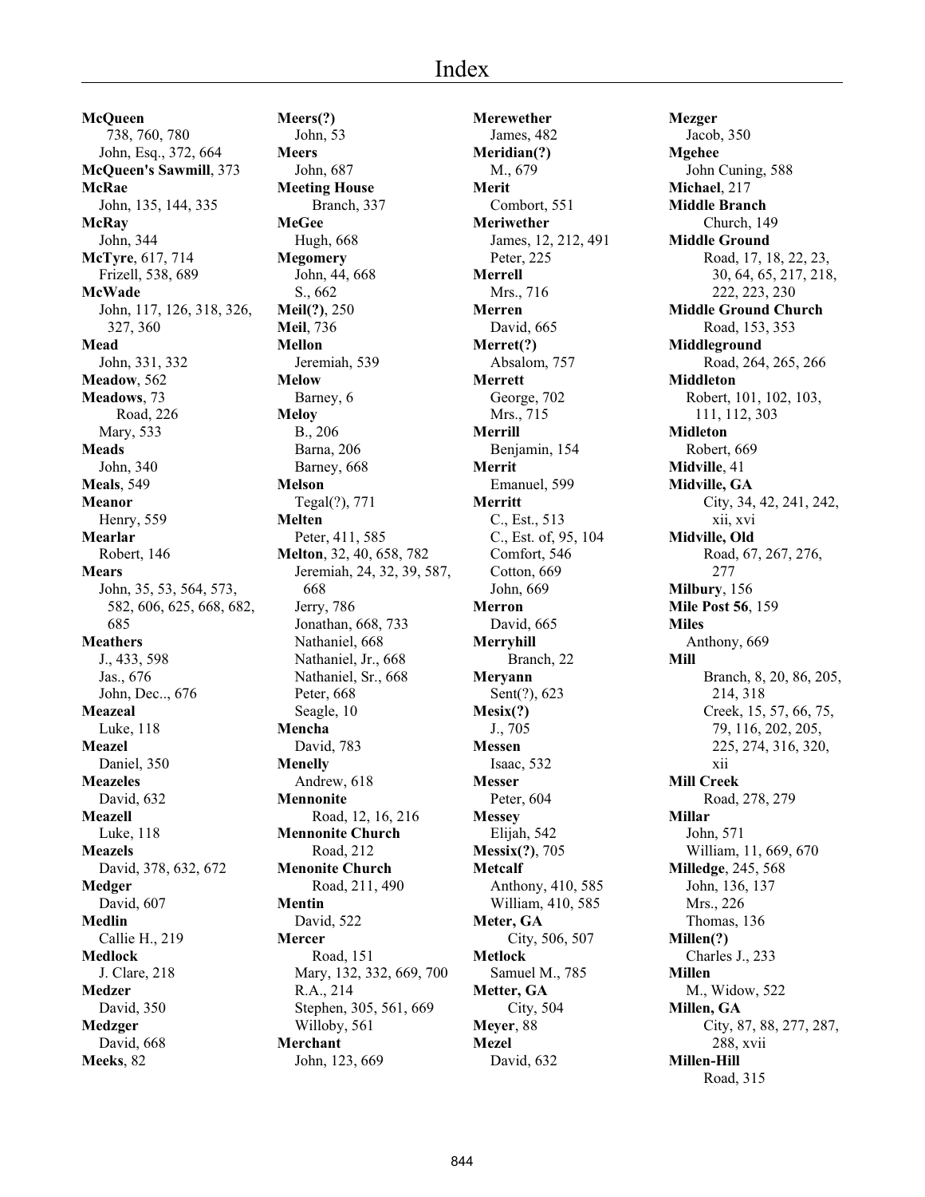# Index

**McQueen**
738, 760, 780
John, Esq., 372, 664
**McQueen's Sawmill**, 373
**McRae**
John, 135, 144, 335
**McRay**
John, 344
**McTyre**, 617, 714
Frizell, 538, 689
**McWade**
John, 117, 126, 318, 326, 327, 360
**Mead**
John, 331, 332
**Meadow**, 562
**Meadows**, 73
Road, 226
Mary, 533
**Meads**
John, 340
**Meals**, 549
**Meanor**
Henry, 559
**Mearlar**
Robert, 146
**Mears**
John, 35, 53, 564, 573, 582, 606, 625, 668, 682, 685
**Meathers**
J., 433, 598
Jas., 676
John, Dec.., 676
**Meazeal**
Luke, 118
**Meazel**
Daniel, 350
**Meazeles**
David, 632
**Meazell**
Luke, 118
**Meazels**
David, 378, 632, 672
**Medger**
David, 607
**Medlin**
Callie H., 219
**Medlock**
J. Clare, 218
**Medzer**
David, 350
**Medzger**
David, 668
**Meeks**, 82

**Meers(?)**
John, 53
**Meers**
John, 687
**Meeting House**
Branch, 337
**MeGee**
Hugh, 668
**Megomery**
John, 44, 668
S., 662
**Meil(?)**, 250
**Meil**, 736
**Mellon**
Jeremiah, 539
**Melow**
Barney, 6
**Meloy**
B., 206
Barna, 206
Barney, 668
**Melson**
Tegal(?), 771
**Melten**
Peter, 411, 585
**Melton**, 32, 40, 658, 782
Jeremiah, 24, 32, 39, 587, 668
Jerry, 786
Jonathan, 668, 733
Nathaniel, 668
Nathaniel, Jr., 668
Nathaniel, Sr., 668
Peter, 668
Seagle, 10
**Mencha**
David, 783
**Menelly**
Andrew, 618
**Mennonite**
Road, 12, 16, 216
**Mennonite Church**
Road, 212
**Menonite Church**
Road, 211, 490
**Mentin**
David, 522
**Mercer**
Road, 151
Mary, 132, 332, 669, 700
R.A., 214
Stephen, 305, 561, 669
Willoby, 561
**Merchant**
John, 123, 669

**Merewether**
James, 482
**Meridian(?)**
M., 679
**Merit**
Combort, 551
**Meriwether**
James, 12, 212, 491
Peter, 225
**Merrell**
Mrs., 716
**Merren**
David, 665
**Merret(?)**
Absalom, 757
**Merrett**
George, 702
Mrs., 715
**Merrill**
Benjamin, 154
**Merrit**
Emanuel, 599
**Merritt**
C., Est., 513
C., Est. of, 95, 104
Comfort, 546
Cotton, 669
John, 669
**Merron**
David, 665
**Merryhill**
Branch, 22
**Meryann**
Sent(?), 623
**Mesix(?)**
J., 705
**Messen**
Isaac, 532
**Messer**
Peter, 604
**Messey**
Elijah, 542
**Messix(?)**, 705
**Metcalf**
Anthony, 410, 585
William, 410, 585
**Meter, GA**
City, 506, 507
**Metlock**
Samuel M., 785
**Metter, GA**
City, 504
**Meyer**, 88
**Mezel**
David, 632

**Mezger**
Jacob, 350
**Mgehee**
John Cuning, 588
**Michael**, 217
**Middle Branch**
Church, 149
**Middle Ground**
Road, 17, 18, 22, 23, 30, 64, 65, 217, 218, 222, 223, 230
**Middle Ground Church**
Road, 153, 353
**Middleground**
Road, 264, 265, 266
**Middleton**
Robert, 101, 102, 103, 111, 112, 303
**Midleton**
Robert, 669
**Midville**, 41
**Midville, GA**
City, 34, 42, 241, 242, xii, xvi
**Midville, Old**
Road, 67, 267, 276, 277
**Milbury**, 156
**Mile Post 56**, 159
**Miles**
Anthony, 669
**Mill**
Branch, 8, 20, 86, 205, 214, 318
Creek, 15, 57, 66, 75, 79, 116, 202, 205, 225, 274, 316, 320, xii
**Mill Creek**
Road, 278, 279
**Millar**
John, 571
William, 11, 669, 670
**Milledge**, 245, 568
John, 136, 137
Mrs., 226
Thomas, 136
**Millen(?)**
Charles J., 233
**Millen**
M., Widow, 522
**Millen, GA**
City, 87, 88, 277, 287, 288, xvii
**Millen-Hill**
Road, 315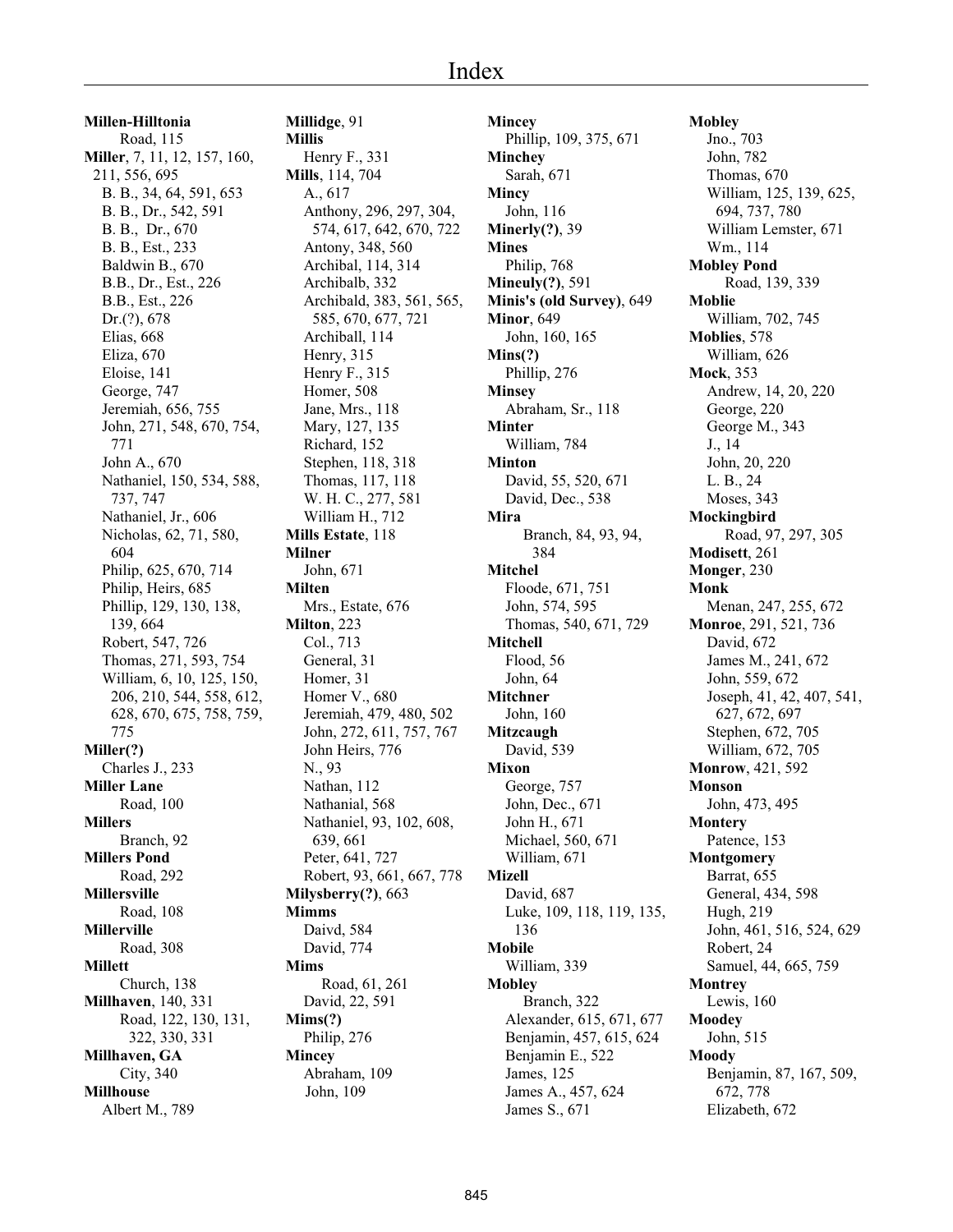# Index

**Millen-Hilltonia**
Road, 115
**Miller**, 7, 11, 12, 157, 160, 211, 556, 695
B. B., 34, 64, 591, 653
B. B., Dr., 542, 591
B. B., Dr., 670
B. B., Est., 233
Baldwin B., 670
B.B., Dr., Est., 226
B.B., Est., 226
Dr.(?), 678
Elias, 668
Eliza, 670
Eloise, 141
George, 747
Jeremiah, 656, 755
John, 271, 548, 670, 754, 771
John A., 670
Nathaniel, 150, 534, 588, 737, 747
Nathaniel, Jr., 606
Nicholas, 62, 71, 580, 604
Philip, 625, 670, 714
Philip, Heirs, 685
Phillip, 129, 130, 138, 139, 664
Robert, 547, 726
Thomas, 271, 593, 754
William, 6, 10, 125, 150, 206, 210, 544, 558, 612, 628, 670, 675, 758, 759, 775
**Miller(?)**
Charles J., 233
**Miller Lane**
Road, 100
**Millers**
Branch, 92
**Millers Pond**
Road, 292
**Millersville**
Road, 108
**Millerville**
Road, 308
**Millett**
Church, 138
**Millhaven**, 140, 331
Road, 122, 130, 131, 322, 330, 331
**Millhaven, GA**
City, 340
**Millhouse**
Albert M., 789

**Millidge**, 91
**Millis**
Henry F., 331
**Mills**, 114, 704
A., 617
Anthony, 296, 297, 304, 574, 617, 642, 670, 722
Antony, 348, 560
Archibal, 114, 314
Archibalb, 332
Archibald, 383, 561, 565, 585, 670, 677, 721
Archiball, 114
Henry, 315
Henry F., 315
Homer, 508
Jane, Mrs., 118
Mary, 127, 135
Richard, 152
Stephen, 118, 318
Thomas, 117, 118
W. H. C., 277, 581
William H., 712
**Mills Estate**, 118
**Milner**
John, 671
**Milten**
Mrs., Estate, 676
**Milton**, 223
Col., 713
General, 31
Homer, 31
Homer V., 680
Jeremiah, 479, 480, 502
John, 272, 611, 757, 767
John Heirs, 776
N., 93
Nathan, 112
Nathanial, 568
Nathaniel, 93, 102, 608, 639, 661
Peter, 641, 727
Robert, 93, 661, 667, 778
**Milysberry(?)**, 663
**Mimms**
Daivd, 584
David, 774
**Mims**
Road, 61, 261
David, 22, 591
**Mims(?)**
Philip, 276
**Mincey**
Abraham, 109
John, 109

**Mincey**
Phillip, 109, 375, 671
**Minchey**
Sarah, 671
**Mincy**
John, 116
**Minerly(?)**, 39
**Mines**
Philip, 768
**Mineuly(?)**, 591
**Minis's (old Survey)**, 649
**Minor**, 649
John, 160, 165
**Mins(?)**
Phillip, 276
**Minsey**
Abraham, Sr., 118
**Minter**
William, 784
**Minton**
David, 55, 520, 671
David, Dec., 538
**Mira**
Branch, 84, 93, 94, 384
**Mitchel**
Floode, 671, 751
John, 574, 595
Thomas, 540, 671, 729
**Mitchell**
Flood, 56
John, 64
**Mitchner**
John, 160
**Mitzcaugh**
David, 539
**Mixon**
George, 757
John, Dec., 671
John H., 671
Michael, 560, 671
William, 671
**Mizell**
David, 687
Luke, 109, 118, 119, 135, 136
**Mobile**
William, 339
**Mobley**
Branch, 322
Alexander, 615, 671, 677
Benjamin, 457, 615, 624
Benjamin E., 522
James, 125
James A., 457, 624
James S., 671

**Mobley**
Jno., 703
John, 782
Thomas, 670
William, 125, 139, 625, 694, 737, 780
William Lemster, 671
Wm., 114
**Mobley Pond**
Road, 139, 339
**Moblie**
William, 702, 745
**Moblies**, 578
William, 626
**Mock**, 353
Andrew, 14, 20, 220
George, 220
George M., 343
J., 14
John, 20, 220
L. B., 24
Moses, 343
**Mockingbird**
Road, 97, 297, 305
**Modisett**, 261
**Monger**, 230
**Monk**
Menan, 247, 255, 672
**Monroe**, 291, 521, 736
David, 672
James M., 241, 672
John, 559, 672
Joseph, 41, 42, 407, 541, 627, 672, 697
Stephen, 672, 705
William, 672, 705
**Monrow**, 421, 592
**Monson**
John, 473, 495
**Montery**
Patence, 153
**Montgomery**
Barrat, 655
General, 434, 598
Hugh, 219
John, 461, 516, 524, 629
Robert, 24
Samuel, 44, 665, 759
**Montrey**
Lewis, 160
**Moodey**
John, 515
**Moody**
Benjamin, 87, 167, 509, 672, 778
Elizabeth, 672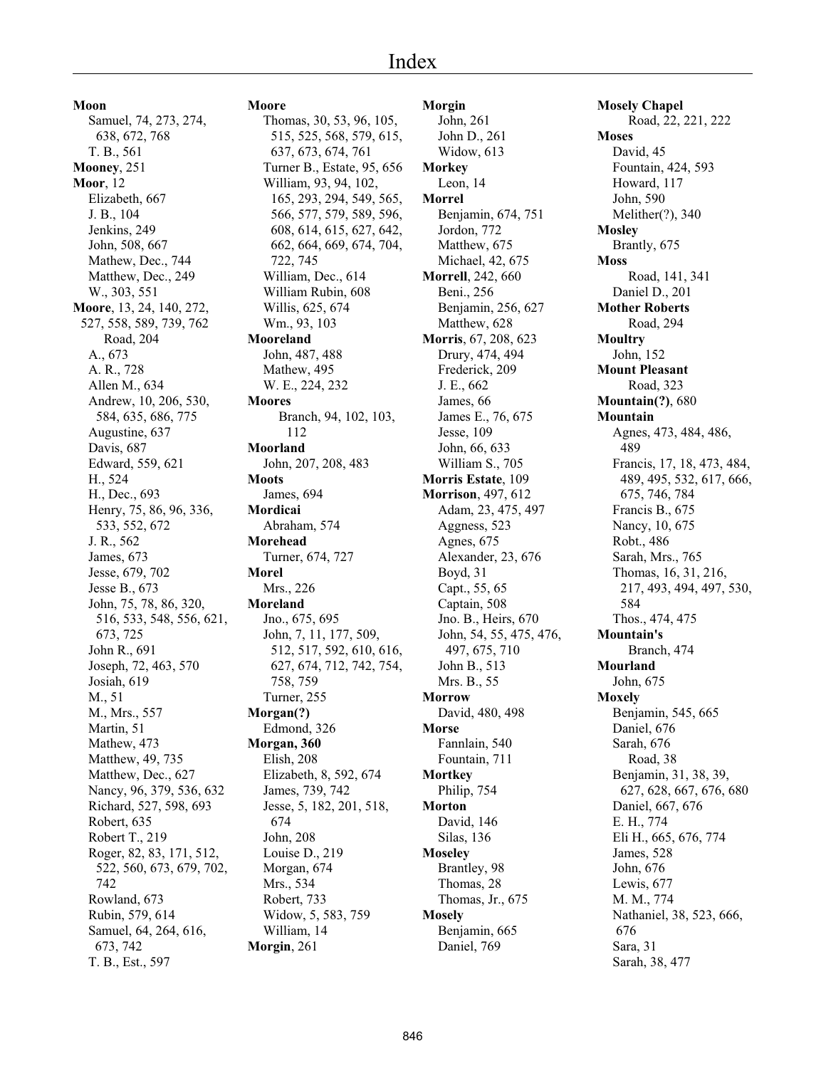**Moon**
Samuel, 74, 273, 274, 638, 672, 768
T. B., 561

**Mooney**, 251

**Moor**, 12
Elizabeth, 667
J. B., 104
Jenkins, 249
John, 508, 667
Mathew, Dec., 744
Matthew, Dec., 249
W., 303, 551

**Moore**, 13, 24, 140, 272, 527, 558, 589, 739, 762
Road, 204
A., 673
A. R., 728
Allen M., 634
Andrew, 10, 206, 530, 584, 635, 686, 775
Augustine, 637
Davis, 687
Edward, 559, 621
H., 524
H., Dec., 693
Henry, 75, 86, 96, 336, 533, 552, 672
J. R., 562
James, 673
Jesse, 679, 702
Jesse B., 673
John, 75, 78, 86, 320, 516, 533, 548, 556, 621, 673, 725
John R., 691
Joseph, 72, 463, 570
Josiah, 619
M., 51
M., Mrs., 557
Martin, 51
Mathew, 473
Matthew, 49, 735
Matthew, Dec., 627
Nancy, 96, 379, 536, 632
Richard, 527, 598, 693
Robert, 635
Robert T., 219
Roger, 82, 83, 171, 512, 522, 560, 673, 679, 702, 742
Rowland, 673
Rubin, 579, 614
Samuel, 64, 264, 616, 673, 742
T. B., Est., 597

**Moore**
Thomas, 30, 53, 96, 105, 515, 525, 568, 579, 615, 637, 673, 674, 761
Turner B., Estate, 95, 656
William, 93, 94, 102, 165, 293, 294, 549, 565, 566, 577, 579, 589, 596, 608, 614, 615, 627, 642, 662, 664, 669, 674, 704, 722, 745
William, Dec., 614
William Rubin, 608
Willis, 625, 674
Wm., 93, 103

**Mooreland**
John, 487, 488
Mathew, 495
W. E., 224, 232

**Moores**
Branch, 94, 102, 103, 112

**Moorland**
John, 207, 208, 483

**Moots**
James, 694

**Mordicai**
Abraham, 574

**Morehead**
Turner, 674, 727

**Morel**
Mrs., 226

**Moreland**
Jno., 675, 695
John, 7, 11, 177, 509, 512, 517, 592, 610, 616, 627, 674, 712, 742, 754, 758, 759
Turner, 255

**Morgan(?)**
Edmond, 326

**Morgan, 360**
Elish, 208
Elizabeth, 8, 592, 674
James, 739, 742
Jesse, 5, 182, 201, 518, 674
John, 208
Louise D., 219
Morgan, 674
Mrs., 534
Robert, 733
Widow, 5, 583, 759
William, 14

**Morgin**, 261

**Morgin**
John, 261
John D., 261
Widow, 613

**Morkey**
Leon, 14

**Morrel**
Benjamin, 674, 751
Jordon, 772
Matthew, 675
Michael, 42, 675

**Morrell**, 242, 660
Beni., 256
Benjamin, 256, 627
Matthew, 628

**Morris**, 67, 208, 623
Drury, 474, 494
Frederick, 209
J. E., 662
James, 66
James E., 76, 675
Jesse, 109
John, 66, 633
William S., 705

**Morris Estate**, 109

**Morrison**, 497, 612
Adam, 23, 475, 497
Aggness, 523
Agnes, 675
Alexander, 23, 676
Boyd, 31
Capt., 55, 65
Captain, 508
Jno. B., Heirs, 670
John, 54, 55, 475, 476, 497, 675, 710
John B., 513
Mrs. B., 55

**Morrow**
David, 480, 498

**Morse**
Fannlain, 540
Fountain, 711

**Mortkey**
Philip, 754

**Morton**
David, 146
Silas, 136

**Moseley**
Brantley, 98
Thomas, 28
Thomas, Jr., 675

**Mosely**
Benjamin, 665
Daniel, 769

**Mosely Chapel**
Road, 22, 221, 222

**Moses**
David, 45
Fountain, 424, 593
Howard, 117
John, 590
Melither(?), 340

**Mosley**
Brantly, 675

**Moss**
Road, 141, 341
Daniel D., 201

**Mother Roberts**
Road, 294

**Moultry**
John, 152

**Mount Pleasant**
Road, 323

**Mountain(?)**, 680

**Mountain**
Agnes, 473, 484, 486, 489
Francis, 17, 18, 473, 484, 489, 495, 532, 617, 666, 675, 746, 784
Francis B., 675
Nancy, 10, 675
Robt., 486
Sarah, Mrs., 765
Thomas, 16, 31, 216, 217, 493, 494, 497, 530, 584
Thos., 474, 475

**Mountain's**
Branch, 474

**Mourland**
John, 675

**Moxely**
Benjamin, 545, 665
Daniel, 676
Sarah, 676
Road, 38
Benjamin, 31, 38, 39, 627, 628, 667, 676, 680
Daniel, 667, 676
E. H., 774
Eli H., 665, 676, 774
James, 528
John, 676
Lewis, 677
M. M., 774
Nathaniel, 38, 523, 666, 676
Sara, 31
Sarah, 38, 477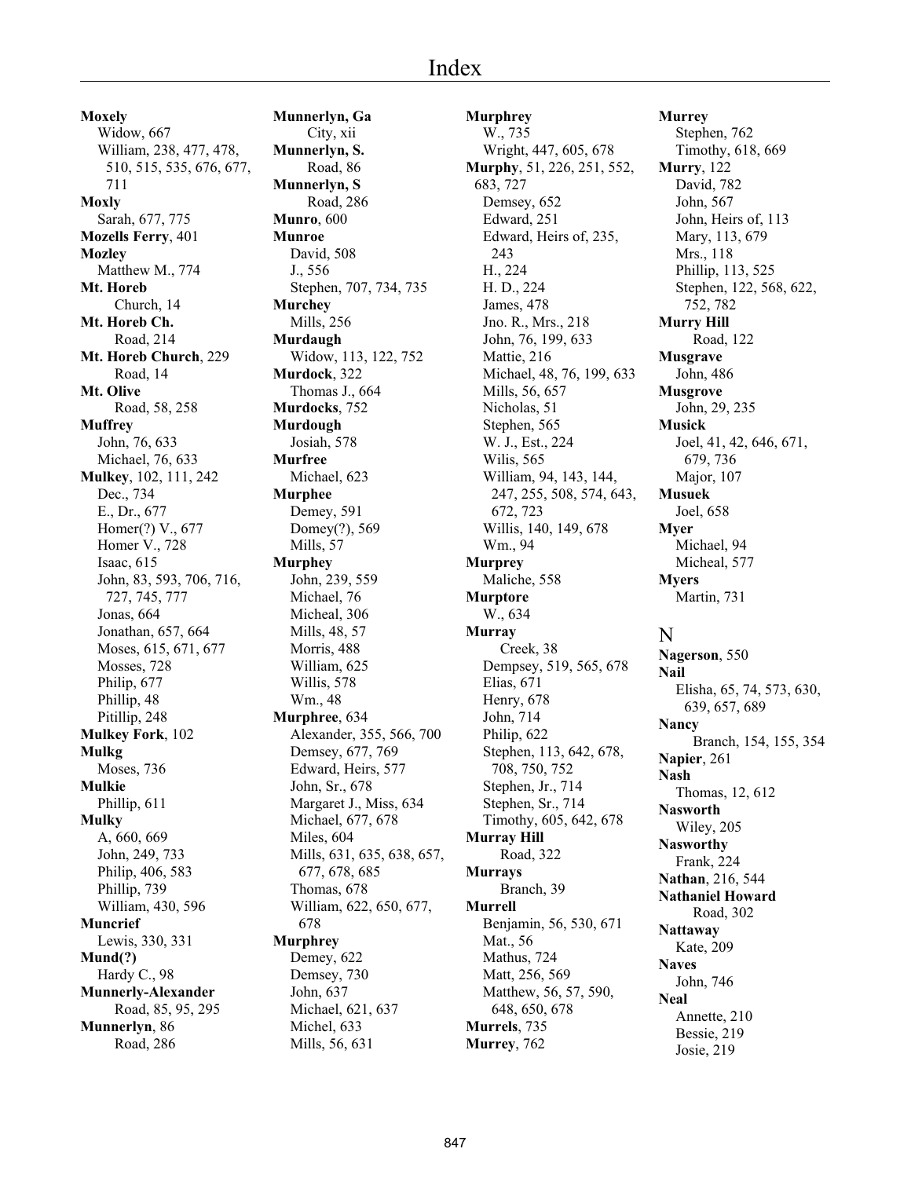**Moxely**
Widow, 667
William, 238, 477, 478, 510, 515, 535, 676, 677, 711

**Moxly**
Sarah, 677, 775

**Mozells Ferry**, 401

**Mozley**
Matthew M., 774

**Mt. Horeb**
Church, 14

**Mt. Horeb Ch.**
Road, 214

**Mt. Horeb Church**, 229
Road, 14

**Mt. Olive**
Road, 58, 258

**Muffrey**
John, 76, 633
Michael, 76, 633

**Mulkey**, 102, 111, 242
Dec., 734
E., Dr., 677
Homer(?) V., 677
Homer V., 728
Isaac, 615
John, 83, 593, 706, 716, 727, 745, 777
Jonas, 664
Jonathan, 657, 664
Moses, 615, 671, 677
Mosses, 728
Philip, 677
Phillip, 48
Pitillip, 248

**Mulkey Fork**, 102

**Mulkg**
Moses, 736

**Mulkie**
Phillip, 611

**Mulky**
A, 660, 669
John, 249, 733
Philip, 406, 583
Phillip, 739
William, 430, 596

**Muncrief**
Lewis, 330, 331

**Mund(?)**
Hardy C., 98

**Munnerly-Alexander**
Road, 85, 95, 295

**Munnerlyn**, 86
Road, 286

**Munnerlyn, Ga**
City, xii

**Munnerlyn, S.**
Road, 86

**Munnerlyn, S**
Road, 286

**Munro**, 600

**Munroe**
David, 508
J., 556
Stephen, 707, 734, 735

**Murchey**
Mills, 256

**Murdaugh**
Widow, 113, 122, 752

**Murdock**, 322
Thomas J., 664

**Murdocks**, 752

**Murdough**
Josiah, 578

**Murfree**
Michael, 623

**Murphee**
Demey, 591
Domey(?), 569
Mills, 57

**Murphey**
John, 239, 559
Michael, 76
Micheal, 306
Mills, 48, 57
Morris, 488
William, 625
Willis, 578
Wm., 48

**Murphree**, 634
Alexander, 355, 566, 700
Demsey, 677, 769
Edward, Heirs, 577
John, Sr., 678
Margaret J., Miss, 634
Michael, 677, 678
Miles, 604
Mills, 631, 635, 638, 657, 677, 678, 685
Thomas, 678
William, 622, 650, 677, 678

**Murphrey**
Demey, 622
Demsey, 730
John, 637
Michael, 621, 637
Michel, 633
Mills, 56, 631

**Murphrey**
W., 735
Wright, 447, 605, 678

**Murphy**, 51, 226, 251, 552, 683, 727
Demsey, 652
Edward, 251
Edward, Heirs of, 235, 243
H., 224
H. D., 224
James, 478
Jno. R., Mrs., 218
John, 76, 199, 633
Mattie, 216
Michael, 48, 76, 199, 633
Mills, 56, 657
Nicholas, 51
Stephen, 565
W. J., Est., 224
Wilis, 565
William, 94, 143, 144, 247, 255, 508, 574, 643, 672, 723
Willis, 140, 149, 678
Wm., 94

**Murprey**
Maliche, 558

**Murptore**
W., 634

**Murray**
Creek, 38
Dempsey, 519, 565, 678
Elias, 671
Henry, 678
John, 714
Philip, 622
Stephen, 113, 642, 678, 708, 750, 752
Stephen, Jr., 714
Stephen, Sr., 714
Timothy, 605, 642, 678

**Murray Hill**
Road, 322

**Murrays**
Branch, 39

**Murrell**
Benjamin, 56, 530, 671
Mat., 56
Mathus, 724
Matt, 256, 569
Matthew, 56, 57, 590, 648, 650, 678

**Murrels**, 735

**Murrey**, 762

**Murrey**
Stephen, 762
Timothy, 618, 669

**Murry**, 122
David, 782
John, 567
John, Heirs of, 113
Mary, 113, 679
Mrs., 118
Phillip, 113, 525
Stephen, 122, 568, 622, 752, 782

**Murry Hill**
Road, 122

**Musgrave**
John, 486

**Musgrove**
John, 29, 235

**Musick**
Joel, 41, 42, 646, 671, 679, 736
Major, 107

**Musuek**
Joel, 658

**Myer**
Michael, 94
Micheal, 577

**Myers**
Martin, 731

## N

**Nagerson**, 550

**Nail**
Elisha, 65, 74, 573, 630, 639, 657, 689

**Nancy**
Branch, 154, 155, 354

**Napier**, 261

**Nash**
Thomas, 12, 612

**Nasworth**
Wiley, 205

**Nasworthy**
Frank, 224

**Nathan**, 216, 544

**Nathaniel Howard**
Road, 302

**Nattaway**
Kate, 209

**Naves**
John, 746

**Neal**
Annette, 210
Bessie, 219
Josie, 219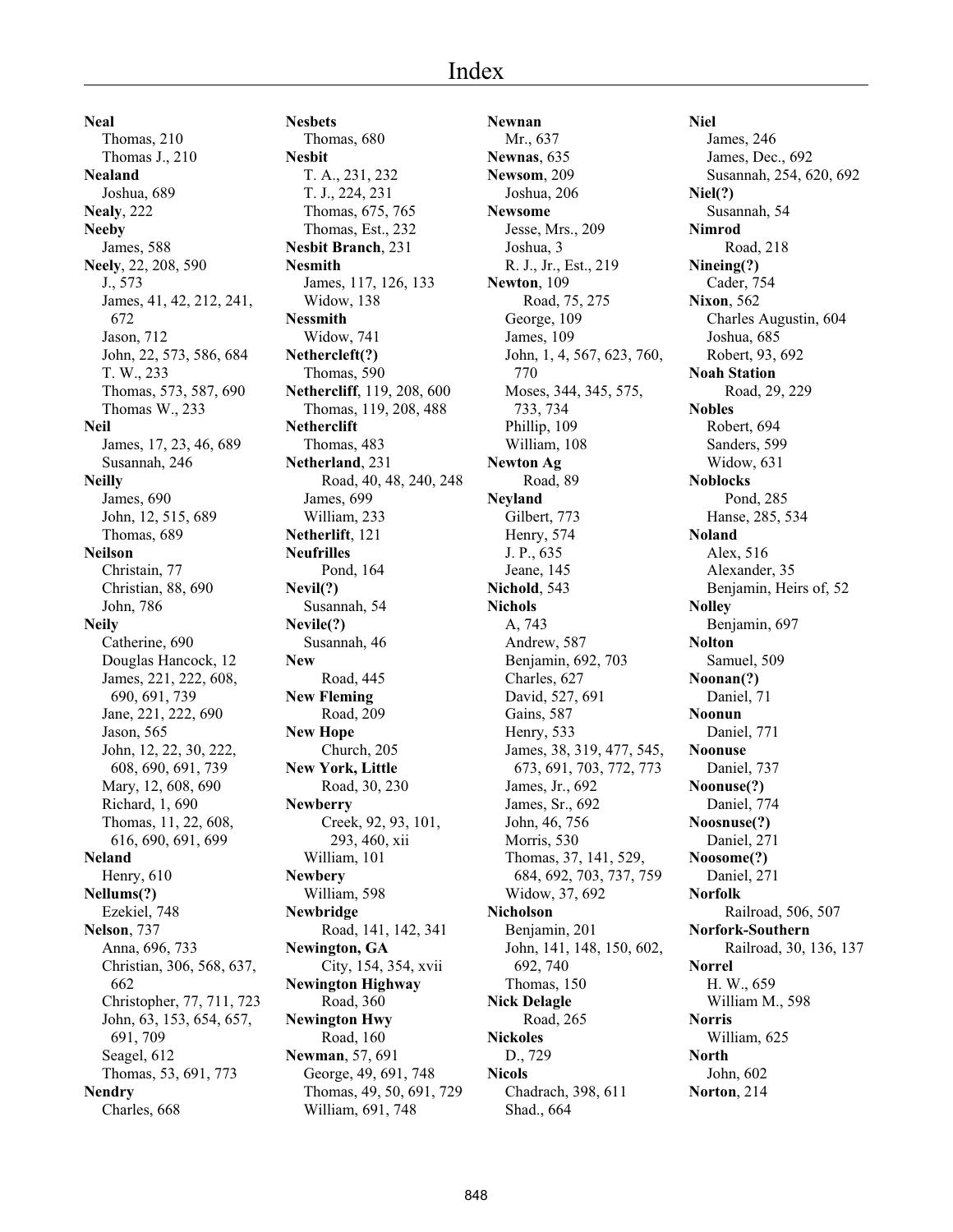# Index

**Neal**
Thomas, 210
Thomas J., 210
**Nealand**
Joshua, 689
**Nealy**, 222
**Neeby**
James, 588
**Neely**, 22, 208, 590
J., 573
James, 41, 42, 212, 241, 672
Jason, 712
John, 22, 573, 586, 684
T. W., 233
Thomas, 573, 587, 690
Thomas W., 233
**Neil**
James, 17, 23, 46, 689
Susannah, 246
**Neilly**
James, 690
John, 12, 515, 689
Thomas, 689
**Neilson**
Christain, 77
Christian, 88, 690
John, 786
**Neily**
Catherine, 690
Douglas Hancock, 12
James, 221, 222, 608, 690, 691, 739
Jane, 221, 222, 690
Jason, 565
John, 12, 22, 30, 222, 608, 690, 691, 739
Mary, 12, 608, 690
Richard, 1, 690
Thomas, 11, 22, 608, 616, 690, 691, 699
**Neland**
Henry, 610
**Nellums(?)**
Ezekiel, 748
**Nelson**, 737
Anna, 696, 733
Christian, 306, 568, 637, 662
Christopher, 77, 711, 723
John, 63, 153, 654, 657, 691, 709
Seagel, 612
Thomas, 53, 691, 773
**Nendry**
Charles, 668

**Nesbets**
Thomas, 680
**Nesbit**
T. A., 231, 232
T. J., 224, 231
Thomas, 675, 765
Thomas, Est., 232
**Nesbit Branch**, 231
**Nesmith**
James, 117, 126, 133
Widow, 138
**Nessmith**
Widow, 741
**Nethercleft(?)**
Thomas, 590
**Nethercliff**, 119, 208, 600
Thomas, 119, 208, 488
**Netherclift**
Thomas, 483
**Netherland**, 231
Road, 40, 48, 240, 248
James, 699
William, 233
**Netherlift**, 121
**Neufrilles**
Pond, 164
**Nevil(?)**
Susannah, 54
**Nevile(?)**
Susannah, 46
**New**
Road, 445
**New Fleming**
Road, 209
**New Hope**
Church, 205
**New York, Little**
Road, 30, 230
**Newberry**
Creek, 92, 93, 101, 293, 460, xii
William, 101
**Newbery**
William, 598
**Newbridge**
Road, 141, 142, 341
**Newington, GA**
City, 154, 354, xvii
**Newington Highway**
Road, 360
**Newington Hwy**
Road, 160
**Newman**, 57, 691
George, 49, 691, 748
Thomas, 49, 50, 691, 729
William, 691, 748

**Newnan**
Mr., 637
**Newnas**, 635
**Newsom**, 209
Joshua, 206
**Newsome**
Jesse, Mrs., 209
Joshua, 3
R. J., Jr., Est., 219
**Newton**, 109
Road, 75, 275
George, 109
James, 109
John, 1, 4, 567, 623, 760, 770
Moses, 344, 345, 575, 733, 734
Phillip, 109
William, 108
**Newton Ag**
Road, 89
**Neyland**
Gilbert, 773
Henry, 574
J. P., 635
Jeane, 145
**Nichold**, 543
**Nichols**
A, 743
Andrew, 587
Benjamin, 692, 703
Charles, 627
David, 527, 691
Gains, 587
Henry, 533
James, 38, 319, 477, 545, 673, 691, 703, 772, 773
James, Jr., 692
James, Sr., 692
John, 46, 756
Morris, 530
Thomas, 37, 141, 529, 684, 692, 703, 737, 759
Widow, 37, 692
**Nicholson**
Benjamin, 201
John, 141, 148, 150, 602, 692, 740
Thomas, 150
**Nick Delagle**
Road, 265
**Nickoles**
D., 729
**Nicols**
Chadrach, 398, 611
Shad., 664

**Niel**
James, 246
James, Dec., 692
Susannah, 254, 620, 692
**Niel(?)**
Susannah, 54
**Nimrod**
Road, 218
**Nineing(?)**
Cader, 754
**Nixon**, 562
Charles Augustin, 604
Joshua, 685
Robert, 93, 692
**Noah Station**
Road, 29, 229
**Nobles**
Robert, 694
Sanders, 599
Widow, 631
**Noblocks**
Pond, 285
Hanse, 285, 534
**Noland**
Alex, 516
Alexander, 35
Benjamin, Heirs of, 52
**Nolley**
Benjamin, 697
**Nolton**
Samuel, 509
**Noonan(?)**
Daniel, 71
**Noonun**
Daniel, 771
**Noonuse**
Daniel, 737
**Noonuse(?)**
Daniel, 774
**Noosnuse(?)**
Daniel, 271
**Noosome(?)**
Daniel, 271
**Norfolk**
Railroad, 506, 507
**Norfork-Southern**
Railroad, 30, 136, 137
**Norrel**
H. W., 659
William M., 598
**Norris**
William, 625
**North**
John, 602
**Norton**, 214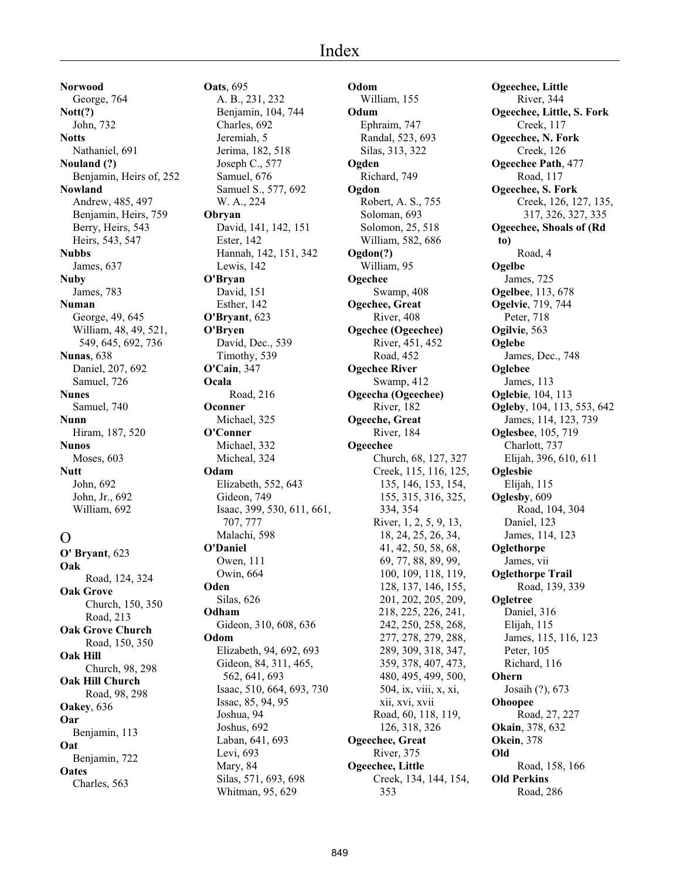**Norwood**
George, 764
**Nott(?)**
John, 732
**Notts**
Nathaniel, 691
**Nouland (?)**
Benjamin, Heirs of, 252
**Nowland**
Andrew, 485, 497
Benjamin, Heirs, 759
Berry, Heirs, 543
Heirs, 543, 547
**Nubbs**
James, 637
**Nuby**
James, 783
**Numan**
George, 49, 645
William, 48, 49, 521, 549, 645, 692, 736
**Nunas**, 638
Daniel, 207, 692
Samuel, 726
**Nunes**
Samuel, 740
**Nunn**
Hiram, 187, 520
**Nunos**
Moses, 603
**Nutt**
John, 692
John, Jr., 692
William, 692

## O

**O' Bryant**, 623
**Oak**
Road, 124, 324
**Oak Grove**
Church, 150, 350
Road, 213
**Oak Grove Church**
Road, 150, 350
**Oak Hill**
Church, 98, 298
**Oak Hill Church**
Road, 98, 298
**Oakey**, 636
**Oar**
Benjamin, 113
**Oat**
Benjamin, 722
**Oates**
Charles, 563
**Oats**, 695
A. B., 231, 232
Benjamin, 104, 744
Charles, 692
Jeremiah, 5
Jerima, 182, 518
Joseph C., 577
Samuel, 676
Samuel S., 577, 692
W. A., 224
**Obryan**
David, 141, 142, 151
Ester, 142
Hannah, 142, 151, 342
Lewis, 142
**O'Bryan**
David, 151
Esther, 142
**O'Bryant**, 623
**O'Bryen**
David, Dec., 539
Timothy, 539
**O'Cain**, 347
**Ocala**
Road, 216
**Oconner**
Michael, 325
**O'Conner**
Michael, 332
Micheal, 324
**Odam**
Elizabeth, 552, 643
Gideon, 749
Isaac, 399, 530, 611, 661, 707, 777
Malachi, 598
**O'Daniel**
Owen, 111
Owin, 664
**Oden**
Silas, 626
**Odham**
Gideon, 310, 608, 636
**Odom**
Elizabeth, 94, 692, 693
Gideon, 84, 311, 465, 562, 641, 693
Isaac, 510, 664, 693, 730
Issac, 85, 94, 95
Joshua, 94
Joshus, 692
Laban, 641, 693
Levi, 693
Mary, 84
Silas, 571, 693, 698
Whitman, 95, 629
**Odom**
William, 155
**Odum**
Ephraim, 747
Randal, 523, 693
Silas, 313, 322
**Ogden**
Richard, 749
**Ogdon**
Robert, A. S., 755
Soloman, 693
Solomon, 25, 518
William, 582, 686
**Ogdon(?)**
William, 95
**Ogechee**
Swamp, 408
**Ogechee, Great**
River, 408
**Ogechee (Ogeechee)**
River, 451, 452
Road, 452
**Ogechee River**
Swamp, 412
**Ogeecha (Ogeechee)**
River, 182
**Ogeeche, Great**
River, 184
**Ogeechee**
Church, 68, 127, 327
Creek, 115, 116, 125, 135, 146, 153, 154, 155, 315, 316, 325, 334, 354
River, 1, 2, 5, 9, 13, 18, 24, 25, 26, 34, 41, 42, 50, 58, 68, 69, 77, 88, 89, 99, 100, 109, 118, 119, 128, 137, 146, 155, 201, 202, 205, 209, 218, 225, 226, 241, 242, 250, 258, 268, 277, 278, 279, 288, 289, 309, 318, 347, 359, 378, 407, 473, 480, 495, 499, 500, 504, ix, viii, x, xi, xii, xvi, xvii
Road, 60, 118, 119, 126, 318, 326
**Ogeechee, Great**
River, 375
**Ogeechee, Little**
Creek, 134, 144, 154, 353
**Ogeechee, Little**
River, 344
**Ogeechee, Little, S. Fork**
Creek, 117
**Ogeechee, N. Fork**
Creek, 126
**Ogeechee Path**, 477
Road, 117
**Ogeechee, S. Fork**
Creek, 126, 127, 135, 317, 326, 327, 335
**Ogeechee, Shoals of (Rd to)**
Road, 4
**Ogelbe**
James, 725
**Ogelbee**, 113, 678
**Ogelvie**, 719, 744
Peter, 718
**Ogilvie**, 563
**Oglebe**
James, Dec., 748
**Oglebee**
James, 113
**Oglebie**, 104, 113
**Ogleby**, 104, 113, 553, 642
James, 114, 123, 739
**Oglesbee**, 105, 719
Charlott, 737
Elijah, 396, 610, 611
**Oglesbie**
Elijah, 115
**Oglesby**, 609
Road, 104, 304
Daniel, 123
James, 114, 123
**Oglethorpe**
James, vii
**Oglethorpe Trail**
Road, 139, 339
**Ogletree**
Daniel, 316
Elijah, 115
James, 115, 116, 123
Peter, 105
Richard, 116
**Ohern**
Josaih (?), 673
**Ohoopee**
Road, 27, 227
**Okain**, 378, 632
**Okein**, 378
**Old**
Road, 158, 166
**Old Perkins**
Road, 286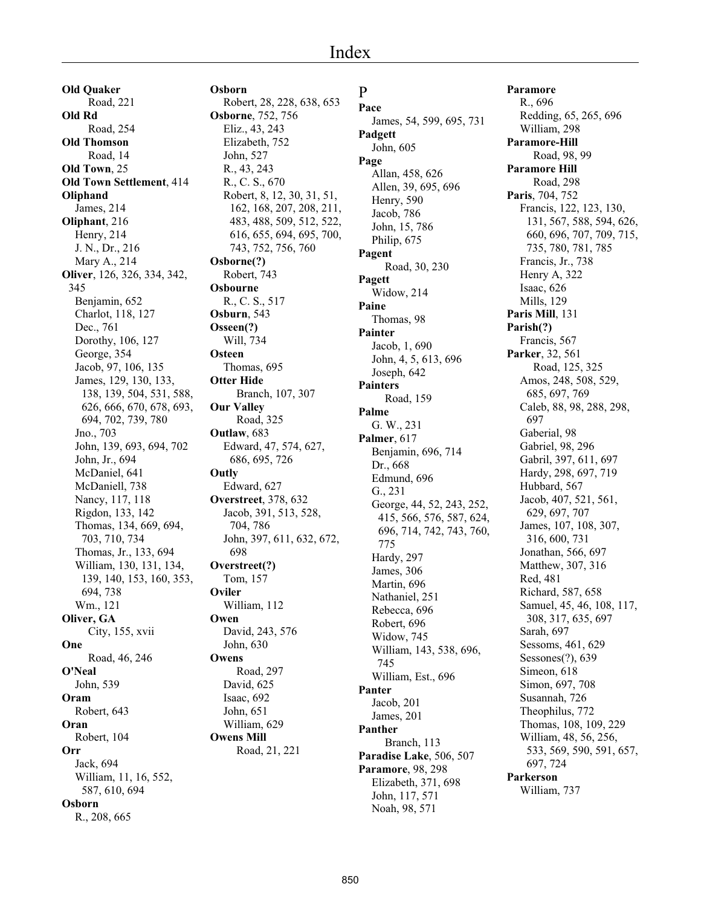# Index

**Old Quaker**
Road, 221
**Old Rd**
Road, 254
**Old Thomson**
Road, 14
**Old Town**, 25
**Old Town Settlement**, 414
**Oliphand**
James, 214
**Oliphant**, 216
Henry, 214
J. N., Dr., 216
Mary A., 214
**Oliver**, 126, 326, 334, 342, 345
Benjamin, 652
Charlot, 118, 127
Dec., 761
Dorothy, 106, 127
George, 354
Jacob, 97, 106, 135
James, 129, 130, 133, 138, 139, 504, 531, 588, 626, 666, 670, 678, 693, 694, 702, 739, 780
Jno., 703
John, 139, 693, 694, 702
John, Jr., 694
McDaniel, 641
McDaniell, 738
Nancy, 117, 118
Rigdon, 133, 142
Thomas, 134, 669, 694, 703, 710, 734
Thomas, Jr., 133, 694
William, 130, 131, 134, 139, 140, 153, 160, 353, 694, 738
Wm., 121
**Oliver, GA**
City, 155, xvii
**One**
Road, 46, 246
**O'Neal**
John, 539
**Oram**
Robert, 643
**Oran**
Robert, 104
**Orr**
Jack, 694
William, 11, 16, 552, 587, 610, 694
**Osborn**
R., 208, 665
**Osborn**
Robert, 28, 228, 638, 653
**Osborne**, 752, 756
Eliz., 43, 243
Elizabeth, 752
John, 527
R., 43, 243
R., C. S., 670
Robert, 8, 12, 30, 31, 51, 162, 168, 207, 208, 211, 483, 488, 509, 512, 522, 616, 655, 694, 695, 700, 743, 752, 756, 760
**Osborne(?)**
Robert, 743
**Osbourne**
R., C. S., 517
**Osburn**, 543
**Osseen(?)**
Will, 734
**Osteen**
Thomas, 695
**Otter Hide**
Branch, 107, 307
**Our Valley**
Road, 325
**Outlaw**, 683
Edward, 47, 574, 627, 686, 695, 726
**Outly**
Edward, 627
**Overstreet**, 378, 632
Jacob, 391, 513, 528, 704, 786
John, 397, 611, 632, 672, 698
**Overstreet(?)**
Tom, 157
**Oviler**
William, 112
**Owen**
David, 243, 576
John, 630
**Owens**
Road, 297
David, 625
Isaac, 692
John, 651
William, 629
**Owens Mill**
Road, 21, 221

## P

**Pace**
James, 54, 599, 695, 731
**Padgett**
John, 605
**Page**
Allan, 458, 626
Allen, 39, 695, 696
Henry, 590
Jacob, 786
John, 15, 786
Philip, 675
**Pagent**
Road, 30, 230
**Pagett**
Widow, 214
**Paine**
Thomas, 98
**Painter**
Jacob, 1, 690
John, 4, 5, 613, 696
Joseph, 642
**Painters**
Road, 159
**Palme**
G. W., 231
**Palmer**, 617
Benjamin, 696, 714
Dr., 668
Edmund, 696
G., 231
George, 44, 52, 243, 252, 415, 566, 576, 587, 624, 696, 714, 742, 743, 760, 775
Hardy, 297
James, 306
Martin, 696
Nathaniel, 251
Rebecca, 696
Robert, 696
Widow, 745
William, 143, 538, 696, 745
William, Est., 696
**Panter**
Jacob, 201
James, 201
**Panther**
Branch, 113
**Paradise Lake**, 506, 507
**Paramore**, 98, 298
Elizabeth, 371, 698
John, 117, 571
Noah, 98, 571
**Paramore**
R., 696
Redding, 65, 265, 696
William, 298
**Paramore-Hill**
Road, 98, 99
**Paramore Hill**
Road, 298
**Paris**, 704, 752
Francis, 122, 123, 130, 131, 567, 588, 594, 626, 660, 696, 707, 709, 715, 735, 780, 781, 785
Francis, Jr., 738
Henry A, 322
Isaac, 626
Mills, 129
**Paris Mill**, 131
**Parish(?)**
Francis, 567
**Parker**, 32, 561
Road, 125, 325
Amos, 248, 508, 529, 685, 697, 769
Caleb, 88, 98, 288, 298, 697
Gaberial, 98
Gabriel, 98, 296
Gabril, 397, 611, 697
Hardy, 298, 697, 719
Hubbard, 567
Jacob, 407, 521, 561, 629, 697, 707
James, 107, 108, 307, 316, 600, 731
Jonathan, 566, 697
Matthew, 307, 316
Red, 481
Richard, 587, 658
Samuel, 45, 46, 108, 117, 308, 317, 635, 697
Sarah, 697
Sessoms, 461, 629
Sessones(?), 639
Simeon, 618
Simon, 697, 708
Susannah, 726
Theophilus, 772
Thomas, 108, 109, 229
William, 48, 56, 256, 533, 569, 590, 591, 657, 697, 724
**Parkerson**
William, 737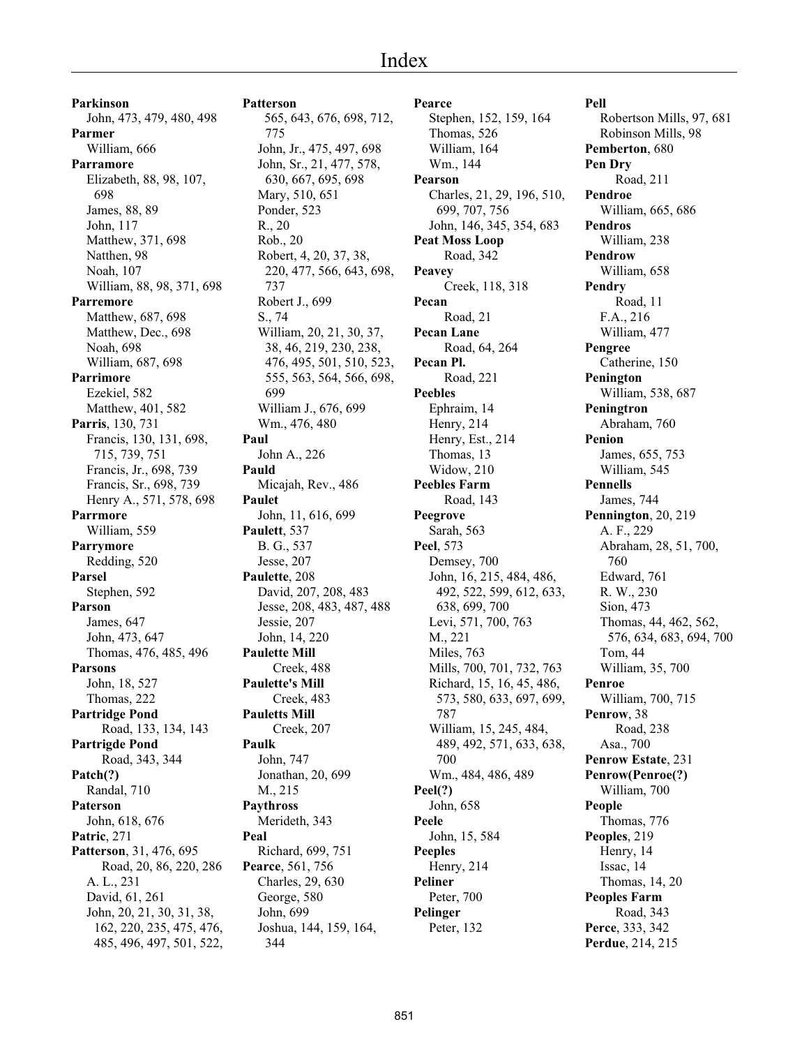# Index

**Parkinson**
John, 473, 479, 480, 498
**Parmer**
William, 666
**Parramore**
Elizabeth, 88, 98, 107, 698
James, 88, 89
John, 117
Matthew, 371, 698
Natthen, 98
Noah, 107
William, 88, 98, 371, 698
**Parremore**
Matthew, 687, 698
Matthew, Dec., 698
Noah, 698
William, 687, 698
**Parrimore**
Ezekiel, 582
Matthew, 401, 582
**Parris**, 130, 731
Francis, 130, 131, 698, 715, 739, 751
Francis, Jr., 698, 739
Francis, Sr., 698, 739
Henry A., 571, 578, 698
**Parrmore**
William, 559
**Parrymore**
Redding, 520
**Parsel**
Stephen, 592
**Parson**
James, 647
John, 473, 647
Thomas, 476, 485, 496
**Parsons**
John, 18, 527
Thomas, 222
**Partridge Pond**
Road, 133, 134, 143
**Partrigde Pond**
Road, 343, 344
**Patch(?)**
Randal, 710
**Paterson**
John, 618, 676
**Patric**, 271
**Patterson**, 31, 476, 695
Road, 20, 86, 220, 286
A. L., 231
David, 61, 261
John, 20, 21, 30, 31, 38, 162, 220, 235, 475, 476, 485, 496, 497, 501, 522, 565, 643, 676, 698, 712, 775
John, Jr., 475, 497, 698
John, Sr., 21, 477, 578, 630, 667, 695, 698
Mary, 510, 651
Ponder, 523
R., 20
Rob., 20
Robert, 4, 20, 37, 38, 220, 477, 566, 643, 698, 737
Robert J., 699
S., 74
William, 20, 21, 30, 37, 38, 46, 219, 230, 238, 476, 495, 501, 510, 523, 555, 563, 564, 566, 698, 699
William J., 676, 699
Wm., 476, 480
**Paul**
John A., 226
**Pauld**
Micajah, Rev., 486
**Paulet**
John, 11, 616, 699
**Paulett**, 537
B. G., 537
Jesse, 207
**Paulette**, 208
David, 207, 208, 483
Jesse, 208, 483, 487, 488
Jessie, 207
John, 14, 220
**Paulette Mill**
Creek, 488
**Paulette's Mill**
Creek, 483
**Pauletts Mill**
Creek, 207
**Paulk**
John, 747
Jonathan, 20, 699
M., 215
**Paythross**
Merideth, 343
**Peal**
Richard, 699, 751
**Pearce**, 561, 756
Charles, 29, 630
George, 580
John, 699
Joshua, 144, 159, 164, 344
Stephen, 152, 159, 164
Thomas, 526
William, 164
Wm., 144
**Pearson**
Charles, 21, 29, 196, 510, 699, 707, 756
John, 146, 345, 354, 683
**Peat Moss Loop**
Road, 342
**Peavey**
Creek, 118, 318
**Pecan**
Road, 21
**Pecan Lane**
Road, 64, 264
**Pecan Pl.**
Road, 221
**Peebles**
Ephraim, 14
Henry, 214
Henry, Est., 214
Thomas, 13
Widow, 210
**Peebles Farm**
Road, 143
**Peegrove**
Sarah, 563
**Peel**, 573
Demsey, 700
John, 16, 215, 484, 486, 492, 522, 599, 612, 633, 638, 699, 700
Levi, 571, 700, 763
M., 221
Miles, 763
Mills, 700, 701, 732, 763
Richard, 15, 16, 45, 486, 573, 580, 633, 697, 699, 787
William, 15, 245, 484, 489, 492, 571, 633, 638, 700
Wm., 484, 486, 489
**Peel(?)**
John, 658
**Peele**
John, 15, 584
**Peeples**
Henry, 214
**Peliner**
Peter, 700
**Pelinger**
Peter, 132
**Pell**
Robertson Mills, 97, 681
Robinson Mills, 98
**Pemberton**, 680
**Pen Dry**
Road, 211
**Pendroe**
William, 665, 686
**Pendros**
William, 238
**Pendrow**
William, 658
**Pendry**
Road, 11
F.A., 216
William, 477
**Pengree**
Catherine, 150
**Penington**
William, 538, 687
**Peningtron**
Abraham, 760
**Penion**
James, 655, 753
William, 545
**Pennells**
James, 744
**Pennington**, 20, 219
A. F., 229
Abraham, 28, 51, 700, 760
Edward, 761
R. W., 230
Sion, 473
Thomas, 44, 462, 562, 576, 634, 683, 694, 700
Tom, 44
William, 35, 700
**Penroe**
William, 700, 715
**Penrow**, 38
Road, 238
Asa., 700
**Penrow Estate**, 231
**Penrow(Penroe(?)**
William, 700
**People**
Thomas, 776
**Peoples**, 219
Henry, 14
Issac, 14
Thomas, 14, 20
**Peoples Farm**
Road, 343
**Perce**, 333, 342
**Perdue**, 214, 215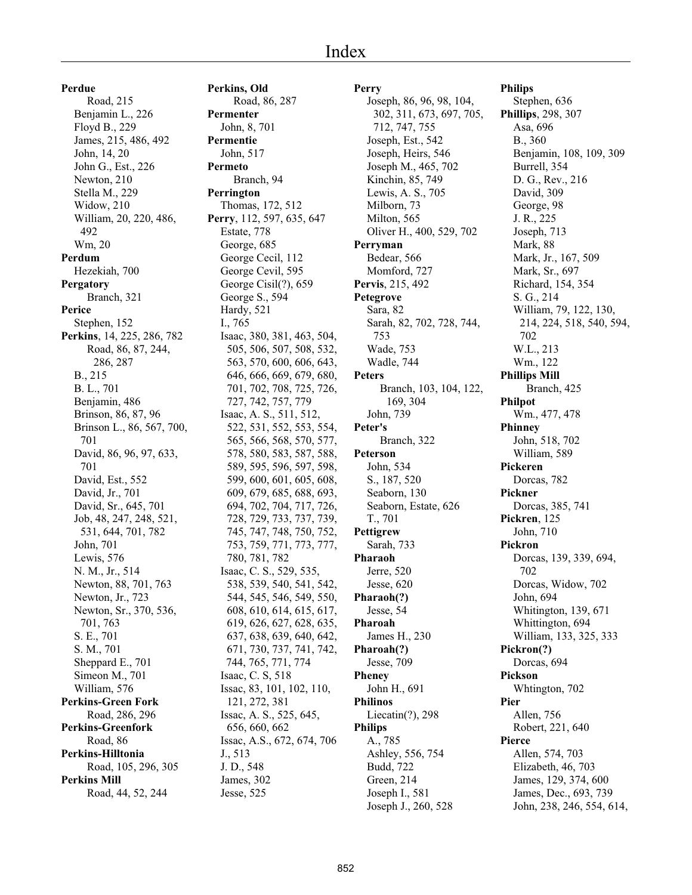# Index

**Perdue**
Road, 215
Benjamin L., 226
Floyd B., 229
James, 215, 486, 492
John, 14, 20
John G., Est., 226
Newton, 210
Stella M., 229
Widow, 210
William, 20, 220, 486, 492
Wm, 20

**Perdum**
Hezekiah, 700

**Pergatory**
Branch, 321

**Perice**
Stephen, 152

**Perkins**, 14, 225, 286, 782
Road, 86, 87, 244, 286, 287
B., 215
B. L., 701
Benjamin, 486
Brinson, 86, 87, 96
Brinson L., 86, 567, 700, 701
David, 86, 96, 97, 633, 701
David, Est., 552
David, Jr., 701
David, Sr., 645, 701
Job, 48, 247, 248, 521, 531, 644, 701, 782
John, 701
Lewis, 576
N. M., Jr., 514
Newton, 88, 701, 763
Newton, Jr., 723
Newton, Sr., 370, 536, 701, 763
S. E., 701
S. M., 701
Sheppard E., 701
Simeon M., 701
William, 576

**Perkins-Green Fork**
Road, 286, 296

**Perkins-Greenfork**
Road, 86

**Perkins-Hilltonia**
Road, 105, 296, 305

**Perkins Mill**
Road, 44, 52, 244

**Perkins, Old**
Road, 86, 287

**Permenter**
John, 8, 701

**Permentie**
John, 517

**Permeto**
Branch, 94

**Perrington**
Thomas, 172, 512

**Perry**, 112, 597, 635, 647
Estate, 778
George, 685
George Cecil, 112
George Cevil, 595
George Cisil(?), 659
George S., 594
Hardy, 521
I., 765
Isaac, 380, 381, 463, 504, 505, 506, 507, 508, 532, 563, 570, 600, 606, 643, 646, 666, 669, 679, 680, 701, 702, 708, 725, 726, 727, 742, 757, 779
Isaac, A. S., 511, 512, 522, 531, 552, 553, 554, 565, 566, 568, 570, 577, 578, 580, 583, 587, 588, 589, 595, 596, 597, 598, 599, 600, 601, 605, 608, 609, 679, 685, 688, 693, 694, 702, 704, 717, 726, 728, 729, 733, 737, 739, 745, 747, 748, 750, 752, 753, 759, 771, 773, 777, 780, 781, 782
Isaac, C. S., 529, 535, 538, 539, 540, 541, 542, 544, 545, 546, 549, 550, 608, 610, 614, 615, 617, 619, 626, 627, 628, 635, 637, 638, 639, 640, 642, 671, 730, 737, 741, 742, 744, 765, 771, 774
Isaac, C. S, 518
Issac, 83, 101, 102, 110, 121, 272, 381
Issac, A. S., 525, 645, 656, 660, 662
Issac, A.S., 672, 674, 706
J., 513
J. D., 548
James, 302
Jesse, 525
Joseph, 86, 96, 98, 104, 302, 311, 673, 697, 705, 712, 747, 755
Joseph, Est., 542
Joseph, Heirs, 546
Joseph M., 465, 702
Kinchin, 85, 749
Lewis, A. S., 705
Milborn, 73
Milton, 565
Oliver H., 400, 529, 702

**Perryman**
Bedear, 566
Momford, 727

**Pervis**, 215, 492

**Petegrove**
Sara, 82
Sarah, 82, 702, 728, 744, 753
Wade, 753
Wadle, 744

**Peters**
Branch, 103, 104, 122, 169, 304
John, 739

**Peter's**
Branch, 322

**Peterson**
John, 534
S., 187, 520
Seaborn, 130
Seaborn, Estate, 626
T., 701

**Pettigrew**
Sarah, 733

**Pharaoh**
Jerre, 520
Jesse, 620

**Pharaoh(?)**
Jesse, 54

**Pharoah**
James H., 230

**Pharoah(?)**
Jesse, 709

**Pheney**
John H., 691

**Philinos**
Liecatin(?), 298

**Philips**
A., 785
Ashley, 556, 754
Budd, 722
Green, 214
Joseph I., 581
Joseph J., 260, 528
Stephen, 636

**Phillips**, 298, 307
Asa, 696
B., 360
Benjamin, 108, 109, 309
Burrell, 354
D. G., Rev., 216
David, 309
George, 98
J. R., 225
Joseph, 713
Mark, 88
Mark, Jr., 167, 509
Mark, Sr., 697
Richard, 154, 354
S. G., 214
William, 79, 122, 130, 214, 224, 518, 540, 594, 702
W.L., 213
Wm., 122

**Phillips Mill**
Branch, 425

**Philpot**
Wm., 477, 478

**Phinney**
John, 518, 702
William, 589

**Pickeren**
Dorcas, 782

**Pickner**
Dorcas, 385, 741

**Pickren**, 125
John, 710

**Pickron**
Dorcas, 139, 339, 694, 702
Dorcas, Widow, 702
John, 694
Whitington, 139, 671
Whittington, 694
William, 133, 325, 333

**Pickron(?)**
Dorcas, 694

**Pickson**
Whtington, 702

**Pier**
Allen, 756
Robert, 221, 640

**Pierce**
Allen, 574, 703
Elizabeth, 46, 703
James, 129, 374, 600
James, Dec., 693, 739
John, 238, 246, 554, 614,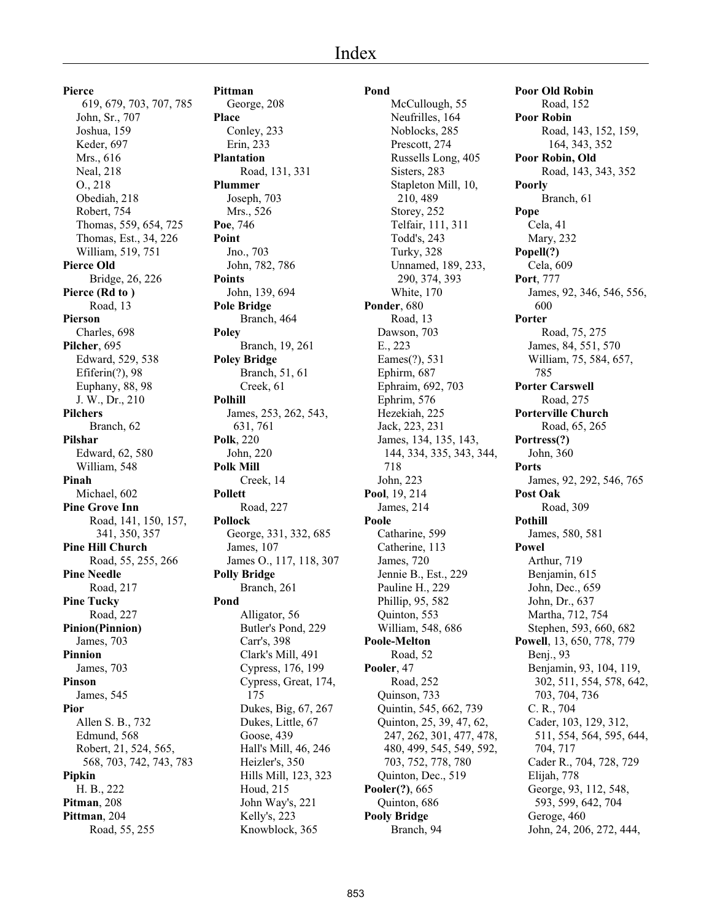**Pierce**
619, 679, 703, 707, 785
John, Sr., 707
Joshua, 159
Keder, 697
Mrs., 616
Neal, 218
O., 218
Obediah, 218
Robert, 754
Thomas, 559, 654, 725
Thomas, Est., 34, 226
William, 519, 751

**Pierce Old**
Bridge, 26, 226

**Pierce (Rd to )**
Road, 13

**Pierson**
Charles, 698

**Pilcher**, 695
Edward, 529, 538
Efiferin(?), 98
Euphany, 88, 98
J. W., Dr., 210

**Pilchers**
Branch, 62

**Pilshar**
Edward, 62, 580
William, 548

**Pinah**
Michael, 602

**Pine Grove Inn**
Road, 141, 150, 157, 341, 350, 357

**Pine Hill Church**
Road, 55, 255, 266

**Pine Needle**
Road, 217

**Pine Tucky**
Road, 227

**Pinion(Pinnion)**
James, 703

**Pinnion**
James, 703

**Pinson**
James, 545

**Pior**
Allen S. B., 732
Edmund, 568
Robert, 21, 524, 565, 568, 703, 742, 743, 783

**Pipkin**
H. B., 222

**Pitman**, 208

**Pittman**, 204
Road, 55, 255

**Pittman**
George, 208

**Place**
Conley, 233
Erin, 233

**Plantation**
Road, 131, 331

**Plummer**
Joseph, 703
Mrs., 526

**Poe**, 746

**Point**
Jno., 703
John, 782, 786

**Points**
John, 139, 694

**Pole Bridge**
Branch, 464

**Poley**
Branch, 19, 261

**Poley Bridge**
Branch, 51, 61
Creek, 61

**Polhill**
James, 253, 262, 543, 631, 761

**Polk**, 220
John, 220

**Polk Mill**
Creek, 14

**Pollett**
Road, 227

**Pollock**
George, 331, 332, 685
James, 107
James O., 117, 118, 307

**Polly Bridge**
Branch, 261

**Pond**
Alligator, 56
Butler's Pond, 229
Carr's, 398
Clark's Mill, 491
Cypress, 176, 199
Cypress, Great, 174, 175
Dukes, Big, 67, 267
Dukes, Little, 67
Goose, 439
Hall's Mill, 46, 246
Heizler's, 350
Hills Mill, 123, 323
Houd, 215
John Way's, 221
Kelly's, 223
Knowblock, 365

**Pond**
McCullough, 55
Neufrilles, 164
Noblocks, 285
Prescott, 274
Russells Long, 405
Sisters, 283
Stapleton Mill, 10, 210, 489
Storey, 252
Telfair, 111, 311
Todd's, 243
Turky, 328
Unnamed, 189, 233, 290, 374, 393
White, 170

**Ponder**, 680
Road, 13
Dawson, 703
E., 223
Eames(?), 531
Ephirm, 687
Ephraim, 692, 703
Ephrim, 576
Hezekiah, 225
Jack, 223, 231
James, 134, 135, 143, 144, 334, 335, 343, 344, 718
John, 223

**Pool**, 19, 214
James, 214

**Poole**
Catharine, 599
Catherine, 113
James, 720
Jennie B., Est., 229
Pauline H., 229
Phillip, 95, 582
Quinton, 553
William, 548, 686

**Poole-Melton**
Road, 52

**Pooler**, 47
Road, 252
Quinson, 733
Quintin, 545, 662, 739
Quinton, 25, 39, 47, 62, 247, 262, 301, 477, 478, 480, 499, 545, 549, 592, 703, 752, 778, 780
Quinton, Dec., 519

**Pooler(?)**, 665
Quinton, 686

**Pooly Bridge**
Branch, 94

**Poor Old Robin**
Road, 152

**Poor Robin**
Road, 143, 152, 159, 164, 343, 352

**Poor Robin, Old**
Road, 143, 343, 352

**Poorly**
Branch, 61

**Pope**
Cela, 41
Mary, 232

**Popell(?)**
Cela, 609

**Port**, 777
James, 92, 346, 546, 556, 600

**Porter**
Road, 75, 275
James, 84, 551, 570
William, 75, 584, 657, 785

**Porter Carswell**
Road, 275

**Porterville Church**
Road, 65, 265

**Portress(?)**
John, 360

**Ports**
James, 92, 292, 546, 765

**Post Oak**
Road, 309

**Pothill**
James, 580, 581

**Powel**
Arthur, 719
Benjamin, 615
John, Dec., 659
John, Dr., 637
Martha, 712, 754
Stephen, 593, 660, 682

**Powell**, 13, 650, 778, 779
Benj., 93
Benjamin, 93, 104, 119, 302, 511, 554, 578, 642, 703, 704, 736
C. R., 704
Cader, 103, 129, 312, 511, 554, 564, 595, 644, 704, 717
Cader R., 704, 728, 729
Elijah, 778
George, 93, 112, 548, 593, 599, 642, 704
Geroge, 460
John, 24, 206, 272, 444,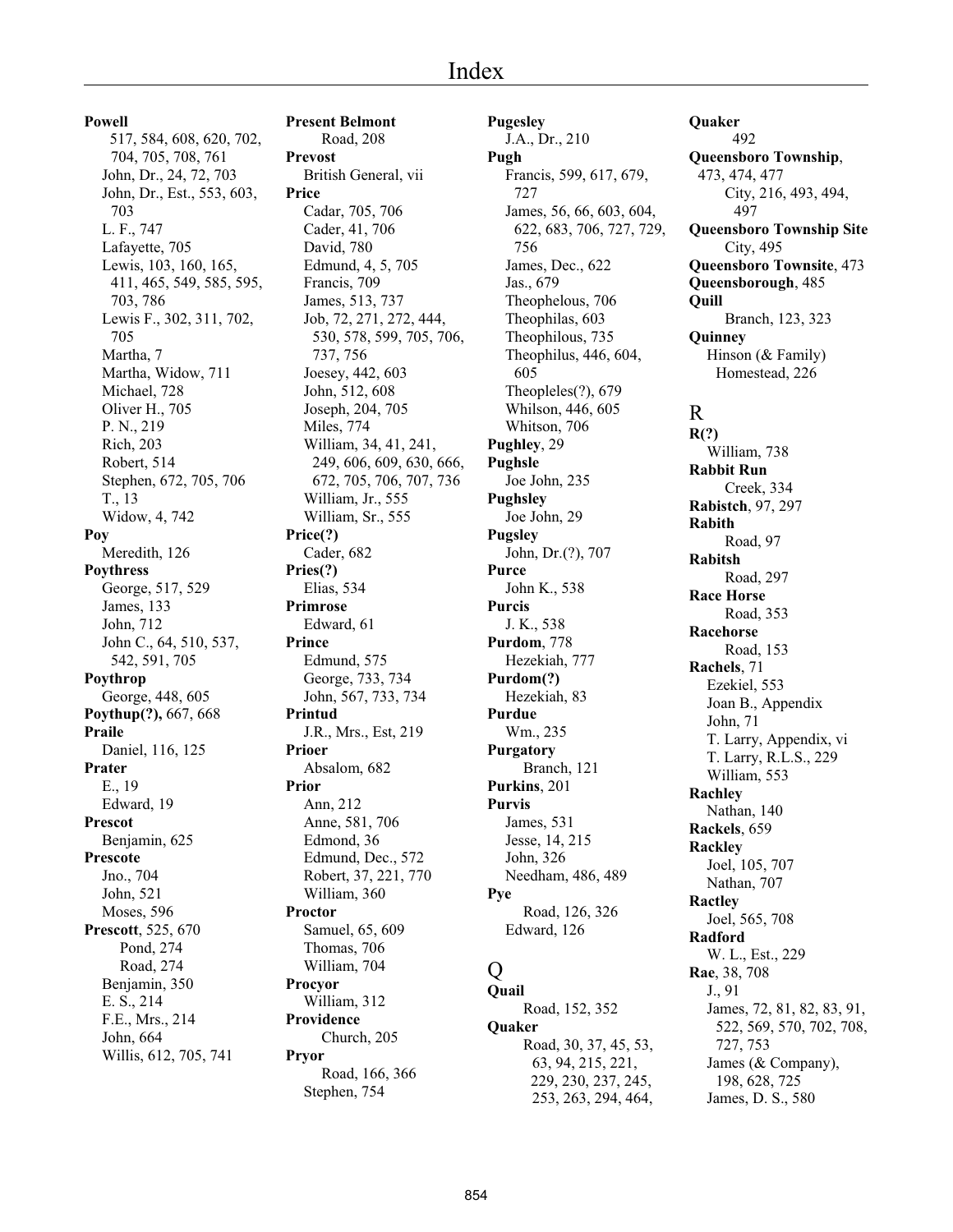# Index

**Powell**
517, 584, 608, 620, 702, 704, 705, 708, 761
John, Dr., 24, 72, 703
John, Dr., Est., 553, 603, 703
L. F., 747
Lafayette, 705
Lewis, 103, 160, 165, 411, 465, 549, 585, 595, 703, 786
Lewis F., 302, 311, 702, 705
Martha, 7
Martha, Widow, 711
Michael, 728
Oliver H., 705
P. N., 219
Rich, 203
Robert, 514
Stephen, 672, 705, 706
T., 13
Widow, 4, 742

**Poy**
Meredith, 126

**Poythress**
George, 517, 529
James, 133
John, 712
John C., 64, 510, 537, 542, 591, 705

**Poythrop**
George, 448, 605

**Poythup(?),** 667, 668

**Praile**
Daniel, 116, 125

**Prater**
E., 19
Edward, 19

**Prescot**
Benjamin, 625

**Prescote**
Jno., 704
John, 521
Moses, 596

**Prescott**, 525, 670
Pond, 274
Road, 274
Benjamin, 350
E. S., 214
F.E., Mrs., 214
John, 664
Willis, 612, 705, 741

**Present Belmont**
Road, 208

**Prevost**
British General, vii

**Price**
Cadar, 705, 706
Cader, 41, 706
David, 780
Edmund, 4, 5, 705
Francis, 709
James, 513, 737
Job, 72, 271, 272, 444, 530, 578, 599, 705, 706, 737, 756
Joesey, 442, 603
John, 512, 608
Joseph, 204, 705
Miles, 774
William, 34, 41, 241, 249, 606, 609, 630, 666, 672, 705, 706, 707, 736
William, Jr., 555
William, Sr., 555

**Price(?)**
Cader, 682

**Pries(?)**
Elias, 534

**Primrose**
Edward, 61

**Prince**
Edmund, 575
George, 733, 734
John, 567, 733, 734

**Printud**
J.R., Mrs., Est, 219

**Prioer**
Absalom, 682

**Prior**
Ann, 212
Anne, 581, 706
Edmond, 36
Edmund, Dec., 572
Robert, 37, 221, 770
William, 360

**Proctor**
Samuel, 65, 609
Thomas, 706
William, 704

**Procyor**
William, 312

**Providence**
Church, 205

**Pryor**
Road, 166, 366
Stephen, 754

**Pugesley**
J.A., Dr., 210

**Pugh**
Francis, 599, 617, 679, 727
James, 56, 66, 603, 604, 622, 683, 706, 727, 729, 756
James, Dec., 622
Jas., 679
Theophelous, 706
Theophilas, 603
Theophilous, 735
Theophilus, 446, 604, 605
Theopleles(?), 679
Whilson, 446, 605
Whitson, 706

**Pughley**, 29

**Pughsle**
Joe John, 235

**Pughsley**
Joe John, 29

**Pugsley**
John, Dr.(?), 707

**Purce**
John K., 538

**Purcis**
J. K., 538

**Purdom**, 778
Hezekiah, 777

**Purdom(?)**
Hezekiah, 83

**Purdue**
Wm., 235

**Purgatory**
Branch, 121

**Purkins**, 201

**Purvis**
James, 531
Jesse, 14, 215
John, 326
Needham, 486, 489

**Pye**
Road, 126, 326
Edward, 126

## Q

**Quail**
Road, 152, 352

**Quaker**
Road, 30, 37, 45, 53, 63, 94, 215, 221, 229, 230, 237, 245, 253, 263, 294, 464, 492

**Queensboro Township**, 473, 474, 477
City, 216, 493, 494, 497

**Queensboro Township Site**
City, 495

**Queensboro Townsite**, 473

**Queensborough**, 485

**Quill**
Branch, 123, 323

**Quinney**
Hinson (& Family) Homestead, 226

## R

**R(?)**
William, 738

**Rabbit Run**
Creek, 334

**Rabistch**, 97, 297

**Rabith**
Road, 97

**Rabitsh**
Road, 297

**Race Horse**
Road, 353

**Racehorse**
Road, 153

**Rachels**, 71
Ezekiel, 553
Joan B., Appendix
John, 71
T. Larry, Appendix, vi
T. Larry, R.L.S., 229
William, 553

**Rachley**
Nathan, 140

**Rackels**, 659

**Rackley**
Joel, 105, 707
Nathan, 707

**Ractley**
Joel, 565, 708

**Radford**
W. L., Est., 229

**Rae**, 38, 708
J., 91
James, 72, 81, 82, 83, 91, 522, 569, 570, 702, 708, 727, 753
James (& Company), 198, 628, 725
James, D. S., 580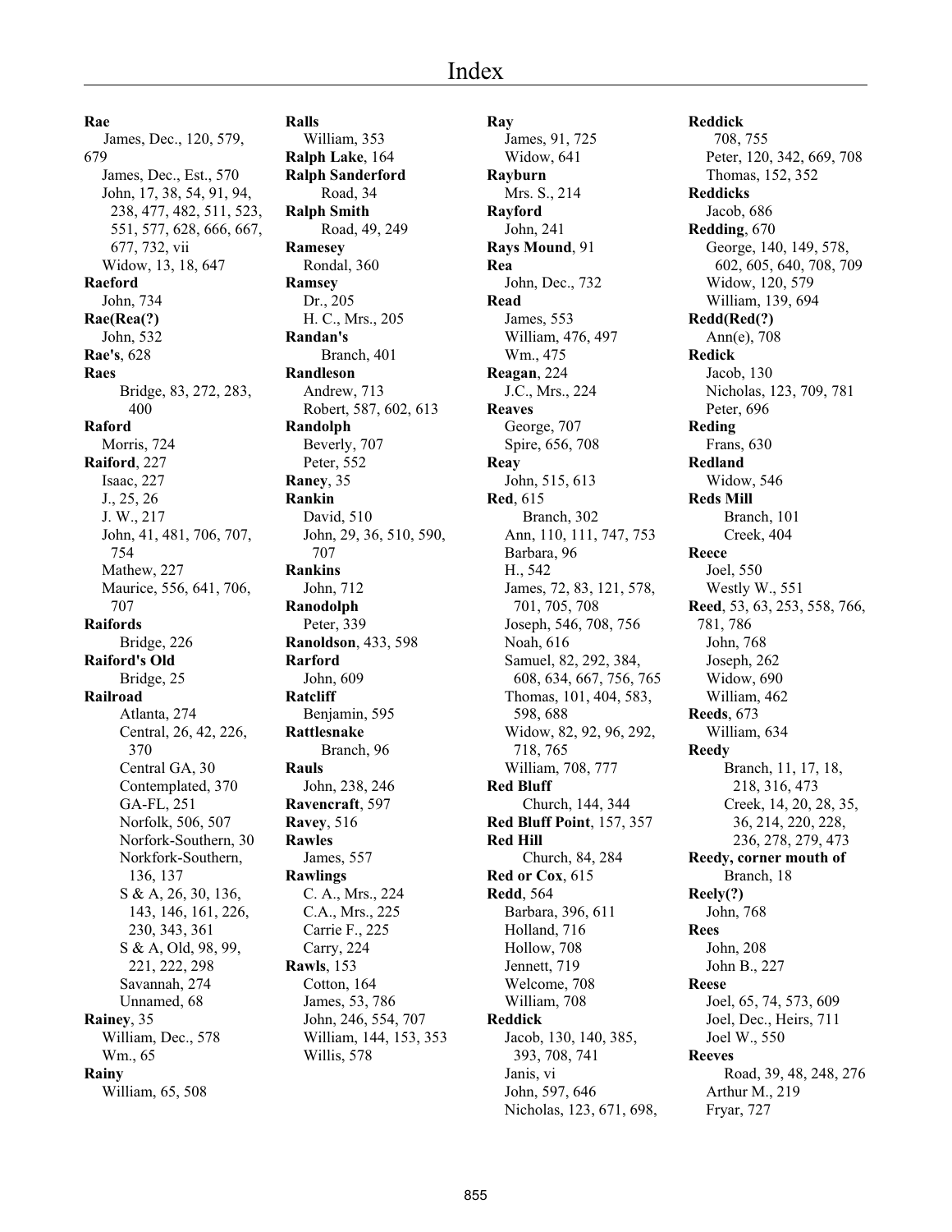**Rae**
James, Dec., 120, 579, 679
James, Dec., Est., 570
John, 17, 38, 54, 91, 94, 238, 477, 482, 511, 523, 551, 577, 628, 666, 667, 677, 732, vii
Widow, 13, 18, 647
**Raeford**
John, 734
**Rae(Rea(?)**
John, 532
**Rae's**, 628
**Raes**
Bridge, 83, 272, 283, 400
**Raford**
Morris, 724
**Raiford**, 227
Isaac, 227
J., 25, 26
J. W., 217
John, 41, 481, 706, 707, 754
Mathew, 227
Maurice, 556, 641, 706, 707
**Raifords**
Bridge, 226
**Raiford's Old**
Bridge, 25
**Railroad**
Atlanta, 274
Central, 26, 42, 226, 370
Central GA, 30
Contemplated, 370
GA-FL, 251
Norfolk, 506, 507
Norfork-Southern, 30
Norkfork-Southern, 136, 137
S & A, 26, 30, 136, 143, 146, 161, 226, 230, 343, 361
S & A, Old, 98, 99, 221, 222, 298
Savannah, 274
Unnamed, 68
**Rainey**, 35
William, Dec., 578
Wm., 65
**Rainy**
William, 65, 508
**Ralls**
William, 353
**Ralph Lake**, 164
**Ralph Sanderford**
Road, 34
**Ralph Smith**
Road, 49, 249
**Ramesey**
Rondal, 360
**Ramsey**
Dr., 205
H. C., Mrs., 205
**Randan's**
Branch, 401
**Randleson**
Andrew, 713
Robert, 587, 602, 613
**Randolph**
Beverly, 707
Peter, 552
**Raney**, 35
**Rankin**
David, 510
John, 29, 36, 510, 590, 707
**Rankins**
John, 712
**Ranodolph**
Peter, 339
**Ranoldson**, 433, 598
**Rarford**
John, 609
**Ratcliff**
Benjamin, 595
**Rattlesnake**
Branch, 96
**Rauls**
John, 238, 246
**Ravencraft**, 597
**Ravey**, 516
**Rawles**
James, 557
**Rawlings**
C. A., Mrs., 224
C.A., Mrs., 225
Carrie F., 225
Carry, 224
**Rawls**, 153
Cotton, 164
James, 53, 786
John, 246, 554, 707
William, 144, 153, 353
Willis, 578
**Ray**
James, 91, 725
Widow, 641
**Rayburn**
Mrs. S., 214
**Rayford**
John, 241
**Rays Mound**, 91
**Rea**
John, Dec., 732
**Read**
James, 553
William, 476, 497
Wm., 475
**Reagan**, 224
J.C., Mrs., 224
**Reaves**
George, 707
Spire, 656, 708
**Reay**
John, 515, 613
**Red**, 615
Branch, 302
Ann, 110, 111, 747, 753
Barbara, 96
H., 542
James, 72, 83, 121, 578, 701, 705, 708
Joseph, 546, 708, 756
Noah, 616
Samuel, 82, 292, 384, 608, 634, 667, 756, 765
Thomas, 101, 404, 583, 598, 688
Widow, 82, 92, 96, 292, 718, 765
William, 708, 777
**Red Bluff**
Church, 144, 344
**Red Bluff Point**, 157, 357
**Red Hill**
Church, 84, 284
**Red or Cox**, 615
**Redd**, 564
Barbara, 396, 611
Holland, 716
Hollow, 708
Jennett, 719
Welcome, 708
William, 708
**Reddick**
Jacob, 130, 140, 385, 393, 708, 741
Janis, vi
John, 597, 646
Nicholas, 123, 671, 698, 708, 755
Peter, 120, 342, 669, 708
Thomas, 152, 352
**Reddicks**
Jacob, 686
**Redding**, 670
George, 140, 149, 578, 602, 605, 640, 708, 709
Widow, 120, 579
William, 139, 694
**Redd(Red(?)**
Ann(e), 708
**Redick**
Jacob, 130
Nicholas, 123, 709, 781
Peter, 696
**Reding**
Frans, 630
**Redland**
Widow, 546
**Reds Mill**
Branch, 101
Creek, 404
**Reece**
Joel, 550
Westly W., 551
**Reed**, 53, 63, 253, 558, 766, 781, 786
John, 768
Joseph, 262
Widow, 690
William, 462
**Reeds**, 673
William, 634
**Reedy**
Branch, 11, 17, 18, 218, 316, 473
Creek, 14, 20, 28, 35, 36, 214, 220, 228, 236, 278, 279, 473
**Reedy, corner mouth of**
Branch, 18
**Reely(?)**
John, 768
**Rees**
John, 208
John B., 227
**Reese**
Joel, 65, 74, 573, 609
Joel, Dec., Heirs, 711
Joel W., 550
**Reeves**
Road, 39, 48, 248, 276
Arthur M., 219
Fryar, 727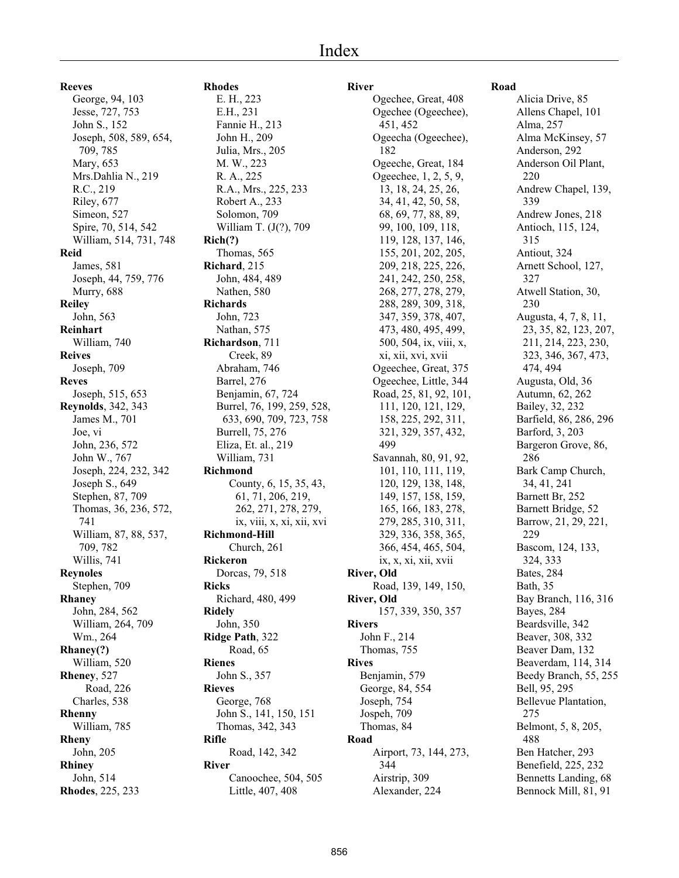# Index

**Reeves**
- George, 94, 103
- Jesse, 727, 753
- John S., 152
- Joseph, 508, 589, 654, 709, 785
- Mary, 653
- Mrs.Dahlia N., 219
- R.C., 219
- Riley, 677
- Simeon, 527
- Spire, 70, 514, 542
- William, 514, 731, 748

**Reid**
- James, 581
- Joseph, 44, 759, 776
- Murry, 688

**Reiley**
- John, 563

**Reinhart**
- William, 740

**Reives**
- Joseph, 709

**Reves**
- Joseph, 515, 653

**Reynolds**, 342, 343
- James M., 701
- Joe, vi
- John, 236, 572
- John W., 767
- Joseph, 224, 232, 342
- Joseph S., 649
- Stephen, 87, 709
- Thomas, 36, 236, 572, 741
- William, 87, 88, 537, 709, 782
- Willis, 741

**Reynoles**
- Stephen, 709

**Rhaney**
- John, 284, 562
- William, 264, 709
- Wm., 264

**Rhaney(?)**
- William, 520

**Rheney**, 527
- Road, 226
- Charles, 538

**Rhenny**
- William, 785

**Rheny**
- John, 205

**Rhiney**
- John, 514

**Rhodes**, 225, 233

**Rhodes**
- E. H., 223
- E.H., 231
- Fannie H., 213
- John H., 209
- Julia, Mrs., 205
- M. W., 223
- R. A., 225
- R.A., Mrs., 225, 233
- Robert A., 233
- Solomon, 709
- William T. (J(?), 709

**Rich(?)**
- Thomas, 565

**Richard**, 215
- John, 484, 489
- Nathen, 580

**Richards**
- John, 723
- Nathan, 575

**Richardson**, 711
- Creek, 89
- Abraham, 746
- Barrel, 276
- Benjamin, 67, 724
- Burrel, 76, 199, 259, 528, 633, 690, 709, 723, 758
- Burrell, 75, 276
- Eliza, Et. al., 219
- William, 731

**Richmond**
- County, 6, 15, 35, 43, 61, 71, 206, 219, 262, 271, 278, 279, ix, viii, x, xi, xii, xvi

**Richmond-Hill**
- Church, 261

**Rickeron**
- Dorcas, 79, 518

**Ricks**
- Richard, 480, 499

**Ridely**
- John, 350

**Ridge Path**, 322
- Road, 65

**Rienes**
- John S., 357

**Rieves**
- George, 768
- John S., 141, 150, 151
- Thomas, 342, 343

**Rifle**
- Road, 142, 342

**River**
- Canoochee, 504, 505
- Little, 407, 408

**River**
- Ogechee, Great, 408
- Ogechee (Ogeechee), 451, 452
- Ogeecha (Ogeechee), 182
- Ogeeche, Great, 184
- Ogeechee, 1, 2, 5, 9, 13, 18, 24, 25, 26, 34, 41, 42, 50, 58, 68, 69, 77, 88, 89, 99, 100, 109, 118, 119, 128, 137, 146, 155, 201, 202, 205, 209, 218, 225, 226, 241, 242, 250, 258, 268, 277, 278, 279, 288, 289, 309, 318, 347, 359, 378, 407, 473, 480, 495, 499, 500, 504, ix, viii, x, xi, xii, xvi, xvii
- Ogeechee, Great, 375
- Ogeechee, Little, 344
- Road, 25, 81, 92, 101, 111, 120, 121, 129, 158, 225, 292, 311, 321, 329, 357, 432, 499
- Savannah, 80, 91, 92, 101, 110, 111, 119, 120, 129, 138, 148, 149, 157, 158, 159, 165, 166, 183, 278, 279, 285, 310, 311, 329, 336, 358, 365, 366, 454, 465, 504, ix, x, xi, xii, xvii

**River, Old**
- Road, 139, 149, 150,

**River, Old**
- 157, 339, 350, 357

**Rivers**
- John F., 214
- Thomas, 755

**Rives**
- Benjamin, 579
- George, 84, 554
- Joseph, 754
- Jospeh, 709
- Thomas, 84

**Road**
- Airport, 73, 144, 273, 344
- Airstrip, 309
- Alexander, 224

**Road**
- Alicia Drive, 85
- Allens Chapel, 101
- Alma, 257
- Alma McKinsey, 57
- Anderson, 292
- Anderson Oil Plant, 220
- Andrew Chapel, 139, 339
- Andrew Jones, 218
- Antioch, 115, 124, 315
- Antiout, 324
- Arnett School, 127, 327
- Atwell Station, 30, 230
- Augusta, 4, 7, 8, 11, 23, 35, 82, 123, 207, 211, 214, 223, 230, 323, 346, 367, 473, 474, 494
- Augusta, Old, 36
- Autumn, 62, 262
- Bailey, 32, 232
- Barfield, 86, 286, 296
- Barford, 3, 203
- Bargeron Grove, 86, 286
- Bark Camp Church, 34, 41, 241
- Barnett Br, 252
- Barnett Bridge, 52
- Barrow, 21, 29, 221, 229
- Bascom, 124, 133, 324, 333
- Bates, 284
- Bath, 35
- Bay Branch, 116, 316
- Bayes, 284
- Beardsville, 342
- Beaver, 308, 332
- Beaver Dam, 132
- Beaverdam, 114, 314
- Beedy Branch, 55, 255
- Bell, 95, 295
- Bellevue Plantation, 275
- Belmont, 5, 8, 205, 488
- Ben Hatcher, 293
- Benefield, 225, 232
- Bennetts Landing, 68
- Bennock Mill, 81, 91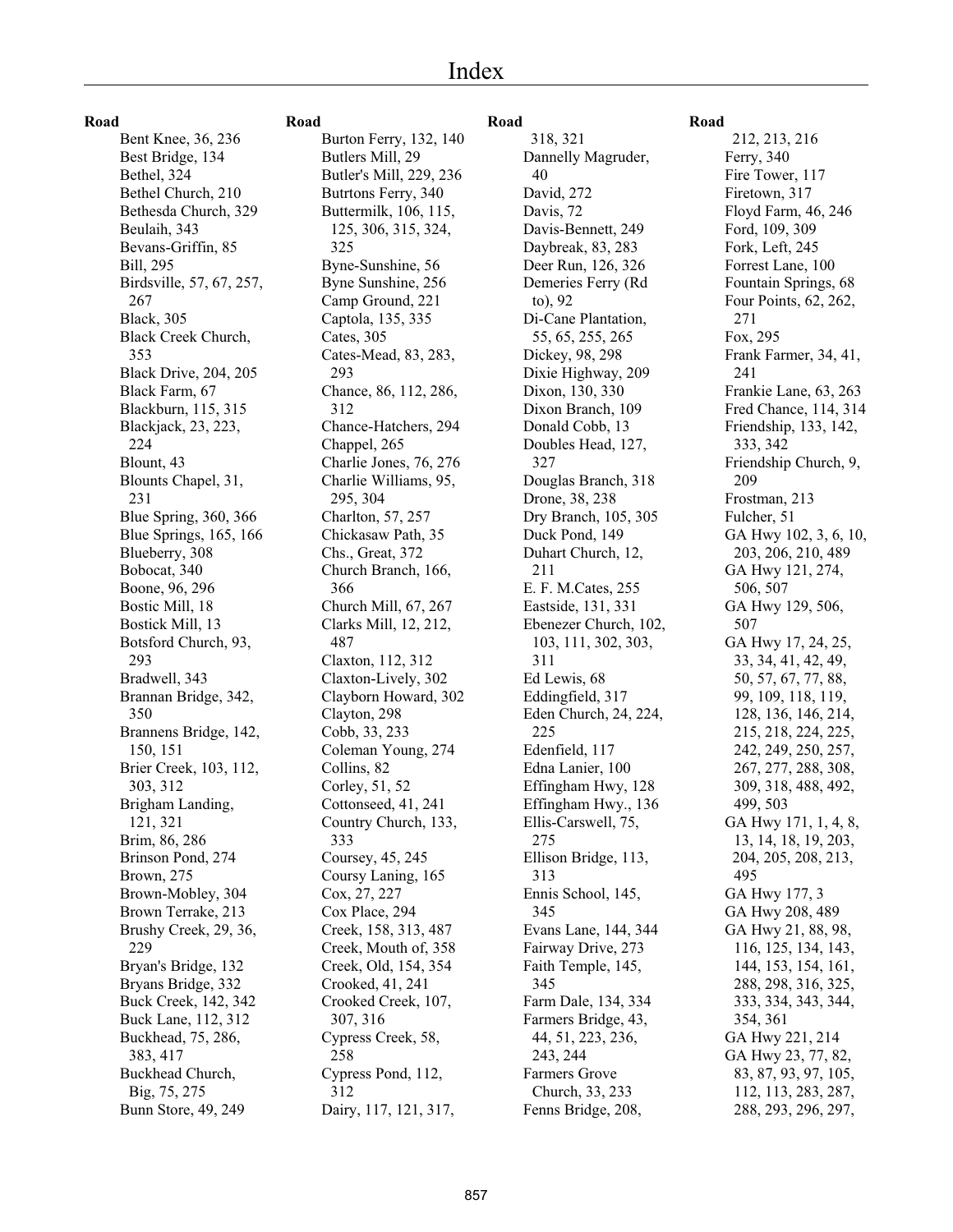# Index

**Road**

- Bent Knee, 36, 236
- Best Bridge, 134
- Bethel, 324
- Bethel Church, 210
- Bethesda Church, 329
- Beulaih, 343
- Bevans-Griffin, 85
- Bill, 295
- Birdsville, 57, 67, 257, 267
- Black, 305
- Black Creek Church, 353
- Black Drive, 204, 205
- Black Farm, 67
- Blackburn, 115, 315
- Blackjack, 23, 223, 224
- Blount, 43
- Blounts Chapel, 31, 231
- Blue Spring, 360, 366
- Blue Springs, 165, 166
- Blueberry, 308
- Bobocat, 340
- Boone, 96, 296
- Bostic Mill, 18
- Bostick Mill, 13
- Botsford Church, 93, 293
- Bradwell, 343
- Brannan Bridge, 342, 350
- Brannens Bridge, 142, 150, 151
- Brier Creek, 103, 112, 303, 312
- Brigham Landing, 121, 321
- Brim, 86, 286
- Brinson Pond, 274
- Brown, 275
- Brown-Mobley, 304
- Brown Terrake, 213
- Brushy Creek, 29, 36, 229
- Bryan's Bridge, 132
- Bryans Bridge, 332
- Buck Creek, 142, 342
- Buck Lane, 112, 312
- Buckhead, 75, 286, 383, 417
- Buckhead Church, Big, 75, 275
- Bunn Store, 49, 249

**Road**

- Burton Ferry, 132, 140
- Butlers Mill, 29
- Butler's Mill, 229, 236
- Butrtons Ferry, 340
- Buttermilk, 106, 115, 125, 306, 315, 324, 325
- Byne-Sunshine, 56
- Byne Sunshine, 256
- Camp Ground, 221
- Captola, 135, 335
- Cates, 305
- Cates-Mead, 83, 283, 293
- Chance, 86, 112, 286, 312
- Chance-Hatchers, 294
- Chappel, 265
- Charlie Jones, 76, 276
- Charlie Williams, 95, 295, 304
- Charlton, 57, 257
- Chickasaw Path, 35
- Chs., Great, 372
- Church Branch, 166, 366
- Church Mill, 67, 267
- Clarks Mill, 12, 212, 487
- Claxton, 112, 312
- Claxton-Lively, 302
- Clayborn Howard, 302
- Clayton, 298
- Cobb, 33, 233
- Coleman Young, 274
- Collins, 82
- Corley, 51, 52
- Cottonseed, 41, 241
- Country Church, 133, 333
- Coursey, 45, 245
- Coursy Laning, 165
- Cox, 27, 227
- Cox Place, 294
- Creek, 158, 313, 487
- Creek, Mouth of, 358
- Creek, Old, 154, 354
- Crooked, 41, 241
- Crooked Creek, 107, 307, 316
- Cypress Creek, 58, 258
- Cypress Pond, 112, 312
- Dairy, 117, 121, 317, 318, 321

**Road**

- Dannelly Magruder, 40
- David, 272
- Davis, 72
- Davis-Bennett, 249
- Daybreak, 83, 283
- Deer Run, 126, 326
- Demeries Ferry (Rd to), 92
- Di-Cane Plantation, 55, 65, 255, 265
- Dickey, 98, 298
- Dixie Highway, 209
- Dixon, 130, 330
- Dixon Branch, 109
- Donald Cobb, 13
- Doubles Head, 127, 327
- Douglas Branch, 318
- Drone, 38, 238
- Dry Branch, 105, 305
- Duck Pond, 149
- Duhart Church, 12, 211
- E. F. M.Cates, 255
- Eastside, 131, 331
- Ebenezer Church, 102, 103, 111, 302, 303, 311
- Ed Lewis, 68
- Eddingfield, 317
- Eden Church, 24, 224, 225
- Edenfield, 117
- Edna Lanier, 100
- Effingham Hwy, 128
- Effingham Hwy., 136
- Ellis-Carswell, 75, 275
- Ellison Bridge, 113, 313
- Ennis School, 145, 345
- Evans Lane, 144, 344
- Fairway Drive, 273
- Faith Temple, 145, 345
- Farm Dale, 134, 334
- Farmers Bridge, 43, 44, 51, 223, 236, 243, 244
- Farmers Grove Church, 33, 233
- Fenns Bridge, 208, 212, 213, 216

**Road**

- Ferry, 340
- Fire Tower, 117
- Firetown, 317
- Floyd Farm, 46, 246
- Ford, 109, 309
- Fork, Left, 245
- Forrest Lane, 100
- Fountain Springs, 68
- Four Points, 62, 262, 271
- Fox, 295
- Frank Farmer, 34, 41, 241
- Frankie Lane, 63, 263
- Fred Chance, 114, 314
- Friendship, 133, 142, 333, 342
- Friendship Church, 9, 209
- Frostman, 213
- Fulcher, 51
- GA Hwy 102, 3, 6, 10, 203, 206, 210, 489
- GA Hwy 121, 274, 506, 507
- GA Hwy 129, 506, 507
- GA Hwy 17, 24, 25, 33, 34, 41, 42, 49, 50, 57, 67, 77, 88, 99, 109, 118, 119, 128, 136, 146, 214, 215, 218, 224, 225, 242, 249, 250, 257, 267, 277, 288, 308, 309, 318, 488, 492, 499, 503
- GA Hwy 171, 1, 4, 8, 13, 14, 18, 19, 203, 204, 205, 208, 213, 495
- GA Hwy 177, 3
- GA Hwy 208, 489
- GA Hwy 21, 88, 98, 116, 125, 134, 143, 144, 153, 154, 161, 288, 298, 316, 325, 333, 334, 343, 344, 354, 361
- GA Hwy 221, 214
- GA Hwy 23, 77, 82, 83, 87, 93, 97, 105, 112, 113, 283, 287, 288, 293, 296, 297,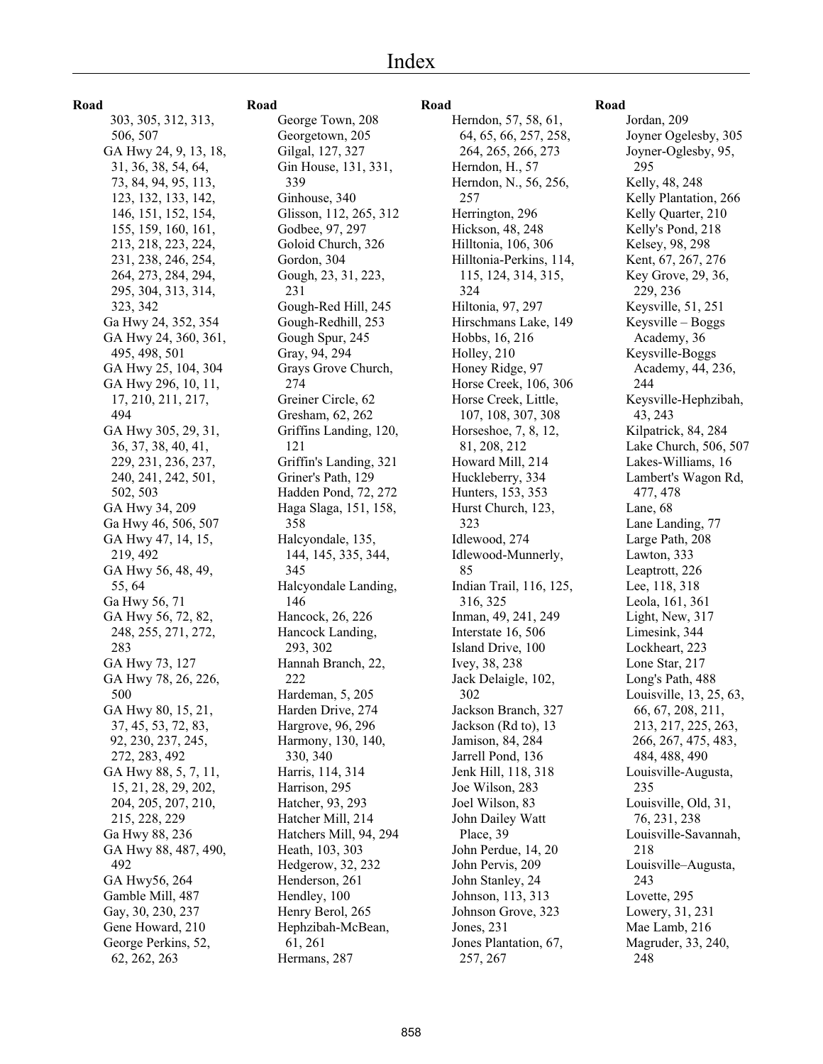# Index

**Road**

303, 305, 312, 313, 506, 507
GA Hwy 24, 9, 13, 18, 31, 36, 38, 54, 64, 73, 84, 94, 95, 113, 123, 132, 133, 142, 146, 151, 152, 154, 155, 159, 160, 161, 213, 218, 223, 224, 231, 238, 246, 254, 264, 273, 284, 294, 295, 304, 313, 314, 323, 342
Ga Hwy 24, 352, 354
GA Hwy 24, 360, 361, 495, 498, 501
GA Hwy 25, 104, 304
GA Hwy 296, 10, 11, 17, 210, 211, 217, 494
GA Hwy 305, 29, 31, 36, 37, 38, 40, 41, 229, 231, 236, 237, 240, 241, 242, 501, 502, 503
GA Hwy 34, 209
Ga Hwy 46, 506, 507
GA Hwy 47, 14, 15, 219, 492
GA Hwy 56, 48, 49, 55, 64
Ga Hwy 56, 71
GA Hwy 56, 72, 82, 248, 255, 271, 272, 283
GA Hwy 73, 127
GA Hwy 78, 26, 226, 500
GA Hwy 80, 15, 21, 37, 45, 53, 72, 83, 92, 230, 237, 245, 272, 283, 492
GA Hwy 88, 5, 7, 11, 15, 21, 28, 29, 202, 204, 205, 207, 210, 215, 228, 229
Ga Hwy 88, 236
GA Hwy 88, 487, 490, 492
GA Hwy56, 264
Gamble Mill, 487
Gay, 30, 230, 237
Gene Howard, 210
George Perkins, 52, 62, 262, 263

**Road**

George Town, 208
Georgetown, 205
Gilgal, 127, 327
Gin House, 131, 331, 339
Ginhouse, 340
Glisson, 112, 265, 312
Godbee, 97, 297
Goloid Church, 326
Gordon, 304
Gough, 23, 31, 223, 231
Gough-Red Hill, 245
Gough-Redhill, 253
Gough Spur, 245
Gray, 94, 294
Grays Grove Church, 274
Greiner Circle, 62
Gresham, 62, 262
Griffins Landing, 120, 121
Griffin's Landing, 321
Griner's Path, 129
Hadden Pond, 72, 272
Haga Slaga, 151, 158, 358
Halcyondale, 135, 144, 145, 335, 344, 345
Halcyondale Landing, 146
Hancock, 26, 226
Hancock Landing, 293, 302
Hannah Branch, 22, 222
Hardeman, 5, 205
Harden Drive, 274
Hargrove, 96, 296
Harmony, 130, 140, 330, 340
Harris, 114, 314
Harrison, 295
Hatcher, 93, 293
Hatcher Mill, 214
Hatchers Mill, 94, 294
Heath, 103, 303
Hedgerow, 32, 232
Henderson, 261
Hendley, 100
Henry Berol, 265
Hephzibah-McBean, 61, 261
Hermans, 287

**Road**

Herndon, 57, 58, 61, 64, 65, 66, 257, 258, 264, 265, 266, 273
Herndon, H., 57
Herndon, N., 56, 256, 257
Herrington, 296
Hickson, 48, 248
Hilltonia, 106, 306
Hilltonia-Perkins, 114, 115, 124, 314, 315, 324
Hiltonia, 97, 297
Hirschmans Lake, 149
Hobbs, 16, 216
Holley, 210
Honey Ridge, 97
Horse Creek, 106, 306
Horse Creek, Little, 107, 108, 307, 308
Horseshoe, 7, 8, 12, 81, 208, 212
Howard Mill, 214
Huckleberry, 334
Hunters, 153, 353
Hurst Church, 123, 323
Idlewood, 274
Idlewood-Munnerly, 85
Indian Trail, 116, 125, 316, 325
Inman, 49, 241, 249
Interstate 16, 506
Island Drive, 100
Ivey, 38, 238
Jack Delaigle, 102, 302
Jackson Branch, 327
Jackson (Rd to), 13
Jamison, 84, 284
Jarrell Pond, 136
Jenk Hill, 118, 318
Joe Wilson, 283
Joel Wilson, 83
John Dailey Watt Place, 39
John Perdue, 14, 20
John Pervis, 209
John Stanley, 24
Johnson, 113, 313
Johnson Grove, 323
Jones, 231
Jones Plantation, 67, 257, 267

**Road**

Jordan, 209
Joyner Ogelesby, 305
Joyner-Oglesby, 95, 295
Kelly, 48, 248
Kelly Plantation, 266
Kelly Quarter, 210
Kelly's Pond, 218
Kelsey, 98, 298
Kent, 67, 267, 276
Key Grove, 29, 36, 229, 236
Keysville, 51, 251
Keysville – Boggs Academy, 36
Keysville-Boggs Academy, 44, 236, 244
Keysville-Hephzibah, 43, 243
Kilpatrick, 84, 284
Lake Church, 506, 507
Lakes-Williams, 16
Lambert's Wagon Rd, 477, 478
Lane, 68
Lane Landing, 77
Large Path, 208
Lawton, 333
Leaptrott, 226
Lee, 118, 318
Leola, 161, 361
Light, New, 317
Limesink, 344
Lockheart, 223
Lone Star, 217
Long's Path, 488
Louisville, 13, 25, 63, 66, 67, 208, 211, 213, 217, 225, 263, 266, 267, 475, 483, 484, 488, 490
Louisville-Augusta, 235
Louisville, Old, 31, 76, 231, 238
Louisville-Savannah, 218
Louisville–Augusta, 243
Lovette, 295
Lowery, 31, 231
Mae Lamb, 216
Magruder, 33, 240, 248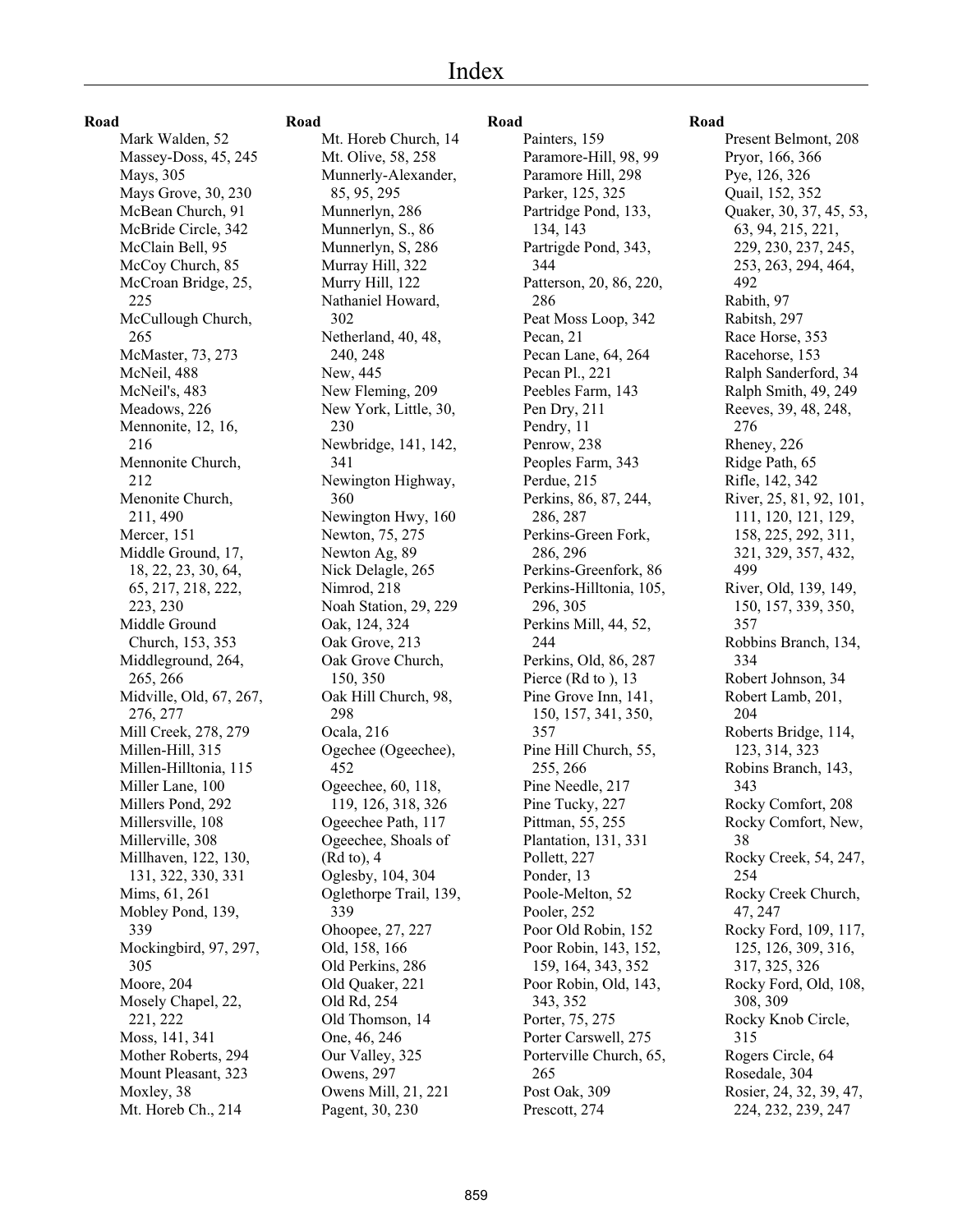# Index

**Road**

- Mark Walden, 52
- Massey-Doss, 45, 245
- Mays, 305
- Mays Grove, 30, 230
- McBean Church, 91
- McBride Circle, 342
- McClain Bell, 95
- McCoy Church, 85
- McCroan Bridge, 25, 225
- McCullough Church, 265
- McMaster, 73, 273
- McNeil, 488
- McNeil's, 483
- Meadows, 226
- Mennonite, 12, 16, 216
- Mennonite Church, 212
- Menonite Church, 211, 490
- Mercer, 151
- Middle Ground, 17, 18, 22, 23, 30, 64, 65, 217, 218, 222, 223, 230
- Middle Ground Church, 153, 353
- Middleground, 264, 265, 266
- Midville, Old, 67, 267, 276, 277
- Mill Creek, 278, 279
- Millen-Hill, 315
- Millen-Hilltonia, 115
- Miller Lane, 100
- Millers Pond, 292
- Millersville, 108
- Millerville, 308
- Millhaven, 122, 130, 131, 322, 330, 331
- Mims, 61, 261
- Mobley Pond, 139, 339
- Mockingbird, 97, 297, 305
- Moore, 204
- Mosely Chapel, 22, 221, 222
- Moss, 141, 341
- Mother Roberts, 294
- Mount Pleasant, 323
- Moxley, 38
- Mt. Horeb Ch., 214

**Road**

- Mt. Horeb Church, 14
- Mt. Olive, 58, 258
- Munnerly-Alexander, 85, 95, 295
- Munnerlyn, 286
- Munnerlyn, S., 86
- Munnerlyn, S, 286
- Murray Hill, 322
- Murry Hill, 122
- Nathaniel Howard, 302
- Netherland, 40, 48, 240, 248
- New, 445
- New Fleming, 209
- New York, Little, 30, 230
- Newbridge, 141, 142, 341
- Newington Highway, 360
- Newington Hwy, 160
- Newton, 75, 275
- Newton Ag, 89
- Nick Delagle, 265
- Nimrod, 218
- Noah Station, 29, 229
- Oak, 124, 324
- Oak Grove, 213
- Oak Grove Church, 150, 350
- Oak Hill Church, 98, 298
- Ocala, 216
- Ogechee (Ogeechee), 452
- Ogeechee, 60, 118, 119, 126, 318, 326
- Ogeechee Path, 117
- Ogeechee, Shoals of (Rd to), 4
- Oglesby, 104, 304
- Oglethorpe Trail, 139, 339
- Ohoopee, 27, 227
- Old, 158, 166
- Old Perkins, 286
- Old Quaker, 221
- Old Rd, 254
- Old Thomson, 14
- One, 46, 246
- Our Valley, 325
- Owens, 297
- Owens Mill, 21, 221
- Pagent, 30, 230

**Road**

- Painters, 159
- Paramore-Hill, 98, 99
- Paramore Hill, 298
- Parker, 125, 325
- Partridge Pond, 133, 134, 143
- Partrigde Pond, 343, 344
- Patterson, 20, 86, 220, 286
- Peat Moss Loop, 342
- Pecan, 21
- Pecan Lane, 64, 264
- Pecan Pl., 221
- Peebles Farm, 143
- Pen Dry, 211
- Pendry, 11
- Penrow, 238
- Peoples Farm, 343
- Perdue, 215
- Perkins, 86, 87, 244, 286, 287
- Perkins-Green Fork, 286, 296
- Perkins-Greenfork, 86
- Perkins-Hilltonia, 105, 296, 305
- Perkins Mill, 44, 52, 244
- Perkins, Old, 86, 287
- Pierce (Rd to ), 13
- Pine Grove Inn, 141, 150, 157, 341, 350, 357
- Pine Hill Church, 55, 255, 266
- Pine Needle, 217
- Pine Tucky, 227
- Pittman, 55, 255
- Plantation, 131, 331
- Pollett, 227
- Ponder, 13
- Poole-Melton, 52
- Pooler, 252
- Poor Old Robin, 152
- Poor Robin, 143, 152, 159, 164, 343, 352
- Poor Robin, Old, 143, 343, 352
- Porter, 75, 275
- Porter Carswell, 275
- Porterville Church, 65, 265
- Post Oak, 309
- Prescott, 274

**Road**

- Present Belmont, 208
- Pryor, 166, 366
- Pye, 126, 326
- Quail, 152, 352
- Quaker, 30, 37, 45, 53, 63, 94, 215, 221, 229, 230, 237, 245, 253, 263, 294, 464, 492
- Rabith, 97
- Rabitsh, 297
- Race Horse, 353
- Racehorse, 153
- Ralph Sanderford, 34
- Ralph Smith, 49, 249
- Reeves, 39, 48, 248, 276
- Rheney, 226
- Ridge Path, 65
- Rifle, 142, 342
- River, 25, 81, 92, 101, 111, 120, 121, 129, 158, 225, 292, 311, 321, 329, 357, 432, 499
- River, Old, 139, 149, 150, 157, 339, 350, 357
- Robbins Branch, 134, 334
- Robert Johnson, 34
- Robert Lamb, 201, 204
- Roberts Bridge, 114, 123, 314, 323
- Robins Branch, 143, 343
- Rocky Comfort, 208
- Rocky Comfort, New, 38
- Rocky Creek, 54, 247, 254
- Rocky Creek Church, 47, 247
- Rocky Ford, 109, 117, 125, 126, 309, 316, 317, 325, 326
- Rocky Ford, Old, 108, 308, 309
- Rocky Knob Circle, 315
- Rogers Circle, 64
- Rosedale, 304
- Rosier, 24, 32, 39, 47, 224, 232, 239, 247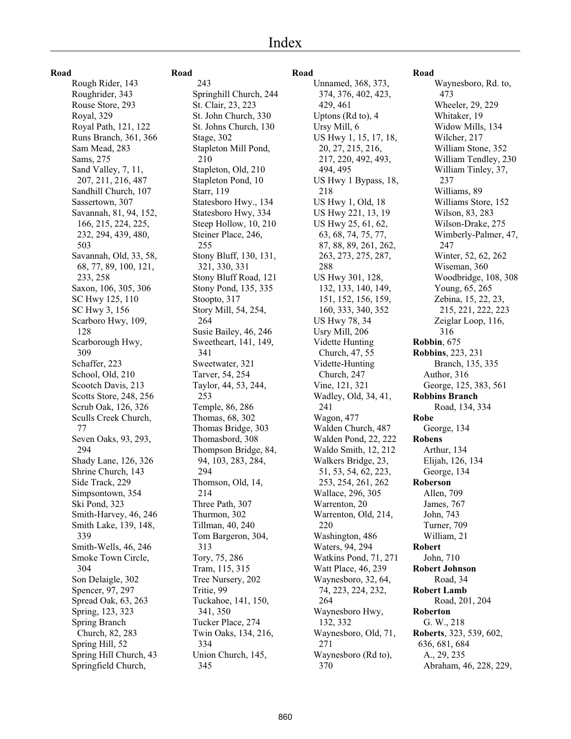# Index

**Road**
- Rough Rider, 143
- Roughrider, 343
- Rouse Store, 293
- Royal, 329
- Royal Path, 121, 122
- Runs Branch, 361, 366
- Sam Mead, 283
- Sams, 275
- Sand Valley, 7, 11, 207, 211, 216, 487
- Sandhill Church, 107
- Sassertown, 307
- Savannah, 81, 94, 152, 166, 215, 224, 225, 232, 294, 439, 480, 503
- Savannah, Old, 33, 58, 68, 77, 89, 100, 121, 233, 258
- Saxon, 106, 305, 306
- SC Hwy 125, 110
- SC Hwy 3, 156
- Scarboro Hwy, 109, 128
- Scarborough Hwy, 309
- Schaffer, 223
- School, Old, 210
- Scootch Davis, 213
- Scotts Store, 248, 256
- Scrub Oak, 126, 326
- Sculls Creek Church, 77
- Seven Oaks, 93, 293, 294
- Shady Lane, 126, 326
- Shrine Church, 143
- Side Track, 229
- Simpsontown, 354
- Ski Pond, 323
- Smith-Harvey, 46, 246
- Smith Lake, 139, 148, 339
- Smith-Wells, 46, 246
- Smoke Town Circle, 304
- Son Delaigle, 302
- Spencer, 97, 297
- Spread Oak, 63, 263
- Spring, 123, 323
- Spring Branch Church, 82, 283
- Spring Hill, 52
- Spring Hill Church, 43
- Springfield Church, 243
- Springhill Church, 244
- St. Clair, 23, 223
- St. John Church, 330
- St. Johns Church, 130
- Stage, 302
- Stapleton Mill Pond, 210
- Stapleton, Old, 210
- Stapleton Pond, 10
- Starr, 119
- Statesboro Hwy., 134
- Statesboro Hwy, 334
- Steep Hollow, 10, 210
- Steiner Place, 246, 255
- Stony Bluff, 130, 131, 321, 330, 331
- Stony Bluff Road, 121
- Stony Pond, 135, 335
- Stoopto, 317
- Story Mill, 54, 254, 264
- Susie Bailey, 46, 246
- Sweetheart, 141, 149, 341
- Sweetwater, 321
- Tarver, 54, 254
- Taylor, 44, 53, 244, 253
- Temple, 86, 286
- Thomas, 68, 302
- Thomas Bridge, 303
- Thomasbord, 308
- Thompson Bridge, 84, 94, 103, 283, 284, 294
- Thomson, Old, 14, 214
- Three Path, 307
- Thurmon, 302
- Tillman, 40, 240
- Tom Bargeron, 304, 313
- Tory, 75, 286
- Tram, 115, 315
- Tree Nursery, 202
- Tritie, 99
- Tuckahoe, 141, 150, 341, 350
- Tucker Place, 274
- Twin Oaks, 134, 216, 334
- Union Church, 145, 345
- Unnamed, 368, 373, 374, 376, 402, 423, 429, 461
- Uptons (Rd to), 4
- Ursy Mill, 6
- US Hwy 1, 15, 17, 18, 20, 27, 215, 216, 217, 220, 492, 493, 494, 495
- US Hwy 1 Bypass, 18, 218
- US Hwy 1, Old, 18
- US Hwy 221, 13, 19
- US Hwy 25, 61, 62, 63, 68, 74, 75, 77, 87, 88, 89, 261, 262, 263, 273, 275, 287, 288
- US Hwy 301, 128, 132, 133, 140, 149, 151, 152, 156, 159, 160, 333, 340, 352
- US Hwy 78, 34
- Usry Mill, 206
- Vidette Hunting Church, 47, 55
- Vidette-Hunting Church, 247
- Vine, 121, 321
- Wadley, Old, 34, 41, 241
- Wagon, 477
- Walden Church, 487
- Walden Pond, 22, 222
- Waldo Smith, 12, 212
- Walkers Bridge, 23, 51, 53, 54, 62, 223, 253, 254, 261, 262
- Wallace, 296, 305
- Warrenton, 20
- Warrenton, Old, 214, 220
- Washington, 486
- Waters, 94, 294
- Watkins Pond, 71, 271
- Watt Place, 46, 239
- Waynesboro, 32, 64, 74, 223, 224, 232, 264
- Waynesboro Hwy, 132, 332
- Waynesboro, Old, 71, 271
- Waynesboro (Rd to), 370
- Waynesboro, Rd. to, 473
- Wheeler, 29, 229
- Whitaker, 19
- Widow Mills, 134
- Wilcher, 217
- William Stone, 352
- William Tendley, 230
- William Tinley, 37, 237
- Williams, 89
- Williams Store, 152
- Wilson, 83, 283
- Wilson-Drake, 275
- Wimberly-Palmer, 47, 247
- Winter, 52, 62, 262
- Wiseman, 360
- Woodbridge, 108, 308
- Young, 65, 265
- Zebina, 15, 22, 23, 215, 221, 222, 223
- Zeiglar Loop, 116, 316

**Robbin**, 675

**Robbins**, 223, 231
- Branch, 135, 335
- Author, 316
- George, 125, 383, 561

**Robbins Branch**
- Road, 134, 334

**Robe**
- George, 134

**Robens**
- Arthur, 134
- Elijah, 126, 134
- George, 134

**Roberson**
- Allen, 709
- James, 767
- John, 743
- Turner, 709
- William, 21

**Robert**
- John, 710

**Robert Johnson**
- Road, 34

**Robert Lamb**
- Road, 201, 204

**Roberton**
- G. W., 218

**Roberts**, 323, 539, 602, 636, 681, 684
- A., 29, 235
- Abraham, 46, 228, 229,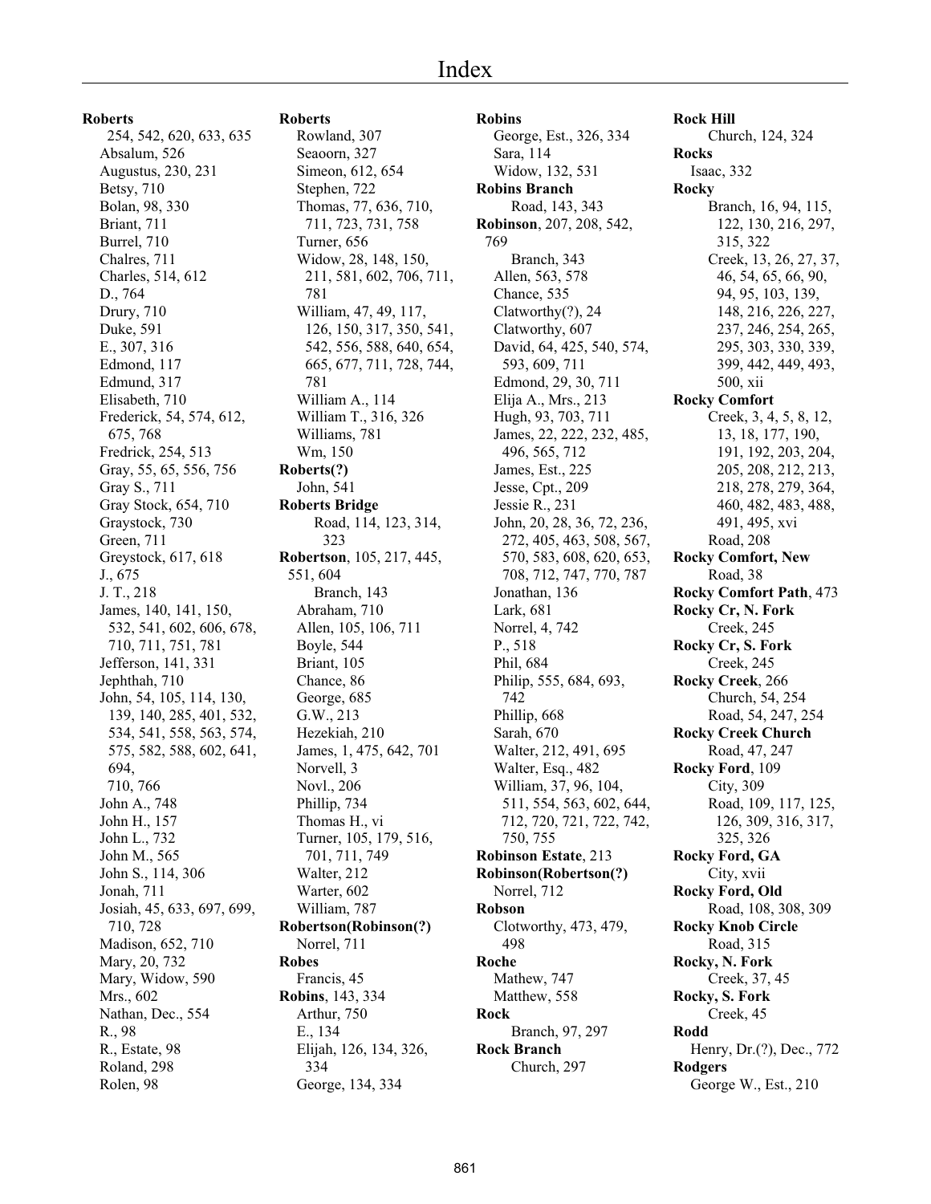# Index

**Roberts**
254, 542, 620, 633, 635
Absalum, 526
Augustus, 230, 231
Betsy, 710
Bolan, 98, 330
Briant, 711
Burrel, 710
Chalres, 711
Charles, 514, 612
D., 764
Drury, 710
Duke, 591
E., 307, 316
Edmond, 117
Edmund, 317
Elisabeth, 710
Frederick, 54, 574, 612, 675, 768
Fredrick, 254, 513
Gray, 55, 65, 556, 756
Gray S., 711
Gray Stock, 654, 710
Graystock, 730
Green, 711
Greystock, 617, 618
J., 675
J. T., 218
James, 140, 141, 150, 532, 541, 602, 606, 678, 710, 711, 751, 781
Jefferson, 141, 331
Jephthah, 710
John, 54, 105, 114, 130, 139, 140, 285, 401, 532, 534, 541, 558, 563, 574, 575, 582, 588, 602, 641, 694, 710, 766
John A., 748
John H., 157
John L., 732
John M., 565
John S., 114, 306
Jonah, 711
Josiah, 45, 633, 697, 699, 710, 728
Madison, 652, 710
Mary, 20, 732
Mary, Widow, 590
Mrs., 602
Nathan, Dec., 554
R., 98
R., Estate, 98
Roland, 298
Rolen, 98

**Roberts**
Rowland, 307
Seaoorn, 327
Simeon, 612, 654
Stephen, 722
Thomas, 77, 636, 710, 711, 723, 731, 758
Turner, 656
Widow, 28, 148, 150, 211, 581, 602, 706, 711, 781
William, 47, 49, 117, 126, 150, 317, 350, 541, 542, 556, 588, 640, 654, 665, 677, 711, 728, 744, 781
William A., 114
William T., 316, 326
Williams, 781
Wm, 150

**Roberts(?)**
John, 541

**Roberts Bridge**
Road, 114, 123, 314, 323

**Robertson**, 105, 217, 445, 551, 604
Branch, 143
Abraham, 710
Allen, 105, 106, 711
Boyle, 544
Briant, 105
Chance, 86
George, 685
G.W., 213
Hezekiah, 210
James, 1, 475, 642, 701
Norvell, 3
Novl., 206
Phillip, 734
Thomas H., vi
Turner, 105, 179, 516, 701, 711, 749
Walter, 212
Warter, 602
William, 787

**Robertson(Robinson(?)**
Norrel, 711

**Robes**
Francis, 45

**Robins**, 143, 334
Arthur, 750
E., 134
Elijah, 126, 134, 326, 334
George, 134, 334

**Robins**
George, Est., 326, 334
Sara, 114
Widow, 132, 531

**Robins Branch**
Road, 143, 343

**Robinson**, 207, 208, 542, 769
Branch, 343
Allen, 563, 578
Chance, 535
Clatworthy(?), 24
Clatworthy, 607
David, 64, 425, 540, 574, 593, 609, 711
Edmond, 29, 30, 711
Elija A., Mrs., 213
Hugh, 93, 703, 711
James, 22, 222, 232, 485, 496, 565, 712
James, Est., 225
Jesse, Cpt., 209
Jessie R., 231
John, 20, 28, 36, 72, 236, 272, 405, 463, 508, 567, 570, 583, 608, 620, 653, 708, 712, 747, 770, 787
Jonathan, 136
Lark, 681
Norrel, 4, 742
P., 518
Phil, 684
Philip, 555, 684, 693, 742
Phillip, 668
Sarah, 670
Walter, 212, 491, 695
Walter, Esq., 482
William, 37, 96, 104, 511, 554, 563, 602, 644, 712, 720, 721, 722, 742, 750, 755

**Robinson Estate**, 213

**Robinson(Robertson(?)**
Norrel, 712

**Robson**
Clotworthy, 473, 479, 498

**Roche**
Mathew, 747
Matthew, 558

**Rock**
Branch, 97, 297

**Rock Branch**
Church, 297

**Rock Hill**
Church, 124, 324

**Rocks**
Isaac, 332

**Rocky**
Branch, 16, 94, 115, 122, 130, 216, 297, 315, 322
Creek, 13, 26, 27, 37, 46, 54, 65, 66, 90, 94, 95, 103, 139, 148, 216, 226, 227, 237, 246, 254, 265, 295, 303, 330, 339, 399, 442, 449, 493, 500, xii

**Rocky Comfort**
Creek, 3, 4, 5, 8, 12, 13, 18, 177, 190, 191, 192, 203, 204, 205, 208, 212, 213, 218, 278, 279, 364, 460, 482, 483, 488, 491, 495, xvi
Road, 208

**Rocky Comfort, New**
Road, 38

**Rocky Comfort Path**, 473

**Rocky Cr, N. Fork**
Creek, 245

**Rocky Cr, S. Fork**
Creek, 245

**Rocky Creek**, 266
Church, 54, 254
Road, 54, 247, 254

**Rocky Creek Church**
Road, 47, 247

**Rocky Ford**, 109
City, 309
Road, 109, 117, 125, 126, 309, 316, 317, 325, 326

**Rocky Ford, GA**
City, xvii

**Rocky Ford, Old**
Road, 108, 308, 309

**Rocky Knob Circle**
Road, 315

**Rocky, N. Fork**
Creek, 37, 45

**Rocky, S. Fork**
Creek, 45

**Rodd**
Henry, Dr.(?), Dec., 772

**Rodgers**
George W., Est., 210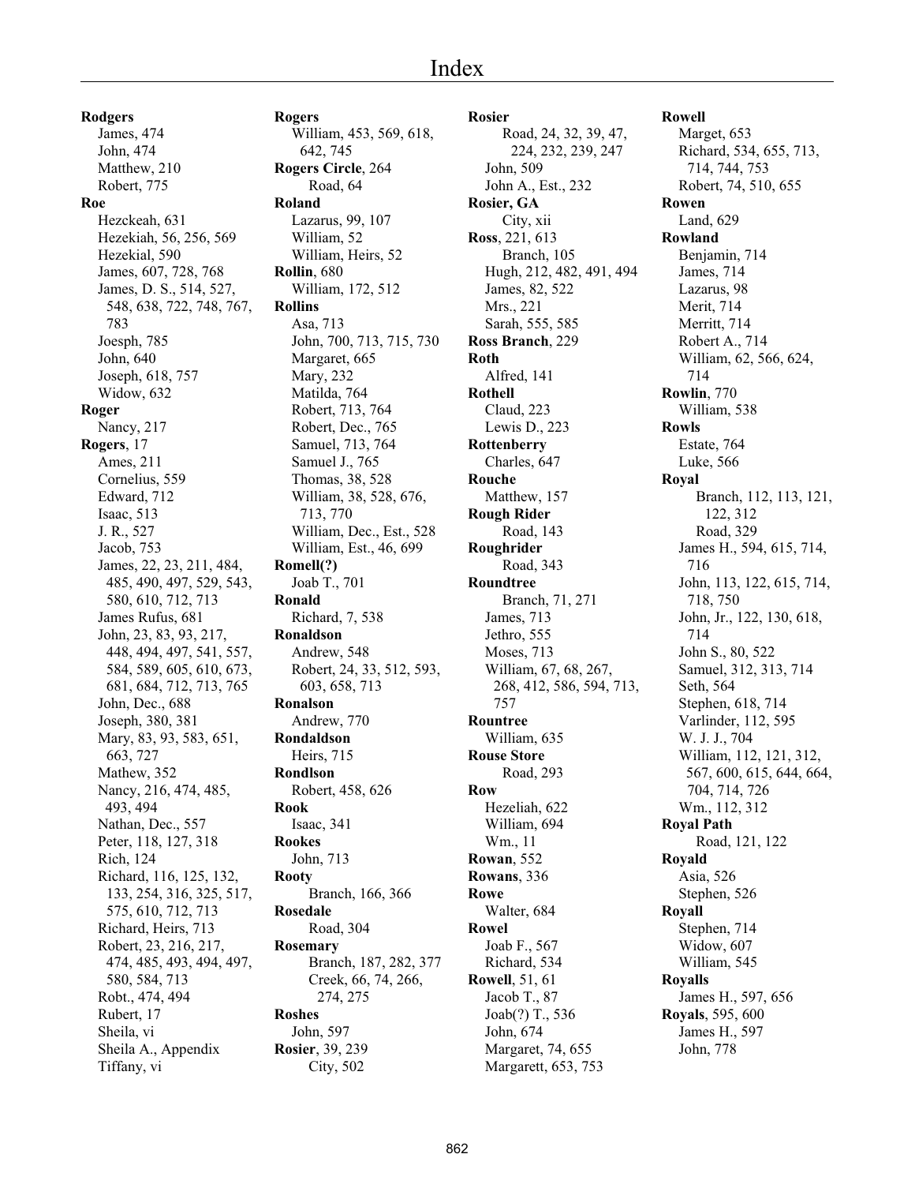# Index

**Rodgers**
James, 474
John, 474
Matthew, 210
Robert, 775

**Roe**
Hezckeah, 631
Hezekiah, 56, 256, 569
Hezekial, 590
James, 607, 728, 768
James, D. S., 514, 527, 548, 638, 722, 748, 767, 783
Joesph, 785
John, 640
Joseph, 618, 757
Widow, 632

**Roger**
Nancy, 217

**Rogers**, 17
Ames, 211
Cornelius, 559
Edward, 712
Isaac, 513
J. R., 527
Jacob, 753
James, 22, 23, 211, 484, 485, 490, 497, 529, 543, 580, 610, 712, 713
James Rufus, 681
John, 23, 83, 93, 217, 448, 494, 497, 541, 557, 584, 589, 605, 610, 673, 681, 684, 712, 713, 765
John, Dec., 688
Joseph, 380, 381
Mary, 83, 93, 583, 651, 663, 727
Mathew, 352
Nancy, 216, 474, 485, 493, 494
Nathan, Dec., 557
Peter, 118, 127, 318
Rich, 124
Richard, 116, 125, 132, 133, 254, 316, 325, 517, 575, 610, 712, 713
Richard, Heirs, 713
Robert, 23, 216, 217, 474, 485, 493, 494, 497, 580, 584, 713
Robt., 474, 494
Rubert, 17
Sheila, vi
Sheila A., Appendix
Tiffany, vi

**Rogers**
William, 453, 569, 618, 642, 745

**Rogers Circle**, 264
Road, 64

**Roland**
Lazarus, 99, 107
William, 52
William, Heirs, 52

**Rollin**, 680
William, 172, 512

**Rollins**
Asa, 713
John, 700, 713, 715, 730
Margaret, 665
Mary, 232
Matilda, 764
Robert, 713, 764
Robert, Dec., 765
Samuel, 713, 764
Samuel J., 765
Thomas, 38, 528
William, 38, 528, 676, 713, 770
William, Dec., Est., 528
William, Est., 46, 699

**Romell(?)**
Joab T., 701

**Ronald**
Richard, 7, 538

**Ronaldson**
Andrew, 548
Robert, 24, 33, 512, 593, 603, 658, 713

**Ronalson**
Andrew, 770

**Rondaldson**
Heirs, 715

**Rondlson**
Robert, 458, 626

**Rook**
Isaac, 341

**Rookes**
John, 713

**Rooty**
Branch, 166, 366

**Rosedale**
Road, 304

**Rosemary**
Branch, 187, 282, 377
Creek, 66, 74, 266, 274, 275

**Roshes**
John, 597

**Rosier**, 39, 239
City, 502

**Rosier**
Road, 24, 32, 39, 47, 224, 232, 239, 247
John, 509
John A., Est., 232

**Rosier, GA**
City, xii

**Ross**, 221, 613
Branch, 105
Hugh, 212, 482, 491, 494
James, 82, 522
Mrs., 221
Sarah, 555, 585

**Ross Branch**, 229

**Roth**
Alfred, 141

**Rothell**
Claud, 223
Lewis D., 223

**Rottenberry**
Charles, 647

**Rouche**
Matthew, 157

**Rough Rider**
Road, 143

**Roughrider**
Road, 343

**Roundtree**
Branch, 71, 271
James, 713
Jethro, 555
Moses, 713
William, 67, 68, 267, 268, 412, 586, 594, 713, 757

**Rountree**
William, 635

**Rouse Store**
Road, 293

**Row**
Hezeliah, 622
William, 694
Wm., 11

**Rowan**, 552

**Rowans**, 336

**Rowe**
Walter, 684

**Rowel**
Joab F., 567
Richard, 534

**Rowell**, 51, 61
Jacob T., 87
Joab(?) T., 536
John, 674
Margaret, 74, 655
Margarett, 653, 753

**Rowell**
Marget, 653
Richard, 534, 655, 713, 714, 744, 753
Robert, 74, 510, 655

**Rowen**
Land, 629

**Rowland**
Benjamin, 714
James, 714
Lazarus, 98
Merit, 714
Merritt, 714
Robert A., 714
William, 62, 566, 624, 714

**Rowlin**, 770
William, 538

**Rowls**
Estate, 764
Luke, 566

**Royal**
Branch, 112, 113, 121, 122, 312
Road, 329
James H., 594, 615, 714, 716
John, 113, 122, 615, 714, 718, 750
John, Jr., 122, 130, 618, 714
John S., 80, 522
Samuel, 312, 313, 714
Seth, 564
Stephen, 618, 714
Varlinder, 112, 595
W. J. J., 704
William, 112, 121, 312, 567, 600, 615, 644, 664, 704, 714, 726
Wm., 112, 312

**Royal Path**
Road, 121, 122

**Royald**
Asia, 526
Stephen, 526

**Royall**
Stephen, 714
Widow, 607
William, 545

**Royalls**
James H., 597, 656

**Royals**, 595, 600
James H., 597
John, 778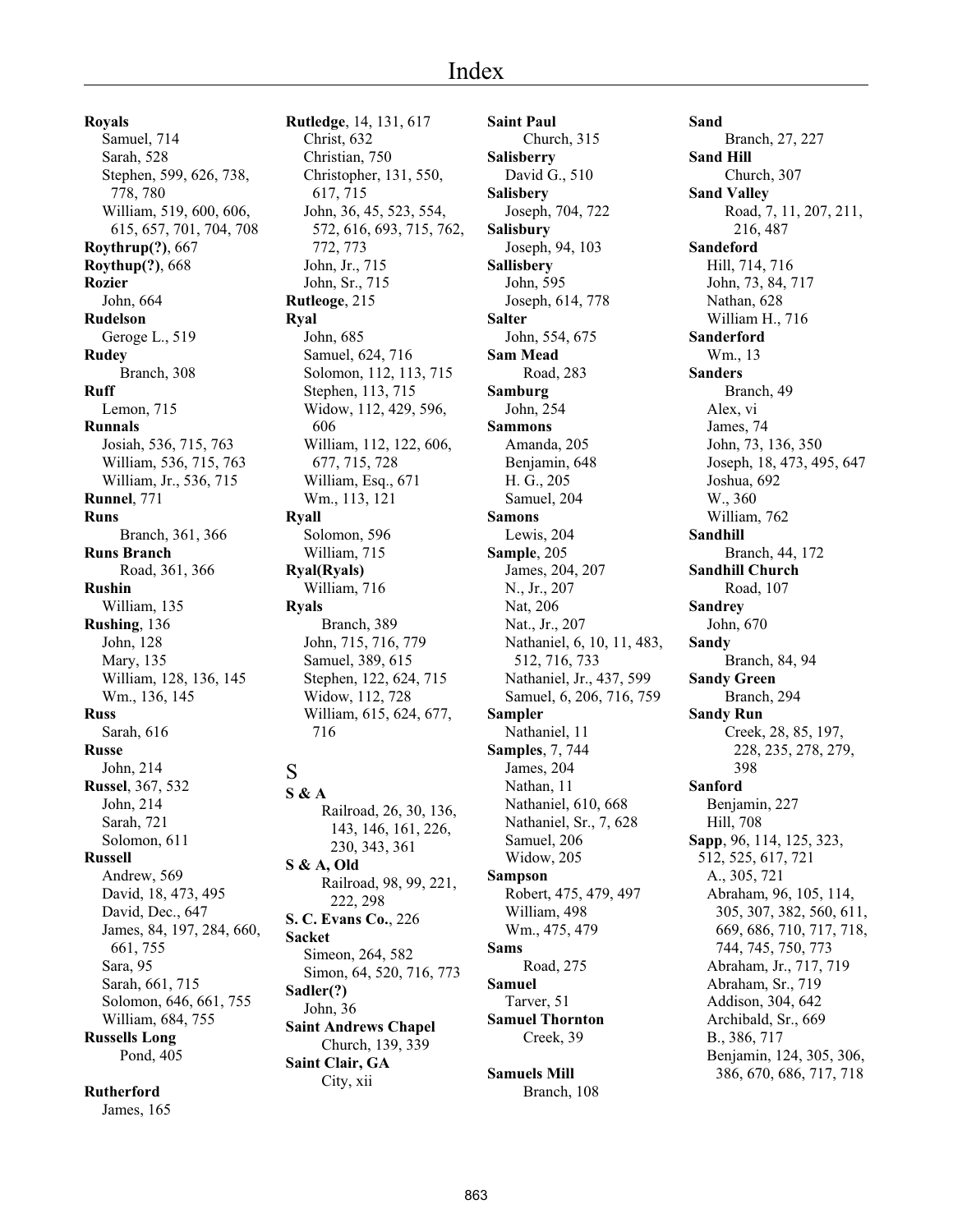**Royals**
Samuel, 714
Sarah, 528
Stephen, 599, 626, 738, 778, 780
William, 519, 600, 606, 615, 657, 701, 704, 708
**Roythrup(?)**, 667
**Roythup(?)**, 668
**Rozier**
John, 664
**Rudelson**
Geroge L., 519
**Rudey**
Branch, 308
**Ruff**
Lemon, 715
**Runnals**
Josiah, 536, 715, 763
William, 536, 715, 763
William, Jr., 536, 715
**Runnel**, 771
**Runs**
Branch, 361, 366
**Runs Branch**
Road, 361, 366
**Rushin**
William, 135
**Rushing**, 136
John, 128
Mary, 135
William, 128, 136, 145
Wm., 136, 145
**Russ**
Sarah, 616
**Russe**
John, 214
**Russel**, 367, 532
John, 214
Sarah, 721
Solomon, 611
**Russell**
Andrew, 569
David, 18, 473, 495
David, Dec., 647
James, 84, 197, 284, 660, 661, 755
Sara, 95
Sarah, 661, 715
Solomon, 646, 661, 755
William, 684, 755
**Russells Long**
Pond, 405

**Rutherford**
James, 165
**Rutledge**, 14, 131, 617
Christ, 632
Christian, 750
Christopher, 131, 550, 617, 715
John, 36, 45, 523, 554, 572, 616, 693, 715, 762, 772, 773
John, Jr., 715
John, Sr., 715
**Rutleoge**, 215
**Ryal**
John, 685
Samuel, 624, 716
Solomon, 112, 113, 715
Stephen, 113, 715
Widow, 112, 429, 596, 606
William, 112, 122, 606, 677, 715, 728
William, Esq., 671
Wm., 113, 121
**Ryall**
Solomon, 596
William, 715
**Ryal(Ryals)**
William, 716
**Ryals**
Branch, 389
John, 715, 716, 779
Samuel, 389, 615
Stephen, 122, 624, 715
Widow, 112, 728
William, 615, 624, 677, 716

# S

**S & A**
Railroad, 26, 30, 136, 143, 146, 161, 226, 230, 343, 361
**S & A, Old**
Railroad, 98, 99, 221, 222, 298
**S. C. Evans Co.**, 226
**Sacket**
Simeon, 264, 582
Simon, 64, 520, 716, 773
**Sadler(?)**
John, 36
**Saint Andrews Chapel**
Church, 139, 339
**Saint Clair, GA**
City, xii
**Saint Paul**
Church, 315
**Salisberry**
David G., 510
**Salisbery**
Joseph, 704, 722
**Salisbury**
Joseph, 94, 103
**Sallisbery**
John, 595
Joseph, 614, 778
**Salter**
John, 554, 675
**Sam Mead**
Road, 283
**Samburg**
John, 254
**Sammons**
Amanda, 205
Benjamin, 648
H. G., 205
Samuel, 204
**Samons**
Lewis, 204
**Sample**, 205
James, 204, 207
N., Jr., 207
Nat, 206
Nat., Jr., 207
Nathaniel, 6, 10, 11, 483, 512, 716, 733
Nathaniel, Jr., 437, 599
Samuel, 6, 206, 716, 759
**Sampler**
Nathaniel, 11
**Samples**, 7, 744
James, 204
Nathan, 11
Nathaniel, 610, 668
Nathaniel, Sr., 7, 628
Samuel, 206
Widow, 205
**Sampson**
Robert, 475, 479, 497
William, 498
Wm., 475, 479
**Sams**
Road, 275
**Samuel**
Tarver, 51
**Samuel Thornton**
Creek, 39

**Samuels Mill**
Branch, 108
**Sand**
Branch, 27, 227
**Sand Hill**
Church, 307
**Sand Valley**
Road, 7, 11, 207, 211, 216, 487
**Sandeford**
Hill, 714, 716
John, 73, 84, 717
Nathan, 628
William H., 716
**Sanderford**
Wm., 13
**Sanders**
Branch, 49
Alex, vi
James, 74
John, 73, 136, 350
Joseph, 18, 473, 495, 647
Joshua, 692
W., 360
William, 762
**Sandhill**
Branch, 44, 172
**Sandhill Church**
Road, 107
**Sandrey**
John, 670
**Sandy**
Branch, 84, 94
**Sandy Green**
Branch, 294
**Sandy Run**
Creek, 28, 85, 197, 228, 235, 278, 279, 398
**Sanford**
Benjamin, 227
Hill, 708
**Sapp**, 96, 114, 125, 323, 512, 525, 617, 721
A., 305, 721
Abraham, 96, 105, 114, 305, 307, 382, 560, 611, 669, 686, 710, 717, 718, 744, 745, 750, 773
Abraham, Jr., 717, 719
Abraham, Sr., 719
Addison, 304, 642
Archibald, Sr., 669
B., 386, 717
Benjamin, 124, 305, 306, 386, 670, 686, 717, 718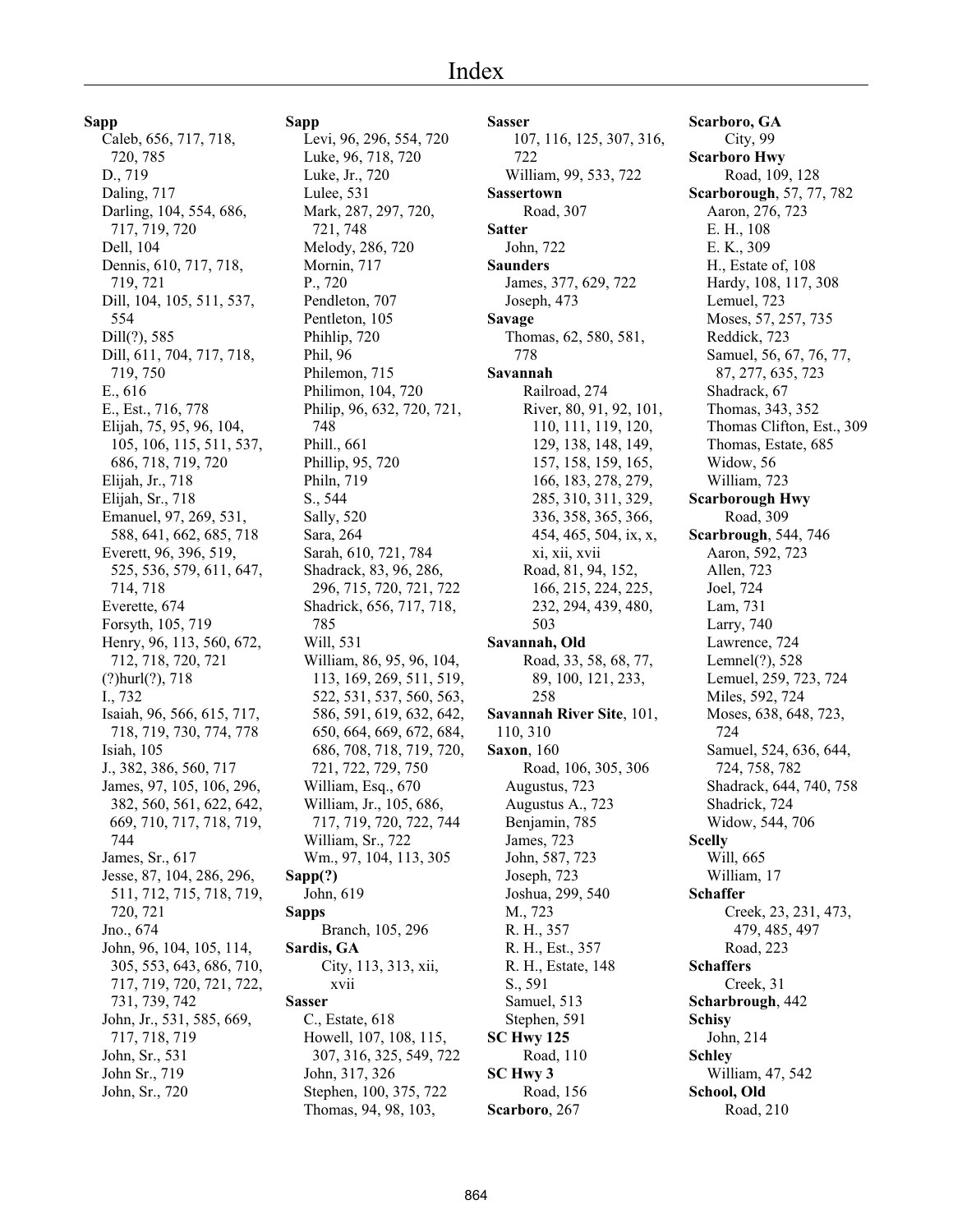# Index

**Sapp**
- Caleb, 656, 717, 718, 720, 785
- D., 719
- Daling, 717
- Darling, 104, 554, 686, 717, 719, 720
- Dell, 104
- Dennis, 610, 717, 718, 719, 721
- Dill, 104, 105, 511, 537, 554
- Dill(?), 585
- Dill, 611, 704, 717, 718, 719, 750
- E., 616
- E., Est., 716, 778
- Elijah, 75, 95, 96, 104, 105, 106, 115, 511, 537, 686, 718, 719, 720
- Elijah, Jr., 718
- Elijah, Sr., 718
- Emanuel, 97, 269, 531, 588, 641, 662, 685, 718
- Everett, 96, 396, 519, 525, 536, 579, 611, 647, 714, 718
- Everette, 674
- Forsyth, 105, 719
- Henry, 96, 113, 560, 672, 712, 718, 720, 721
- (?)hurl(?), 718
- I., 732
- Isaiah, 96, 566, 615, 717, 718, 719, 730, 774, 778
- Isiah, 105
- J., 382, 386, 560, 717
- James, 97, 105, 106, 296, 382, 560, 561, 622, 642, 669, 710, 717, 718, 719, 744
- James, Sr., 617
- Jesse, 87, 104, 286, 296, 511, 712, 715, 718, 719, 720, 721
- Jno., 674
- John, 96, 104, 105, 114, 305, 553, 643, 686, 710, 717, 719, 720, 721, 722, 731, 739, 742
- John, Jr., 531, 585, 669, 717, 718, 719
- John, Sr., 531
- John Sr., 719
- John, Sr., 720

**Sapp**
- Levi, 96, 296, 554, 720
- Luke, 96, 718, 720
- Luke, Jr., 720
- Lulee, 531
- Mark, 287, 297, 720, 721, 748
- Melody, 286, 720
- Mornin, 717
- P., 720
- Pendleton, 707
- Pentleton, 105
- Phihlip, 720
- Phil, 96
- Philemon, 715
- Philimon, 104, 720
- Philip, 96, 632, 720, 721, 748
- Phill., 661
- Phillip, 95, 720
- Philn, 719
- S., 544
- Sally, 520
- Sara, 264
- Sarah, 610, 721, 784
- Shadrack, 83, 96, 286, 296, 715, 720, 721, 722
- Shadrick, 656, 717, 718, 785
- Will, 531
- William, 86, 95, 96, 104, 113, 169, 269, 511, 519, 522, 531, 537, 560, 563, 586, 591, 619, 632, 642, 650, 664, 669, 672, 684, 686, 708, 718, 719, 720, 721, 722, 729, 750
- William, Esq., 670
- William, Jr., 105, 686, 717, 719, 720, 722, 744
- William, Sr., 722
- Wm., 97, 104, 113, 305

**Sapp(?)**
- John, 619

**Sapps**
- Branch, 105, 296

**Sardis, GA**
- City, 113, 313, xii, xvii

**Sasser**
- C., Estate, 618
- Howell, 107, 108, 115, 307, 316, 325, 549, 722
- John, 317, 326
- Stephen, 100, 375, 722
- Thomas, 94, 98, 103, 107, 116, 125, 307, 316, 722
- William, 99, 533, 722

**Sassertown**
- Road, 307

**Satter**
- John, 722

**Saunders**
- James, 377, 629, 722
- Joseph, 473

**Savage**
- Thomas, 62, 580, 581, 778

**Savannah**
- Railroad, 274
- River, 80, 91, 92, 101, 110, 111, 119, 120, 129, 138, 148, 149, 157, 158, 159, 165, 166, 183, 278, 279, 285, 310, 311, 329, 336, 358, 365, 366, 454, 465, 504, ix, x, xi, xii, xvii
- Road, 81, 94, 152, 166, 215, 224, 225, 232, 294, 439, 480, 503

**Savannah, Old**
- Road, 33, 58, 68, 77, 89, 100, 121, 233, 258

**Savannah River Site**, 101, 110, 310

**Saxon**, 160
- Road, 106, 305, 306
- Augustus, 723
- Augustus A., 723
- Benjamin, 785
- James, 723
- John, 587, 723
- Joseph, 723
- Joshua, 299, 540
- M., 723
- R. H., 357
- R. H., Est., 357
- R. H., Estate, 148
- S., 591
- Samuel, 513
- Stephen, 591

**SC Hwy 125**
- Road, 110

**SC Hwy 3**
- Road, 156

**Scarboro**, 267

**Scarboro, GA**
- City, 99

**Scarboro Hwy**
- Road, 109, 128

**Scarborough**, 57, 77, 782
- Aaron, 276, 723
- E. H., 108
- E. K., 309
- H., Estate of, 108
- Hardy, 108, 117, 308
- Lemuel, 723
- Moses, 57, 257, 735
- Reddick, 723
- Samuel, 56, 67, 76, 77, 87, 277, 635, 723
- Shadrack, 67
- Thomas, 343, 352
- Thomas Clifton, Est., 309
- Thomas, Estate, 685
- Widow, 56
- William, 723

**Scarborough Hwy**
- Road, 309

**Scarbrough**, 544, 746
- Aaron, 592, 723
- Allen, 723
- Joel, 724
- Lam, 731
- Larry, 740
- Lawrence, 724
- Lemnel(?), 528
- Lemuel, 259, 723, 724
- Miles, 592, 724
- Moses, 638, 648, 723, 724
- Samuel, 524, 636, 644, 724, 758, 782
- Shadrack, 644, 740, 758
- Shadrick, 724
- Widow, 544, 706

**Scelly**
- Will, 665
- William, 17

**Schaffer**
- Creek, 23, 231, 473, 479, 485, 497
- Road, 223

**Schaffers**
- Creek, 31

**Scharbrough**, 442

**Schisy**
- John, 214

**Schley**
- William, 47, 542

**School, Old**
- Road, 210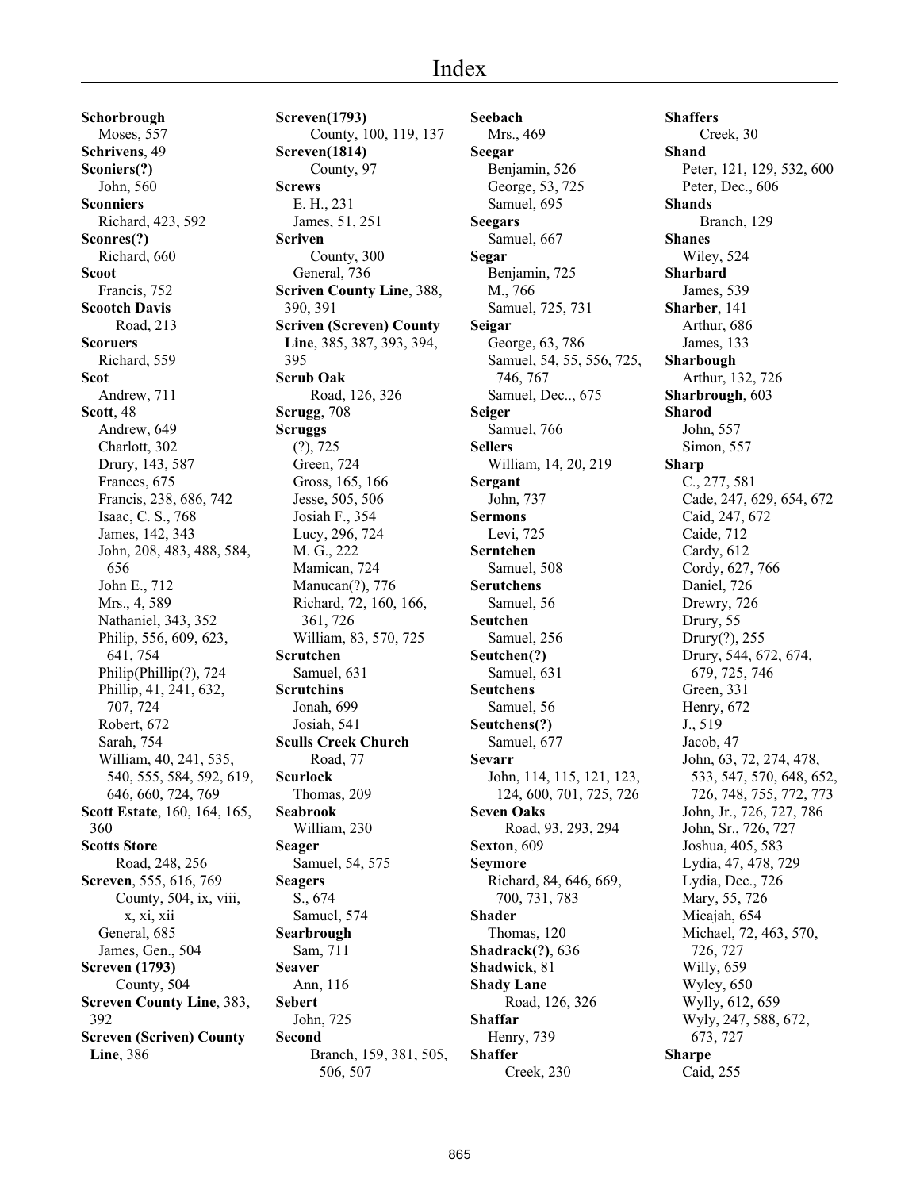# Index

**Schorbrough**
Moses, 557
**Schrivens**, 49
**Sconiers(?)**
John, 560
**Sconniers**
Richard, 423, 592
**Sconres(?)**
Richard, 660
**Scoot**
Francis, 752
**Scootch Davis**
Road, 213
**Scoruers**
Richard, 559
**Scot**
Andrew, 711
**Scott**, 48
Andrew, 649
Charlott, 302
Drury, 143, 587
Frances, 675
Francis, 238, 686, 742
Isaac, C. S., 768
James, 142, 343
John, 208, 483, 488, 584, 656
John E., 712
Mrs., 4, 589
Nathaniel, 343, 352
Philip, 556, 609, 623, 641, 754
Philip(Phillip(?), 724
Phillip, 41, 241, 632, 707, 724
Robert, 672
Sarah, 754
William, 40, 241, 535, 540, 555, 584, 592, 619, 646, 660, 724, 769
**Scott Estate**, 160, 164, 165, 360
**Scotts Store**
Road, 248, 256
**Screven**, 555, 616, 769
County, 504, ix, viii, x, xi, xii
General, 685
James, Gen., 504
**Screven (1793)**
County, 504
**Screven County Line**, 383, 392
**Screven (Scriven) County Line**, 386
**Screven(1793)**
County, 100, 119, 137
**Screven(1814)**
County, 97
**Screws**
E. H., 231
James, 51, 251
**Scriven**
County, 300
General, 736
**Scriven County Line**, 388, 390, 391
**Scriven (Screven) County Line**, 385, 387, 393, 394, 395
**Scrub Oak**
Road, 126, 326
**Scrugg**, 708
**Scruggs**
(?), 725
Green, 724
Gross, 165, 166
Jesse, 505, 506
Josiah F., 354
Lucy, 296, 724
M. G., 222
Mamican, 724
Manucan(?), 776
Richard, 72, 160, 166, 361, 726
William, 83, 570, 725
**Scrutchen**
Samuel, 631
**Scrutchins**
Jonah, 699
Josiah, 541
**Sculls Creek Church**
Road, 77
**Scurlock**
Thomas, 209
**Seabrook**
William, 230
**Seager**
Samuel, 54, 575
**Seagers**
S., 674
Samuel, 574
**Searbrough**
Sam, 711
**Seaver**
Ann, 116
**Sebert**
John, 725
**Second**
Branch, 159, 381, 505, 506, 507
**Seebach**
Mrs., 469
**Seegar**
Benjamin, 526
George, 53, 725
Samuel, 695
**Seegars**
Samuel, 667
**Segar**
Benjamin, 725
M., 766
Samuel, 725, 731
**Seigar**
George, 63, 786
Samuel, 54, 55, 556, 725, 746, 767
Samuel, Dec.., 675
**Seiger**
Samuel, 766
**Sellers**
William, 14, 20, 219
**Sergant**
John, 737
**Sermons**
Levi, 725
**Serntehen**
Samuel, 508
**Serutchens**
Samuel, 56
**Seutchen**
Samuel, 256
**Seutchen(?)**
Samuel, 631
**Seutchens**
Samuel, 56
**Seutchens(?)**
Samuel, 677
**Sevarr**
John, 114, 115, 121, 123, 124, 600, 701, 725, 726
**Seven Oaks**
Road, 93, 293, 294
**Sexton**, 609
**Seymore**
Richard, 84, 646, 669, 700, 731, 783
**Shader**
Thomas, 120
**Shadrack(?)**, 636
**Shadwick**, 81
**Shady Lane**
Road, 126, 326
**Shaffar**
Henry, 739
**Shaffer**
Creek, 230
**Shaffers**
Creek, 30
**Shand**
Peter, 121, 129, 532, 600
Peter, Dec., 606
**Shands**
Branch, 129
**Shanes**
Wiley, 524
**Sharbard**
James, 539
**Sharber**, 141
Arthur, 686
James, 133
**Sharbough**
Arthur, 132, 726
**Sharbrough**, 603
**Sharod**
John, 557
Simon, 557
**Sharp**
C., 277, 581
Cade, 247, 629, 654, 672
Caid, 247, 672
Caide, 712
Cardy, 612
Cordy, 627, 766
Daniel, 726
Drewry, 726
Drury, 55
Drury(?), 255
Drury, 544, 672, 674, 679, 725, 746
Green, 331
Henry, 672
J., 519
Jacob, 47
John, 63, 72, 274, 478, 533, 547, 570, 648, 652, 726, 748, 755, 772, 773
John, Jr., 726, 727, 786
John, Sr., 726, 727
Joshua, 405, 583
Lydia, 47, 478, 729
Lydia, Dec., 726
Mary, 55, 726
Micajah, 654
Michael, 72, 463, 570, 726, 727
Willy, 659
Wyley, 650
Wylly, 612, 659
Wyly, 247, 588, 672, 673, 727
**Sharpe**
Caid, 255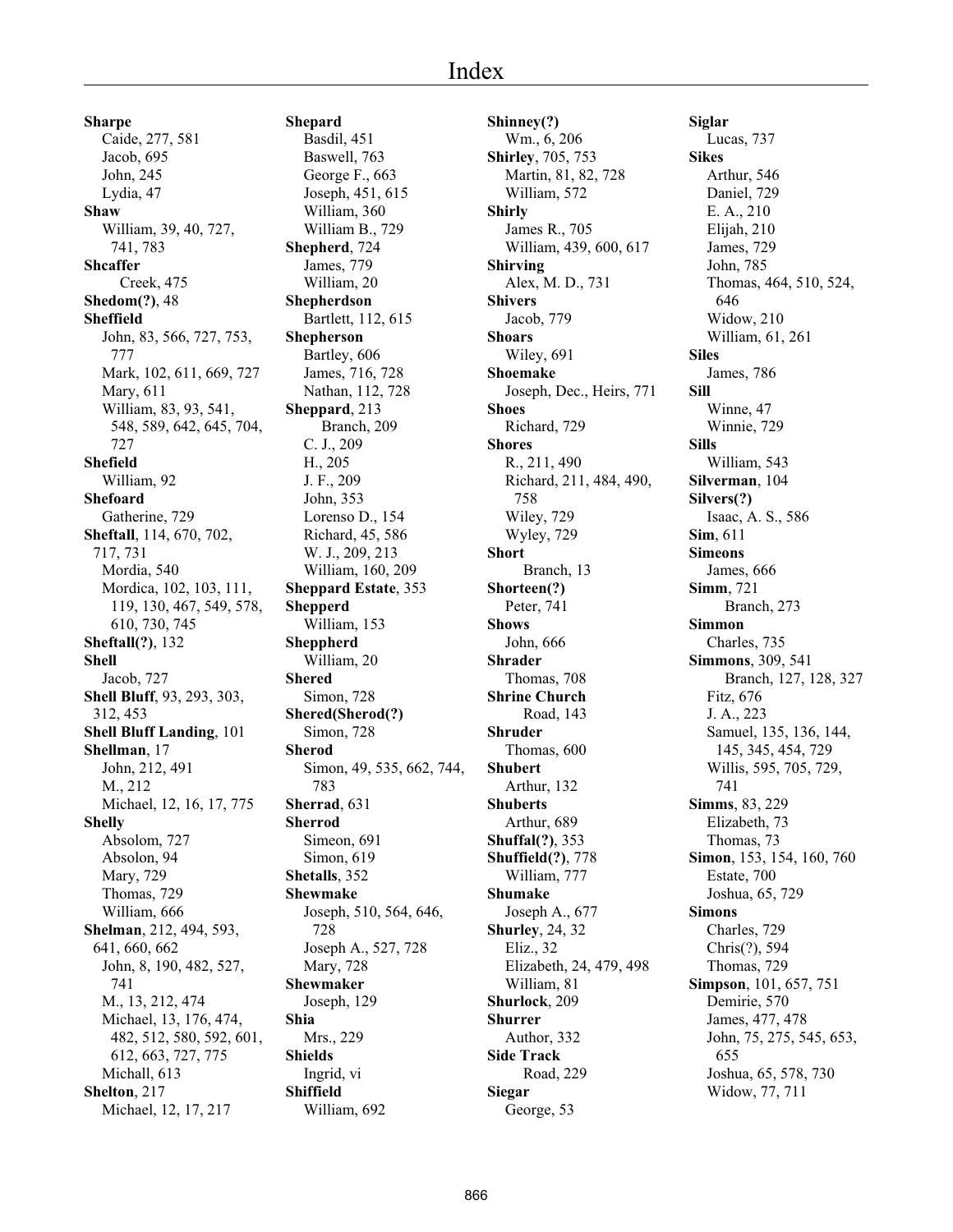# Index

**Sharpe**
Caide, 277, 581
Jacob, 695
John, 245
Lydia, 47

**Shaw**
William, 39, 40, 727, 741, 783

**Shcaffer**
Creek, 475

**Shedom(?)**, 48

**Sheffield**
John, 83, 566, 727, 753, 777
Mark, 102, 611, 669, 727
Mary, 611
William, 83, 93, 541, 548, 589, 642, 645, 704, 727

**Shefield**
William, 92

**Shefoard**
Gatherine, 729

**Sheftall**, 114, 670, 702, 717, 731
Mordia, 540
Mordica, 102, 103, 111, 119, 130, 467, 549, 578, 610, 730, 745

**Sheftall(?)**, 132

**Shell**
Jacob, 727

**Shell Bluff**, 93, 293, 303, 312, 453

**Shell Bluff Landing**, 101

**Shellman**, 17
John, 212, 491
M., 212
Michael, 12, 16, 17, 775

**Shelly**
Absolom, 727
Absolon, 94
Mary, 729
Thomas, 729
William, 666

**Shelman**, 212, 494, 593, 641, 660, 662
John, 8, 190, 482, 527, 741
M., 13, 212, 474
Michael, 13, 176, 474, 482, 512, 580, 592, 601, 612, 663, 727, 775
Michall, 613

**Shelton**, 217
Michael, 12, 17, 217

**Shepard**
Basdil, 451
Baswell, 763
George F., 663
Joseph, 451, 615
William, 360
William B., 729

**Shepherd**, 724
James, 779
William, 20

**Shepherdson**
Bartlett, 112, 615

**Shepherson**
Bartley, 606
James, 716, 728
Nathan, 112, 728

**Sheppard**, 213
Branch, 209
C. J., 209
H., 205
J. F., 209
John, 353
Lorenso D., 154
Richard, 45, 586
W. J., 209, 213
William, 160, 209

**Sheppard Estate**, 353

**Shepperd**
William, 153

**Sheppherd**
William, 20

**Shered**
Simon, 728

**Shered(Sherod(?)**
Simon, 728

**Sherod**
Simon, 49, 535, 662, 744, 783

**Sherrad**, 631

**Sherrod**
Simeon, 691
Simon, 619

**Shetalls**, 352

**Shewmake**
Joseph, 510, 564, 646, 728
Joseph A., 527, 728
Mary, 728

**Shewmaker**
Joseph, 129

**Shia**
Mrs., 229

**Shields**
Ingrid, vi

**Shiffield**
William, 692

**Shinney(?)**
Wm., 6, 206

**Shirley**, 705, 753
Martin, 81, 82, 728
William, 572

**Shirly**
James R., 705
William, 439, 600, 617

**Shirving**
Alex, M. D., 731

**Shivers**
Jacob, 779

**Shoars**
Wiley, 691

**Shoemake**
Joseph, Dec., Heirs, 771

**Shoes**
Richard, 729

**Shores**
R., 211, 490
Richard, 211, 484, 490, 758
Wiley, 729
Wyley, 729

**Short**
Branch, 13

**Shorteen(?)**
Peter, 741

**Shows**
John, 666

**Shrader**
Thomas, 708

**Shrine Church**
Road, 143

**Shruder**
Thomas, 600

**Shubert**
Arthur, 132

**Shuberts**
Arthur, 689

**Shuffal(?)**, 353

**Shuffield(?)**, 778
William, 777

**Shumake**
Joseph A., 677

**Shurley**, 24, 32
Eliz., 32
Elizabeth, 24, 479, 498
William, 81

**Shurlock**, 209

**Shurrer**
Author, 332

**Side Track**
Road, 229

**Siegar**
George, 53

**Siglar**
Lucas, 737

**Sikes**
Arthur, 546
Daniel, 729
E. A., 210
Elijah, 210
James, 729
John, 785
Thomas, 464, 510, 524, 646
Widow, 210
William, 61, 261

**Siles**
James, 786

**Sill**
Winne, 47
Winnie, 729

**Sills**
William, 543

**Silverman**, 104

**Silvers(?)**
Isaac, A. S., 586

**Sim**, 611

**Simeons**
James, 666

**Simm**, 721
Branch, 273

**Simmon**
Charles, 735

**Simmons**, 309, 541
Branch, 127, 128, 327
Fitz, 676
J. A., 223
Samuel, 135, 136, 144, 145, 345, 454, 729
Willis, 595, 705, 729, 741

**Simms**, 83, 229
Elizabeth, 73
Thomas, 73

**Simon**, 153, 154, 160, 760
Estate, 700
Joshua, 65, 729

**Simons**
Charles, 729
Chris(?), 594
Thomas, 729

**Simpson**, 101, 657, 751
Demirie, 570
James, 477, 478
John, 75, 275, 545, 653, 655
Joshua, 65, 578, 730
Widow, 77, 711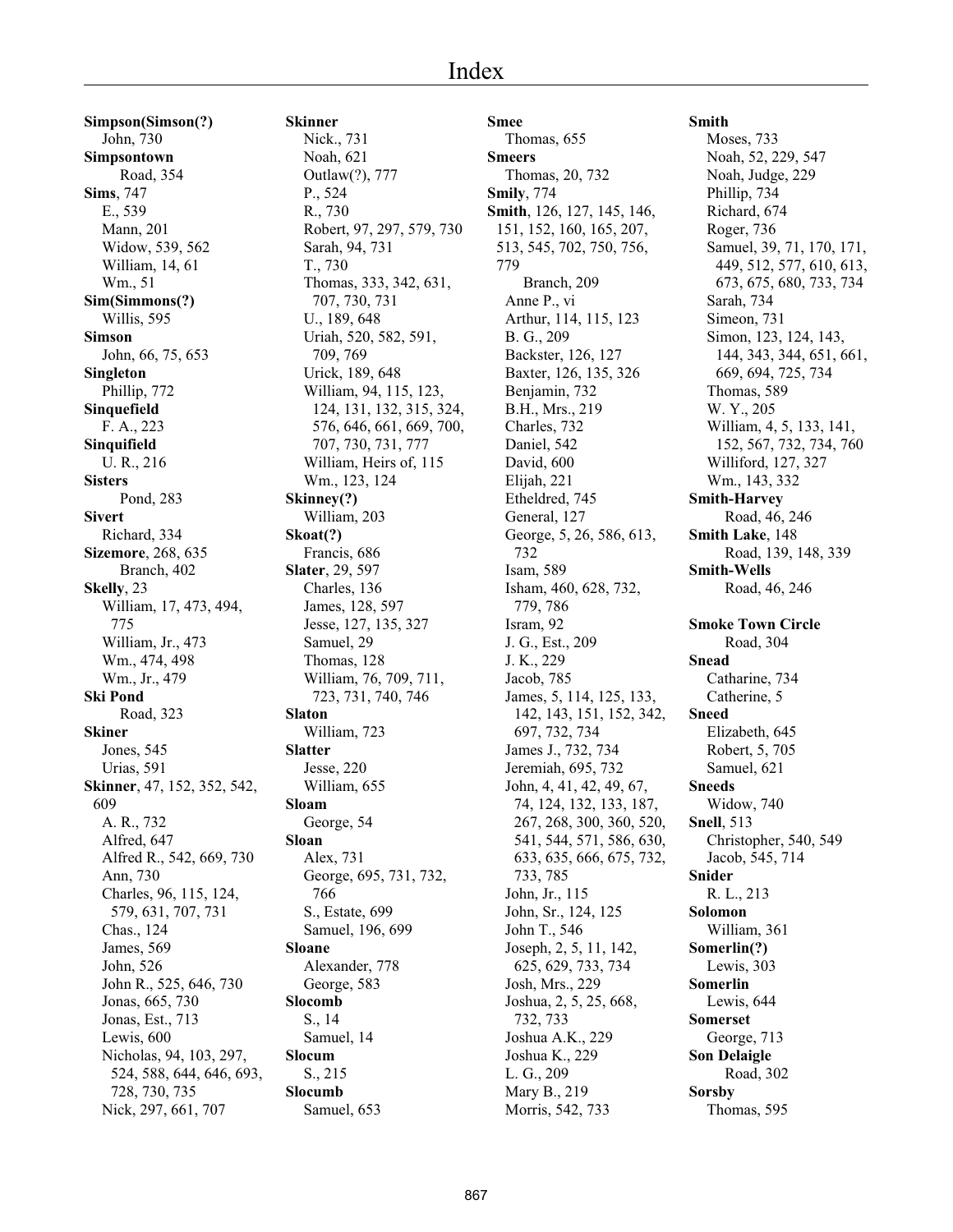# Index

**Simpson(Simson(?)**
John, 730
**Simpsontown**
Road, 354
**Sims**, 747
E., 539
Mann, 201
Widow, 539, 562
William, 14, 61
Wm., 51
**Sim(Simmons(?)**
Willis, 595
**Simson**
John, 66, 75, 653
**Singleton**
Phillip, 772
**Sinquefield**
F. A., 223
**Sinquifield**
U. R., 216
**Sisters**
Pond, 283
**Sivert**
Richard, 334
**Sizemore**, 268, 635
Branch, 402
**Skelly**, 23
William, 17, 473, 494, 775
William, Jr., 473
Wm., 474, 498
Wm., Jr., 479
**Ski Pond**
Road, 323
**Skiner**
Jones, 545
Urias, 591
**Skinner**, 47, 152, 352, 542, 609
A. R., 732
Alfred, 647
Alfred R., 542, 669, 730
Ann, 730
Charles, 96, 115, 124, 579, 631, 707, 731
Chas., 124
James, 569
John, 526
John R., 525, 646, 730
Jonas, 665, 730
Jonas, Est., 713
Lewis, 600
Nicholas, 94, 103, 297, 524, 588, 644, 646, 693, 728, 730, 735
Nick, 297, 661, 707

**Skinner**
Nick., 731
Noah, 621
Outlaw(?), 777
P., 524
R., 730
Robert, 97, 297, 579, 730
Sarah, 94, 731
T., 730
Thomas, 333, 342, 631, 707, 730, 731
U., 189, 648
Uriah, 520, 582, 591, 709, 769
Urick, 189, 648
William, 94, 115, 123, 124, 131, 132, 315, 324, 576, 646, 661, 669, 700, 707, 730, 731, 777
William, Heirs of, 115
Wm., 123, 124
**Skinney(?)**
William, 203
**Skoat(?)**
Francis, 686
**Slater**, 29, 597
Charles, 136
James, 128, 597
Jesse, 127, 135, 327
Samuel, 29
Thomas, 128
William, 76, 709, 711, 723, 731, 740, 746
**Slaton**
William, 723
**Slatter**
Jesse, 220
William, 655
**Sloam**
George, 54
**Sloan**
Alex, 731
George, 695, 731, 732, 766
S., Estate, 699
Samuel, 196, 699
**Sloane**
Alexander, 778
George, 583
**Slocomb**
S., 14
Samuel, 14
**Slocum**
S., 215
**Slocumb**
Samuel, 653

**Smee**
Thomas, 655
**Smeers**
Thomas, 20, 732
**Smily**, 774
**Smith**, 126, 127, 145, 146, 151, 152, 160, 165, 207, 513, 545, 702, 750, 756, 779
Branch, 209
Anne P., vi
Arthur, 114, 115, 123
B. G., 209
Backster, 126, 127
Baxter, 126, 135, 326
Benjamin, 732
B.H., Mrs., 219
Charles, 732
Daniel, 542
David, 600
Elijah, 221
Etheldred, 745
General, 127
George, 5, 26, 586, 613, 732
Isam, 589
Isham, 460, 628, 732, 779, 786
Isram, 92
J. G., Est., 209
J. K., 229
Jacob, 785
James, 5, 114, 125, 133, 142, 143, 151, 152, 342, 697, 732, 734
James J., 732, 734
Jeremiah, 695, 732
John, 4, 41, 42, 49, 67, 74, 124, 132, 133, 187, 267, 268, 300, 360, 520, 541, 544, 571, 586, 630, 633, 635, 666, 675, 732, 733, 785
John, Jr., 115
John, Sr., 124, 125
John T., 546
Joseph, 2, 5, 11, 142, 625, 629, 733, 734
Josh, Mrs., 229
Joshua, 2, 5, 25, 668, 732, 733
Joshua A.K., 229
Joshua K., 229
L. G., 209
Mary B., 219
Morris, 542, 733

**Smith**
Moses, 733
Noah, 52, 229, 547
Noah, Judge, 229
Phillip, 734
Richard, 674
Roger, 736
Samuel, 39, 71, 170, 171, 449, 512, 577, 610, 613, 673, 675, 680, 733, 734
Sarah, 734
Simeon, 731
Simon, 123, 124, 143, 144, 343, 344, 651, 661, 669, 694, 725, 734
Thomas, 589
W. Y., 205
William, 4, 5, 133, 141, 152, 567, 732, 734, 760
Williford, 127, 327
Wm., 143, 332
**Smith-Harvey**
Road, 46, 246
**Smith Lake**, 148
Road, 139, 148, 339
**Smith-Wells**
Road, 46, 246

**Smoke Town Circle**
Road, 304
**Snead**
Catharine, 734
Catherine, 5
**Sneed**
Elizabeth, 645
Robert, 5, 705
Samuel, 621
**Sneeds**
Widow, 740
**Snell**, 513
Christopher, 540, 549
Jacob, 545, 714
**Snider**
R. L., 213
**Solomon**
William, 361
**Somerlin(?)**
Lewis, 303
**Somerlin**
Lewis, 644
**Somerset**
George, 713
**Son Delaigle**
Road, 302
**Sorsby**
Thomas, 595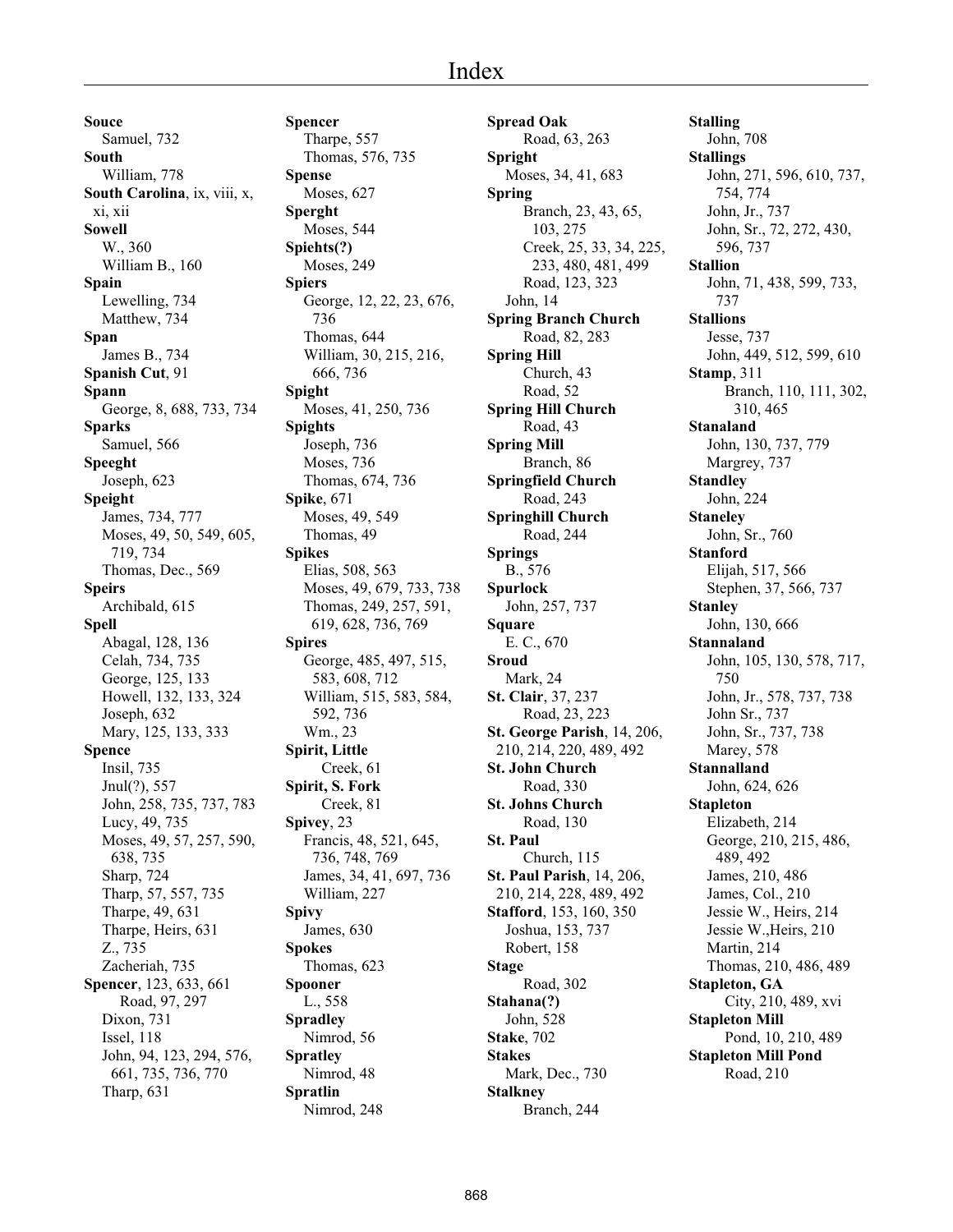# Index

**Souce**
Samuel, 732
**South**
William, 778
**South Carolina**, ix, viii, x, xi, xii
**Sowell**
W., 360
William B., 160
**Spain**
Lewelling, 734
Matthew, 734
**Span**
James B., 734
**Spanish Cut**, 91
**Spann**
George, 8, 688, 733, 734
**Sparks**
Samuel, 566
**Speeght**
Joseph, 623
**Speight**
James, 734, 777
Moses, 49, 50, 549, 605, 719, 734
Thomas, Dec., 569
**Speirs**
Archibald, 615
**Spell**
Abagal, 128, 136
Celah, 734, 735
George, 125, 133
Howell, 132, 133, 324
Joseph, 632
Mary, 125, 133, 333
**Spence**
Insil, 735
Jnul(?), 557
John, 258, 735, 737, 783
Lucy, 49, 735
Moses, 49, 57, 257, 590, 638, 735
Sharp, 724
Tharp, 57, 557, 735
Tharpe, 49, 631
Tharpe, Heirs, 631
Z., 735
Zacheriah, 735
**Spencer**, 123, 633, 661
Road, 97, 297
Dixon, 731
Issel, 118
John, 94, 123, 294, 576, 661, 735, 736, 770
Tharp, 631
**Spencer**
Tharpe, 557
Thomas, 576, 735
**Spense**
Moses, 627
**Sperght**
Moses, 544
**Spiehts(?)**
Moses, 249
**Spiers**
George, 12, 22, 23, 676, 736
Thomas, 644
William, 30, 215, 216, 666, 736
**Spight**
Moses, 41, 250, 736
**Spights**
Joseph, 736
Moses, 736
Thomas, 674, 736
**Spike**, 671
Moses, 49, 549
Thomas, 49
**Spikes**
Elias, 508, 563
Moses, 49, 679, 733, 738
Thomas, 249, 257, 591, 619, 628, 736, 769
**Spires**
George, 485, 497, 515, 583, 608, 712
William, 515, 583, 584, 592, 736
Wm., 23
**Spirit, Little**
Creek, 61
**Spirit, S. Fork**
Creek, 81
**Spivey**, 23
Francis, 48, 521, 645, 736, 748, 769
James, 34, 41, 697, 736
William, 227
**Spivy**
James, 630
**Spokes**
Thomas, 623
**Spooner**
L., 558
**Spradley**
Nimrod, 56
**Spratley**
Nimrod, 48
**Spratlin**
Nimrod, 248
**Spread Oak**
Road, 63, 263
**Spright**
Moses, 34, 41, 683
**Spring**
Branch, 23, 43, 65, 103, 275
Creek, 25, 33, 34, 225, 233, 480, 481, 499
Road, 123, 323
John, 14
**Spring Branch Church**
Road, 82, 283
**Spring Hill**
Church, 43
Road, 52
**Spring Hill Church**
Road, 43
**Spring Mill**
Branch, 86
**Springfield Church**
Road, 243
**Springhill Church**
Road, 244
**Springs**
B., 576
**Spurlock**
John, 257, 737
**Square**
E. C., 670
**Sroud**
Mark, 24
**St. Clair**, 37, 237
Road, 23, 223
**St. George Parish**, 14, 206, 210, 214, 220, 489, 492
**St. John Church**
Road, 330
**St. Johns Church**
Road, 130
**St. Paul**
Church, 115
**St. Paul Parish**, 14, 206, 210, 214, 228, 489, 492
**Stafford**, 153, 160, 350
Joshua, 153, 737
Robert, 158
**Stage**
Road, 302
**Stahana(?)**
John, 528
**Stake**, 702
**Stakes**
Mark, Dec., 730
**Stalkney**
Branch, 244
**Stalling**
John, 708
**Stallings**
John, 271, 596, 610, 737, 754, 774
John, Jr., 737
John, Sr., 72, 272, 430, 596, 737
**Stallion**
John, 71, 438, 599, 733, 737
**Stallions**
Jesse, 737
John, 449, 512, 599, 610
**Stamp**, 311
Branch, 110, 111, 302, 310, 465
**Stanaland**
John, 130, 737, 779
Margrey, 737
**Standley**
John, 224
**Staneley**
John, Sr., 760
**Stanford**
Elijah, 517, 566
Stephen, 37, 566, 737
**Stanley**
John, 130, 666
**Stannaland**
John, 105, 130, 578, 717, 750
John, Jr., 578, 737, 738
John Sr., 737
John, Sr., 737, 738
Marey, 578
**Stannalland**
John, 624, 626
**Stapleton**
Elizabeth, 214
George, 210, 215, 486, 489, 492
James, 210, 486
James, Col., 210
Jessie W., Heirs, 214
Jessie W.,Heirs, 210
Martin, 214
Thomas, 210, 486, 489
**Stapleton, GA**
City, 210, 489, xvi
**Stapleton Mill**
Pond, 10, 210, 489
**Stapleton Mill Pond**
Road, 210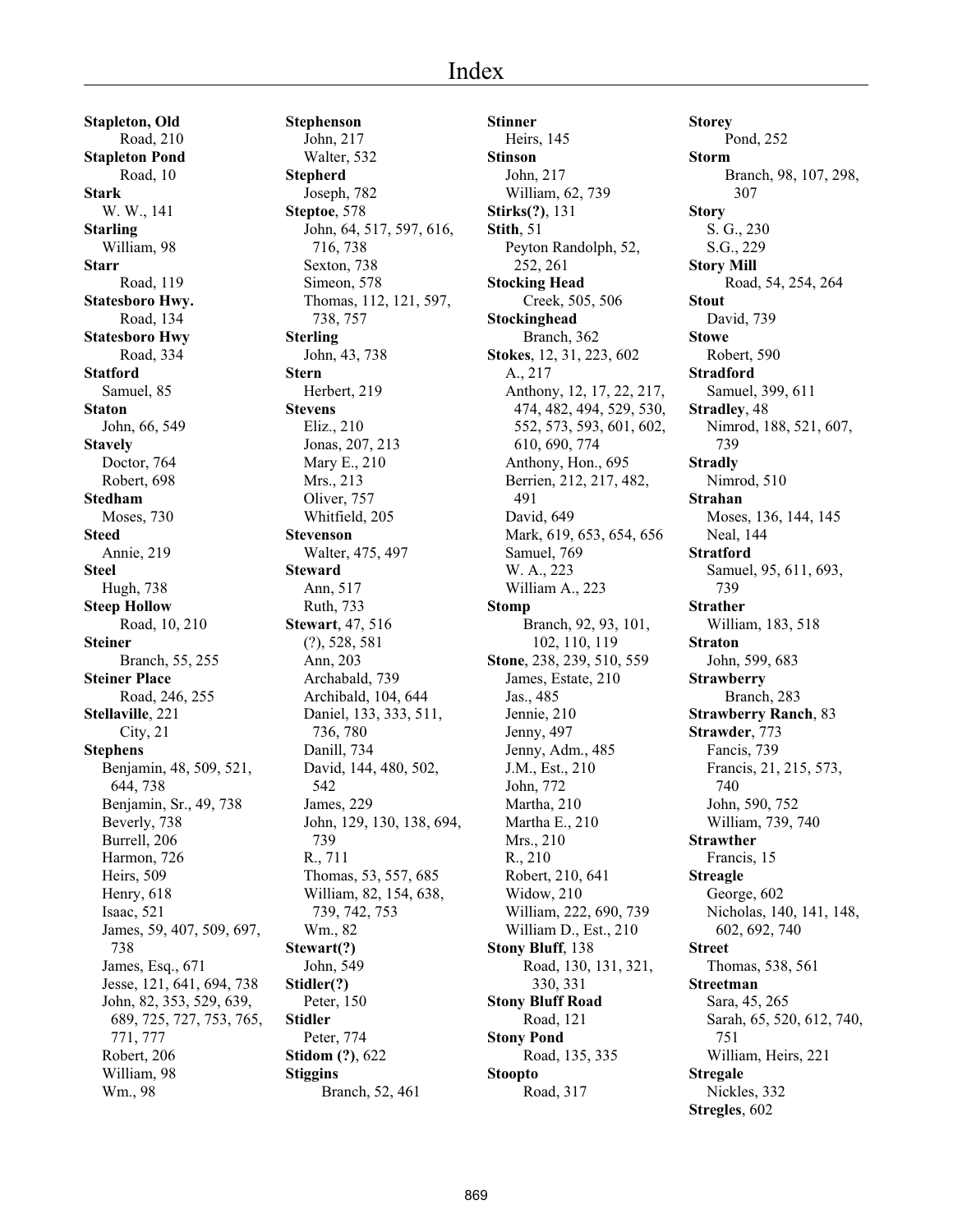# Index

**Stapleton, Old**
  Road, 210
**Stapleton Pond**
  Road, 10
**Stark**
  W. W., 141
**Starling**
  William, 98
**Starr**
  Road, 119
**Statesboro Hwy.**
  Road, 134
**Statesboro Hwy**
  Road, 334
**Statford**
  Samuel, 85
**Staton**
  John, 66, 549
**Stavely**
  Doctor, 764
  Robert, 698
**Stedham**
  Moses, 730
**Steed**
  Annie, 219
**Steel**
  Hugh, 738
**Steep Hollow**
  Road, 10, 210
**Steiner**
  Branch, 55, 255
**Steiner Place**
  Road, 246, 255
**Stellaville**, 221
  City, 21
**Stephens**
  Benjamin, 48, 509, 521, 644, 738
  Benjamin, Sr., 49, 738
  Beverly, 738
  Burrell, 206
  Harmon, 726
  Heirs, 509
  Henry, 618
  Isaac, 521
  James, 59, 407, 509, 697, 738
  James, Esq., 671
  Jesse, 121, 641, 694, 738
  John, 82, 353, 529, 639, 689, 725, 727, 753, 765, 771, 777
  Robert, 206
  William, 98
  Wm., 98

**Stephenson**
  John, 217
  Walter, 532
**Stepherd**
  Joseph, 782
**Steptoe**, 578
  John, 64, 517, 597, 616, 716, 738
  Sexton, 738
  Simeon, 578
  Thomas, 112, 121, 597, 738, 757
**Sterling**
  John, 43, 738
**Stern**
  Herbert, 219
**Stevens**
  Eliz., 210
  Jonas, 207, 213
  Mary E., 210
  Mrs., 213
  Oliver, 757
  Whitfield, 205
**Stevenson**
  Walter, 475, 497
**Steward**
  Ann, 517
  Ruth, 733
**Stewart**, 47, 516
  (?), 528, 581
  Ann, 203
  Archabald, 739
  Archibald, 104, 644
  Daniel, 133, 333, 511, 736, 780
  Danill, 734
  David, 144, 480, 502, 542
  James, 229
  John, 129, 130, 138, 694, 739
  R., 711
  Thomas, 53, 557, 685
  William, 82, 154, 638, 739, 742, 753
  Wm., 82
**Stewart(?)**
  John, 549
**Stidler(?)**
  Peter, 150
**Stidler**
  Peter, 774
**Stidom (?)**, 622
**Stiggins**
  Branch, 52, 461

**Stinner**
  Heirs, 145
**Stinson**
  John, 217
  William, 62, 739
**Stirks(?)**, 131
**Stith**, 51
  Peyton Randolph, 52, 252, 261
**Stocking Head**
  Creek, 505, 506
**Stockinghead**
  Branch, 362
**Stokes**, 12, 31, 223, 602
  A., 217
  Anthony, 12, 17, 22, 217, 474, 482, 494, 529, 530, 552, 573, 593, 601, 602, 610, 690, 774
  Anthony, Hon., 695
  Berrien, 212, 217, 482, 491
  David, 649
  Mark, 619, 653, 654, 656
  Samuel, 769
  W. A., 223
  William A., 223
**Stomp**
  Branch, 92, 93, 101, 102, 110, 119
**Stone**, 238, 239, 510, 559
  James, Estate, 210
  Jas., 485
  Jennie, 210
  Jenny, 497
  Jenny, Adm., 485
  J.M., Est., 210
  John, 772
  Martha, 210
  Martha E., 210
  Mrs., 210
  R., 210
  Robert, 210, 641
  Widow, 210
  William, 222, 690, 739
  William D., Est., 210
**Stony Bluff**, 138
  Road, 130, 131, 321, 330, 331
**Stony Bluff Road**
  Road, 121
**Stony Pond**
  Road, 135, 335
**Stoopto**
  Road, 317

**Storey**
  Pond, 252
**Storm**
  Branch, 98, 107, 298, 307
**Story**
  S. G., 230
  S.G., 229
**Story Mill**
  Road, 54, 254, 264
**Stout**
  David, 739
**Stowe**
  Robert, 590
**Stradford**
  Samuel, 399, 611
**Stradley**, 48
  Nimrod, 188, 521, 607, 739
**Stradly**
  Nimrod, 510
**Strahan**
  Moses, 136, 144, 145
  Neal, 144
**Stratford**
  Samuel, 95, 611, 693, 739
**Strather**
  William, 183, 518
**Straton**
  John, 599, 683
**Strawberry**
  Branch, 283
**Strawberry Ranch**, 83
**Strawder**, 773
  Fancis, 739
  Francis, 21, 215, 573, 740
  John, 590, 752
  William, 739, 740
**Strawther**
  Francis, 15
**Streagle**
  George, 602
  Nicholas, 140, 141, 148, 602, 692, 740
**Street**
  Thomas, 538, 561
**Streetman**
  Sara, 45, 265
  Sarah, 65, 520, 612, 740, 751
  William, Heirs, 221
**Stregale**
  Nickles, 332
**Stregles**, 602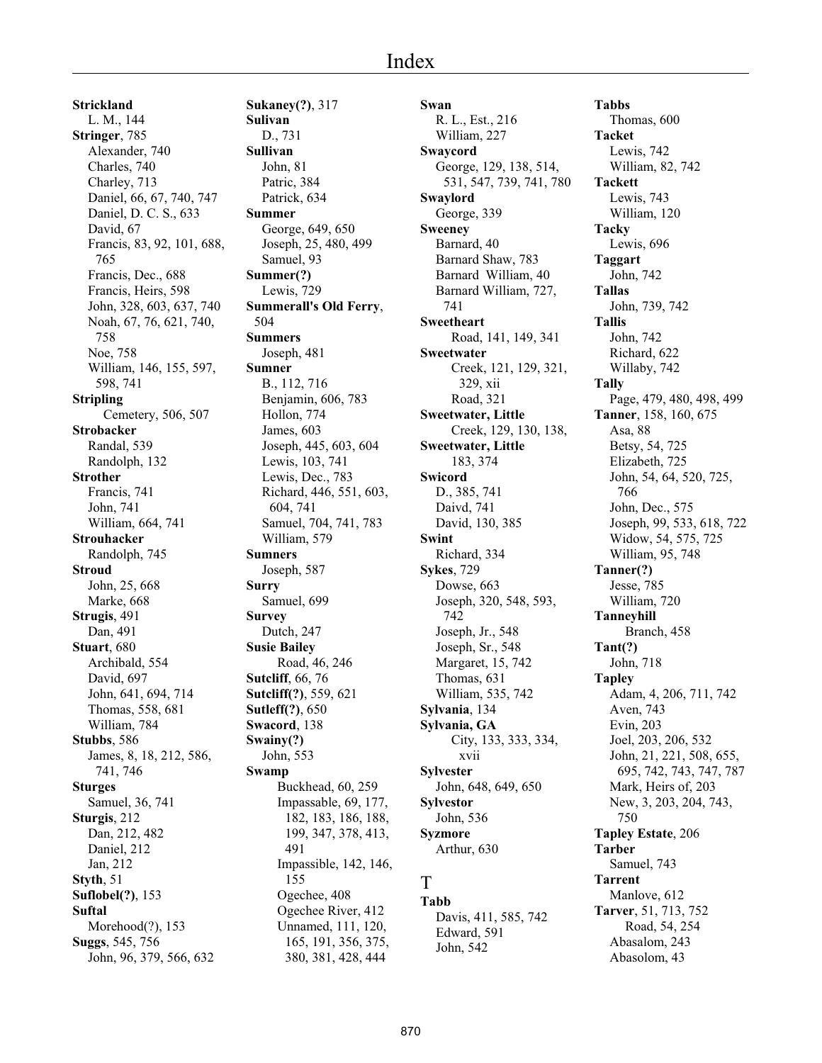# Index

**Strickland**
L. M., 144
**Stringer**, 785
Alexander, 740
Charles, 740
Charley, 713
Daniel, 66, 67, 740, 747
Daniel, D. C. S., 633
David, 67
Francis, 83, 92, 101, 688, 765
Francis, Dec., 688
Francis, Heirs, 598
John, 328, 603, 637, 740
Noah, 67, 76, 621, 740, 758
Noe, 758
William, 146, 155, 597, 598, 741
**Stripling**
Cemetery, 506, 507
**Strobacker**
Randal, 539
Randolph, 132
**Strother**
Francis, 741
John, 741
William, 664, 741
**Strouhacker**
Randolph, 745
**Stroud**
John, 25, 668
Marke, 668
**Strugis**, 491
Dan, 491
**Stuart**, 680
Archibald, 554
David, 697
John, 641, 694, 714
Thomas, 558, 681
William, 784
**Stubbs**, 586
James, 8, 18, 212, 586, 741, 746
**Sturges**
Samuel, 36, 741
**Sturgis**, 212
Dan, 212, 482
Daniel, 212
Jan, 212
**Styth**, 51
**Suflobel(?)**, 153
**Suftal**
Morehood(?), 153
**Suggs**, 545, 756
John, 96, 379, 566, 632

**Sukaney(?)**, 317
**Sulivan**
D., 731
**Sullivan**
John, 81
Patric, 384
Patrick, 634
**Summer**
George, 649, 650
Joseph, 25, 480, 499
Samuel, 93
**Summer(?)**
Lewis, 729
**Summerall's Old Ferry**, 504
**Summers**
Joseph, 481
**Sumner**
B., 112, 716
Benjamin, 606, 783
Hollon, 774
James, 603
Joseph, 445, 603, 604
Lewis, 103, 741
Lewis, Dec., 783
Richard, 446, 551, 603, 604, 741
Samuel, 704, 741, 783
William, 579
**Sumners**
Joseph, 587
**Surry**
Samuel, 699
**Survey**
Dutch, 247
**Susie Bailey**
Road, 46, 246
**Sutcliff**, 66, 76
**Sutcliff(?)**, 559, 621
**Sutleff(?)**, 650
**Swacord**, 138
**Swainy(?)**
John, 553
**Swamp**
Buckhead, 60, 259
Impassable, 69, 177, 182, 183, 186, 188, 199, 347, 378, 413, 491
Impassible, 142, 146, 155
Ogechee, 408
Ogechee River, 412
Unnamed, 111, 120, 165, 191, 356, 375, 380, 381, 428, 444

**Swan**
R. L., Est., 216
William, 227
**Swaycord**
George, 129, 138, 514, 531, 547, 739, 741, 780
**Swaylord**
George, 339
**Sweeney**
Barnard, 40
Barnard Shaw, 783
Barnard William, 40
Barnard William, 727, 741
**Sweetheart**
Road, 141, 149, 341
**Sweetwater**
Creek, 121, 129, 321, 329, xii
Road, 321
**Sweetwater, Little**
Creek, 129, 130, 138,
**Sweetwater, Little**
183, 374
**Swicord**
D., 385, 741
Daivd, 741
David, 130, 385
**Swint**
Richard, 334
**Sykes**, 729
Dowse, 663
Joseph, 320, 548, 593, 742
Joseph, Jr., 548
Joseph, Sr., 548
Margaret, 15, 742
Thomas, 631
William, 535, 742
**Sylvania**, 134
**Sylvania, GA**
City, 133, 333, 334, xvii
**Sylvester**
John, 648, 649, 650
**Sylvestor**
John, 536
**Syzmore**
Arthur, 630

## T

**Tabb**
Davis, 411, 585, 742
Edward, 591
John, 542

**Tabbs**
Thomas, 600
**Tacket**
Lewis, 742
William, 82, 742
**Tackett**
Lewis, 743
William, 120
**Tacky**
Lewis, 696
**Taggart**
John, 742
**Tallas**
John, 739, 742
**Tallis**
John, 742
Richard, 622
Willaby, 742
**Tally**
Page, 479, 480, 498, 499
**Tanner**, 158, 160, 675
Asa, 88
Betsy, 54, 725
Elizabeth, 725
John, 54, 64, 520, 725, 766
John, Dec., 575
Joseph, 99, 533, 618, 722
Widow, 54, 575, 725
William, 95, 748
**Tanner(?)**
Jesse, 785
William, 720
**Tanneyhill**
Branch, 458
**Tant(?)**
John, 718
**Tapley**
Adam, 4, 206, 711, 742
Aven, 743
Evin, 203
Joel, 203, 206, 532
John, 21, 221, 508, 655, 695, 742, 743, 747, 787
Mark, Heirs of, 203
New, 3, 203, 204, 743, 750
**Tapley Estate**, 206
**Tarber**
Samuel, 743
**Tarrent**
Manlove, 612
**Tarver**, 51, 713, 752
Road, 54, 254
Abasalom, 243
Abasolom, 43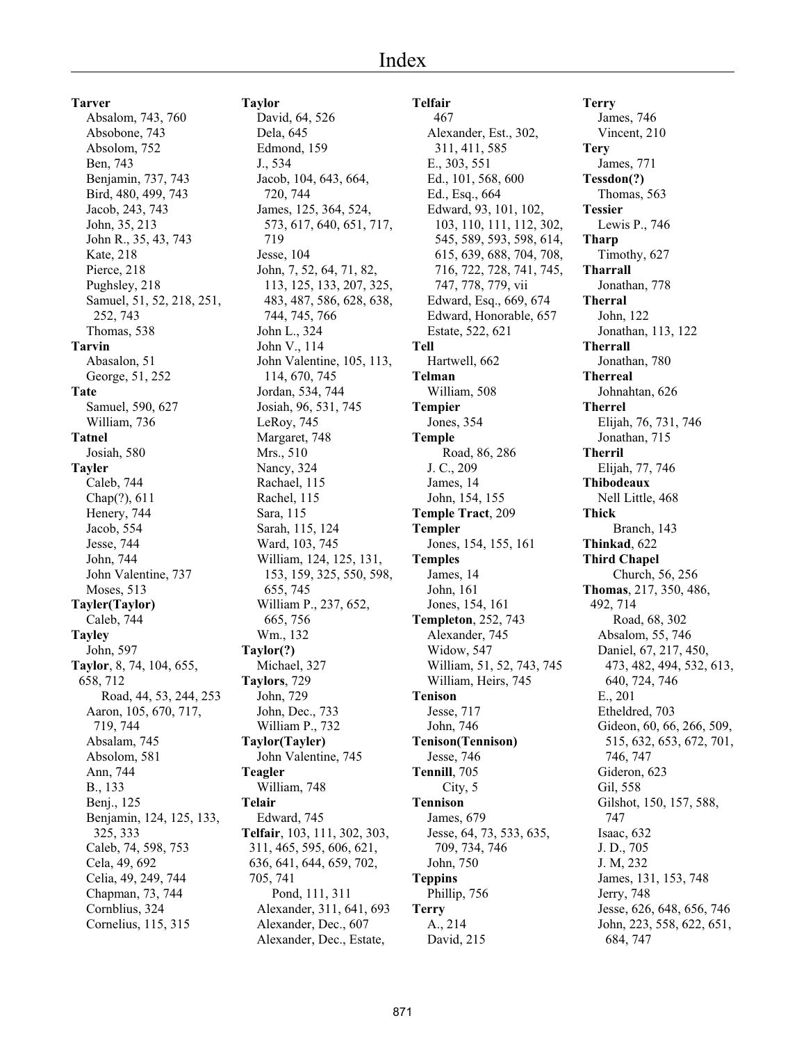# Index

**Tarver**
Absalom, 743, 760
Absobone, 743
Absolom, 752
Ben, 743
Benjamin, 737, 743
Bird, 480, 499, 743
Jacob, 243, 743
John, 35, 213
John R., 35, 43, 743
Kate, 218
Pierce, 218
Pughsley, 218
Samuel, 51, 52, 218, 251, 252, 743
Thomas, 538

**Tarvin**
Abasalon, 51
George, 51, 252

**Tate**
Samuel, 590, 627
William, 736

**Tatnel**
Josiah, 580

**Tayler**
Caleb, 744
Chap(?), 611
Henery, 744
Jacob, 554
Jesse, 744
John, 744
John Valentine, 737
Moses, 513

**Tayler(Taylor)**
Caleb, 744

**Tayley**
John, 597

**Taylor**, 8, 74, 104, 655, 658, 712
Road, 44, 53, 244, 253
Aaron, 105, 670, 717, 719, 744
Absalam, 745
Absolom, 581
Ann, 744
B., 133
Benj., 125
Benjamin, 124, 125, 133, 325, 333
Caleb, 74, 598, 753
Cela, 49, 692
Celia, 49, 249, 744
Chapman, 73, 744
Cornblius, 324
Cornelius, 115, 315

**Taylor**
David, 64, 526
Dela, 645
Edmond, 159
J., 534
Jacob, 104, 643, 664, 720, 744
James, 125, 364, 524, 573, 617, 640, 651, 717, 719
Jesse, 104
John, 7, 52, 64, 71, 82, 113, 125, 133, 207, 325, 483, 487, 586, 628, 638, 744, 745, 766
John L., 324
John V., 114
John Valentine, 105, 113, 114, 670, 745
Jordan, 534, 744
Josiah, 96, 531, 745
LeRoy, 745
Margaret, 748
Mrs., 510
Nancy, 324
Rachael, 115
Rachel, 115
Sara, 115
Sarah, 115, 124
Ward, 103, 745
William, 124, 125, 131, 153, 159, 325, 550, 598, 655, 745
William P., 237, 652, 665, 756
Wm., 132

**Taylor(?)**
Michael, 327

**Taylors**, 729
John, 729
John, Dec., 733
William P., 732

**Taylor(Tayler)**
John Valentine, 745

**Teagler**
William, 748

**Telair**
Edward, 745

**Telfair**, 103, 111, 302, 303, 311, 465, 595, 606, 621, 636, 641, 644, 659, 702, 705, 741
Pond, 111, 311
Alexander, 311, 641, 693
Alexander, Dec., 607
Alexander, Dec., Estate,

**Telfair**
467
Alexander, Est., 302, 311, 411, 585
E., 303, 551
Ed., 101, 568, 600
Ed., Esq., 664
Edward, 93, 101, 102, 103, 110, 111, 112, 302, 545, 589, 593, 598, 614, 615, 639, 688, 704, 708, 716, 722, 728, 741, 745, 747, 778, 779, vii
Edward, Esq., 669, 674
Edward, Honorable, 657
Estate, 522, 621

**Tell**
Hartwell, 662

**Telman**
William, 508

**Tempier**
Jones, 354

**Temple**
Road, 86, 286
J. C., 209
James, 14
John, 154, 155

**Temple Tract**, 209

**Templer**
Jones, 154, 155, 161

**Temples**
James, 14
John, 161
Jones, 154, 161

**Templeton**, 252, 743
Alexander, 745
Widow, 547
William, 51, 52, 743, 745
William, Heirs, 745

**Tenison**
Jesse, 717
John, 746

**Tenison(Tennison)**
Jesse, 746

**Tennill**, 705
City, 5

**Tennison**
James, 679
Jesse, 64, 73, 533, 635, 709, 734, 746
John, 750

**Teppins**
Phillip, 756

**Terry**
A., 214
David, 215

**Terry**
James, 746
Vincent, 210

**Tery**
James, 771

**Tessdon(?)**
Thomas, 563

**Tessier**
Lewis P., 746

**Tharp**
Timothy, 627

**Tharrall**
Jonathan, 778

**Therral**
John, 122
Jonathan, 113, 122

**Therrall**
Jonathan, 780

**Therreal**
Johnahtan, 626

**Therrel**
Elijah, 76, 731, 746
Jonathan, 715

**Therril**
Elijah, 77, 746

**Thibodeaux**
Nell Little, 468

**Thick**
Branch, 143

**Thinkad**, 622

**Third Chapel**
Church, 56, 256

**Thomas**, 217, 350, 486, 492, 714
Road, 68, 302
Absalom, 55, 746
Daniel, 67, 217, 450, 473, 482, 494, 532, 613, 640, 724, 746
E., 201
Etheldred, 703
Gideon, 60, 66, 266, 509, 515, 632, 653, 672, 701, 746, 747
Gideron, 623
Gil, 558
Gilshot, 150, 157, 588, 747
Isaac, 632
J. D., 705
J. M, 232
James, 131, 153, 748
Jerry, 748
Jesse, 626, 648, 656, 746
John, 223, 558, 622, 651, 684, 747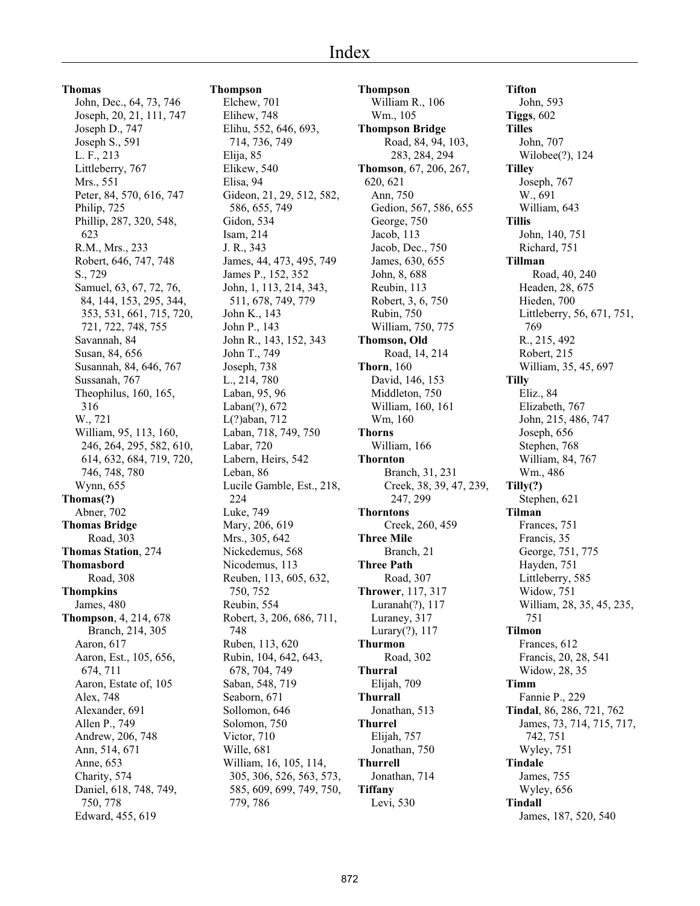# Index

**Thomas**
- John, Dec., 64, 73, 746
- Joseph, 20, 21, 111, 747
- Joseph D., 747
- Joseph S., 591
- L. F., 213
- Littleberry, 767
- Mrs., 551
- Peter, 84, 570, 616, 747
- Philip, 725
- Phillip, 287, 320, 548, 623
- R.M., Mrs., 233
- Robert, 646, 747, 748
- S., 729
- Samuel, 63, 67, 72, 76, 84, 144, 153, 295, 344, 353, 531, 661, 715, 720, 721, 722, 748, 755
- Savannah, 84
- Susan, 84, 656
- Susannah, 84, 646, 767
- Sussanah, 767
- Theophilus, 160, 165, 316
- W., 721
- William, 95, 113, 160, 246, 264, 295, 582, 610, 614, 632, 684, 719, 720, 746, 748, 780
- Wynn, 655

**Thomas(?)**
- Abner, 702

**Thomas Bridge**
- Road, 303

**Thomas Station**, 274

**Thomasbord**
- Road, 308

**Thompkins**
- James, 480

**Thompson**, 4, 214, 678
- Branch, 214, 305
- Aaron, 617
- Aaron, Est., 105, 656, 674, 711
- Aaron, Estate of, 105
- Alex, 748
- Alexander, 691
- Allen P., 749
- Andrew, 206, 748
- Ann, 514, 671
- Anne, 653
- Charity, 574
- Daniel, 618, 748, 749, 750, 778
- Edward, 455, 619

**Thompson**
- Elchew, 701
- Elihew, 748
- Elihu, 552, 646, 693, 714, 736, 749
- Elija, 85
- Elikew, 540
- Elisa, 94
- Gideon, 21, 29, 512, 582, 586, 655, 749
- Gidon, 534
- Isam, 214
- J. R., 343
- James, 44, 473, 495, 749
- James P., 152, 352
- John, 1, 113, 214, 343, 511, 678, 749, 779
- John K., 143
- John P., 143
- John R., 143, 152, 343
- John T., 749
- Joseph, 738
- L., 214, 780
- Laban, 95, 96
- Laban(?), 672
- L(?)aban, 712
- Laban, 718, 749, 750
- Labar, 720
- Labern, Heirs, 542
- Leban, 86
- Lucile Gamble, Est., 218, 224
- Luke, 749
- Mary, 206, 619
- Mrs., 305, 642
- Nickedemus, 568
- Nicodemus, 113
- Reuben, 113, 605, 632, 750, 752
- Reubin, 554
- Robert, 3, 206, 686, 711, 748
- Ruben, 113, 620
- Rubin, 104, 642, 643, 678, 704, 749
- Saban, 548, 719
- Seaborn, 671
- Sollomon, 646
- Solomon, 750
- Victor, 710
- Wille, 681
- William, 16, 105, 114, 305, 306, 526, 563, 573, 585, 609, 699, 749, 750, 779, 786

**Thompson**
- William R., 106
- Wm., 105

**Thompson Bridge**
- Road, 84, 94, 103, 283, 284, 294

**Thomson**, 67, 206, 267, 620, 621
- Ann, 750
- Gedion, 567, 586, 655
- George, 750
- Jacob, 113
- Jacob, Dec., 750
- James, 630, 655
- John, 8, 688
- Reubin, 113
- Robert, 3, 6, 750
- Rubin, 750
- William, 750, 775

**Thomson, Old**
- Road, 14, 214

**Thorn**, 160
- David, 146, 153
- Middleton, 750
- William, 160, 161
- Wm, 160

**Thorns**
- William, 166

**Thornton**
- Branch, 31, 231
- Creek, 38, 39, 47, 239, 247, 299

**Thorntons**
- Creek, 260, 459

**Three Mile**
- Branch, 21

**Three Path**
- Road, 307

**Thrower**, 117, 317
- Luranah(?), 117
- Luraney, 317
- Lurary(?), 117

**Thurmon**
- Road, 302

**Thurral**
- Elijah, 709

**Thurrall**
- Jonathan, 513

**Thurrel**
- Elijah, 757
- Jonathan, 750

**Thurrell**
- Jonathan, 714

**Tiffany**
- Levi, 530

**Tifton**
- John, 593

**Tiggs**, 602

**Tilles**
- John, 707
- Wilobee(?), 124

**Tilley**
- Joseph, 767
- W., 691
- William, 643

**Tillis**
- John, 140, 751
- Richard, 751

**Tillman**
- Road, 40, 240
- Headen, 28, 675
- Hieden, 700
- Littleberry, 56, 671, 751, 769
- R., 215, 492
- Robert, 215
- William, 35, 45, 697

**Tilly**
- Eliz., 84
- Elizabeth, 767
- John, 215, 486, 747
- Joseph, 656
- Stephen, 768
- William, 84, 767
- Wm., 486

**Tilly(?)**
- Stephen, 621

**Tilman**
- Frances, 751
- Francis, 35
- George, 751, 775
- Hayden, 751
- Littleberry, 585
- Widow, 751
- William, 28, 35, 45, 235, 751

**Tilmon**
- Frances, 612
- Francis, 20, 28, 541
- Widow, 28, 35

**Timm**
- Fannie P., 229

**Tindal**, 86, 286, 721, 762
- James, 73, 714, 715, 717, 742, 751
- Wyley, 751

**Tindale**
- James, 755
- Wyley, 656

**Tindall**
- James, 187, 520, 540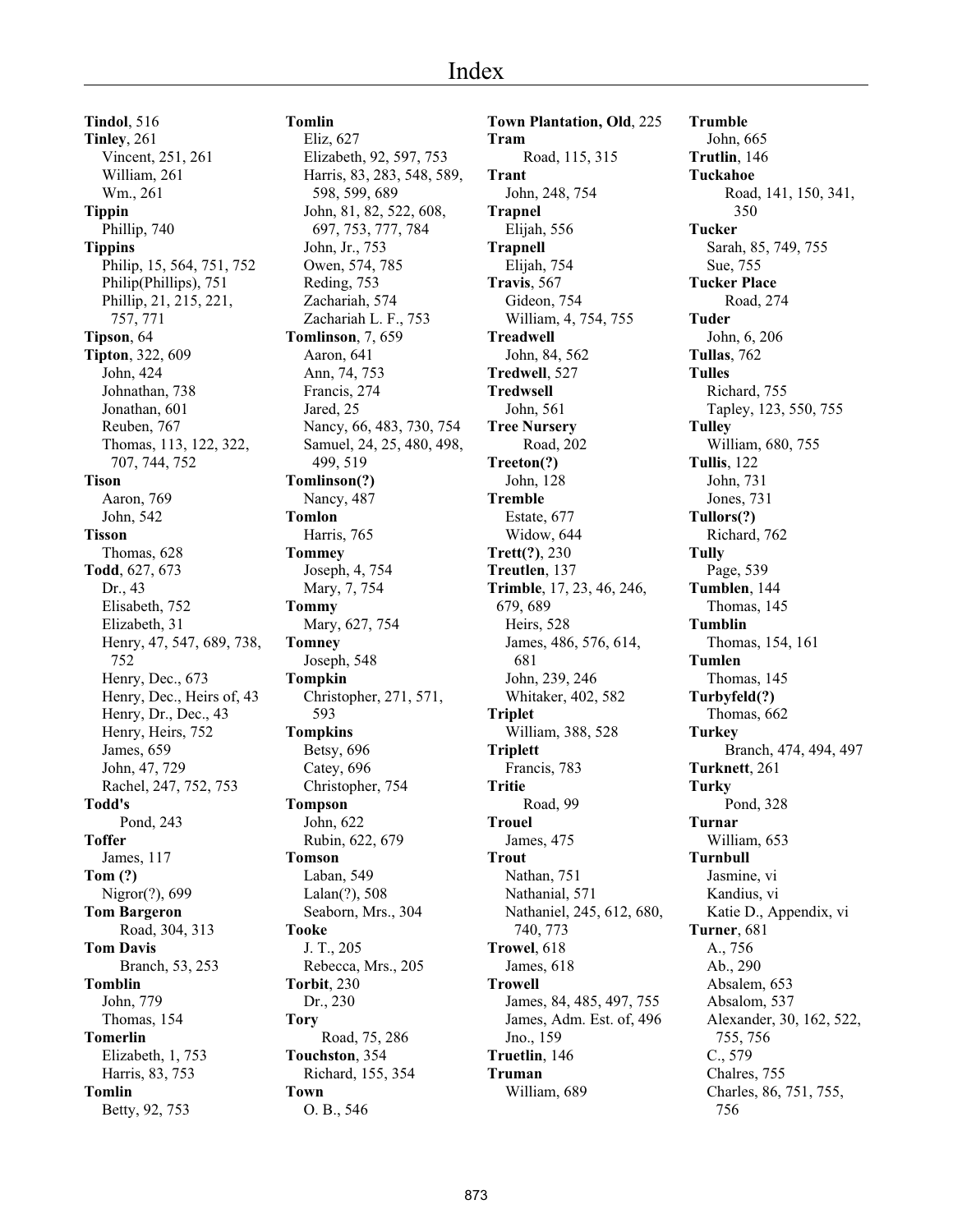# Index

**Tindol**, 516
**Tinley**, 261
 Vincent, 251, 261
 William, 261
 Wm., 261
**Tippin**
 Phillip, 740
**Tippins**
 Philip, 15, 564, 751, 752
 Philip(Phillips), 751
 Phillip, 21, 215, 221, 757, 771
**Tipson**, 64
**Tipton**, 322, 609
 John, 424
 Johnathan, 738
 Jonathan, 601
 Reuben, 767
 Thomas, 113, 122, 322, 707, 744, 752
**Tison**
 Aaron, 769
 John, 542
**Tisson**
 Thomas, 628
**Todd**, 627, 673
 Dr., 43
 Elisabeth, 752
 Elizabeth, 31
 Henry, 47, 547, 689, 738, 752
 Henry, Dec., 673
 Henry, Dec., Heirs of, 43
 Henry, Dr., Dec., 43
 Henry, Heirs, 752
 James, 659
 John, 47, 729
 Rachel, 247, 752, 753
**Todd's**
 Pond, 243
**Toffer**
 James, 117
**Tom (?)**
 Nigror(?), 699
**Tom Bargeron**
 Road, 304, 313
**Tom Davis**
 Branch, 53, 253
**Tomblin**
 John, 779
 Thomas, 154
**Tomerlin**
 Elizabeth, 1, 753
 Harris, 83, 753
**Tomlin**
 Betty, 92, 753
**Tomlin**
 Eliz, 627
 Elizabeth, 92, 597, 753
 Harris, 83, 283, 548, 589, 598, 599, 689
 John, 81, 82, 522, 608, 697, 753, 777, 784
 John, Jr., 753
 Owen, 574, 785
 Reding, 753
 Zachariah, 574
 Zachariah L. F., 753
**Tomlinson**, 7, 659
 Aaron, 641
 Ann, 74, 753
 Francis, 274
 Jared, 25
 Nancy, 66, 483, 730, 754
 Samuel, 24, 25, 480, 498, 499, 519
**Tomlinson(?)**
 Nancy, 487
**Tomlon**
 Harris, 765
**Tommey**
 Joseph, 4, 754
 Mary, 7, 754
**Tommy**
 Mary, 627, 754
**Tomney**
 Joseph, 548
**Tompkin**
 Christopher, 271, 571, 593
**Tompkins**
 Betsy, 696
 Catey, 696
 Christopher, 754
**Tompson**
 John, 622
 Rubin, 622, 679
**Tomson**
 Laban, 549
 Lalan(?), 508
 Seaborn, Mrs., 304
**Tooke**
 J. T., 205
 Rebecca, Mrs., 205
**Torbit**, 230
 Dr., 230
**Tory**
 Road, 75, 286
**Touchston**, 354
 Richard, 155, 354
**Town**
 O. B., 546
**Town Plantation, Old**, 225
**Tram**
 Road, 115, 315
**Trant**
 John, 248, 754
**Trapnel**
 Elijah, 556
**Trapnell**
 Elijah, 754
**Travis**, 567
 Gideon, 754
 William, 4, 754, 755
**Treadwell**
 John, 84, 562
**Tredwell**, 527
**Tredwsell**
 John, 561
**Tree Nursery**
 Road, 202
**Treeton(?)**
 John, 128
**Tremble**
 Estate, 677
 Widow, 644
**Trett(?)**, 230
**Treutlen**, 137
**Trimble**, 17, 23, 46, 246, 679, 689
 Heirs, 528
 James, 486, 576, 614, 681
 John, 239, 246
 Whitaker, 402, 582
**Triplet**
 William, 388, 528
**Triplett**
 Francis, 783
**Tritie**
 Road, 99
**Trouel**
 James, 475
**Trout**
 Nathan, 751
 Nathanial, 571
 Nathaniel, 245, 612, 680, 740, 773
**Trowel**, 618
 James, 618
**Trowell**
 James, 84, 485, 497, 755
 James, Adm. Est. of, 496
 Jno., 159
**Truetlin**, 146
**Truman**
 William, 689
**Trumble**
 John, 665
**Trutlin**, 146
**Tuckahoe**
 Road, 141, 150, 341, 350
**Tucker**
 Sarah, 85, 749, 755
 Sue, 755
**Tucker Place**
 Road, 274
**Tuder**
 John, 6, 206
**Tullas**, 762
**Tulles**
 Richard, 755
 Tapley, 123, 550, 755
**Tulley**
 William, 680, 755
**Tullis**, 122
 John, 731
 Jones, 731
**Tullors(?)**
 Richard, 762
**Tully**
 Page, 539
**Tumblen**, 144
 Thomas, 145
**Tumblin**
 Thomas, 154, 161
**Tumlen**
 Thomas, 145
**Turbyfeld(?)**
 Thomas, 662
**Turkey**
 Branch, 474, 494, 497
**Turknett**, 261
**Turky**
 Pond, 328
**Turnar**
 William, 653
**Turnbull**
 Jasmine, vi
 Kandius, vi
 Katie D., Appendix, vi
**Turner**, 681
 A., 756
 Ab., 290
 Absalem, 653
 Absalom, 537
 Alexander, 30, 162, 522, 755, 756
 C., 579
 Chalres, 755
 Charles, 86, 751, 755, 756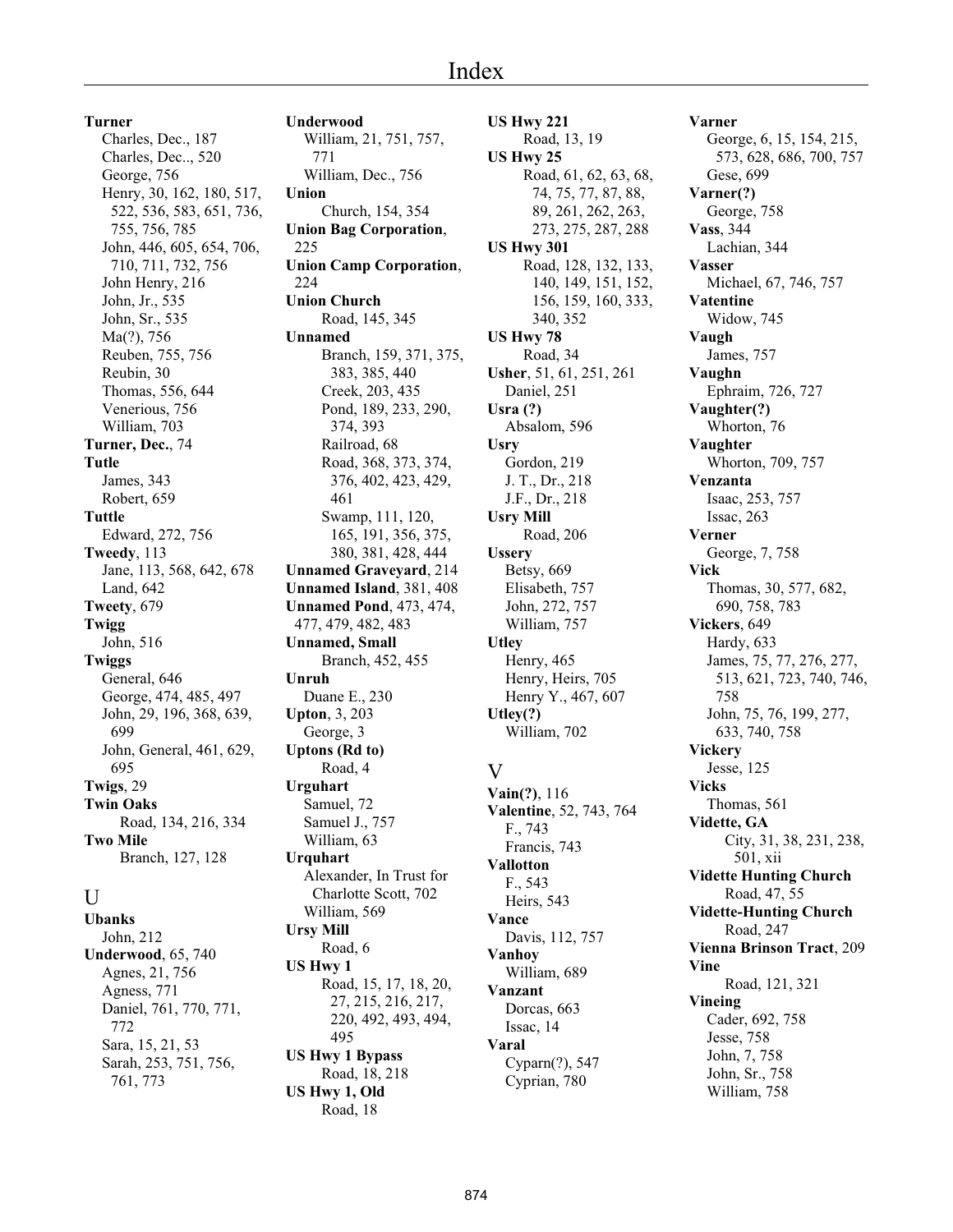# Index

**Turner**
- Charles, Dec., 187
- Charles, Dec.., 520
- George, 756
- Henry, 30, 162, 180, 517, 522, 536, 583, 651, 736, 755, 756, 785
- John, 446, 605, 654, 706, 710, 711, 732, 756
- John Henry, 216
- John, Jr., 535
- John, Sr., 535
- Ma(?), 756
- Reuben, 755, 756
- Reubin, 30
- Thomas, 556, 644
- Venerious, 756
- William, 703

**Turner, Dec.**, 74

**Tutle**
- James, 343
- Robert, 659

**Tuttle**
- Edward, 272, 756

**Tweedy**, 113
- Jane, 113, 568, 642, 678
- Land, 642

**Tweety**, 679

**Twigg**
- John, 516

**Twiggs**
- General, 646
- George, 474, 485, 497
- John, 29, 196, 368, 639, 699
- John, General, 461, 629, 695

**Twigs**, 29

**Twin Oaks**
- Road, 134, 216, 334

**Two Mile**
- Branch, 127, 128

## U

**Ubanks**
- John, 212

**Underwood**, 65, 740
- Agnes, 21, 756
- Agness, 771
- Daniel, 761, 770, 771, 772
- Sara, 15, 21, 53
- Sarah, 253, 751, 756, 761, 773

**Underwood**
- William, 21, 751, 757, 771
- William, Dec., 756

**Union**
- Church, 154, 354

**Union Bag Corporation**, 225

**Union Camp Corporation**, 224

**Union Church**
- Road, 145, 345

**Unnamed**
- Branch, 159, 371, 375, 383, 385, 440
- Creek, 203, 435
- Pond, 189, 233, 290, 374, 393
- Railroad, 68
- Road, 368, 373, 374, 376, 402, 423, 429, 461
- Swamp, 111, 120, 165, 191, 356, 375, 380, 381, 428, 444

**Unnamed Graveyard**, 214

**Unnamed Island**, 381, 408

**Unnamed Pond**, 473, 474, 477, 479, 482, 483

**Unnamed, Small**
- Branch, 452, 455

**Unruh**
- Duane E., 230

**Upton**, 3, 203
- George, 3

**Uptons (Rd to)**
- Road, 4

**Urguhart**
- Samuel, 72
- Samuel J., 757
- William, 63

**Urquhart**
- Alexander, In Trust for Charlotte Scott, 702
- William, 569

**Ursy Mill**
- Road, 6

**US Hwy 1**
- Road, 15, 17, 18, 20, 27, 215, 216, 217, 220, 492, 493, 494, 495

**US Hwy 1 Bypass**
- Road, 18, 218

**US Hwy 1, Old**
- Road, 18

**US Hwy 221**
- Road, 13, 19

**US Hwy 25**
- Road, 61, 62, 63, 68, 74, 75, 77, 87, 88, 89, 261, 262, 263, 273, 275, 287, 288

**US Hwy 301**
- Road, 128, 132, 133, 140, 149, 151, 152, 156, 159, 160, 333, 340, 352

**US Hwy 78**
- Road, 34

**Usher**, 51, 61, 251, 261
- Daniel, 251

**Usra (?)**
- Absalom, 596

**Usry**
- Gordon, 219
- J. T., Dr., 218
- J.F., Dr., 218

**Usry Mill**
- Road, 206

**Ussery**
- Betsy, 669
- Elisabeth, 757
- John, 272, 757
- William, 757

**Utley**
- Henry, 465
- Henry, Heirs, 705
- Henry Y., 467, 607

**Utley(?)**
- William, 702

## V

**Vain(?)**, 116

**Valentine**, 52, 743, 764
- F., 743
- Francis, 743

**Vallotton**
- F., 543
- Heirs, 543

**Vance**
- Davis, 112, 757

**Vanhoy**
- William, 689

**Vanzant**
- Dorcas, 663
- Issac, 14

**Varal**
- Cyparn(?), 547
- Cyprian, 780

**Varner**
- George, 6, 15, 154, 215, 573, 628, 686, 700, 757
- Gese, 699

**Varner(?)**
- George, 758

**Vass**, 344
- Lachian, 344

**Vasser**
- Michael, 67, 746, 757

**Vatentine**
- Widow, 745

**Vaugh**
- James, 757

**Vaughn**
- Ephraim, 726, 727

**Vaughter(?)**
- Whorton, 76

**Vaughter**
- Whorton, 709, 757

**Venzanta**
- Isaac, 253, 757
- Issac, 263

**Verner**
- George, 7, 758

**Vick**
- Thomas, 30, 577, 682, 690, 758, 783

**Vickers**, 649
- Hardy, 633
- James, 75, 77, 276, 277, 513, 621, 723, 740, 746, 758
- John, 75, 76, 199, 277, 633, 740, 758

**Vickery**
- Jesse, 125

**Vicks**
- Thomas, 561

**Vidette, GA**
- City, 31, 38, 231, 238, 501, xii

**Vidette Hunting Church**
- Road, 47, 55

**Vidette-Hunting Church**
- Road, 247

**Vienna Brinson Tract**, 209

**Vine**
- Road, 121, 321

**Vineing**
- Cader, 692, 758
- Jesse, 758
- John, 7, 758
- John, Sr., 758
- William, 758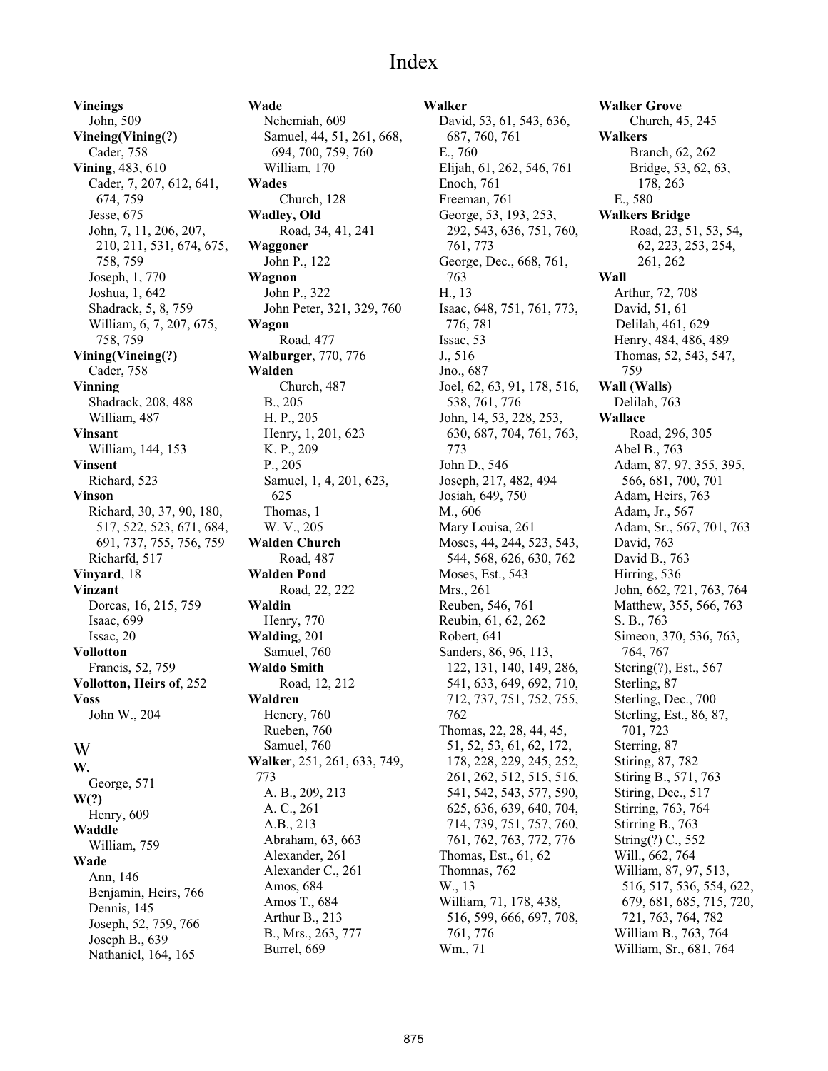# Index

**Vineings**
John, 509
**Vineing(Vining(?)**
Cader, 758
**Vining**, 483, 610
Cader, 7, 207, 612, 641, 674, 759
Jesse, 675
John, 7, 11, 206, 207, 210, 211, 531, 674, 675, 758, 759
Joseph, 1, 770
Joshua, 1, 642
Shadrack, 5, 8, 759
William, 6, 7, 207, 675, 758, 759
**Vining(Vineing(?)**
Cader, 758
**Vinning**
Shadrack, 208, 488
William, 487
**Vinsant**
William, 144, 153
**Vinsent**
Richard, 523
**Vinson**
Richard, 30, 37, 90, 180, 517, 522, 523, 671, 684, 691, 737, 755, 756, 759
Richarfd, 517
**Vinyard**, 18
**Vinzant**
Dorcas, 16, 215, 759
Isaac, 699
Issac, 20
**Vollotton**
Francis, 52, 759
**Vollotton, Heirs of**, 252
**Voss**
John W., 204

## W

**W.**
George, 571
**W(?)**
Henry, 609
**Waddle**
William, 759
**Wade**
Ann, 146
Benjamin, Heirs, 766
Dennis, 145
Joseph, 52, 759, 766
Joseph B., 639
Nathaniel, 164, 165
**Wade**
Nehemiah, 609
Samuel, 44, 51, 261, 668, 694, 700, 759, 760
William, 170
**Wades**
Church, 128
**Wadley, Old**
Road, 34, 41, 241
**Waggoner**
John P., 122
**Wagnon**
John P., 322
John Peter, 321, 329, 760
**Wagon**
Road, 477
**Walburger**, 770, 776
**Walden**
Church, 487
B., 205
H. P., 205
Henry, 1, 201, 623
K. P., 209
P., 205
Samuel, 1, 4, 201, 623, 625
Thomas, 1
W. V., 205
**Walden Church**
Road, 487
**Walden Pond**
Road, 22, 222
**Waldin**
Henry, 770
**Walding**, 201
Samuel, 760
**Waldo Smith**
Road, 12, 212
**Waldren**
Henery, 760
Rueben, 760
Samuel, 760
**Walker**, 251, 261, 633, 749, 773
A. B., 209, 213
A. C., 261
A.B., 213
Abraham, 63, 663
Alexander, 261
Alexander C., 261
Amos, 684
Amos T., 684
Arthur B., 213
B., Mrs., 263, 777
Burrel, 669
**Walker**
David, 53, 61, 543, 636, 687, 760, 761
E., 760
Elijah, 61, 262, 546, 761
Enoch, 761
Freeman, 761
George, 53, 193, 253, 292, 543, 636, 751, 760, 761, 773
George, Dec., 668, 761, 763
H., 13
Isaac, 648, 751, 761, 773, 776, 781
Issac, 53
J., 516
Jno., 687
Joel, 62, 63, 91, 178, 516, 538, 761, 776
John, 14, 53, 228, 253, 630, 687, 704, 761, 763, 773
John D., 546
Joseph, 217, 482, 494
Josiah, 649, 750
M., 606
Mary Louisa, 261
Moses, 44, 244, 523, 543, 544, 568, 626, 630, 762
Moses, Est., 543
Mrs., 261
Reuben, 546, 761
Reubin, 61, 62, 262
Robert, 641
Sanders, 86, 96, 113, 122, 131, 140, 149, 286, 541, 633, 649, 692, 710, 712, 737, 751, 752, 755, 762
Thomas, 22, 28, 44, 45, 51, 52, 53, 61, 62, 172, 178, 228, 229, 245, 252, 261, 262, 512, 515, 516, 541, 542, 543, 577, 590, 625, 636, 639, 640, 704, 714, 739, 751, 757, 760, 761, 762, 763, 772, 776
Thomas, Est., 61, 62
Thomnas, 762
W., 13
William, 71, 178, 438, 516, 599, 666, 697, 708, 761, 776
Wm., 71
**Walker Grove**
Church, 45, 245
**Walkers**
Branch, 62, 262
Bridge, 53, 62, 63, 178, 263
E., 580
**Walkers Bridge**
Road, 23, 51, 53, 54, 62, 223, 253, 254, 261, 262
**Wall**
Arthur, 72, 708
David, 51, 61
Delilah, 461, 629
Henry, 484, 486, 489
Thomas, 52, 543, 547, 759
**Wall (Walls)**
Delilah, 763
**Wallace**
Road, 296, 305
Abel B., 763
Adam, 87, 97, 355, 395, 566, 681, 700, 701
Adam, Heirs, 763
Adam, Jr., 567
Adam, Sr., 567, 701, 763
David, 763
David B., 763
Hirring, 536
John, 662, 721, 763, 764
Matthew, 355, 566, 763
S. B., 763
Simeon, 370, 536, 763, 764, 767
Stering(?), Est., 567
Sterling, 87
Sterling, Dec., 700
Sterling, Est., 86, 87, 701, 723
Sterring, 87
Stiring, 87, 782
Stiring B., 571, 763
Stiring, Dec., 517
Stirring, 763, 764
Stirring B., 763
String(?) C., 552
Will., 662, 764
William, 87, 97, 513, 516, 517, 536, 554, 622, 679, 681, 685, 715, 720, 721, 763, 764, 782
William B., 763, 764
William, Sr., 681, 764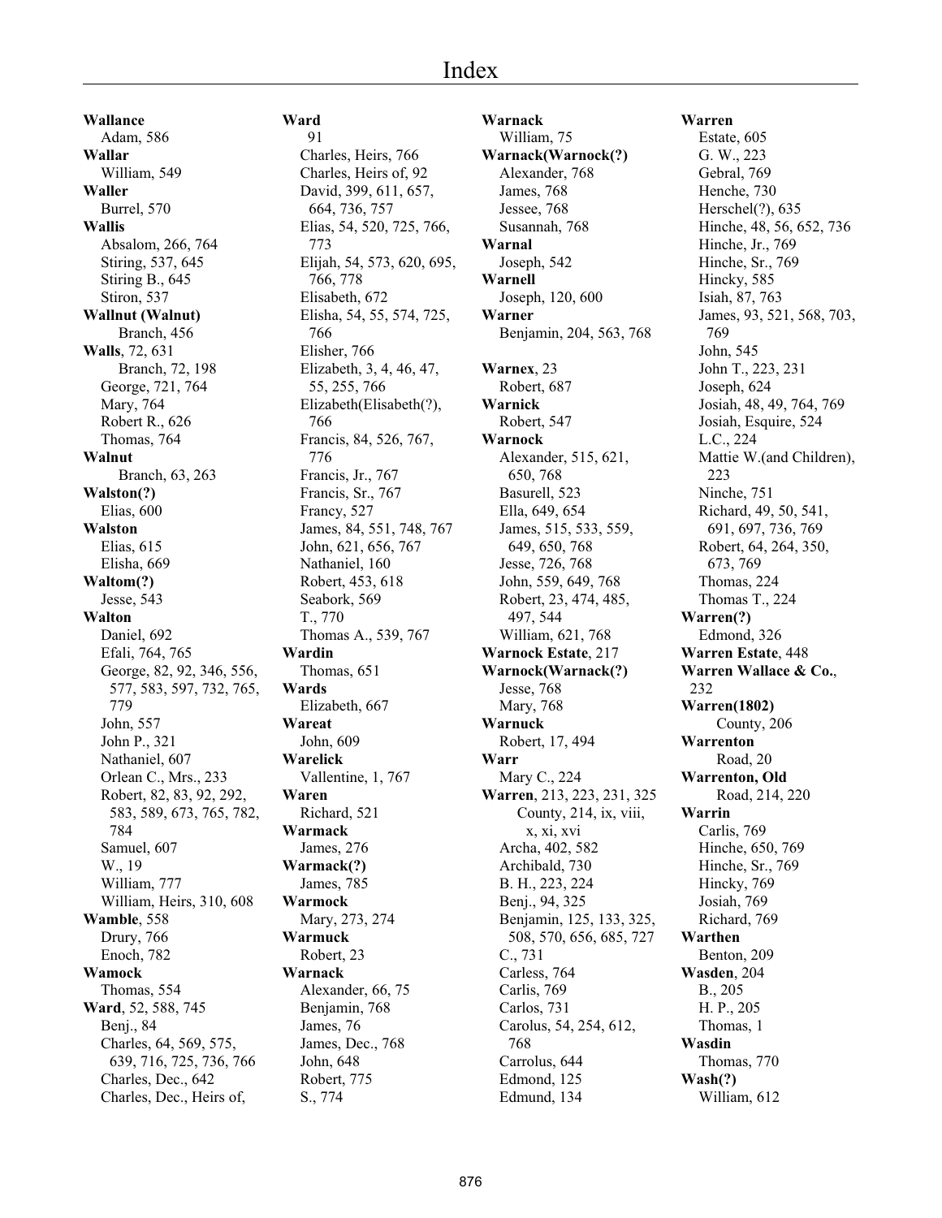# Index

**Wallance**
Adam, 586
**Wallar**
William, 549
**Waller**
Burrel, 570
**Wallis**
Absalom, 266, 764
Stiring, 537, 645
Stiring B., 645
Stiron, 537
**Wallnut (Walnut)**
Branch, 456
**Walls**, 72, 631
Branch, 72, 198
George, 721, 764
Mary, 764
Robert R., 626
Thomas, 764
**Walnut**
Branch, 63, 263
**Walston(?)**
Elias, 600
**Walston**
Elias, 615
Elisha, 669
**Waltom(?)**
Jesse, 543
**Walton**
Daniel, 692
Efali, 764, 765
George, 82, 92, 346, 556, 577, 583, 597, 732, 765, 779
John, 557
John P., 321
Nathaniel, 607
Orlean C., Mrs., 233
Robert, 82, 83, 92, 292, 583, 589, 673, 765, 782, 784
Samuel, 607
W., 19
William, 777
William, Heirs, 310, 608
**Wamble**, 558
Drury, 766
Enoch, 782
**Wamock**
Thomas, 554
**Ward**, 52, 588, 745
Benj., 84
Charles, 64, 569, 575, 639, 716, 725, 736, 766
Charles, Dec., 642
Charles, Dec., Heirs of,

**Ward**
91
Charles, Heirs, 766
Charles, Heirs of, 92
David, 399, 611, 657, 664, 736, 757
Elias, 54, 520, 725, 766, 773
Elijah, 54, 573, 620, 695, 766, 778
Elisabeth, 672
Elisha, 54, 55, 574, 725, 766
Elisher, 766
Elizabeth, 3, 4, 46, 47, 55, 255, 766
Elizabeth(Elisabeth(?), 766
Francis, 84, 526, 767, 776
Francis, Jr., 767
Francis, Sr., 767
Francy, 527
James, 84, 551, 748, 767
John, 621, 656, 767
Nathaniel, 160
Robert, 453, 618
Seabork, 569
T., 770
Thomas A., 539, 767
**Wardin**
Thomas, 651
**Wards**
Elizabeth, 667
**Wareat**
John, 609
**Warelick**
Vallentine, 1, 767
**Waren**
Richard, 521
**Warmack**
James, 276
**Warmack(?)**
James, 785
**Warmock**
Mary, 273, 274
**Warmuck**
Robert, 23
**Warnack**
Alexander, 66, 75
Benjamin, 768
James, 76
James, Dec., 768
John, 648
Robert, 775
S., 774

**Warnack**
William, 75
**Warnack(Warnock(?)**
Alexander, 768
James, 768
Jessee, 768
Susannah, 768
**Warnal**
Joseph, 542
**Warnell**
Joseph, 120, 600
**Warner**
Benjamin, 204, 563, 768

**Warnex**, 23
Robert, 687
**Warnick**
Robert, 547
**Warnock**
Alexander, 515, 621, 650, 768
Basurell, 523
Ella, 649, 654
James, 515, 533, 559, 649, 650, 768
Jesse, 726, 768
John, 559, 649, 768
Robert, 23, 474, 485, 497, 544
William, 621, 768
**Warnock Estate**, 217
**Warnock(Warnack(?)**
Jesse, 768
Mary, 768
**Warnuck**
Robert, 17, 494
**Warr**
Mary C., 224
**Warren**, 213, 223, 231, 325
County, 214, ix, viii, x, xi, xvi
Archa, 402, 582
Archibald, 730
B. H., 223, 224
Benj., 94, 325
Benjamin, 125, 133, 325, 508, 570, 656, 685, 727
C., 731
Carless, 764
Carlis, 769
Carlos, 731
Carolus, 54, 254, 612, 768
Carrolus, 644
Edmond, 125
Edmund, 134

**Warren**
Estate, 605
G. W., 223
Gebral, 769
Henche, 730
Herschel(?), 635
Hinche, 48, 56, 652, 736
Hinche, Jr., 769
Hinche, Sr., 769
Hincky, 585
Isiah, 87, 763
James, 93, 521, 568, 703, 769
John, 545
John T., 223, 231
Joseph, 624
Josiah, 48, 49, 764, 769
Josiah, Esquire, 524
L.C., 224
Mattie W.(and Children), 223
Ninche, 751
Richard, 49, 50, 541, 691, 697, 736, 769
Robert, 64, 264, 350, 673, 769
Thomas, 224
Thomas T., 224
**Warren(?)**
Edmond, 326
**Warren Estate**, 448
**Warren Wallace & Co.**, 232
**Warren(1802)**
County, 206
**Warrenton**
Road, 20
**Warrenton, Old**
Road, 214, 220
**Warrin**
Carlis, 769
Hinche, 650, 769
Hinche, Sr., 769
Hincky, 769
Josiah, 769
Richard, 769
**Warthen**
Benton, 209
**Wasden**, 204
B., 205
H. P., 205
Thomas, 1
**Wasdin**
Thomas, 770
**Wash(?)**
William, 612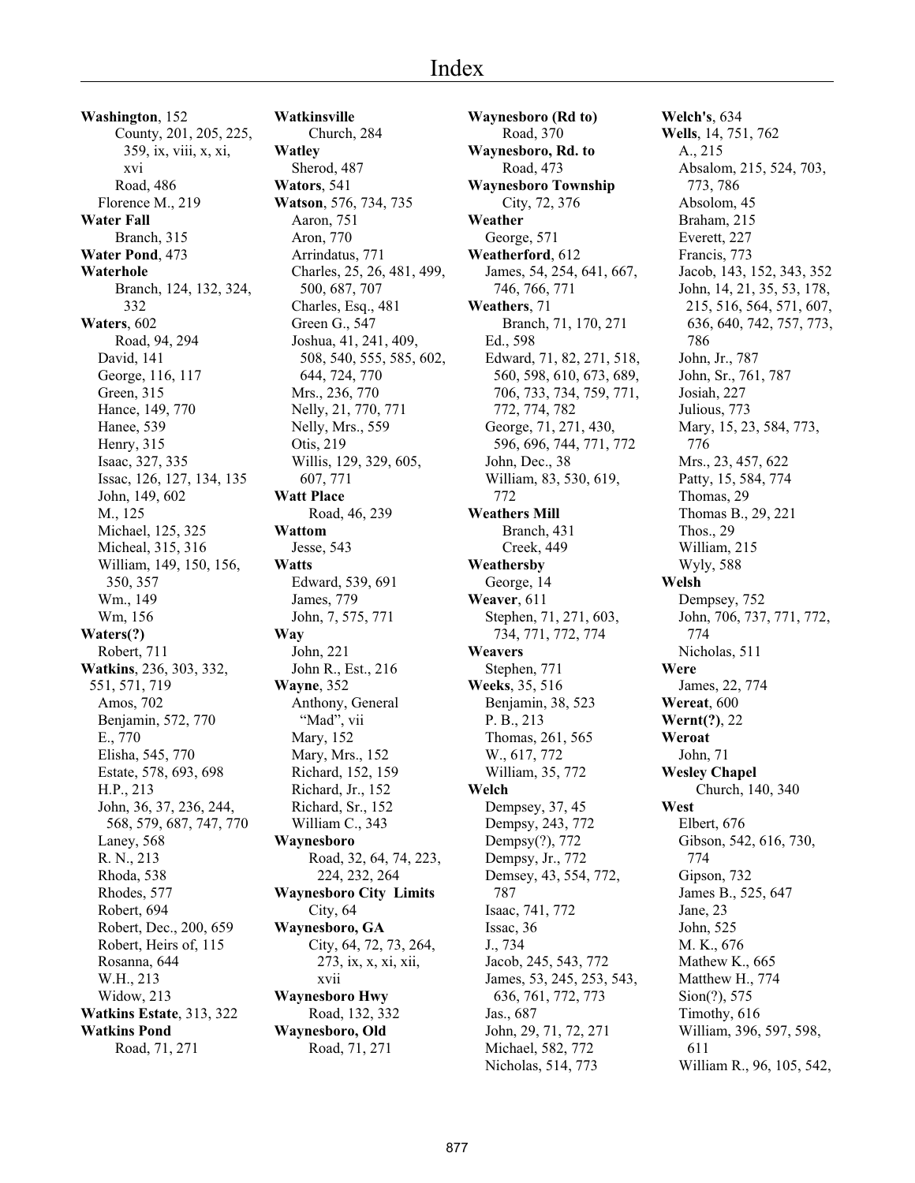# Index

**Washington**, 152
  County, 201, 205, 225, 359, ix, viii, x, xi, xvi
  Road, 486
 Florence M., 219
**Water Fall**
  Branch, 315
**Water Pond**, 473
**Waterhole**
  Branch, 124, 132, 324, 332
**Waters**, 602
  Road, 94, 294
 David, 141
 George, 116, 117
 Green, 315
 Hance, 149, 770
 Hanee, 539
 Henry, 315
 Isaac, 327, 335
 Issac, 126, 127, 134, 135
 John, 149, 602
 M., 125
 Michael, 125, 325
 Micheal, 315, 316
 William, 149, 150, 156, 350, 357
 Wm., 149
 Wm, 156
**Waters(?)**
 Robert, 711
**Watkins**, 236, 303, 332, 551, 571, 719
 Amos, 702
 Benjamin, 572, 770
 E., 770
 Elisha, 545, 770
 Estate, 578, 693, 698
 H.P., 213
 John, 36, 37, 236, 244, 568, 579, 687, 747, 770
 Laney, 568
 R. N., 213
 Rhoda, 538
 Rhodes, 577
 Robert, 694
 Robert, Dec., 200, 659
 Robert, Heirs of, 115
 Rosanna, 644
 W.H., 213
 Widow, 213
**Watkins Estate**, 313, 322
**Watkins Pond**
  Road, 71, 271
**Watkinsville**
  Church, 284
**Watley**
 Sherod, 487
**Wators**, 541
**Watson**, 576, 734, 735
 Aaron, 751
 Aron, 770
 Arrindatus, 771
 Charles, 25, 26, 481, 499, 500, 687, 707
 Charles, Esq., 481
 Green G., 547
 Joshua, 41, 241, 409, 508, 540, 555, 585, 602, 644, 724, 770
 Mrs., 236, 770
 Nelly, 21, 770, 771
 Nelly, Mrs., 559
 Otis, 219
 Willis, 129, 329, 605, 607, 771
**Watt Place**
  Road, 46, 239
**Wattom**
 Jesse, 543
**Watts**
 Edward, 539, 691
 James, 779
 John, 7, 575, 771
**Way**
 John, 221
 John R., Est., 216
**Wayne**, 352
 Anthony, General "Mad", vii
 Mary, 152
 Mary, Mrs., 152
 Richard, 152, 159
 Richard, Jr., 152
 Richard, Sr., 152
 William C., 343
**Waynesboro**
  Road, 32, 64, 74, 223, 224, 232, 264
**Waynesboro City Limits**
  City, 64
**Waynesboro, GA**
  City, 64, 72, 73, 264, 273, ix, x, xi, xii, xvii
**Waynesboro Hwy**
  Road, 132, 332
**Waynesboro, Old**
  Road, 71, 271
**Waynesboro (Rd to)**
  Road, 370
**Waynesboro, Rd. to**
  Road, 473
**Waynesboro Township**
  City, 72, 376
**Weather**
 George, 571
**Weatherford**, 612
 James, 54, 254, 641, 667, 746, 766, 771
**Weathers**, 71
  Branch, 71, 170, 271
 Ed., 598
 Edward, 71, 82, 271, 518, 560, 598, 610, 673, 689, 706, 733, 734, 759, 771, 772, 774, 782
 George, 71, 271, 430, 596, 696, 744, 771, 772
 John, Dec., 38
 William, 83, 530, 619, 772
**Weathers Mill**
  Branch, 431
  Creek, 449
**Weathersby**
 George, 14
**Weaver**, 611
 Stephen, 71, 271, 603, 734, 771, 772, 774
**Weavers**
 Stephen, 771
**Weeks**, 35, 516
 Benjamin, 38, 523
 P. B., 213
 Thomas, 261, 565
 W., 617, 772
 William, 35, 772
**Welch**
 Dempsey, 37, 45
 Dempsy, 243, 772
 Dempsy(?), 772
 Dempsy, Jr., 772
 Demsey, 43, 554, 772, 787
 Isaac, 741, 772
 Issac, 36
 J., 734
 Jacob, 245, 543, 772
 James, 53, 245, 253, 543, 636, 761, 772, 773
 Jas., 687
 John, 29, 71, 72, 271
 Michael, 582, 772
 Nicholas, 514, 773
**Welch's**, 634
**Wells**, 14, 751, 762
 A., 215
 Absalom, 215, 524, 703, 773, 786
 Absolom, 45
 Braham, 215
 Everett, 227
 Francis, 773
 Jacob, 143, 152, 343, 352
 John, 14, 21, 35, 53, 178, 215, 516, 564, 571, 607, 636, 640, 742, 757, 773, 786
 John, Jr., 787
 John, Sr., 761, 787
 Josiah, 227
 Julious, 773
 Mary, 15, 23, 584, 773, 776
 Mrs., 23, 457, 622
 Patty, 15, 584, 774
 Thomas, 29
 Thomas B., 29, 221
 Thos., 29
 William, 215
 Wyly, 588
**Welsh**
 Dempsey, 752
 John, 706, 737, 771, 772, 774
 Nicholas, 511
**Were**
 James, 22, 774
**Wereat**, 600
**Wernt(?)**, 22
**Weroat**
 John, 71
**Wesley Chapel**
  Church, 140, 340
**West**
 Elbert, 676
 Gibson, 542, 616, 730, 774
 Gipson, 732
 James B., 525, 647
 Jane, 23
 John, 525
 M. K., 676
 Mathew K., 665
 Matthew H., 774
 Sion(?), 575
 Timothy, 616
 William, 396, 597, 598, 611
 William R., 96, 105, 542,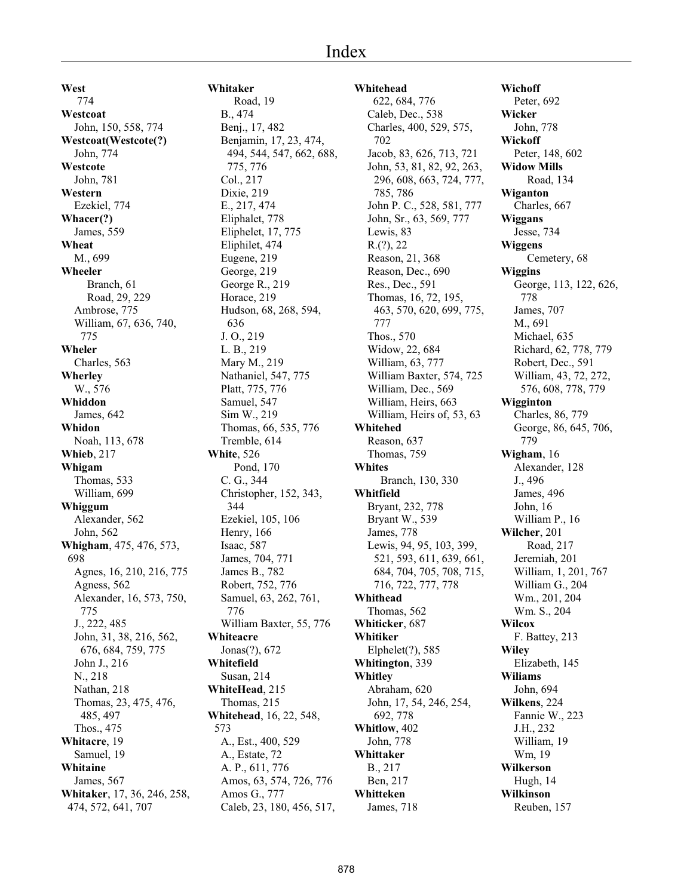# Index

**West**
774
**Westcoat**
John, 150, 558, 774
**Westcoat(Westcote(?)**
John, 774
**Westcote**
John, 781
**Western**
Ezekiel, 774
**Whacer(?)**
James, 559
**Wheat**
M., 699
**Wheeler**
Branch, 61
Road, 29, 229
Ambrose, 775
William, 67, 636, 740, 775
**Wheler**
Charles, 563
**Wherley**
W., 576
**Whiddon**
James, 642
**Whidon**
Noah, 113, 678
**Whieb**, 217
**Whigam**
Thomas, 533
William, 699
**Whiggum**
Alexander, 562
John, 562
**Whigham**, 475, 476, 573, 698
Agnes, 16, 210, 216, 775
Agness, 562
Alexander, 16, 573, 750, 775
J., 222, 485
John, 31, 38, 216, 562, 676, 684, 759, 775
John J., 216
N., 218
Nathan, 218
Thomas, 23, 475, 476, 485, 497
Thos., 475
**Whitacre**, 19
Samuel, 19
**Whitaine**
James, 567
**Whitaker**, 17, 36, 246, 258, 474, 572, 641, 707
**Whitaker**
Road, 19
B., 474
Benj., 17, 482
Benjamin, 17, 23, 474, 494, 544, 547, 662, 688, 775, 776
Col., 217
Dixie, 219
E., 217, 474
Eliphalet, 778
Eliphelet, 17, 775
Eliphilet, 474
Eugene, 219
George, 219
George R., 219
Horace, 219
Hudson, 68, 268, 594, 636
J. O., 219
L. B., 219
Mary M., 219
Nathaniel, 547, 775
Platt, 775, 776
Samuel, 547
Sim W., 219
Thomas, 66, 535, 776
Tremble, 614
**White**, 526
Pond, 170
C. G., 344
Christopher, 152, 343, 344
Ezekiel, 105, 106
Henry, 166
Isaac, 587
James, 704, 771
James B., 782
Robert, 752, 776
Samuel, 63, 262, 761, 776
William Baxter, 55, 776
**Whiteacre**
Jonas(?), 672
**Whitefield**
Susan, 214
**WhiteHead**, 215
Thomas, 215
**Whitehead**, 16, 22, 548, 573
A., Est., 400, 529
A., Estate, 72
A. P., 611, 776
Amos, 63, 574, 726, 776
Amos G., 777
Caleb, 23, 180, 456, 517, 622, 684, 776
Caleb, Dec., 538
Charles, 400, 529, 575, 702
Jacob, 83, 626, 713, 721
John, 53, 81, 82, 92, 263, 296, 608, 663, 724, 777, 785, 786
John P. C., 528, 581, 777
John, Sr., 63, 569, 777
Lewis, 83
R.(?), 22
Reason, 21, 368
Reason, Dec., 690
Res., Dec., 591
Thomas, 16, 72, 195, 463, 570, 620, 699, 775, 777
Thos., 570
Widow, 22, 684
William, 63, 777
William Baxter, 574, 725
William, Dec., 569
William, Heirs, 663
William, Heirs of, 53, 63
**Whitehed**
Reason, 637
Thomas, 759
**Whites**
Branch, 130, 330
**Whitfield**
Bryant, 232, 778
Bryant W., 539
James, 778
Lewis, 94, 95, 103, 399, 521, 593, 611, 639, 661, 684, 704, 705, 708, 715, 716, 722, 777, 778
**Whithead**
Thomas, 562
**Whiticker**, 687
**Whitiker**
Elphelet(?), 585
**Whitington**, 339
**Whitley**
Abraham, 620
John, 17, 54, 246, 254, 692, 778
**Whitlow**, 402
John, 778
**Whittaker**
B., 217
Ben, 217
**Whitteken**
James, 718
**Wichoff**
Peter, 692
**Wicker**
John, 778
**Wickoff**
Peter, 148, 602
**Widow Mills**
Road, 134
**Wiganton**
Charles, 667
**Wiggans**
Jesse, 734
**Wiggens**
Cemetery, 68
**Wiggins**
George, 113, 122, 626, 778
James, 707
M., 691
Michael, 635
Richard, 62, 778, 779
Robert, Dec., 591
William, 43, 72, 272, 576, 608, 778, 779
**Wigginton**
Charles, 86, 779
George, 86, 645, 706, 779
**Wigham**, 16
Alexander, 128
J., 496
James, 496
John, 16
William P., 16
**Wilcher**, 201
Road, 217
Jeremiah, 201
William, 1, 201, 767
William G., 204
Wm., 201, 204
Wm. S., 204
**Wilcox**
F. Battey, 213
**Wiley**
Elizabeth, 145
**Wiliams**
John, 694
**Wilkens**, 224
Fannie W., 223
J.H., 232
William, 19
Wm, 19
**Wilkerson**
Hugh, 14
**Wilkinson**
Reuben, 157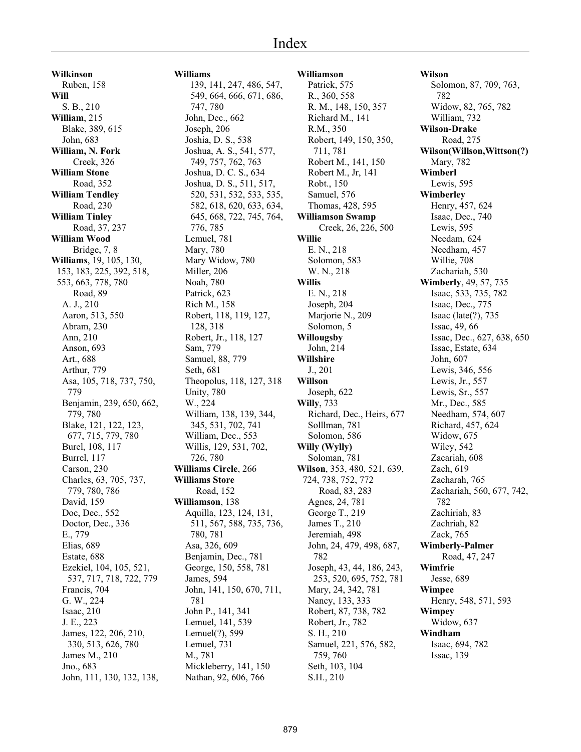# Index

**Wilkinson**
Ruben, 158
**Will**
S. B., 210
**William**, 215
Blake, 389, 615
John, 683
**William, N. Fork**
Creek, 326
**William Stone**
Road, 352
**William Tendley**
Road, 230
**William Tinley**
Road, 37, 237
**William Wood**
Bridge, 7, 8
**Williams**, 19, 105, 130, 153, 183, 225, 392, 518, 553, 663, 778, 780
Road, 89
A. J., 210
Aaron, 513, 550
Abram, 230
Ann, 210
Anson, 693
Art., 688
Arthur, 779
Asa, 105, 718, 737, 750, 779
Benjamin, 239, 650, 662, 779, 780
Blake, 121, 122, 123, 677, 715, 779, 780
Burel, 108, 117
Burrel, 117
Carson, 230
Charles, 63, 705, 737, 779, 780, 786
David, 159
Doc, Dec., 552
Doctor, Dec., 336
E., 779
Elias, 689
Estate, 688
Ezekiel, 104, 105, 521, 537, 717, 718, 722, 779
Francis, 704
G. W., 224
Isaac, 210
J. E., 223
James, 122, 206, 210, 330, 513, 626, 780
James M., 210
Jno., 683
John, 111, 130, 132, 138,

**Williams**
139, 141, 247, 486, 547, 549, 664, 666, 671, 686, 747, 780
John, Dec., 662
Joseph, 206
Joshia, D. S., 538
Joshua, A. S., 541, 577, 749, 757, 762, 763
Joshua, D. C. S., 634
Joshua, D. S., 511, 517, 520, 531, 532, 533, 535, 582, 618, 620, 633, 634, 645, 668, 722, 745, 764, 776, 785
Lemuel, 781
Mary, 780
Mary Widow, 780
Miller, 206
Noah, 780
Patrick, 623
Rich M., 158
Robert, 118, 119, 127, 128, 318
Robert, Jr., 118, 127
Sam, 779
Samuel, 88, 779
Seth, 681
Theopolus, 118, 127, 318
Unity, 780
W., 224
William, 138, 139, 344, 345, 531, 702, 741
William, Dec., 553
Willis, 129, 531, 702, 726, 780
**Williams Circle**, 266
**Williams Store**
Road, 152
**Williamson**, 138
Aquilla, 123, 124, 131, 511, 567, 588, 735, 736, 780, 781
Asa, 326, 609
Benjamin, Dec., 781
George, 150, 558, 781
James, 594
John, 141, 150, 670, 711, 781
John P., 141, 341
Lemuel, 141, 539
Lemuel(?), 599
Lemuel, 731
M., 781
Mickleberry, 141, 150
Nathan, 92, 606, 766

**Williamson**
Patrick, 575
R., 360, 558
R. M., 148, 150, 357
Richard M., 141
R.M., 350
Robert, 149, 150, 350, 711, 781
Robert M., 141, 150
Robert M., Jr, 141
Robt., 150
Samuel, 576
Thomas, 428, 595
**Williamson Swamp**
Creek, 26, 226, 500
**Willie**
E. N., 218
Solomon, 583
W. N., 218
**Willis**
E. N., 218
Joseph, 204
Marjorie N., 209
Solomon, 5
**Willougsby**
John, 214
**Willshire**
J., 201
**Willson**
Joseph, 622
**Willy**, 733
Richard, Dec., Heirs, 677
Solllman, 781
Solomon, 586
**Willy (Wylly)**
Soloman, 781
**Wilson**, 353, 480, 521, 639, 724, 738, 752, 772
Road, 83, 283
Agnes, 24, 781
George T., 219
James T., 210
Jeremiah, 498
John, 24, 479, 498, 687, 782
Joseph, 43, 44, 186, 243, 253, 520, 695, 752, 781
Mary, 24, 342, 781
Nancy, 133, 333
Robert, 87, 738, 782
Robert, Jr., 782
S. H., 210
Samuel, 221, 576, 582, 759, 760
Seth, 103, 104
S.H., 210

**Wilson**
Solomon, 87, 709, 763, 782
Widow, 82, 765, 782
William, 732
**Wilson-Drake**
Road, 275
**Wilson(Willson,Wittson(?)**
Mary, 782
**Wimberl**
Lewis, 595
**Wimberley**
Henry, 457, 624
Isaac, Dec., 740
Lewis, 595
Needam, 624
Needham, 457
Willie, 708
Zachariah, 530
**Wimberly**, 49, 57, 735
Isaac, 533, 735, 782
Isaac, Dec., 775
Isaac (late(?), 735
Issac, 49, 66
Issac, Dec., 627, 638, 650
Issac, Estate, 634
John, 607
Lewis, 346, 556
Lewis, Jr., 557
Lewis, Sr., 557
Mr., Dec., 585
Needham, 574, 607
Richard, 457, 624
Widow, 675
Wiley, 542
Zacariah, 608
Zach, 619
Zacharah, 765
Zachariah, 560, 677, 742, 782
Zachiriah, 83
Zachriah, 82
Zack, 765
**Wimberly-Palmer**
Road, 47, 247
**Wimfrie**
Jesse, 689
**Wimpee**
Henry, 548, 571, 593
**Wimpey**
Widow, 637
**Windham**
Isaac, 694, 782
Issac, 139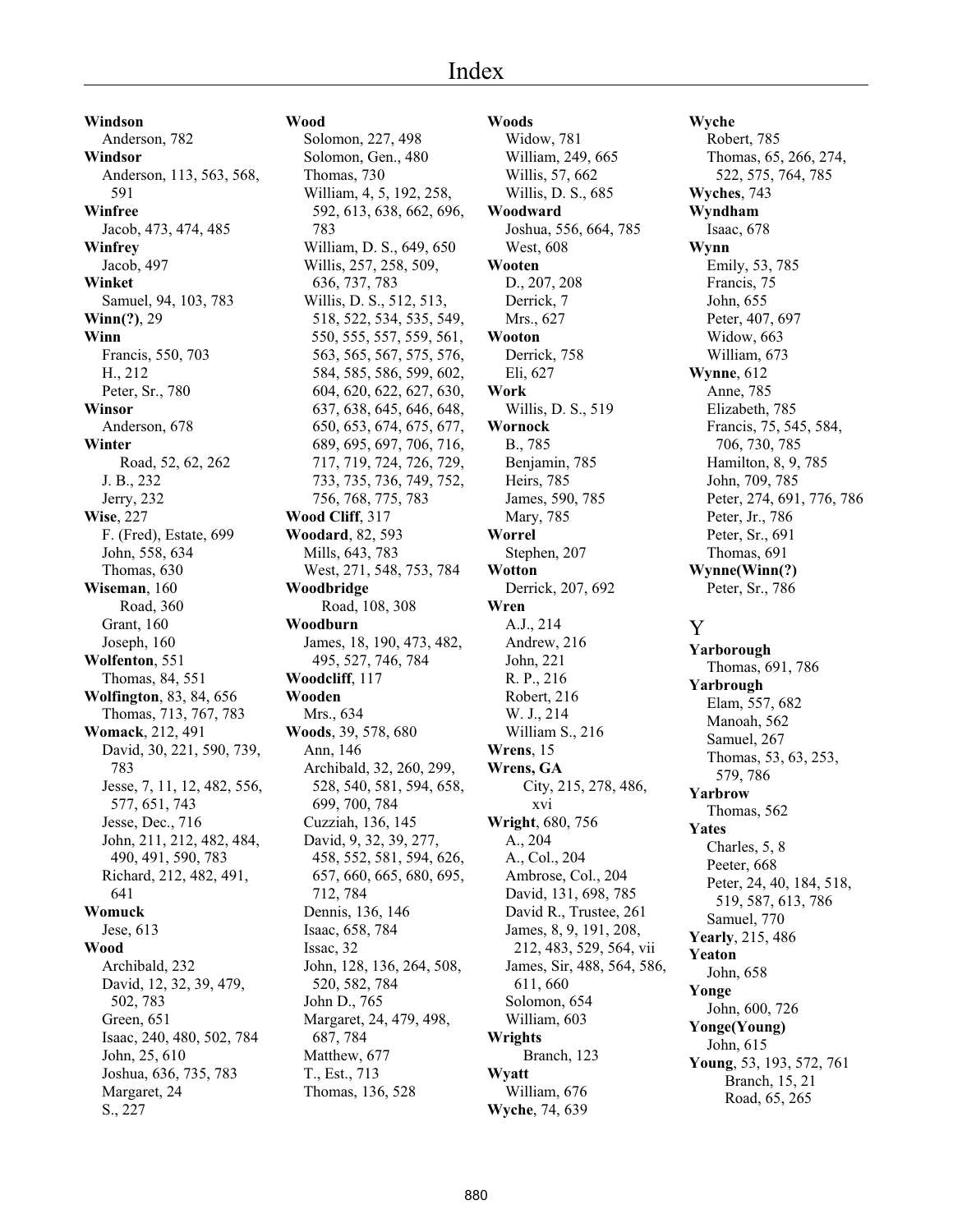# Index

**Windson**
Anderson, 782
**Windsor**
Anderson, 113, 563, 568, 591
**Winfree**
Jacob, 473, 474, 485
**Winfrey**
Jacob, 497
**Winket**
Samuel, 94, 103, 783
**Winn(?)**, 29
**Winn**
Francis, 550, 703
H., 212
Peter, Sr., 780
**Winsor**
Anderson, 678
**Winter**
Road, 52, 62, 262
J. B., 232
Jerry, 232
**Wise**, 227
F. (Fred), Estate, 699
John, 558, 634
Thomas, 630
**Wiseman**, 160
Road, 360
Grant, 160
Joseph, 160
**Wolfenton**, 551
Thomas, 84, 551
**Wolfington**, 83, 84, 656
Thomas, 713, 767, 783
**Womack**, 212, 491
David, 30, 221, 590, 739, 783
Jesse, 7, 11, 12, 482, 556, 577, 651, 743
Jesse, Dec., 716
John, 211, 212, 482, 484, 490, 491, 590, 783
Richard, 212, 482, 491, 641
**Womuck**
Jese, 613
**Wood**
Archibald, 232
David, 12, 32, 39, 479, 502, 783
Green, 651
Isaac, 240, 480, 502, 784
John, 25, 610
Joshua, 636, 735, 783
Margaret, 24
S., 227

**Wood**
Solomon, 227, 498
Solomon, Gen., 480
Thomas, 730
William, 4, 5, 192, 258, 592, 613, 638, 662, 696, 783
William, D. S., 649, 650
Willis, 257, 258, 509, 636, 737, 783
Willis, D. S., 512, 513, 518, 522, 534, 535, 549, 550, 555, 557, 559, 561, 563, 565, 567, 575, 576, 584, 585, 586, 599, 602, 604, 620, 622, 627, 630, 637, 638, 645, 646, 648, 650, 653, 674, 675, 677, 689, 695, 697, 706, 716, 717, 719, 724, 726, 729, 733, 735, 736, 749, 752, 756, 768, 775, 783
**Wood Cliff**, 317
**Woodard**, 82, 593
Mills, 643, 783
West, 271, 548, 753, 784
**Woodbridge**
Road, 108, 308
**Woodburn**
James, 18, 190, 473, 482, 495, 527, 746, 784
**Woodcliff**, 117
**Wooden**
Mrs., 634
**Woods**, 39, 578, 680
Ann, 146
Archibald, 32, 260, 299, 528, 540, 581, 594, 658, 699, 700, 784
Cuzziah, 136, 145
David, 9, 32, 39, 277, 458, 552, 581, 594, 626, 657, 660, 665, 680, 695, 712, 784
Dennis, 136, 146
Isaac, 658, 784
Issac, 32
John, 128, 136, 264, 508, 520, 582, 784
John D., 765
Margaret, 24, 479, 498, 687, 784
Matthew, 677
T., Est., 713
Thomas, 136, 528

**Woods**
Widow, 781
William, 249, 665
Willis, 57, 662
Willis, D. S., 685
**Woodward**
Joshua, 556, 664, 785
West, 608
**Wooten**
D., 207, 208
Derrick, 7
Mrs., 627
**Wooton**
Derrick, 758
Eli, 627
**Work**
Willis, D. S., 519
**Wornock**
B., 785
Benjamin, 785
Heirs, 785
James, 590, 785
Mary, 785
**Worrel**
Stephen, 207
**Wotton**
Derrick, 207, 692
**Wren**
A.J., 214
Andrew, 216
John, 221
R. P., 216
Robert, 216
W. J., 214
William S., 216
**Wrens**, 15
**Wrens, GA**
City, 215, 278, 486, xvi
**Wright**, 680, 756
A., 204
A., Col., 204
Ambrose, Col., 204
David, 131, 698, 785
David R., Trustee, 261
James, 8, 9, 191, 208, 212, 483, 529, 564, vii
James, Sir, 488, 564, 586, 611, 660
Solomon, 654
William, 603
**Wrights**
Branch, 123
**Wyatt**
William, 676
**Wyche**, 74, 639

**Wyche**
Robert, 785
Thomas, 65, 266, 274, 522, 575, 764, 785
**Wyches**, 743
**Wyndham**
Isaac, 678
**Wynn**
Emily, 53, 785
Francis, 75
John, 655
Peter, 407, 697
Widow, 663
William, 673
**Wynne**, 612
Anne, 785
Elizabeth, 785
Francis, 75, 545, 584, 706, 730, 785
Hamilton, 8, 9, 785
John, 709, 785
Peter, 274, 691, 776, 786
Peter, Jr., 786
Peter, Sr., 691
Thomas, 691
**Wynne(Winn(?)**
Peter, Sr., 786

## Y

**Yarborough**
Thomas, 691, 786
**Yarbrough**
Elam, 557, 682
Manoah, 562
Samuel, 267
Thomas, 53, 63, 253, 579, 786
**Yarbrow**
Thomas, 562
**Yates**
Charles, 5, 8
Peeter, 668
Peter, 24, 40, 184, 518, 519, 587, 613, 786
Samuel, 770
**Yearly**, 215, 486
**Yeaton**
John, 658
**Yonge**
John, 600, 726
**Yonge(Young)**
John, 615
**Young**, 53, 193, 572, 761
Branch, 15, 21
Road, 65, 265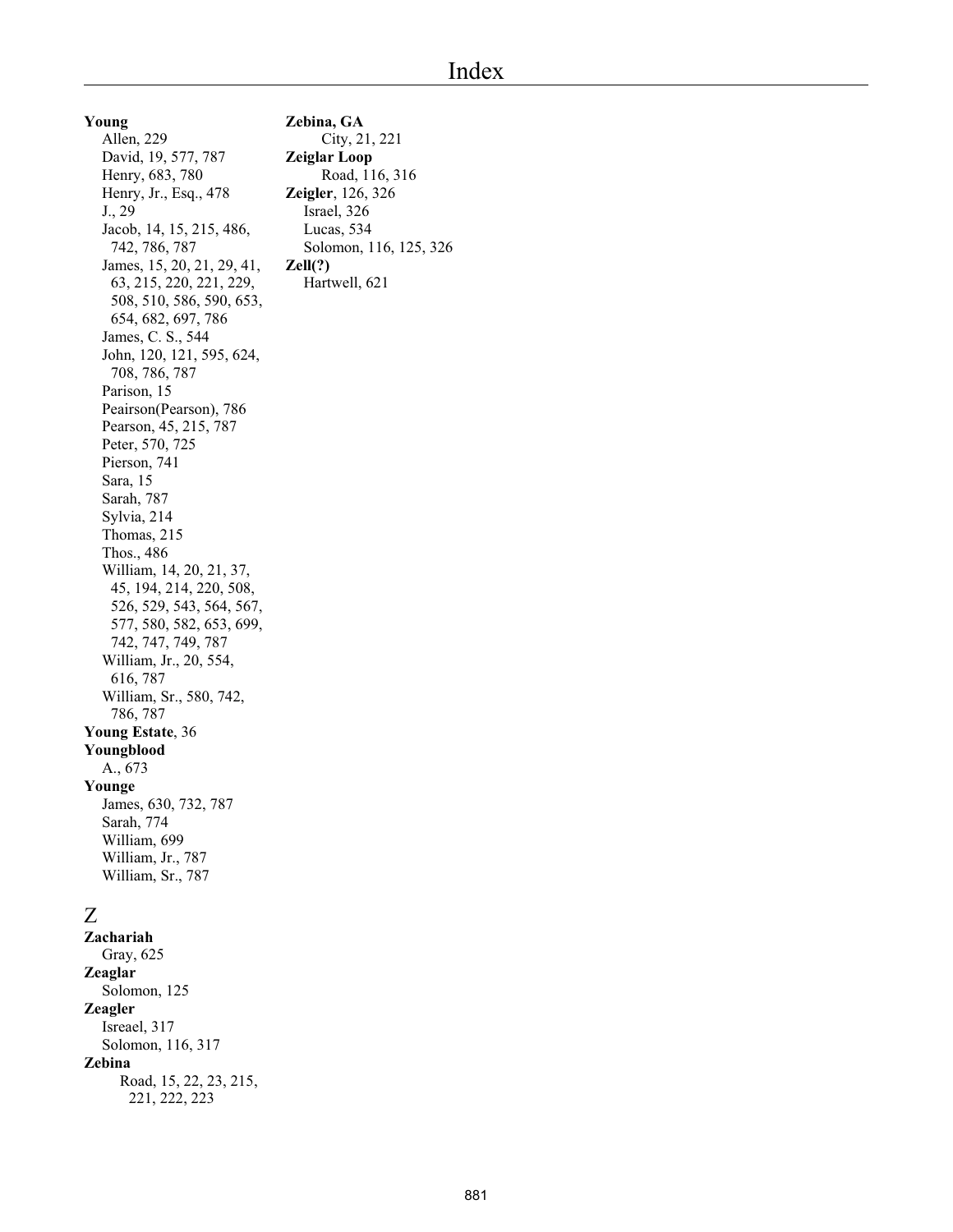# Index

**Young**

Allen, 229
David, 19, 577, 787
Henry, 683, 780
Henry, Jr., Esq., 478
J., 29
Jacob, 14, 15, 215, 486, 742, 786, 787
James, 15, 20, 21, 29, 41, 63, 215, 220, 221, 229, 508, 510, 586, 590, 653, 654, 682, 697, 786
James, C. S., 544
John, 120, 121, 595, 624, 708, 786, 787
Parison, 15
Peairson(Pearson), 786
Pearson, 45, 215, 787
Peter, 570, 725
Pierson, 741
Sara, 15
Sarah, 787
Sylvia, 214
Thomas, 215
Thos., 486
William, 14, 20, 21, 37, 45, 194, 214, 220, 508, 526, 529, 543, 564, 567, 577, 580, 582, 653, 699, 742, 747, 749, 787
William, Jr., 20, 554, 616, 787
William, Sr., 580, 742, 786, 787

**Young Estate**, 36

**Youngblood**

A., 673

**Younge**

James, 630, 732, 787
Sarah, 774
William, 699
William, Jr., 787
William, Sr., 787

## Z

**Zachariah**

Gray, 625

**Zeaglar**

Solomon, 125

**Zeagler**

Isreael, 317
Solomon, 116, 317

**Zebina**

Road, 15, 22, 23, 215, 221, 222, 223

**Zebina, GA**

City, 21, 221

**Zeiglar Loop**

Road, 116, 316

**Zeigler**, 126, 326

Israel, 326
Lucas, 534
Solomon, 116, 125, 326

**Zell(?)**

Hartwell, 621